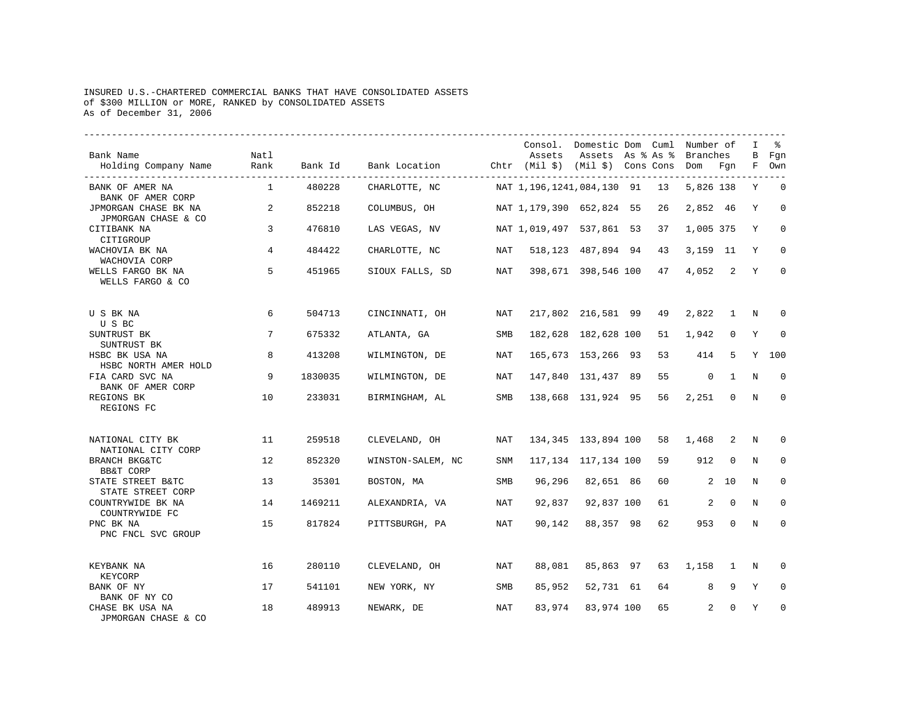INSURED U.S.-CHARTERED COMMERCIAL BANKS THAT HAVE CONSOLIDATED ASSETS
of $300 MILLION or MORE, RANKED by CONSOLIDATED ASSETS
As of December 31, 2006

| Bank Name / Holding Company Name | Natl Rank | Bank Id | Bank Location | Chtr | Consol. Assets (Mil $) | Domestic Assets (Mil $) | Dom As % Cons | Cuml As % Cons | Number of Branches Dom | Number of Branches Fgn | IBF | % Fgn Own |
|---|---|---|---|---|---|---|---|---|---|---|---|---|
| BANK OF AMER NA / BANK OF AMER CORP | 1 | 480228 | CHARLOTTE, NC | NAT | 1,196,124 | 1,084,130 | 91 | 13 | 5,826 | 138 | Y | 0 |
| JPMORGAN CHASE BK NA / JPMORGAN CHASE & CO | 2 | 852218 | COLUMBUS, OH | NAT | 1,179,390 | 652,824 | 55 | 26 | 2,852 | 46 | Y | 0 |
| CITIBANK NA / CITIGROUP | 3 | 476810 | LAS VEGAS, NV | NAT | 1,019,497 | 537,861 | 53 | 37 | 1,005 | 375 | Y | 0 |
| WACHOVIA BK NA / WACHOVIA CORP | 4 | 484422 | CHARLOTTE, NC | NAT | 518,123 | 487,894 | 94 | 43 | 3,159 | 11 | Y | 0 |
| WELLS FARGO BK NA / WELLS FARGO & CO | 5 | 451965 | SIOUX FALLS, SD | NAT | 398,671 | 398,546 | 100 | 47 | 4,052 | 2 | Y | 0 |
| U S BK NA / U S BC | 6 | 504713 | CINCINNATI, OH | NAT | 217,802 | 216,581 | 99 | 49 | 2,822 | 1 | N | 0 |
| SUNTRUST BK / SUNTRUST BK | 7 | 675332 | ATLANTA, GA | SMB | 182,628 | 182,628 | 100 | 51 | 1,942 | 0 | Y | 0 |
| HSBC BK USA NA / HSBC NORTH AMER HOLD | 8 | 413208 | WILMINGTON, DE | NAT | 165,673 | 153,266 | 93 | 53 | 414 | 5 | Y | 100 |
| FIA CARD SVC NA / BANK OF AMER CORP | 9 | 1830035 | WILMINGTON, DE | NAT | 147,840 | 131,437 | 89 | 55 | 0 | 1 | N | 0 |
| REGIONS BK / REGIONS FC | 10 | 233031 | BIRMINGHAM, AL | SMB | 138,668 | 131,924 | 95 | 56 | 2,251 | 0 | N | 0 |
| NATIONAL CITY BK / NATIONAL CITY CORP | 11 | 259518 | CLEVELAND, OH | NAT | 134,345 | 133,894 | 100 | 58 | 1,468 | 2 | N | 0 |
| BRANCH BKG&TC / BB&T CORP | 12 | 852320 | WINSTON-SALEM, NC | SNM | 117,134 | 117,134 | 100 | 59 | 912 | 0 | N | 0 |
| STATE STREET B&TC / STATE STREET CORP | 13 | 35301 | BOSTON, MA | SMB | 96,296 | 82,651 | 86 | 60 | 2 | 10 | N | 0 |
| COUNTRYWIDE BK NA / COUNTRYWIDE FC | 14 | 1469211 | ALEXANDRIA, VA | NAT | 92,837 | 92,837 | 100 | 61 | 2 | 0 | N | 0 |
| PNC BK NA / PNC FNCL SVC GROUP | 15 | 817824 | PITTSBURGH, PA | NAT | 90,142 | 88,357 | 98 | 62 | 953 | 0 | N | 0 |
| KEYBANK NA / KEYCORP | 16 | 280110 | CLEVELAND, OH | NAT | 88,081 | 85,863 | 97 | 63 | 1,158 | 1 | N | 0 |
| BANK OF NY / BANK OF NY CO | 17 | 541101 | NEW YORK, NY | SMB | 85,952 | 52,731 | 61 | 64 | 8 | 9 | Y | 0 |
| CHASE BK USA NA / JPMORGAN CHASE & CO | 18 | 489913 | NEWARK, DE | NAT | 83,974 | 83,974 | 100 | 65 | 2 | 0 | Y | 0 |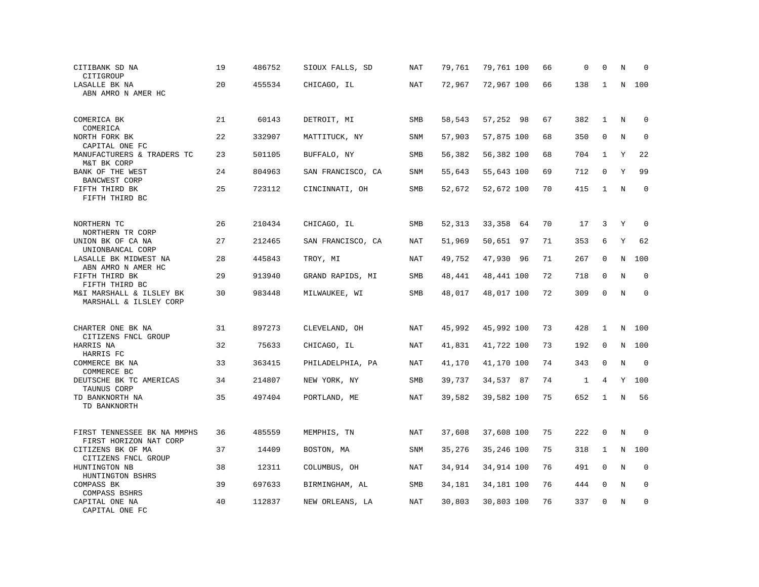| | | | | | | | | | | | | |
|---|---|---|---|---|---|---|---|---|---|---|---|---|
| CITIBANK SD NA<br>CITIGROUP | 19 | 486752 | SIOUX FALLS, SD | NAT | 79,761 | 79,761 | 100 | 66 | 0 | 0 | N | 0 |
| LASALLE BK NA<br>ABN AMRO N AMER HC | 20 | 455534 | CHICAGO, IL | NAT | 72,967 | 72,967 | 100 | 66 | 138 | 1 | N | 100 |
| COMERICA BK<br>COMERICA | 21 | 60143 | DETROIT, MI | SMB | 58,543 | 57,252 | 98 | 67 | 382 | 1 | N | 0 |
| NORTH FORK BK<br>CAPITAL ONE FC | 22 | 332907 | MATTITUCK, NY | SNM | 57,903 | 57,875 | 100 | 68 | 350 | 0 | N | 0 |
| MANUFACTURERS & TRADERS TC<br>M&T BK CORP | 23 | 501105 | BUFFALO, NY | SMB | 56,382 | 56,382 | 100 | 68 | 704 | 1 | Y | 22 |
| BANK OF THE WEST<br>BANCWEST CORP | 24 | 804963 | SAN FRANCISCO, CA | SNM | 55,643 | 55,643 | 100 | 69 | 712 | 0 | Y | 99 |
| FIFTH THIRD BK<br>FIFTH THIRD BC | 25 | 723112 | CINCINNATI, OH | SMB | 52,672 | 52,672 | 100 | 70 | 415 | 1 | N | 0 |
| NORTHERN TC<br>NORTHERN TR CORP | 26 | 210434 | CHICAGO, IL | SMB | 52,313 | 33,358 | 64 | 70 | 17 | 3 | Y | 0 |
| UNION BK OF CA NA<br>UNIONBANCAL CORP | 27 | 212465 | SAN FRANCISCO, CA | NAT | 51,969 | 50,651 | 97 | 71 | 353 | 6 | Y | 62 |
| LASALLE BK MIDWEST NA<br>ABN AMRO N AMER HC | 28 | 445843 | TROY, MI | NAT | 49,752 | 47,930 | 96 | 71 | 267 | 0 | N | 100 |
| FIFTH THIRD BK<br>FIFTH THIRD BC | 29 | 913940 | GRAND RAPIDS, MI | SMB | 48,441 | 48,441 | 100 | 72 | 718 | 0 | N | 0 |
| M&I MARSHALL & ILSLEY BK<br>MARSHALL & ILSLEY CORP | 30 | 983448 | MILWAUKEE, WI | SMB | 48,017 | 48,017 | 100 | 72 | 309 | 0 | N | 0 |
| CHARTER ONE BK NA<br>CITIZENS FNCL GROUP | 31 | 897273 | CLEVELAND, OH | NAT | 45,992 | 45,992 | 100 | 73 | 428 | 1 | N | 100 |
| HARRIS NA<br>HARRIS FC | 32 | 75633 | CHICAGO, IL | NAT | 41,831 | 41,722 | 100 | 73 | 192 | 0 | N | 100 |
| COMMERCE BK NA<br>COMMERCE BC | 33 | 363415 | PHILADELPHIA, PA | NAT | 41,170 | 41,170 | 100 | 74 | 343 | 0 | N | 0 |
| DEUTSCHE BK TC AMERICAS<br>TAUNUS CORP | 34 | 214807 | NEW YORK, NY | SMB | 39,737 | 34,537 | 87 | 74 | 1 | 4 | Y | 100 |
| TD BANKNORTH NA<br>TD BANKNORTH | 35 | 497404 | PORTLAND, ME | NAT | 39,582 | 39,582 | 100 | 75 | 652 | 1 | N | 56 |
| FIRST TENNESSEE BK NA MMPHS<br>FIRST HORIZON NAT CORP | 36 | 485559 | MEMPHIS, TN | NAT | 37,608 | 37,608 | 100 | 75 | 222 | 0 | N | 0 |
| CITIZENS BK OF MA<br>CITIZENS FNCL GROUP | 37 | 14409 | BOSTON, MA | SNM | 35,276 | 35,246 | 100 | 75 | 318 | 1 | N | 100 |
| HUNTINGTON NB<br>HUNTINGTON BSHRS | 38 | 12311 | COLUMBUS, OH | NAT | 34,914 | 34,914 | 100 | 76 | 491 | 0 | N | 0 |
| COMPASS BK<br>COMPASS BSHRS | 39 | 697633 | BIRMINGHAM, AL | SMB | 34,181 | 34,181 | 100 | 76 | 444 | 0 | N | 0 |
| CAPITAL ONE NA<br>CAPITAL ONE FC | 40 | 112837 | NEW ORLEANS, LA | NAT | 30,803 | 30,803 | 100 | 76 | 337 | 0 | N | 0 |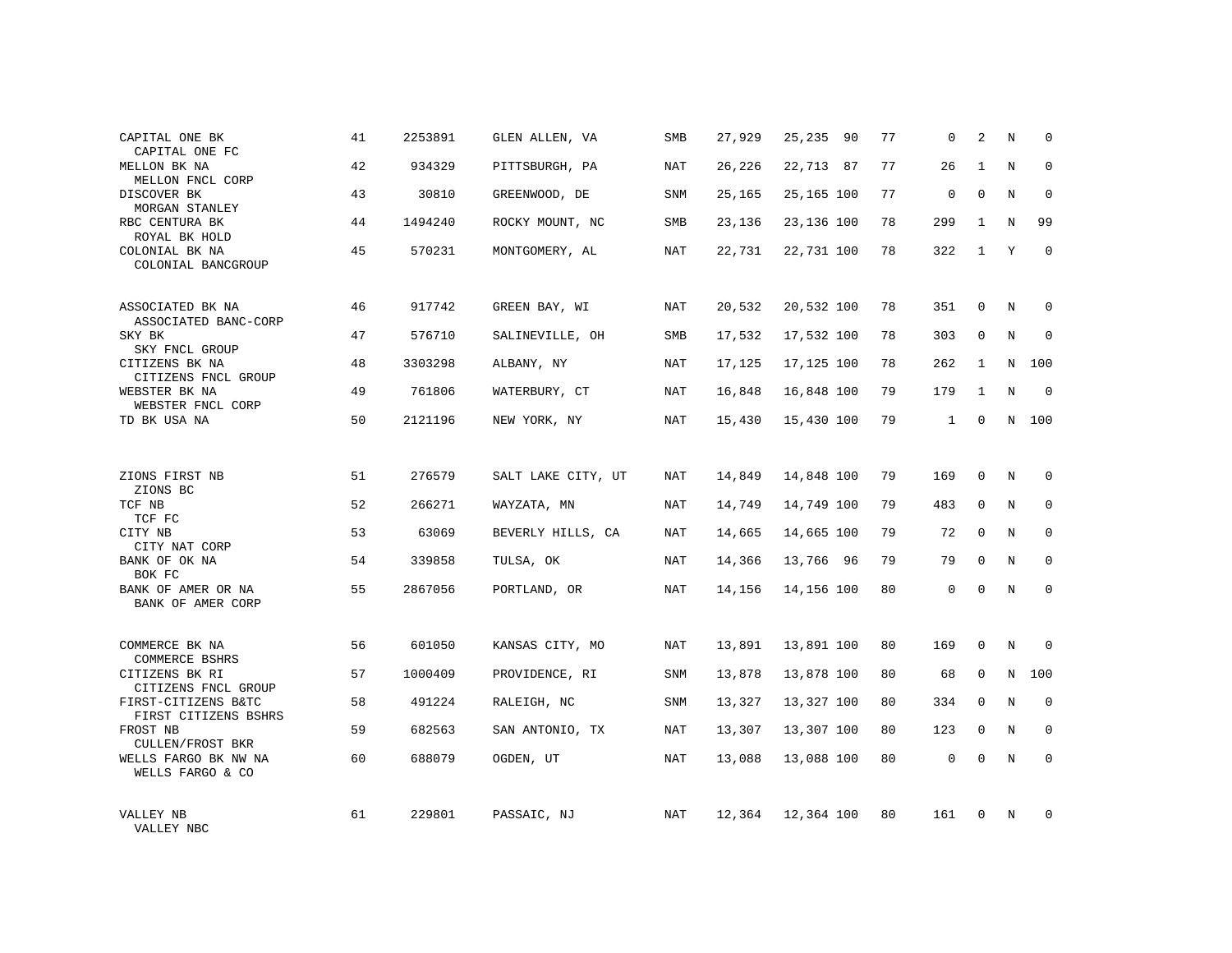| | | | | | | | | | | | |
|---|---|---|---|---|---|---|---|---|---|---|---|
| CAPITAL ONE BK<br>CAPITAL ONE FC | 41 | 2253891 | GLEN ALLEN, VA | SMB | 27,929 | 25,235 | 90 | 77 | 0 | 2 | N | 0 |
| MELLON BK NA<br>MELLON FNCL CORP | 42 | 934329 | PITTSBURGH, PA | NAT | 26,226 | 22,713 | 87 | 77 | 26 | 1 | N | 0 |
| DISCOVER BK<br>MORGAN STANLEY | 43 | 30810 | GREENWOOD, DE | SNM | 25,165 | 25,165 | 100 | 77 | 0 | 0 | N | 0 |
| RBC CENTURA BK<br>ROYAL BK HOLD | 44 | 1494240 | ROCKY MOUNT, NC | SMB | 23,136 | 23,136 | 100 | 78 | 299 | 1 | N | 99 |
| COLONIAL BK NA<br>COLONIAL BANCGROUP | 45 | 570231 | MONTGOMERY, AL | NAT | 22,731 | 22,731 | 100 | 78 | 322 | 1 | Y | 0 |
| ASSOCIATED BK NA<br>ASSOCIATED BANC-CORP | 46 | 917742 | GREEN BAY, WI | NAT | 20,532 | 20,532 | 100 | 78 | 351 | 0 | N | 0 |
| SKY BK<br>SKY FNCL GROUP | 47 | 576710 | SALINEVILLE, OH | SMB | 17,532 | 17,532 | 100 | 78 | 303 | 0 | N | 0 |
| CITIZENS BK NA<br>CITIZENS FNCL GROUP | 48 | 3303298 | ALBANY, NY | NAT | 17,125 | 17,125 | 100 | 78 | 262 | 1 | N | 100 |
| WEBSTER BK NA<br>WEBSTER FNCL CORP | 49 | 761806 | WATERBURY, CT | NAT | 16,848 | 16,848 | 100 | 79 | 179 | 1 | N | 0 |
| TD BK USA NA | 50 | 2121196 | NEW YORK, NY | NAT | 15,430 | 15,430 | 100 | 79 | 1 | 0 | N | 100 |
| ZIONS FIRST NB<br>ZIONS BC | 51 | 276579 | SALT LAKE CITY, UT | NAT | 14,849 | 14,848 | 100 | 79 | 169 | 0 | N | 0 |
| TCF NB<br>TCF FC | 52 | 266271 | WAYZATA, MN | NAT | 14,749 | 14,749 | 100 | 79 | 483 | 0 | N | 0 |
| CITY NB<br>CITY NAT CORP | 53 | 63069 | BEVERLY HILLS, CA | NAT | 14,665 | 14,665 | 100 | 79 | 72 | 0 | N | 0 |
| BANK OF OK NA<br>BOK FC | 54 | 339858 | TULSA, OK | NAT | 14,366 | 13,766 | 96 | 79 | 79 | 0 | N | 0 |
| BANK OF AMER OR NA<br>BANK OF AMER CORP | 55 | 2867056 | PORTLAND, OR | NAT | 14,156 | 14,156 | 100 | 80 | 0 | 0 | N | 0 |
| COMMERCE BK NA<br>COMMERCE BSHRS | 56 | 601050 | KANSAS CITY, MO | NAT | 13,891 | 13,891 | 100 | 80 | 169 | 0 | N | 0 |
| CITIZENS BK RI<br>CITIZENS FNCL GROUP | 57 | 1000409 | PROVIDENCE, RI | SNM | 13,878 | 13,878 | 100 | 80 | 68 | 0 | N | 100 |
| FIRST-CITIZENS B&TC<br>FIRST CITIZENS BSHRS | 58 | 491224 | RALEIGH, NC | SNM | 13,327 | 13,327 | 100 | 80 | 334 | 0 | N | 0 |
| FROST NB<br>CULLEN/FROST BKR | 59 | 682563 | SAN ANTONIO, TX | NAT | 13,307 | 13,307 | 100 | 80 | 123 | 0 | N | 0 |
| WELLS FARGO BK NW NA<br>WELLS FARGO & CO | 60 | 688079 | OGDEN, UT | NAT | 13,088 | 13,088 | 100 | 80 | 0 | 0 | N | 0 |
| VALLEY NB<br>VALLEY NBC | 61 | 229801 | PASSAIC, NJ | NAT | 12,364 | 12,364 | 100 | 80 | 161 | 0 | N | 0 |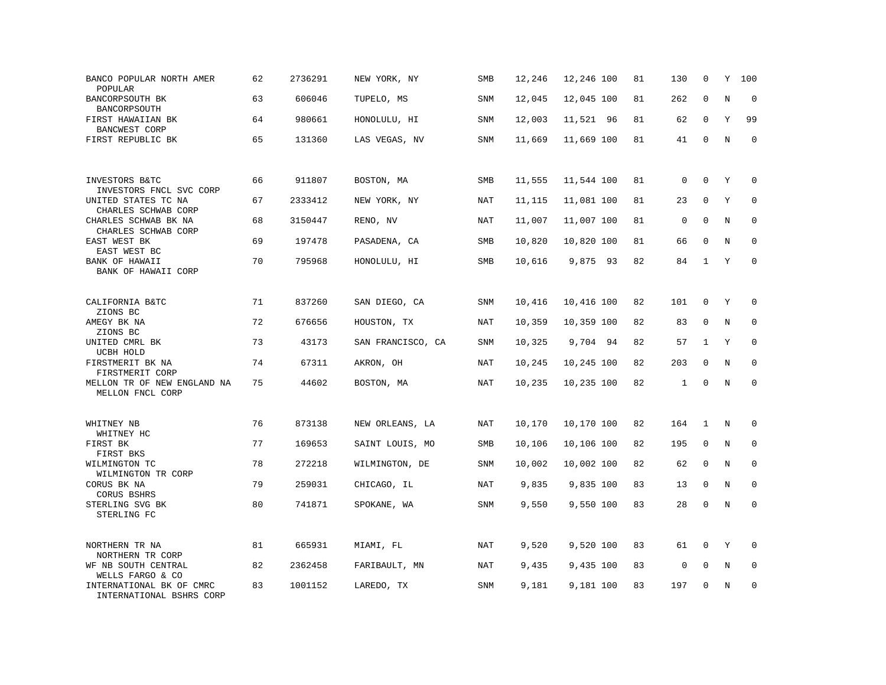| | | | | | | | | | | | | |
|---|---|---|---|---|---|---|---|---|---|---|---|---|
| BANCO POPULAR NORTH AMER<br>POPULAR | 62 | 2736291 | NEW YORK, NY | SMB | 12,246 | 12,246 | 100 | 81 | 130 | 0 | Y | 100 |
| BANCORPSOUTH BK<br>BANCORPSOUTH | 63 | 606046 | TUPELO, MS | SNM | 12,045 | 12,045 | 100 | 81 | 262 | 0 | N | 0 |
| FIRST HAWAIIAN BK<br>BANCWEST CORP | 64 | 980661 | HONOLULU, HI | SNM | 12,003 | 11,521 | 96 | 81 | 62 | 0 | Y | 99 |
| FIRST REPUBLIC BK | 65 | 131360 | LAS VEGAS, NV | SNM | 11,669 | 11,669 | 100 | 81 | 41 | 0 | N | 0 |
| INVESTORS B&TC<br>INVESTORS FNCL SVC CORP | 66 | 911807 | BOSTON, MA | SMB | 11,555 | 11,544 | 100 | 81 | 0 | 0 | Y | 0 |
| UNITED STATES TC NA<br>CHARLES SCHWAB CORP | 67 | 2333412 | NEW YORK, NY | NAT | 11,115 | 11,081 | 100 | 81 | 23 | 0 | Y | 0 |
| CHARLES SCHWAB BK NA<br>CHARLES SCHWAB CORP | 68 | 3150447 | RENO, NV | NAT | 11,007 | 11,007 | 100 | 81 | 0 | 0 | N | 0 |
| EAST WEST BK<br>EAST WEST BC | 69 | 197478 | PASADENA, CA | SMB | 10,820 | 10,820 | 100 | 81 | 66 | 0 | N | 0 |
| BANK OF HAWAII<br>BANK OF HAWAII CORP | 70 | 795968 | HONOLULU, HI | SMB | 10,616 | 9,875 | 93 | 82 | 84 | 1 | Y | 0 |
| CALIFORNIA B&TC<br>ZIONS BC | 71 | 837260 | SAN DIEGO, CA | SNM | 10,416 | 10,416 | 100 | 82 | 101 | 0 | Y | 0 |
| AMEGY BK NA<br>ZIONS BC | 72 | 676656 | HOUSTON, TX | NAT | 10,359 | 10,359 | 100 | 82 | 83 | 0 | N | 0 |
| UNITED CMRL BK<br>UCBH HOLD | 73 | 43173 | SAN FRANCISCO, CA | SNM | 10,325 | 9,704 | 94 | 82 | 57 | 1 | Y | 0 |
| FIRSTMERIT BK NA<br>FIRSTMERIT CORP | 74 | 67311 | AKRON, OH | NAT | 10,245 | 10,245 | 100 | 82 | 203 | 0 | N | 0 |
| MELLON TR OF NEW ENGLAND NA<br>MELLON FNCL CORP | 75 | 44602 | BOSTON, MA | NAT | 10,235 | 10,235 | 100 | 82 | 1 | 0 | N | 0 |
| WHITNEY NB<br>WHITNEY HC | 76 | 873138 | NEW ORLEANS, LA | NAT | 10,170 | 10,170 | 100 | 82 | 164 | 1 | N | 0 |
| FIRST BK<br>FIRST BKS | 77 | 169653 | SAINT LOUIS, MO | SMB | 10,106 | 10,106 | 100 | 82 | 195 | 0 | N | 0 |
| WILMINGTON TC<br>WILMINGTON TR CORP | 78 | 272218 | WILMINGTON, DE | SNM | 10,002 | 10,002 | 100 | 82 | 62 | 0 | N | 0 |
| CORUS BK NA<br>CORUS BSHRS | 79 | 259031 | CHICAGO, IL | NAT | 9,835 | 9,835 | 100 | 83 | 13 | 0 | N | 0 |
| STERLING SVG BK<br>STERLING FC | 80 | 741871 | SPOKANE, WA | SNM | 9,550 | 9,550 | 100 | 83 | 28 | 0 | N | 0 |
| NORTHERN TR NA<br>NORTHERN TR CORP | 81 | 665931 | MIAMI, FL | NAT | 9,520 | 9,520 | 100 | 83 | 61 | 0 | Y | 0 |
| WF NB SOUTH CENTRAL<br>WELLS FARGO & CO | 82 | 2362458 | FARIBAULT, MN | NAT | 9,435 | 9,435 | 100 | 83 | 0 | 0 | N | 0 |
| INTERNATIONAL BK OF CMRC<br>INTERNATIONAL BSHRS CORP | 83 | 1001152 | LAREDO, TX | SNM | 9,181 | 9,181 | 100 | 83 | 197 | 0 | N | 0 |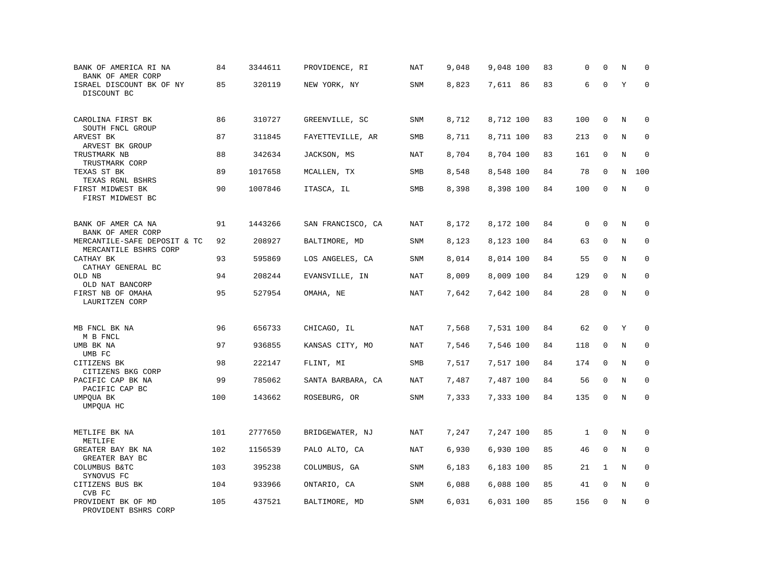| | | | | | | | | | | | | |
|---|---|---|---|---|---|---|---|---|---|---|---|---|
| BANK OF AMERICA RI NA<br>BANK OF AMER CORP | 84 | 3344611 | PROVIDENCE, RI | NAT | 9,048 | 9,048 | 100 | 83 | 0 | 0 | N | 0 |
| ISRAEL DISCOUNT BK OF NY<br>DISCOUNT BC | 85 | 320119 | NEW YORK, NY | SNM | 8,823 | 7,611 | 86 | 83 | 6 | 0 | Y | 0 |
| CAROLINA FIRST BK<br>SOUTH FNCL GROUP | 86 | 310727 | GREENVILLE, SC | SNM | 8,712 | 8,712 | 100 | 83 | 100 | 0 | N | 0 |
| ARVEST BK<br>ARVEST BK GROUP | 87 | 311845 | FAYETTEVILLE, AR | SMB | 8,711 | 8,711 | 100 | 83 | 213 | 0 | N | 0 |
| TRUSTMARK NB<br>TRUSTMARK CORP | 88 | 342634 | JACKSON, MS | NAT | 8,704 | 8,704 | 100 | 83 | 161 | 0 | N | 0 |
| TEXAS ST BK<br>TEXAS RGNL BSHRS | 89 | 1017658 | MCALLEN, TX | SMB | 8,548 | 8,548 | 100 | 84 | 78 | 0 | N | 100 |
| FIRST MIDWEST BK<br>FIRST MIDWEST BC | 90 | 1007846 | ITASCA, IL | SMB | 8,398 | 8,398 | 100 | 84 | 100 | 0 | N | 0 |
| BANK OF AMER CA NA<br>BANK OF AMER CORP | 91 | 1443266 | SAN FRANCISCO, CA | NAT | 8,172 | 8,172 | 100 | 84 | 0 | 0 | N | 0 |
| MERCANTILE-SAFE DEPOSIT & TC<br>MERCANTILE BSHRS CORP | 92 | 208927 | BALTIMORE, MD | SNM | 8,123 | 8,123 | 100 | 84 | 63 | 0 | N | 0 |
| CATHAY BK<br>CATHAY GENERAL BC | 93 | 595869 | LOS ANGELES, CA | SNM | 8,014 | 8,014 | 100 | 84 | 55 | 0 | N | 0 |
| OLD NB<br>OLD NAT BANCORP | 94 | 208244 | EVANSVILLE, IN | NAT | 8,009 | 8,009 | 100 | 84 | 129 | 0 | N | 0 |
| FIRST NB OF OMAHA<br>LAURITZEN CORP | 95 | 527954 | OMAHA, NE | NAT | 7,642 | 7,642 | 100 | 84 | 28 | 0 | N | 0 |
| MB FNCL BK NA<br>M B FNCL | 96 | 656733 | CHICAGO, IL | NAT | 7,568 | 7,531 | 100 | 84 | 62 | 0 | Y | 0 |
| UMB BK NA<br>UMB FC | 97 | 936855 | KANSAS CITY, MO | NAT | 7,546 | 7,546 | 100 | 84 | 118 | 0 | N | 0 |
| CITIZENS BK<br>CITIZENS BKG CORP | 98 | 222147 | FLINT, MI | SMB | 7,517 | 7,517 | 100 | 84 | 174 | 0 | N | 0 |
| PACIFIC CAP BK NA<br>PACIFIC CAP BC | 99 | 785062 | SANTA BARBARA, CA | NAT | 7,487 | 7,487 | 100 | 84 | 56 | 0 | N | 0 |
| UMPQUA BK<br>UMPQUA HC | 100 | 143662 | ROSEBURG, OR | SNM | 7,333 | 7,333 | 100 | 84 | 135 | 0 | N | 0 |
| METLIFE BK NA<br>METLIFE | 101 | 2777650 | BRIDGEWATER, NJ | NAT | 7,247 | 7,247 | 100 | 85 | 1 | 0 | N | 0 |
| GREATER BAY BK NA<br>GREATER BAY BC | 102 | 1156539 | PALO ALTO, CA | NAT | 6,930 | 6,930 | 100 | 85 | 46 | 0 | N | 0 |
| COLUMBUS B&TC<br>SYNOVUS FC | 103 | 395238 | COLUMBUS, GA | SNM | 6,183 | 6,183 | 100 | 85 | 21 | 1 | N | 0 |
| CITIZENS BUS BK<br>CVB FC | 104 | 933966 | ONTARIO, CA | SNM | 6,088 | 6,088 | 100 | 85 | 41 | 0 | N | 0 |
| PROVIDENT BK OF MD<br>PROVIDENT BSHRS CORP | 105 | 437521 | BALTIMORE, MD | SNM | 6,031 | 6,031 | 100 | 85 | 156 | 0 | N | 0 |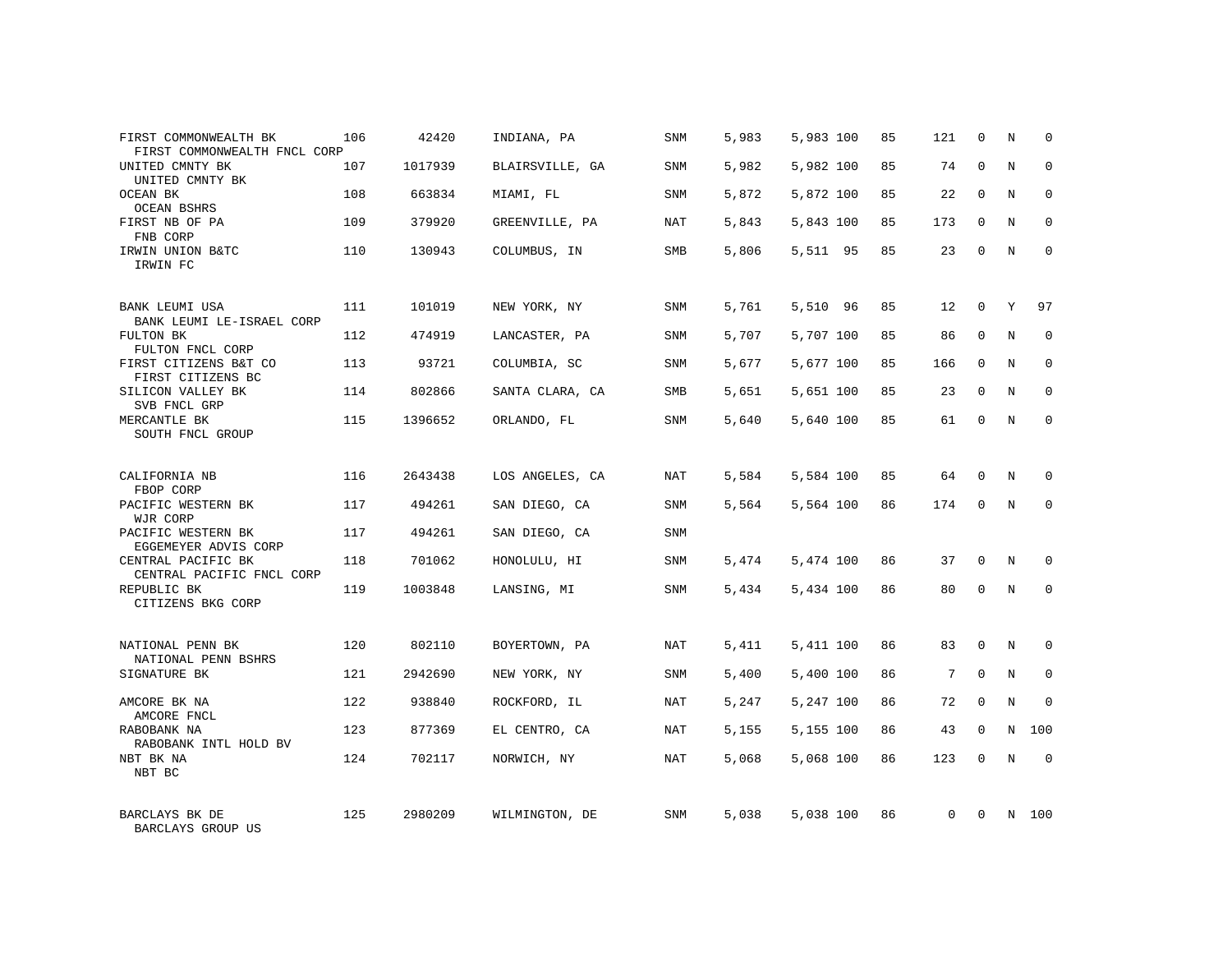| Bank / Holding Company | Rank | ID | Location | Type | Total | Amount | Pct | | | | | |
|---|---|---|---|---|---|---|---|---|---|---|---|---|
| FIRST COMMONWEALTH BK<br>FIRST COMMONWEALTH FNCL CORP | 106 | 42420 | INDIANA, PA | SNM | 5,983 | 5,983 | 100 | 85 | 121 | 0 | N | 0 |
| UNITED CMNTY BK<br>UNITED CMNTY BK | 107 | 1017939 | BLAIRSVILLE, GA | SNM | 5,982 | 5,982 | 100 | 85 | 74 | 0 | N | 0 |
| OCEAN BK<br>OCEAN BSHRS | 108 | 663834 | MIAMI, FL | SNM | 5,872 | 5,872 | 100 | 85 | 22 | 0 | N | 0 |
| FIRST NB OF PA<br>FNB CORP | 109 | 379920 | GREENVILLE, PA | NAT | 5,843 | 5,843 | 100 | 85 | 173 | 0 | N | 0 |
| IRWIN UNION B&TC<br>IRWIN FC | 110 | 130943 | COLUMBUS, IN | SMB | 5,806 | 5,511 | 95 | 85 | 23 | 0 | N | 0 |
| BANK LEUMI USA<br>BANK LEUMI LE-ISRAEL CORP | 111 | 101019 | NEW YORK, NY | SNM | 5,761 | 5,510 | 96 | 85 | 12 | 0 | Y | 97 |
| FULTON BK<br>FULTON FNCL CORP | 112 | 474919 | LANCASTER, PA | SNM | 5,707 | 5,707 | 100 | 85 | 86 | 0 | N | 0 |
| FIRST CITIZENS B&T CO<br>FIRST CITIZENS BC | 113 | 93721 | COLUMBIA, SC | SNM | 5,677 | 5,677 | 100 | 85 | 166 | 0 | N | 0 |
| SILICON VALLEY BK<br>SVB FNCL GRP | 114 | 802866 | SANTA CLARA, CA | SMB | 5,651 | 5,651 | 100 | 85 | 23 | 0 | N | 0 |
| MERCANTLE BK<br>SOUTH FNCL GROUP | 115 | 1396652 | ORLANDO, FL | SNM | 5,640 | 5,640 | 100 | 85 | 61 | 0 | N | 0 |
| CALIFORNIA NB<br>FBOP CORP | 116 | 2643438 | LOS ANGELES, CA | NAT | 5,584 | 5,584 | 100 | 85 | 64 | 0 | N | 0 |
| PACIFIC WESTERN BK<br>WJR CORP | 117 | 494261 | SAN DIEGO, CA | SNM | 5,564 | 5,564 | 100 | 86 | 174 | 0 | N | 0 |
| PACIFIC WESTERN BK<br>EGGEMEYER ADVIS CORP | 117 | 494261 | SAN DIEGO, CA | SNM | | | | | | | | |
| CENTRAL PACIFIC BK<br>CENTRAL PACIFIC FNCL CORP | 118 | 701062 | HONOLULU, HI | SNM | 5,474 | 5,474 | 100 | 86 | 37 | 0 | N | 0 |
| REPUBLIC BK<br>CITIZENS BKG CORP | 119 | 1003848 | LANSING, MI | SNM | 5,434 | 5,434 | 100 | 86 | 80 | 0 | N | 0 |
| NATIONAL PENN BK<br>NATIONAL PENN BSHRS | 120 | 802110 | BOYERTOWN, PA | NAT | 5,411 | 5,411 | 100 | 86 | 83 | 0 | N | 0 |
| SIGNATURE BK | 121 | 2942690 | NEW YORK, NY | SNM | 5,400 | 5,400 | 100 | 86 | 7 | 0 | N | 0 |
| AMCORE BK NA<br>AMCORE FNCL | 122 | 938840 | ROCKFORD, IL | NAT | 5,247 | 5,247 | 100 | 86 | 72 | 0 | N | 0 |
| RABOBANK NA<br>RABOBANK INTL HOLD BV | 123 | 877369 | EL CENTRO, CA | NAT | 5,155 | 5,155 | 100 | 86 | 43 | 0 | N | 100 |
| NBT BK NA<br>NBT BC | 124 | 702117 | NORWICH, NY | NAT | 5,068 | 5,068 | 100 | 86 | 123 | 0 | N | 0 |
| BARCLAYS BK DE<br>BARCLAYS GROUP US | 125 | 2980209 | WILMINGTON, DE | SNM | 5,038 | 5,038 | 100 | 86 | 0 | 0 | N | 100 |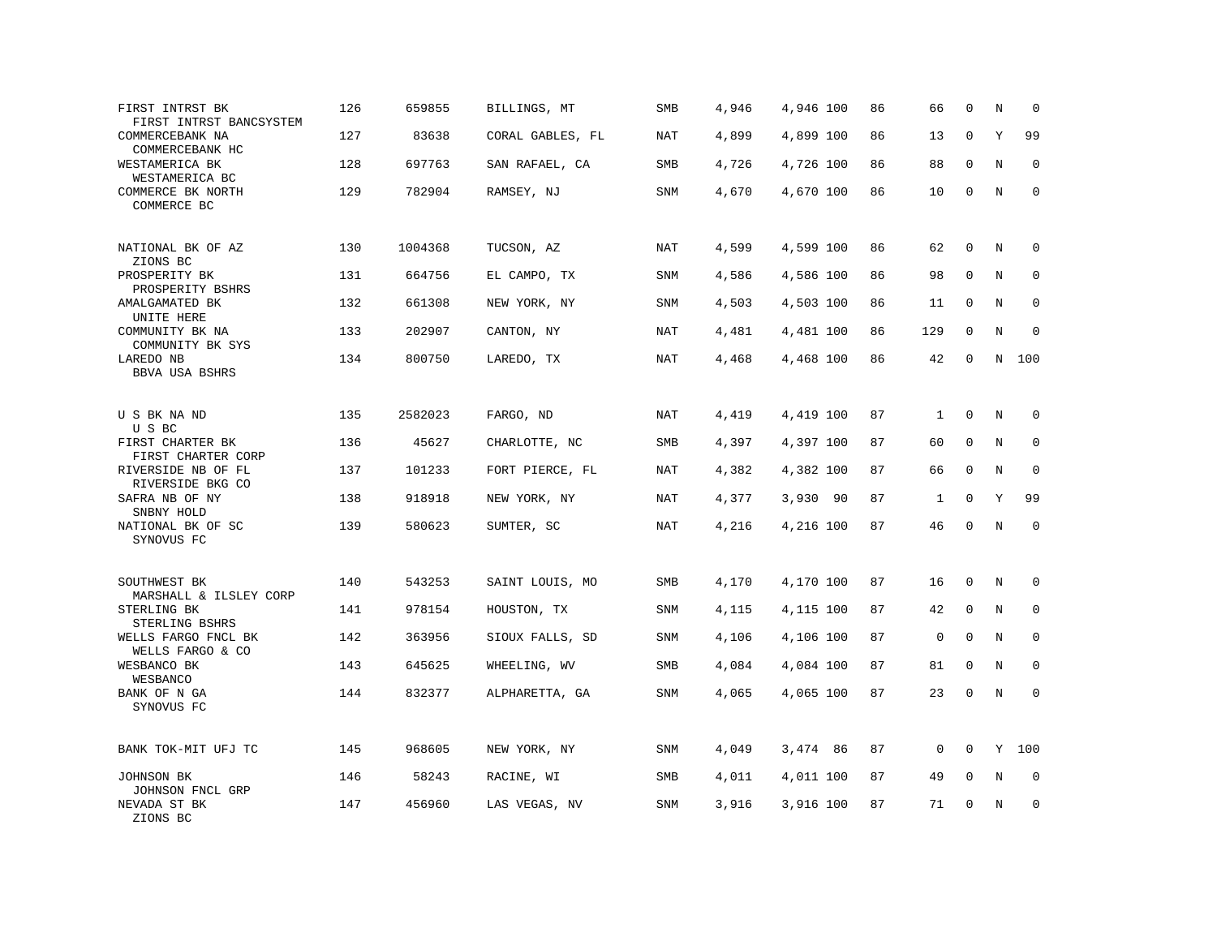| | | | | | | | | | | | |
|---|---|---|---|---|---|---|---|---|---|---|---|
| FIRST INTRST BK<br>FIRST INTRST BANCSYSTEM | 126 | 659855 | BILLINGS, MT | SMB | 4,946 | 4,946 | 100 | 86 | 66 | 0 | N | 0 |
| COMMERCEBANK NA<br>COMMERCEBANK HC | 127 | 83638 | CORAL GABLES, FL | NAT | 4,899 | 4,899 | 100 | 86 | 13 | 0 | Y | 99 |
| WESTAMERICA BK<br>WESTAMERICA BC | 128 | 697763 | SAN RAFAEL, CA | SMB | 4,726 | 4,726 | 100 | 86 | 88 | 0 | N | 0 |
| COMMERCE BK NORTH<br>COMMERCE BC | 129 | 782904 | RAMSEY, NJ | SNM | 4,670 | 4,670 | 100 | 86 | 10 | 0 | N | 0 |
| NATIONAL BK OF AZ<br>ZIONS BC | 130 | 1004368 | TUCSON, AZ | NAT | 4,599 | 4,599 | 100 | 86 | 62 | 0 | N | 0 |
| PROSPERITY BK<br>PROSPERITY BSHRS | 131 | 664756 | EL CAMPO, TX | SNM | 4,586 | 4,586 | 100 | 86 | 98 | 0 | N | 0 |
| AMALGAMATED BK<br>UNITE HERE | 132 | 661308 | NEW YORK, NY | SNM | 4,503 | 4,503 | 100 | 86 | 11 | 0 | N | 0 |
| COMMUNITY BK NA<br>COMMUNITY BK SYS | 133 | 202907 | CANTON, NY | NAT | 4,481 | 4,481 | 100 | 86 | 129 | 0 | N | 0 |
| LAREDO NB<br>BBVA USA BSHRS | 134 | 800750 | LAREDO, TX | NAT | 4,468 | 4,468 | 100 | 86 | 42 | 0 | N | 100 |
| U S BK NA ND<br>U S BC | 135 | 2582023 | FARGO, ND | NAT | 4,419 | 4,419 | 100 | 87 | 1 | 0 | N | 0 |
| FIRST CHARTER BK<br>FIRST CHARTER CORP | 136 | 45627 | CHARLOTTE, NC | SMB | 4,397 | 4,397 | 100 | 87 | 60 | 0 | N | 0 |
| RIVERSIDE NB OF FL<br>RIVERSIDE BKG CO | 137 | 101233 | FORT PIERCE, FL | NAT | 4,382 | 4,382 | 100 | 87 | 66 | 0 | N | 0 |
| SAFRA NB OF NY<br>SNBNY HOLD | 138 | 918918 | NEW YORK, NY | NAT | 4,377 | 3,930 | 90 | 87 | 1 | 0 | Y | 99 |
| NATIONAL BK OF SC<br>SYNOVUS FC | 139 | 580623 | SUMTER, SC | NAT | 4,216 | 4,216 | 100 | 87 | 46 | 0 | N | 0 |
| SOUTHWEST BK<br>MARSHALL & ILSLEY CORP | 140 | 543253 | SAINT LOUIS, MO | SMB | 4,170 | 4,170 | 100 | 87 | 16 | 0 | N | 0 |
| STERLING BK<br>STERLING BSHRS | 141 | 978154 | HOUSTON, TX | SNM | 4,115 | 4,115 | 100 | 87 | 42 | 0 | N | 0 |
| WELLS FARGO FNCL BK<br>WELLS FARGO & CO | 142 | 363956 | SIOUX FALLS, SD | SNM | 4,106 | 4,106 | 100 | 87 | 0 | 0 | N | 0 |
| WESBANCO BK<br>WESBANCO | 143 | 645625 | WHEELING, WV | SMB | 4,084 | 4,084 | 100 | 87 | 81 | 0 | N | 0 |
| BANK OF N GA<br>SYNOVUS FC | 144 | 832377 | ALPHARETTA, GA | SNM | 4,065 | 4,065 | 100 | 87 | 23 | 0 | N | 0 |
| BANK TOK-MIT UFJ TC | 145 | 968605 | NEW YORK, NY | SNM | 4,049 | 3,474 | 86 | 87 | 0 | 0 | Y | 100 |
| JOHNSON BK<br>JOHNSON FNCL GRP | 146 | 58243 | RACINE, WI | SMB | 4,011 | 4,011 | 100 | 87 | 49 | 0 | N | 0 |
| NEVADA ST BK<br>ZIONS BC | 147 | 456960 | LAS VEGAS, NV | SNM | 3,916 | 3,916 | 100 | 87 | 71 | 0 | N | 0 |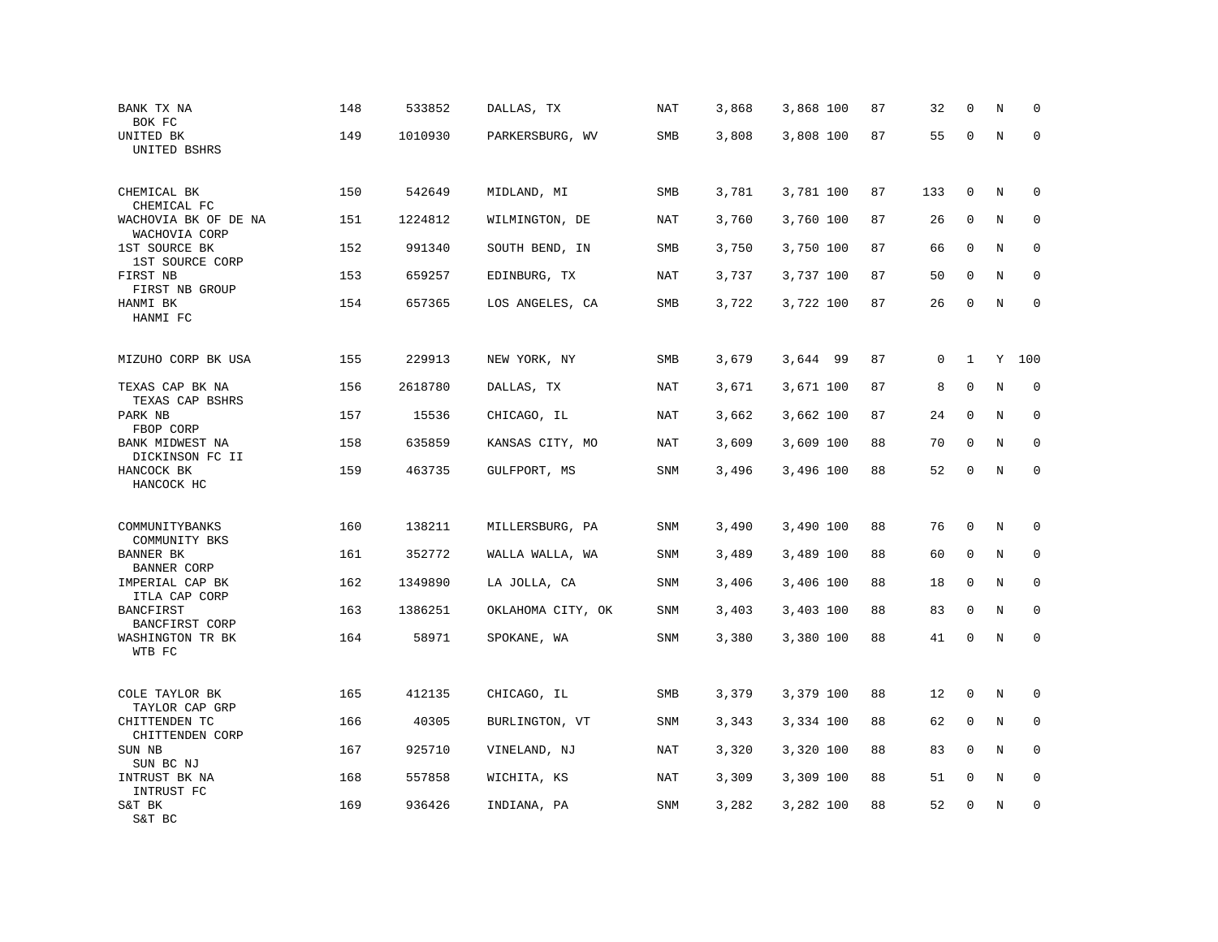| | | | | | | | | | | | |
|---|---|---|---|---|---|---|---|---|---|---|---|
| BANK TX NA<br>BOK FC | 148 | 533852 | DALLAS, TX | NAT | 3,868 | 3,868 | 100 | 87 | 32 | 0 | N | 0 |
| UNITED BK<br>UNITED BSHRS | 149 | 1010930 | PARKERSBURG, WV | SMB | 3,808 | 3,808 | 100 | 87 | 55 | 0 | N | 0 |
| CHEMICAL BK<br>CHEMICAL FC | 150 | 542649 | MIDLAND, MI | SMB | 3,781 | 3,781 | 100 | 87 | 133 | 0 | N | 0 |
| WACHOVIA BK OF DE NA<br>WACHOVIA CORP | 151 | 1224812 | WILMINGTON, DE | NAT | 3,760 | 3,760 | 100 | 87 | 26 | 0 | N | 0 |
| 1ST SOURCE BK<br>1ST SOURCE CORP | 152 | 991340 | SOUTH BEND, IN | SMB | 3,750 | 3,750 | 100 | 87 | 66 | 0 | N | 0 |
| FIRST NB<br>FIRST NB GROUP | 153 | 659257 | EDINBURG, TX | NAT | 3,737 | 3,737 | 100 | 87 | 50 | 0 | N | 0 |
| HANMI BK<br>HANMI FC | 154 | 657365 | LOS ANGELES, CA | SMB | 3,722 | 3,722 | 100 | 87 | 26 | 0 | N | 0 |
| MIZUHO CORP BK USA | 155 | 229913 | NEW YORK, NY | SMB | 3,679 | 3,644 | 99 | 87 | 0 | 1 | Y | 100 |
| TEXAS CAP BK NA<br>TEXAS CAP BSHRS | 156 | 2618780 | DALLAS, TX | NAT | 3,671 | 3,671 | 100 | 87 | 8 | 0 | N | 0 |
| PARK NB<br>FBOP CORP | 157 | 15536 | CHICAGO, IL | NAT | 3,662 | 3,662 | 100 | 87 | 24 | 0 | N | 0 |
| BANK MIDWEST NA<br>DICKINSON FC II | 158 | 635859 | KANSAS CITY, MO | NAT | 3,609 | 3,609 | 100 | 88 | 70 | 0 | N | 0 |
| HANCOCK BK<br>HANCOCK HC | 159 | 463735 | GULFPORT, MS | SNM | 3,496 | 3,496 | 100 | 88 | 52 | 0 | N | 0 |
| COMMUNITYBANKS<br>COMMUNITY BKS | 160 | 138211 | MILLERSBURG, PA | SNM | 3,490 | 3,490 | 100 | 88 | 76 | 0 | N | 0 |
| BANNER BK<br>BANNER CORP | 161 | 352772 | WALLA WALLA, WA | SNM | 3,489 | 3,489 | 100 | 88 | 60 | 0 | N | 0 |
| IMPERIAL CAP BK<br>ITLA CAP CORP | 162 | 1349890 | LA JOLLA, CA | SNM | 3,406 | 3,406 | 100 | 88 | 18 | 0 | N | 0 |
| BANCFIRST<br>BANCFIRST CORP | 163 | 1386251 | OKLAHOMA CITY, OK | SNM | 3,403 | 3,403 | 100 | 88 | 83 | 0 | N | 0 |
| WASHINGTON TR BK<br>WTB FC | 164 | 58971 | SPOKANE, WA | SNM | 3,380 | 3,380 | 100 | 88 | 41 | 0 | N | 0 |
| COLE TAYLOR BK<br>TAYLOR CAP GRP | 165 | 412135 | CHICAGO, IL | SMB | 3,379 | 3,379 | 100 | 88 | 12 | 0 | N | 0 |
| CHITTENDEN TC<br>CHITTENDEN CORP | 166 | 40305 | BURLINGTON, VT | SNM | 3,343 | 3,334 | 100 | 88 | 62 | 0 | N | 0 |
| SUN NB<br>SUN BC NJ | 167 | 925710 | VINELAND, NJ | NAT | 3,320 | 3,320 | 100 | 88 | 83 | 0 | N | 0 |
| INTRUST BK NA<br>INTRUST FC | 168 | 557858 | WICHITA, KS | NAT | 3,309 | 3,309 | 100 | 88 | 51 | 0 | N | 0 |
| S&T BK<br>S&T BC | 169 | 936426 | INDIANA, PA | SNM | 3,282 | 3,282 | 100 | 88 | 52 | 0 | N | 0 |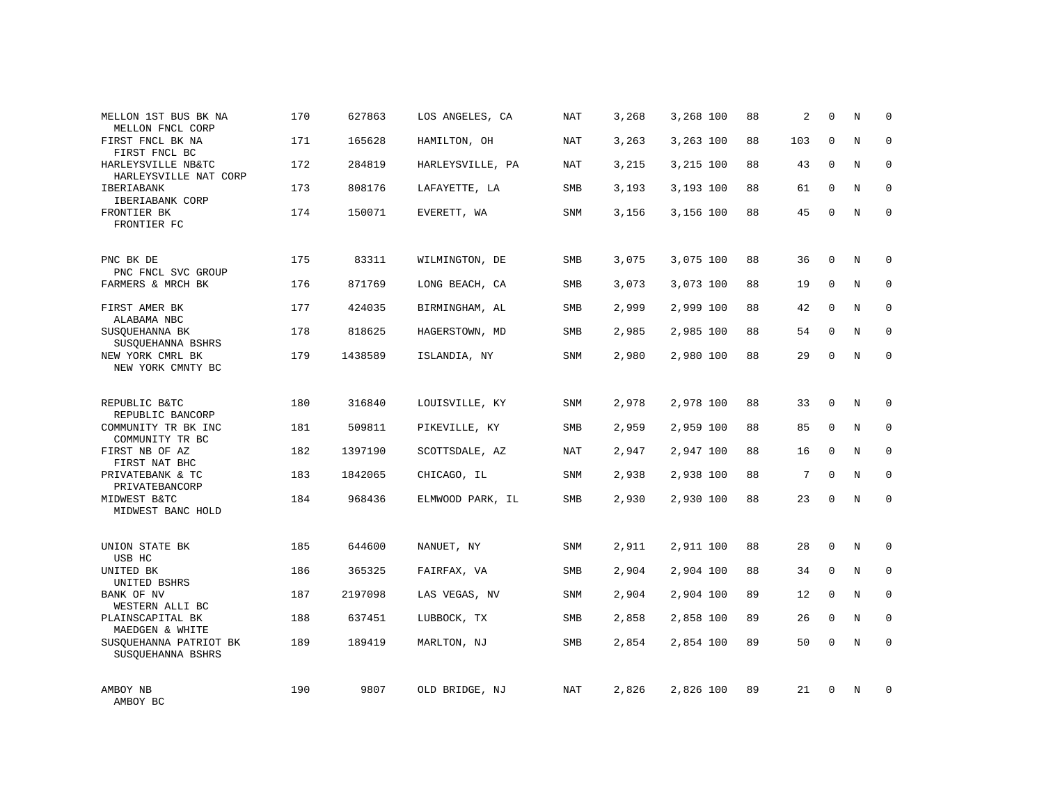| Bank / Holding Company | Rank | ID | Location | Type | Assets | Assets | Pct | Col | Offices | Col | Flag | Col |
|---|---|---|---|---|---|---|---|---|---|---|---|---|
| MELLON 1ST BUS BK NA<br>MELLON FNCL CORP | 170 | 627863 | LOS ANGELES, CA | NAT | 3,268 | 3,268 | 100 | 88 | 2 | 0 | N | 0 |
| FIRST FNCL BK NA<br>FIRST FNCL BC | 171 | 165628 | HAMILTON, OH | NAT | 3,263 | 3,263 | 100 | 88 | 103 | 0 | N | 0 |
| HARLEYSVILLE NB&TC<br>HARLEYSVILLE NAT CORP | 172 | 284819 | HARLEYSVILLE, PA | NAT | 3,215 | 3,215 | 100 | 88 | 43 | 0 | N | 0 |
| IBERIABANK<br>IBERIABANK CORP | 173 | 808176 | LAFAYETTE, LA | SMB | 3,193 | 3,193 | 100 | 88 | 61 | 0 | N | 0 |
| FRONTIER BK<br>FRONTIER FC | 174 | 150071 | EVERETT, WA | SNM | 3,156 | 3,156 | 100 | 88 | 45 | 0 | N | 0 |
| PNC BK DE<br>PNC FNCL SVC GROUP | 175 | 83311 | WILMINGTON, DE | SMB | 3,075 | 3,075 | 100 | 88 | 36 | 0 | N | 0 |
| FARMERS & MRCH BK | 176 | 871769 | LONG BEACH, CA | SMB | 3,073 | 3,073 | 100 | 88 | 19 | 0 | N | 0 |
| FIRST AMER BK<br>ALABAMA NBC | 177 | 424035 | BIRMINGHAM, AL | SMB | 2,999 | 2,999 | 100 | 88 | 42 | 0 | N | 0 |
| SUSQUEHANNA BK<br>SUSQUEHANNA BSHRS | 178 | 818625 | HAGERSTOWN, MD | SMB | 2,985 | 2,985 | 100 | 88 | 54 | 0 | N | 0 |
| NEW YORK CMRL BK<br>NEW YORK CMNTY BC | 179 | 1438589 | ISLANDIA, NY | SNM | 2,980 | 2,980 | 100 | 88 | 29 | 0 | N | 0 |
| REPUBLIC B&TC<br>REPUBLIC BANCORP | 180 | 316840 | LOUISVILLE, KY | SNM | 2,978 | 2,978 | 100 | 88 | 33 | 0 | N | 0 |
| COMMUNITY TR BK INC<br>COMMUNITY TR BC | 181 | 509811 | PIKEVILLE, KY | SMB | 2,959 | 2,959 | 100 | 88 | 85 | 0 | N | 0 |
| FIRST NB OF AZ<br>FIRST NAT BHC | 182 | 1397190 | SCOTTSDALE, AZ | NAT | 2,947 | 2,947 | 100 | 88 | 16 | 0 | N | 0 |
| PRIVATEBANK & TC<br>PRIVATEBANCORP | 183 | 1842065 | CHICAGO, IL | SNM | 2,938 | 2,938 | 100 | 88 | 7 | 0 | N | 0 |
| MIDWEST B&TC<br>MIDWEST BANC HOLD | 184 | 968436 | ELMWOOD PARK, IL | SMB | 2,930 | 2,930 | 100 | 88 | 23 | 0 | N | 0 |
| UNION STATE BK<br>USB HC | 185 | 644600 | NANUET, NY | SNM | 2,911 | 2,911 | 100 | 88 | 28 | 0 | N | 0 |
| UNITED BK<br>UNITED BSHRS | 186 | 365325 | FAIRFAX, VA | SMB | 2,904 | 2,904 | 100 | 88 | 34 | 0 | N | 0 |
| BANK OF NV<br>WESTERN ALLI BC | 187 | 2197098 | LAS VEGAS, NV | SNM | 2,904 | 2,904 | 100 | 89 | 12 | 0 | N | 0 |
| PLAINSCAPITAL BK<br>MAEDGEN & WHITE | 188 | 637451 | LUBBOCK, TX | SMB | 2,858 | 2,858 | 100 | 89 | 26 | 0 | N | 0 |
| SUSQUEHANNA PATRIOT BK<br>SUSQUEHANNA BSHRS | 189 | 189419 | MARLTON, NJ | SMB | 2,854 | 2,854 | 100 | 89 | 50 | 0 | N | 0 |
| AMBOY NB<br>AMBOY BC | 190 | 9807 | OLD BRIDGE, NJ | NAT | 2,826 | 2,826 | 100 | 89 | 21 | 0 | N | 0 |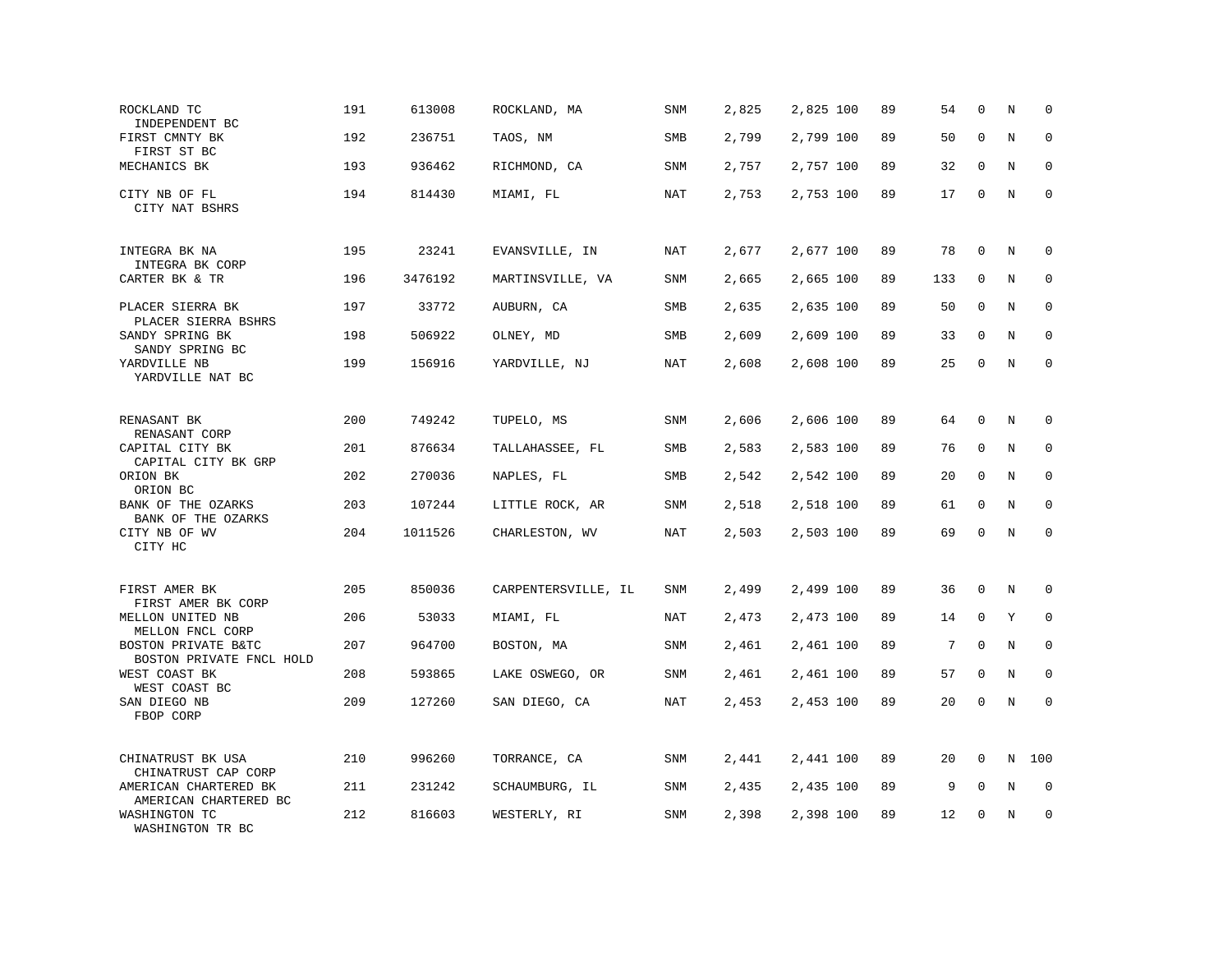| | | | | | | | | | | | | |
|---|---|---|---|---|---|---|---|---|---|---|---|---|
| ROCKLAND TC<br>INDEPENDENT BC | 191 | 613008 | ROCKLAND, MA | SNM | 2,825 | 2,825 | 100 | 89 | 54 | 0 | N | 0 |
| FIRST CMNTY BK<br>FIRST ST BC | 192 | 236751 | TAOS, NM | SMB | 2,799 | 2,799 | 100 | 89 | 50 | 0 | N | 0 |
| MECHANICS BK | 193 | 936462 | RICHMOND, CA | SNM | 2,757 | 2,757 | 100 | 89 | 32 | 0 | N | 0 |
| CITY NB OF FL<br>CITY NAT BSHRS | 194 | 814430 | MIAMI, FL | NAT | 2,753 | 2,753 | 100 | 89 | 17 | 0 | N | 0 |
| INTEGRA BK NA<br>INTEGRA BK CORP | 195 | 23241 | EVANSVILLE, IN | NAT | 2,677 | 2,677 | 100 | 89 | 78 | 0 | N | 0 |
| CARTER BK & TR | 196 | 3476192 | MARTINSVILLE, VA | SNM | 2,665 | 2,665 | 100 | 89 | 133 | 0 | N | 0 |
| PLACER SIERRA BK<br>PLACER SIERRA BSHRS | 197 | 33772 | AUBURN, CA | SMB | 2,635 | 2,635 | 100 | 89 | 50 | 0 | N | 0 |
| SANDY SPRING BK<br>SANDY SPRING BC | 198 | 506922 | OLNEY, MD | SMB | 2,609 | 2,609 | 100 | 89 | 33 | 0 | N | 0 |
| YARDVILLE NB<br>YARDVILLE NAT BC | 199 | 156916 | YARDVILLE, NJ | NAT | 2,608 | 2,608 | 100 | 89 | 25 | 0 | N | 0 |
| RENASANT BK<br>RENASANT CORP | 200 | 749242 | TUPELO, MS | SNM | 2,606 | 2,606 | 100 | 89 | 64 | 0 | N | 0 |
| CAPITAL CITY BK<br>CAPITAL CITY BK GRP | 201 | 876634 | TALLAHASSEE, FL | SMB | 2,583 | 2,583 | 100 | 89 | 76 | 0 | N | 0 |
| ORION BK<br>ORION BC | 202 | 270036 | NAPLES, FL | SMB | 2,542 | 2,542 | 100 | 89 | 20 | 0 | N | 0 |
| BANK OF THE OZARKS<br>BANK OF THE OZARKS | 203 | 107244 | LITTLE ROCK, AR | SNM | 2,518 | 2,518 | 100 | 89 | 61 | 0 | N | 0 |
| CITY NB OF WV<br>CITY HC | 204 | 1011526 | CHARLESTON, WV | NAT | 2,503 | 2,503 | 100 | 89 | 69 | 0 | N | 0 |
| FIRST AMER BK<br>FIRST AMER BK CORP | 205 | 850036 | CARPENTERSVILLE, IL | SNM | 2,499 | 2,499 | 100 | 89 | 36 | 0 | N | 0 |
| MELLON UNITED NB<br>MELLON FNCL CORP | 206 | 53033 | MIAMI, FL | NAT | 2,473 | 2,473 | 100 | 89 | 14 | 0 | Y | 0 |
| BOSTON PRIVATE B&TC<br>BOSTON PRIVATE FNCL HOLD | 207 | 964700 | BOSTON, MA | SNM | 2,461 | 2,461 | 100 | 89 | 7 | 0 | N | 0 |
| WEST COAST BK<br>WEST COAST BC | 208 | 593865 | LAKE OSWEGO, OR | SNM | 2,461 | 2,461 | 100 | 89 | 57 | 0 | N | 0 |
| SAN DIEGO NB<br>FBOP CORP | 209 | 127260 | SAN DIEGO, CA | NAT | 2,453 | 2,453 | 100 | 89 | 20 | 0 | N | 0 |
| CHINATRUST BK USA<br>CHINATRUST CAP CORP | 210 | 996260 | TORRANCE, CA | SNM | 2,441 | 2,441 | 100 | 89 | 20 | 0 | N | 100 |
| AMERICAN CHARTERED BK<br>AMERICAN CHARTERED BC | 211 | 231242 | SCHAUMBURG, IL | SNM | 2,435 | 2,435 | 100 | 89 | 9 | 0 | N | 0 |
| WASHINGTON TC<br>WASHINGTON TR BC | 212 | 816603 | WESTERLY, RI | SNM | 2,398 | 2,398 | 100 | 89 | 12 | 0 | N | 0 |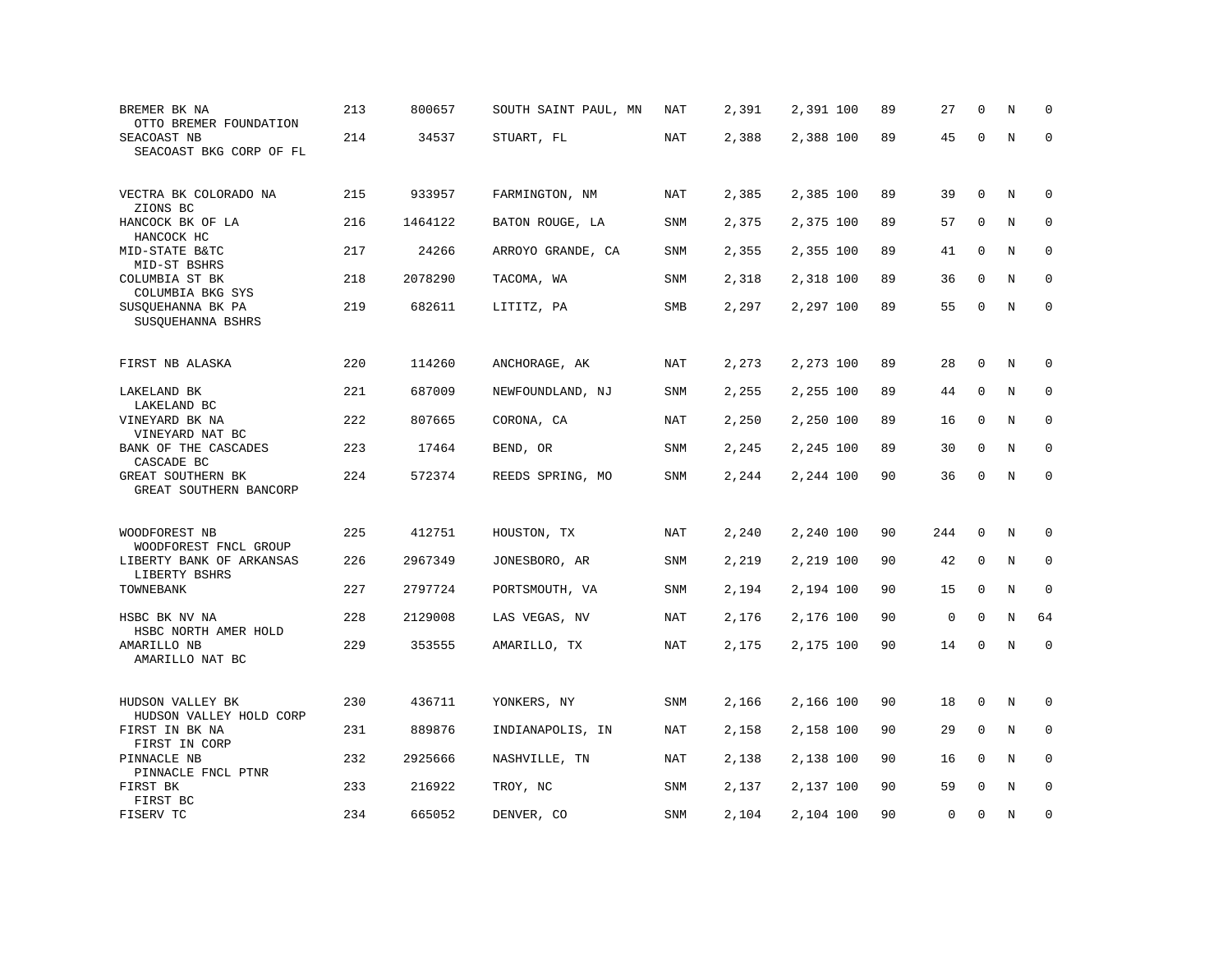| | | | | | | | | | | | | |
|---|---|---|---|---|---|---|---|---|---|---|---|---|
| BREMER BK NA<br>OTTO BREMER FOUNDATION | 213 | 800657 | SOUTH SAINT PAUL, MN | NAT | 2,391 | 2,391 | 100 | 89 | 27 | 0 | N | 0 |
| SEACOAST NB<br>SEACOAST BKG CORP OF FL | 214 | 34537 | STUART, FL | NAT | 2,388 | 2,388 | 100 | 89 | 45 | 0 | N | 0 |
| VECTRA BK COLORADO NA<br>ZIONS BC | 215 | 933957 | FARMINGTON, NM | NAT | 2,385 | 2,385 | 100 | 89 | 39 | 0 | N | 0 |
| HANCOCK BK OF LA<br>HANCOCK HC | 216 | 1464122 | BATON ROUGE, LA | SNM | 2,375 | 2,375 | 100 | 89 | 57 | 0 | N | 0 |
| MID-STATE B&TC<br>MID-ST BSHRS | 217 | 24266 | ARROYO GRANDE, CA | SNM | 2,355 | 2,355 | 100 | 89 | 41 | 0 | N | 0 |
| COLUMBIA ST BK<br>COLUMBIA BKG SYS | 218 | 2078290 | TACOMA, WA | SNM | 2,318 | 2,318 | 100 | 89 | 36 | 0 | N | 0 |
| SUSQUEHANNA BK PA<br>SUSQUEHANNA BSHRS | 219 | 682611 | LITITZ, PA | SMB | 2,297 | 2,297 | 100 | 89 | 55 | 0 | N | 0 |
| FIRST NB ALASKA | 220 | 114260 | ANCHORAGE, AK | NAT | 2,273 | 2,273 | 100 | 89 | 28 | 0 | N | 0 |
| LAKELAND BK<br>LAKELAND BC | 221 | 687009 | NEWFOUNDLAND, NJ | SNM | 2,255 | 2,255 | 100 | 89 | 44 | 0 | N | 0 |
| VINEYARD BK NA<br>VINEYARD NAT BC | 222 | 807665 | CORONA, CA | NAT | 2,250 | 2,250 | 100 | 89 | 16 | 0 | N | 0 |
| BANK OF THE CASCADES<br>CASCADE BC | 223 | 17464 | BEND, OR | SNM | 2,245 | 2,245 | 100 | 89 | 30 | 0 | N | 0 |
| GREAT SOUTHERN BK<br>GREAT SOUTHERN BANCORP | 224 | 572374 | REEDS SPRING, MO | SNM | 2,244 | 2,244 | 100 | 90 | 36 | 0 | N | 0 |
| WOODFOREST NB<br>WOODFOREST FNCL GROUP | 225 | 412751 | HOUSTON, TX | NAT | 2,240 | 2,240 | 100 | 90 | 244 | 0 | N | 0 |
| LIBERTY BANK OF ARKANSAS<br>LIBERTY BSHRS | 226 | 2967349 | JONESBORO, AR | SNM | 2,219 | 2,219 | 100 | 90 | 42 | 0 | N | 0 |
| TOWNEBANK | 227 | 2797724 | PORTSMOUTH, VA | SNM | 2,194 | 2,194 | 100 | 90 | 15 | 0 | N | 0 |
| HSBC BK NV NA<br>HSBC NORTH AMER HOLD | 228 | 2129008 | LAS VEGAS, NV | NAT | 2,176 | 2,176 | 100 | 90 | 0 | 0 | N | 64 |
| AMARILLO NB<br>AMARILLO NAT BC | 229 | 353555 | AMARILLO, TX | NAT | 2,175 | 2,175 | 100 | 90 | 14 | 0 | N | 0 |
| HUDSON VALLEY BK<br>HUDSON VALLEY HOLD CORP | 230 | 436711 | YONKERS, NY | SNM | 2,166 | 2,166 | 100 | 90 | 18 | 0 | N | 0 |
| FIRST IN BK NA<br>FIRST IN CORP | 231 | 889876 | INDIANAPOLIS, IN | NAT | 2,158 | 2,158 | 100 | 90 | 29 | 0 | N | 0 |
| PINNACLE NB<br>PINNACLE FNCL PTNR | 232 | 2925666 | NASHVILLE, TN | NAT | 2,138 | 2,138 | 100 | 90 | 16 | 0 | N | 0 |
| FIRST BK<br>FIRST BC | 233 | 216922 | TROY, NC | SNM | 2,137 | 2,137 | 100 | 90 | 59 | 0 | N | 0 |
| FISERV TC | 234 | 665052 | DENVER, CO | SNM | 2,104 | 2,104 | 100 | 90 | 0 | 0 | N | 0 |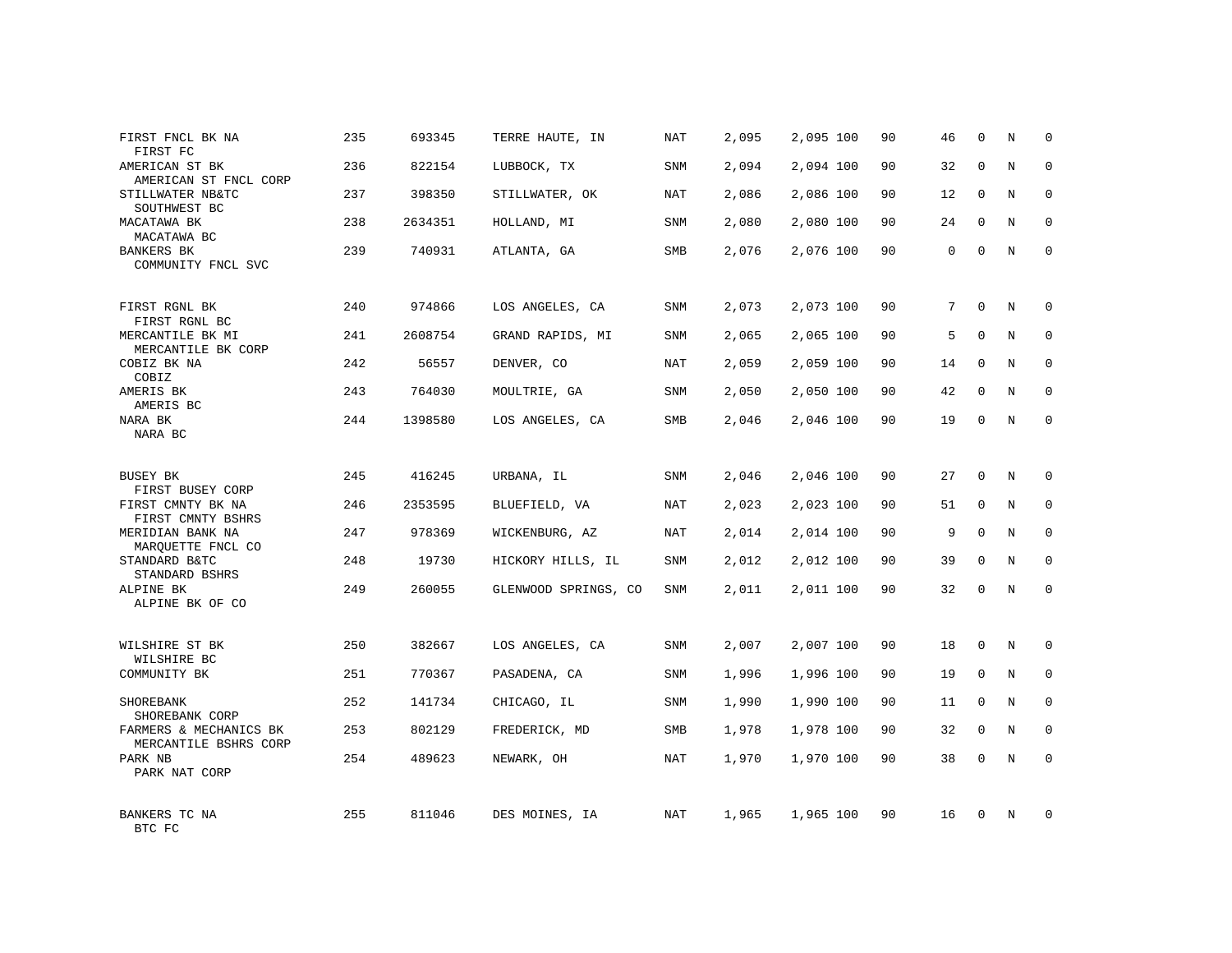| | | | | | | | | | | | | |
|---|---|---|---|---|---|---|---|---|---|---|---|---|
| FIRST FNCL BK NA<br>FIRST FC | 235 | 693345 | TERRE HAUTE, IN | NAT | 2,095 | 2,095 | 100 | 90 | 46 | 0 | N | 0 |
| AMERICAN ST BK<br>AMERICAN ST FNCL CORP | 236 | 822154 | LUBBOCK, TX | SNM | 2,094 | 2,094 | 100 | 90 | 32 | 0 | N | 0 |
| STILLWATER NB&TC<br>SOUTHWEST BC | 237 | 398350 | STILLWATER, OK | NAT | 2,086 | 2,086 | 100 | 90 | 12 | 0 | N | 0 |
| MACATAWA BK<br>MACATAWA BC | 238 | 2634351 | HOLLAND, MI | SNM | 2,080 | 2,080 | 100 | 90 | 24 | 0 | N | 0 |
| BANKERS BK<br>COMMUNITY FNCL SVC | 239 | 740931 | ATLANTA, GA | SMB | 2,076 | 2,076 | 100 | 90 | 0 | 0 | N | 0 |
| FIRST RGNL BK<br>FIRST RGNL BC | 240 | 974866 | LOS ANGELES, CA | SNM | 2,073 | 2,073 | 100 | 90 | 7 | 0 | N | 0 |
| MERCANTILE BK MI<br>MERCANTILE BK CORP | 241 | 2608754 | GRAND RAPIDS, MI | SNM | 2,065 | 2,065 | 100 | 90 | 5 | 0 | N | 0 |
| COBIZ BK NA<br>COBIZ | 242 | 56557 | DENVER, CO | NAT | 2,059 | 2,059 | 100 | 90 | 14 | 0 | N | 0 |
| AMERIS BK<br>AMERIS BC | 243 | 764030 | MOULTRIE, GA | SNM | 2,050 | 2,050 | 100 | 90 | 42 | 0 | N | 0 |
| NARA BK<br>NARA BC | 244 | 1398580 | LOS ANGELES, CA | SMB | 2,046 | 2,046 | 100 | 90 | 19 | 0 | N | 0 |
| BUSEY BK<br>FIRST BUSEY CORP | 245 | 416245 | URBANA, IL | SNM | 2,046 | 2,046 | 100 | 90 | 27 | 0 | N | 0 |
| FIRST CMNTY BK NA<br>FIRST CMNTY BSHRS | 246 | 2353595 | BLUEFIELD, VA | NAT | 2,023 | 2,023 | 100 | 90 | 51 | 0 | N | 0 |
| MERIDIAN BANK NA<br>MARQUETTE FNCL CO | 247 | 978369 | WICKENBURG, AZ | NAT | 2,014 | 2,014 | 100 | 90 | 9 | 0 | N | 0 |
| STANDARD B&TC<br>STANDARD BSHRS | 248 | 19730 | HICKORY HILLS, IL | SNM | 2,012 | 2,012 | 100 | 90 | 39 | 0 | N | 0 |
| ALPINE BK<br>ALPINE BK OF CO | 249 | 260055 | GLENWOOD SPRINGS, CO | SNM | 2,011 | 2,011 | 100 | 90 | 32 | 0 | N | 0 |
| WILSHIRE ST BK<br>WILSHIRE BC | 250 | 382667 | LOS ANGELES, CA | SNM | 2,007 | 2,007 | 100 | 90 | 18 | 0 | N | 0 |
| COMMUNITY BK | 251 | 770367 | PASADENA, CA | SNM | 1,996 | 1,996 | 100 | 90 | 19 | 0 | N | 0 |
| SHOREBANK<br>SHOREBANK CORP | 252 | 141734 | CHICAGO, IL | SNM | 1,990 | 1,990 | 100 | 90 | 11 | 0 | N | 0 |
| FARMERS & MECHANICS BK<br>MERCANTILE BSHRS CORP | 253 | 802129 | FREDERICK, MD | SMB | 1,978 | 1,978 | 100 | 90 | 32 | 0 | N | 0 |
| PARK NB<br>PARK NAT CORP | 254 | 489623 | NEWARK, OH | NAT | 1,970 | 1,970 | 100 | 90 | 38 | 0 | N | 0 |
| BANKERS TC NA<br>BTC FC | 255 | 811046 | DES MOINES, IA | NAT | 1,965 | 1,965 | 100 | 90 | 16 | 0 | N | 0 |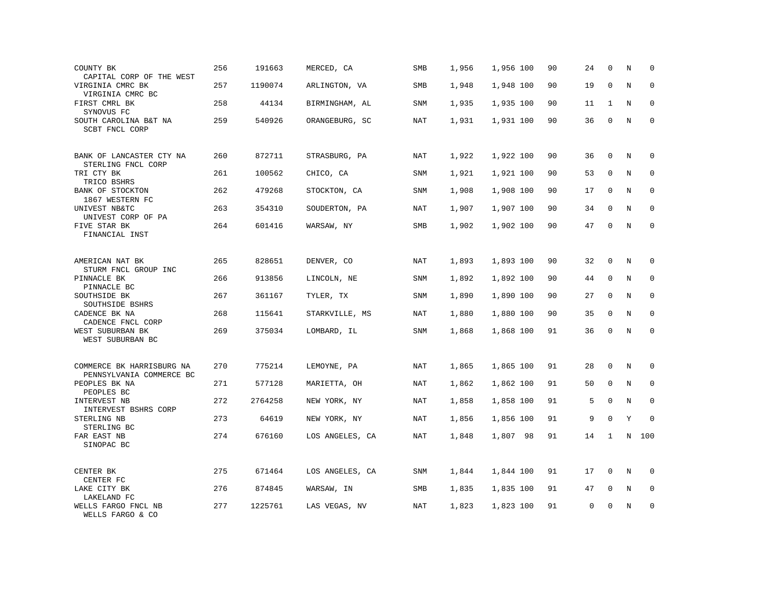| | | | | | | | | | | | | |
|---|---|---|---|---|---|---|---|---|---|---|---|---|
| COUNTY BK<br>CAPITAL CORP OF THE WEST | 256 | 191663 | MERCED, CA | SMB | 1,956 | 1,956 | 100 | 90 | 24 | 0 | N | 0 |
| VIRGINIA CMRC BK<br>VIRGINIA CMRC BC | 257 | 1190074 | ARLINGTON, VA | SMB | 1,948 | 1,948 | 100 | 90 | 19 | 0 | N | 0 |
| FIRST CMRL BK<br>SYNOVUS FC | 258 | 44134 | BIRMINGHAM, AL | SNM | 1,935 | 1,935 | 100 | 90 | 11 | 1 | N | 0 |
| SOUTH CAROLINA B&T NA<br>SCBT FNCL CORP | 259 | 540926 | ORANGEBURG, SC | NAT | 1,931 | 1,931 | 100 | 90 | 36 | 0 | N | 0 |
| BANK OF LANCASTER CTY NA<br>STERLING FNCL CORP | 260 | 872711 | STRASBURG, PA | NAT | 1,922 | 1,922 | 100 | 90 | 36 | 0 | N | 0 |
| TRI CTY BK<br>TRICO BSHRS | 261 | 100562 | CHICO, CA | SNM | 1,921 | 1,921 | 100 | 90 | 53 | 0 | N | 0 |
| BANK OF STOCKTON<br>1867 WESTERN FC | 262 | 479268 | STOCKTON, CA | SNM | 1,908 | 1,908 | 100 | 90 | 17 | 0 | N | 0 |
| UNIVEST NB&TC<br>UNIVEST CORP OF PA | 263 | 354310 | SOUDERTON, PA | NAT | 1,907 | 1,907 | 100 | 90 | 34 | 0 | N | 0 |
| FIVE STAR BK<br>FINANCIAL INST | 264 | 601416 | WARSAW, NY | SMB | 1,902 | 1,902 | 100 | 90 | 47 | 0 | N | 0 |
| AMERICAN NAT BK<br>STURM FNCL GROUP INC | 265 | 828651 | DENVER, CO | NAT | 1,893 | 1,893 | 100 | 90 | 32 | 0 | N | 0 |
| PINNACLE BK<br>PINNACLE BC | 266 | 913856 | LINCOLN, NE | SNM | 1,892 | 1,892 | 100 | 90 | 44 | 0 | N | 0 |
| SOUTHSIDE BK<br>SOUTHSIDE BSHRS | 267 | 361167 | TYLER, TX | SNM | 1,890 | 1,890 | 100 | 90 | 27 | 0 | N | 0 |
| CADENCE BK NA<br>CADENCE FNCL CORP | 268 | 115641 | STARKVILLE, MS | NAT | 1,880 | 1,880 | 100 | 90 | 35 | 0 | N | 0 |
| WEST SUBURBAN BK<br>WEST SUBURBAN BC | 269 | 375034 | LOMBARD, IL | SNM | 1,868 | 1,868 | 100 | 91 | 36 | 0 | N | 0 |
| COMMERCE BK HARRISBURG NA<br>PENNSYLVANIA COMMERCE BC | 270 | 775214 | LEMOYNE, PA | NAT | 1,865 | 1,865 | 100 | 91 | 28 | 0 | N | 0 |
| PEOPLES BK NA<br>PEOPLES BC | 271 | 577128 | MARIETTA, OH | NAT | 1,862 | 1,862 | 100 | 91 | 50 | 0 | N | 0 |
| INTERVEST NB<br>INTERVEST BSHRS CORP | 272 | 2764258 | NEW YORK, NY | NAT | 1,858 | 1,858 | 100 | 91 | 5 | 0 | N | 0 |
| STERLING NB<br>STERLING BC | 273 | 64619 | NEW YORK, NY | NAT | 1,856 | 1,856 | 100 | 91 | 9 | 0 | Y | 0 |
| FAR EAST NB<br>SINOPAC BC | 274 | 676160 | LOS ANGELES, CA | NAT | 1,848 | 1,807 | 98 | 91 | 14 | 1 | N | 100 |
| CENTER BK<br>CENTER FC | 275 | 671464 | LOS ANGELES, CA | SNM | 1,844 | 1,844 | 100 | 91 | 17 | 0 | N | 0 |
| LAKE CITY BK<br>LAKELAND FC | 276 | 874845 | WARSAW, IN | SMB | 1,835 | 1,835 | 100 | 91 | 47 | 0 | N | 0 |
| WELLS FARGO FNCL NB<br>WELLS FARGO & CO | 277 | 1225761 | LAS VEGAS, NV | NAT | 1,823 | 1,823 | 100 | 91 | 0 | 0 | N | 0 |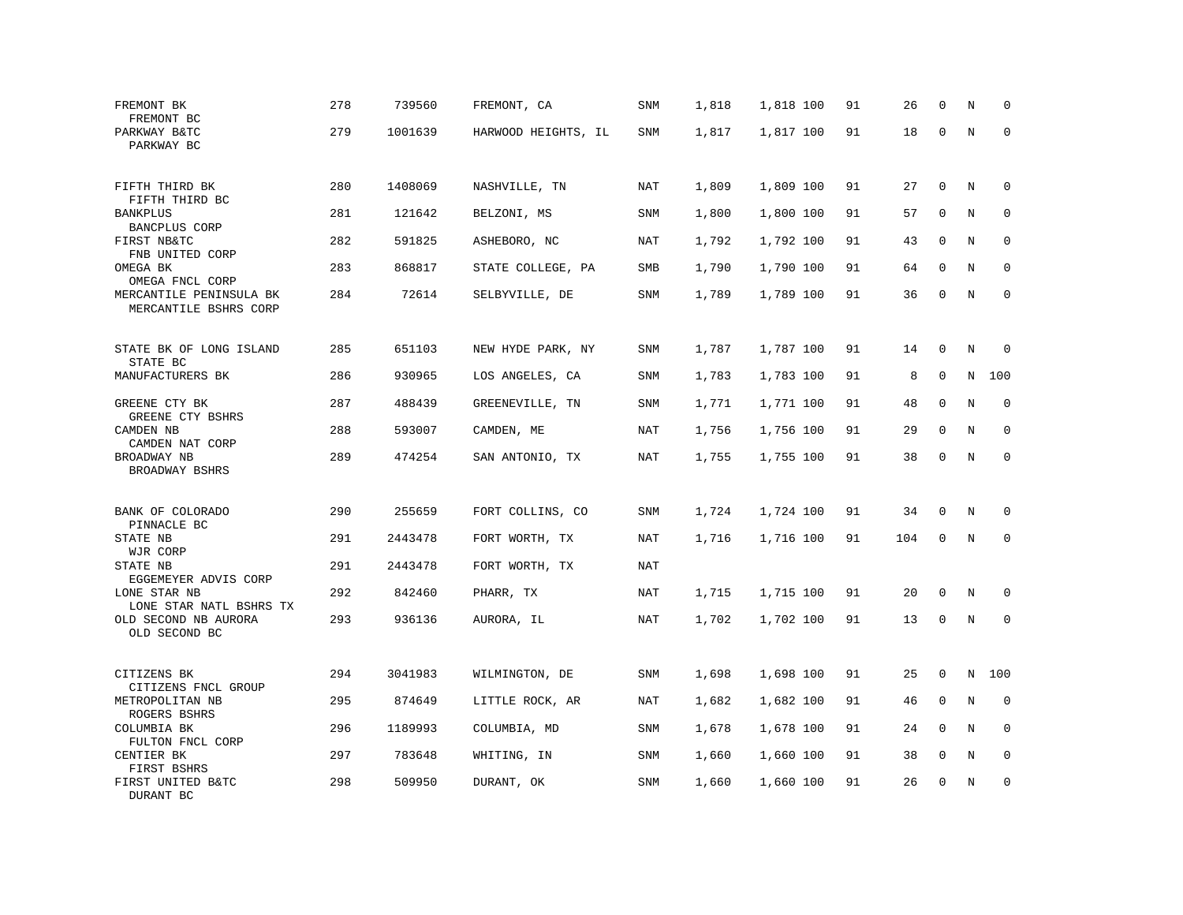| | | | | | | | | | | | | |
|---|---|---|---|---|---|---|---|---|---|---|---|---|
| FREMONT BK<br>FREMONT BC | 278 | 739560 | FREMONT, CA | SNM | 1,818 | 1,818 | 100 | 91 | 26 | 0 | N | 0 |
| PARKWAY B&TC<br>PARKWAY BC | 279 | 1001639 | HARWOOD HEIGHTS, IL | SNM | 1,817 | 1,817 | 100 | 91 | 18 | 0 | N | 0 |
| FIFTH THIRD BK<br>FIFTH THIRD BC | 280 | 1408069 | NASHVILLE, TN | NAT | 1,809 | 1,809 | 100 | 91 | 27 | 0 | N | 0 |
| BANKPLUS<br>BANCPLUS CORP | 281 | 121642 | BELZONI, MS | SNM | 1,800 | 1,800 | 100 | 91 | 57 | 0 | N | 0 |
| FIRST NB&TC<br>FNB UNITED CORP | 282 | 591825 | ASHEBORO, NC | NAT | 1,792 | 1,792 | 100 | 91 | 43 | 0 | N | 0 |
| OMEGA BK<br>OMEGA FNCL CORP | 283 | 868817 | STATE COLLEGE, PA | SMB | 1,790 | 1,790 | 100 | 91 | 64 | 0 | N | 0 |
| MERCANTILE PENINSULA BK<br>MERCANTILE BSHRS CORP | 284 | 72614 | SELBYVILLE, DE | SNM | 1,789 | 1,789 | 100 | 91 | 36 | 0 | N | 0 |
| STATE BK OF LONG ISLAND<br>STATE BC | 285 | 651103 | NEW HYDE PARK, NY | SNM | 1,787 | 1,787 | 100 | 91 | 14 | 0 | N | 0 |
| MANUFACTURERS BK | 286 | 930965 | LOS ANGELES, CA | SNM | 1,783 | 1,783 | 100 | 91 | 8 | 0 | N | 100 |
| GREENE CTY BK<br>GREENE CTY BSHRS | 287 | 488439 | GREENEVILLE, TN | SNM | 1,771 | 1,771 | 100 | 91 | 48 | 0 | N | 0 |
| CAMDEN NB<br>CAMDEN NAT CORP | 288 | 593007 | CAMDEN, ME | NAT | 1,756 | 1,756 | 100 | 91 | 29 | 0 | N | 0 |
| BROADWAY NB<br>BROADWAY BSHRS | 289 | 474254 | SAN ANTONIO, TX | NAT | 1,755 | 1,755 | 100 | 91 | 38 | 0 | N | 0 |
| BANK OF COLORADO<br>PINNACLE BC | 290 | 255659 | FORT COLLINS, CO | SNM | 1,724 | 1,724 | 100 | 91 | 34 | 0 | N | 0 |
| STATE NB<br>WJR CORP | 291 | 2443478 | FORT WORTH, TX | NAT | 1,716 | 1,716 | 100 | 91 | 104 | 0 | N | 0 |
| STATE NB<br>EGGEMEYER ADVIS CORP | 291 | 2443478 | FORT WORTH, TX | NAT | | | | | | | | |
| LONE STAR NB<br>LONE STAR NATL BSHRS TX | 292 | 842460 | PHARR, TX | NAT | 1,715 | 1,715 | 100 | 91 | 20 | 0 | N | 0 |
| OLD SECOND NB AURORA<br>OLD SECOND BC | 293 | 936136 | AURORA, IL | NAT | 1,702 | 1,702 | 100 | 91 | 13 | 0 | N | 0 |
| CITIZENS BK<br>CITIZENS FNCL GROUP | 294 | 3041983 | WILMINGTON, DE | SNM | 1,698 | 1,698 | 100 | 91 | 25 | 0 | N | 100 |
| METROPOLITAN NB<br>ROGERS BSHRS | 295 | 874649 | LITTLE ROCK, AR | NAT | 1,682 | 1,682 | 100 | 91 | 46 | 0 | N | 0 |
| COLUMBIA BK<br>FULTON FNCL CORP | 296 | 1189993 | COLUMBIA, MD | SNM | 1,678 | 1,678 | 100 | 91 | 24 | 0 | N | 0 |
| CENTIER BK<br>FIRST BSHRS | 297 | 783648 | WHITING, IN | SNM | 1,660 | 1,660 | 100 | 91 | 38 | 0 | N | 0 |
| FIRST UNITED B&TC<br>DURANT BC | 298 | 509950 | DURANT, OK | SNM | 1,660 | 1,660 | 100 | 91 | 26 | 0 | N | 0 |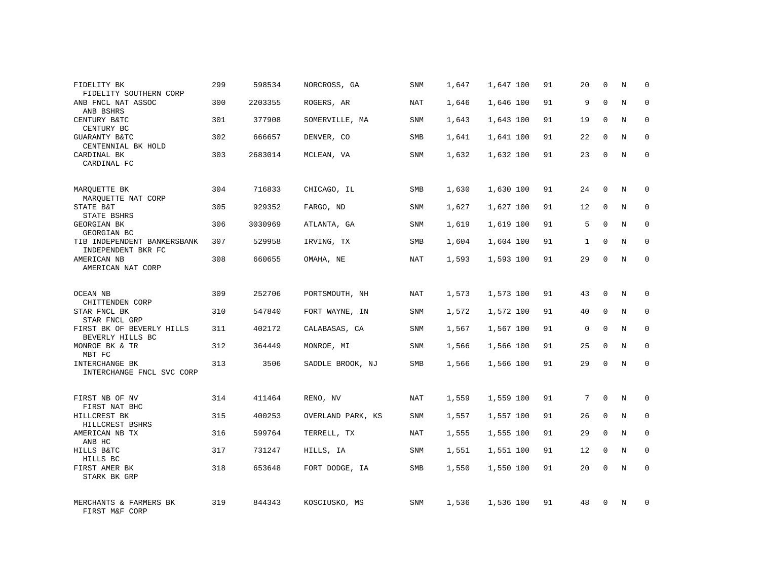| | | | | | | | | | | | | |
|---|---|---|---|---|---|---|---|---|---|---|---|---|
| FIDELITY BK<br>FIDELITY SOUTHERN CORP | 299 | 598534 | NORCROSS, GA | SNM | 1,647 | 1,647 | 100 | 91 | 20 | 0 | N | 0 |
| ANB FNCL NAT ASSOC<br>ANB BSHRS | 300 | 2203355 | ROGERS, AR | NAT | 1,646 | 1,646 | 100 | 91 | 9 | 0 | N | 0 |
| CENTURY B&TC<br>CENTURY BC | 301 | 377908 | SOMERVILLE, MA | SNM | 1,643 | 1,643 | 100 | 91 | 19 | 0 | N | 0 |
| GUARANTY B&TC<br>CENTENNIAL BK HOLD | 302 | 666657 | DENVER, CO | SMB | 1,641 | 1,641 | 100 | 91 | 22 | 0 | N | 0 |
| CARDINAL BK<br>CARDINAL FC | 303 | 2683014 | MCLEAN, VA | SNM | 1,632 | 1,632 | 100 | 91 | 23 | 0 | N | 0 |
| MARQUETTE BK<br>MARQUETTE NAT CORP | 304 | 716833 | CHICAGO, IL | SMB | 1,630 | 1,630 | 100 | 91 | 24 | 0 | N | 0 |
| STATE B&T<br>STATE BSHRS | 305 | 929352 | FARGO, ND | SNM | 1,627 | 1,627 | 100 | 91 | 12 | 0 | N | 0 |
| GEORGIAN BK<br>GEORGIAN BC | 306 | 3030969 | ATLANTA, GA | SNM | 1,619 | 1,619 | 100 | 91 | 5 | 0 | N | 0 |
| TIB INDEPENDENT BANKERSBANK<br>INDEPENDENT BKR FC | 307 | 529958 | IRVING, TX | SMB | 1,604 | 1,604 | 100 | 91 | 1 | 0 | N | 0 |
| AMERICAN NB<br>AMERICAN NAT CORP | 308 | 660655 | OMAHA, NE | NAT | 1,593 | 1,593 | 100 | 91 | 29 | 0 | N | 0 |
| OCEAN NB<br>CHITTENDEN CORP | 309 | 252706 | PORTSMOUTH, NH | NAT | 1,573 | 1,573 | 100 | 91 | 43 | 0 | N | 0 |
| STAR FNCL BK<br>STAR FNCL GRP | 310 | 547840 | FORT WAYNE, IN | SNM | 1,572 | 1,572 | 100 | 91 | 40 | 0 | N | 0 |
| FIRST BK OF BEVERLY HILLS<br>BEVERLY HILLS BC | 311 | 402172 | CALABASAS, CA | SNM | 1,567 | 1,567 | 100 | 91 | 0 | 0 | N | 0 |
| MONROE BK & TR<br>MBT FC | 312 | 364449 | MONROE, MI | SNM | 1,566 | 1,566 | 100 | 91 | 25 | 0 | N | 0 |
| INTERCHANGE BK<br>INTERCHANGE FNCL SVC CORP | 313 | 3506 | SADDLE BROOK, NJ | SMB | 1,566 | 1,566 | 100 | 91 | 29 | 0 | N | 0 |
| FIRST NB OF NV<br>FIRST NAT BHC | 314 | 411464 | RENO, NV | NAT | 1,559 | 1,559 | 100 | 91 | 7 | 0 | N | 0 |
| HILLCREST BK<br>HILLCREST BSHRS | 315 | 400253 | OVERLAND PARK, KS | SNM | 1,557 | 1,557 | 100 | 91 | 26 | 0 | N | 0 |
| AMERICAN NB TX<br>ANB HC | 316 | 599764 | TERRELL, TX | NAT | 1,555 | 1,555 | 100 | 91 | 29 | 0 | N | 0 |
| HILLS B&TC<br>HILLS BC | 317 | 731247 | HILLS, IA | SNM | 1,551 | 1,551 | 100 | 91 | 12 | 0 | N | 0 |
| FIRST AMER BK<br>STARK BK GRP | 318 | 653648 | FORT DODGE, IA | SMB | 1,550 | 1,550 | 100 | 91 | 20 | 0 | N | 0 |
| MERCHANTS & FARMERS BK<br>FIRST M&F CORP | 319 | 844343 | KOSCIUSKO, MS | SNM | 1,536 | 1,536 | 100 | 91 | 48 | 0 | N | 0 |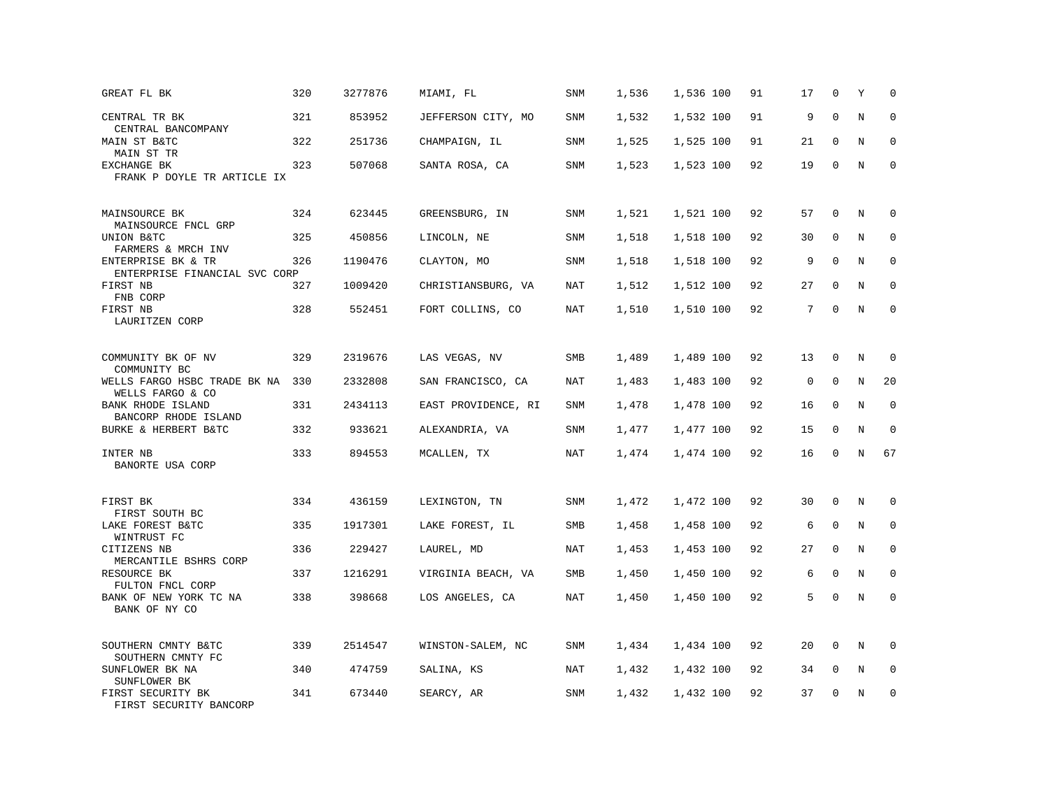| | | | | | | | | | | | | |
|---|---|---|---|---|---|---|---|---|---|---|---|---|
| GREAT FL BK | 320 | 3277876 | MIAMI, FL | SNM | 1,536 | 1,536 | 100 | 91 | 17 | 0 | Y | 0 |
| CENTRAL TR BK<br>CENTRAL BANCOMPANY | 321 | 853952 | JEFFERSON CITY, MO | SNM | 1,532 | 1,532 | 100 | 91 | 9 | 0 | N | 0 |
| MAIN ST B&TC<br>MAIN ST TR | 322 | 251736 | CHAMPAIGN, IL | SNM | 1,525 | 1,525 | 100 | 91 | 21 | 0 | N | 0 |
| EXCHANGE BK<br>FRANK P DOYLE TR ARTICLE IX | 323 | 507068 | SANTA ROSA, CA | SNM | 1,523 | 1,523 | 100 | 92 | 19 | 0 | N | 0 |
| MAINSOURCE BK<br>MAINSOURCE FNCL GRP | 324 | 623445 | GREENSBURG, IN | SNM | 1,521 | 1,521 | 100 | 92 | 57 | 0 | N | 0 |
| UNION B&TC<br>FARMERS & MRCH INV | 325 | 450856 | LINCOLN, NE | SNM | 1,518 | 1,518 | 100 | 92 | 30 | 0 | N | 0 |
| ENTERPRISE BK & TR<br>ENTERPRISE FINANCIAL SVC CORP | 326 | 1190476 | CLAYTON, MO | SNM | 1,518 | 1,518 | 100 | 92 | 9 | 0 | N | 0 |
| FIRST NB<br>FNB CORP | 327 | 1009420 | CHRISTIANSBURG, VA | NAT | 1,512 | 1,512 | 100 | 92 | 27 | 0 | N | 0 |
| FIRST NB<br>LAURITZEN CORP | 328 | 552451 | FORT COLLINS, CO | NAT | 1,510 | 1,510 | 100 | 92 | 7 | 0 | N | 0 |
| COMMUNITY BK OF NV<br>COMMUNITY BC | 329 | 2319676 | LAS VEGAS, NV | SMB | 1,489 | 1,489 | 100 | 92 | 13 | 0 | N | 0 |
| WELLS FARGO HSBC TRADE BK NA<br>WELLS FARGO & CO | 330 | 2332808 | SAN FRANCISCO, CA | NAT | 1,483 | 1,483 | 100 | 92 | 0 | 0 | N | 20 |
| BANK RHODE ISLAND<br>BANCORP RHODE ISLAND | 331 | 2434113 | EAST PROVIDENCE, RI | SNM | 1,478 | 1,478 | 100 | 92 | 16 | 0 | N | 0 |
| BURKE & HERBERT B&TC | 332 | 933621 | ALEXANDRIA, VA | SNM | 1,477 | 1,477 | 100 | 92 | 15 | 0 | N | 0 |
| INTER NB<br>BANORTE USA CORP | 333 | 894553 | MCALLEN, TX | NAT | 1,474 | 1,474 | 100 | 92 | 16 | 0 | N | 67 |
| FIRST BK<br>FIRST SOUTH BC | 334 | 436159 | LEXINGTON, TN | SNM | 1,472 | 1,472 | 100 | 92 | 30 | 0 | N | 0 |
| LAKE FOREST B&TC<br>WINTRUST FC | 335 | 1917301 | LAKE FOREST, IL | SMB | 1,458 | 1,458 | 100 | 92 | 6 | 0 | N | 0 |
| CITIZENS NB<br>MERCANTILE BSHRS CORP | 336 | 229427 | LAUREL, MD | NAT | 1,453 | 1,453 | 100 | 92 | 27 | 0 | N | 0 |
| RESOURCE BK<br>FULTON FNCL CORP | 337 | 1216291 | VIRGINIA BEACH, VA | SMB | 1,450 | 1,450 | 100 | 92 | 6 | 0 | N | 0 |
| BANK OF NEW YORK TC NA<br>BANK OF NY CO | 338 | 398668 | LOS ANGELES, CA | NAT | 1,450 | 1,450 | 100 | 92 | 5 | 0 | N | 0 |
| SOUTHERN CMNTY B&TC<br>SOUTHERN CMNTY FC | 339 | 2514547 | WINSTON-SALEM, NC | SNM | 1,434 | 1,434 | 100 | 92 | 20 | 0 | N | 0 |
| SUNFLOWER BK NA<br>SUNFLOWER BK | 340 | 474759 | SALINA, KS | NAT | 1,432 | 1,432 | 100 | 92 | 34 | 0 | N | 0 |
| FIRST SECURITY BK<br>FIRST SECURITY BANCORP | 341 | 673440 | SEARCY, AR | SNM | 1,432 | 1,432 | 100 | 92 | 37 | 0 | N | 0 |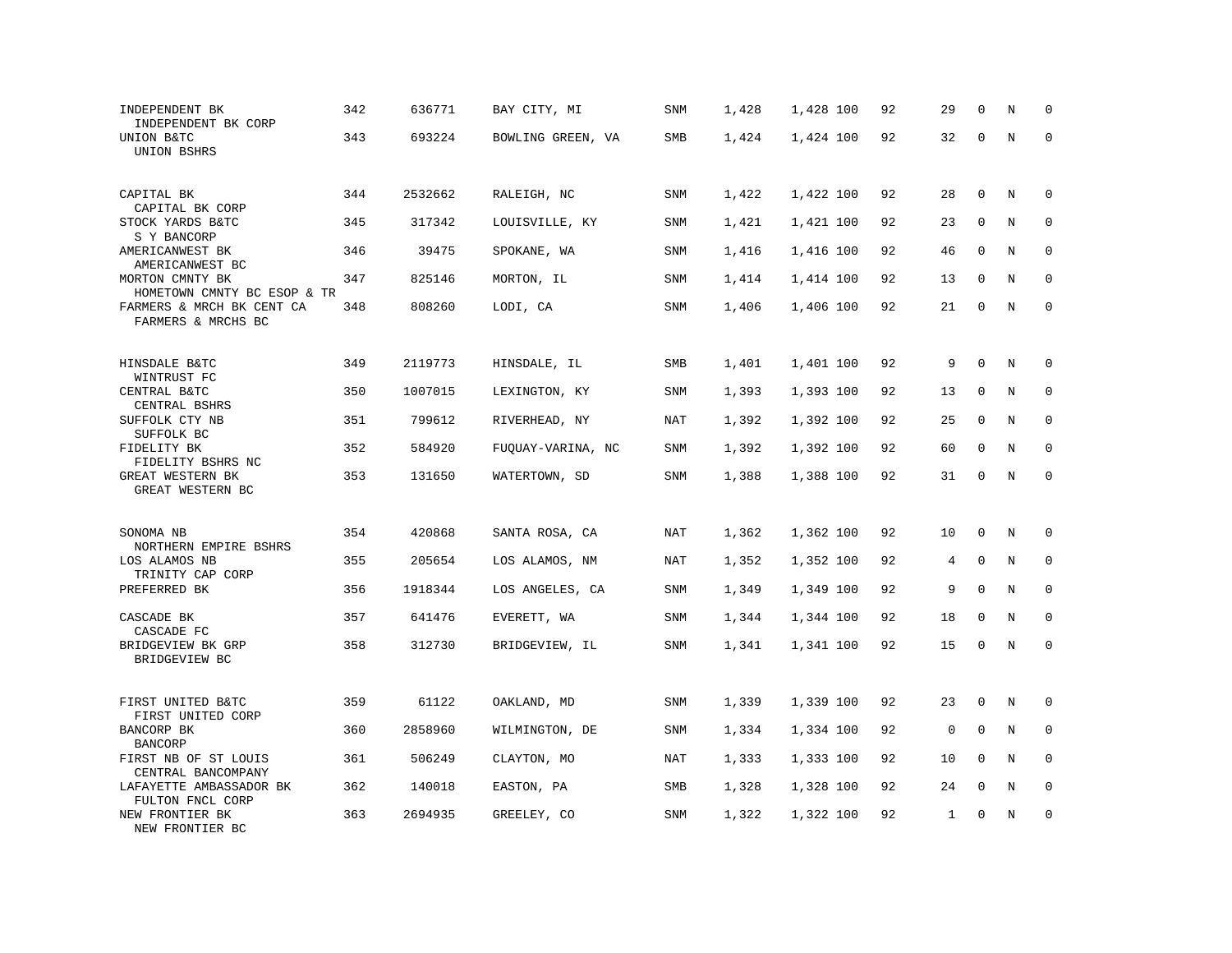| | | | | | | | | | | | |
|---|---|---|---|---|---|---|---|---|---|---|---|
| INDEPENDENT BK<br>INDEPENDENT BK CORP | 342 | 636771 | BAY CITY, MI | SNM | 1,428 | 1,428 | 100 | 92 | 29 | 0 | N | 0 |
| UNION B&TC<br>UNION BSHRS | 343 | 693224 | BOWLING GREEN, VA | SMB | 1,424 | 1,424 | 100 | 92 | 32 | 0 | N | 0 |
| CAPITAL BK<br>CAPITAL BK CORP | 344 | 2532662 | RALEIGH, NC | SNM | 1,422 | 1,422 | 100 | 92 | 28 | 0 | N | 0 |
| STOCK YARDS B&TC<br>S Y BANCORP | 345 | 317342 | LOUISVILLE, KY | SNM | 1,421 | 1,421 | 100 | 92 | 23 | 0 | N | 0 |
| AMERICANWEST BK<br>AMERICANWEST BC | 346 | 39475 | SPOKANE, WA | SNM | 1,416 | 1,416 | 100 | 92 | 46 | 0 | N | 0 |
| MORTON CMNTY BK<br>HOMETOWN CMNTY BC ESOP & TR | 347 | 825146 | MORTON, IL | SNM | 1,414 | 1,414 | 100 | 92 | 13 | 0 | N | 0 |
| FARMERS & MRCH BK CENT CA<br>FARMERS & MRCHS BC | 348 | 808260 | LODI, CA | SNM | 1,406 | 1,406 | 100 | 92 | 21 | 0 | N | 0 |
| HINSDALE B&TC<br>WINTRUST FC | 349 | 2119773 | HINSDALE, IL | SMB | 1,401 | 1,401 | 100 | 92 | 9 | 0 | N | 0 |
| CENTRAL B&TC<br>CENTRAL BSHRS | 350 | 1007015 | LEXINGTON, KY | SNM | 1,393 | 1,393 | 100 | 92 | 13 | 0 | N | 0 |
| SUFFOLK CTY NB<br>SUFFOLK BC | 351 | 799612 | RIVERHEAD, NY | NAT | 1,392 | 1,392 | 100 | 92 | 25 | 0 | N | 0 |
| FIDELITY BK<br>FIDELITY BSHRS NC | 352 | 584920 | FUQUAY-VARINA, NC | SNM | 1,392 | 1,392 | 100 | 92 | 60 | 0 | N | 0 |
| GREAT WESTERN BK<br>GREAT WESTERN BC | 353 | 131650 | WATERTOWN, SD | SNM | 1,388 | 1,388 | 100 | 92 | 31 | 0 | N | 0 |
| SONOMA NB<br>NORTHERN EMPIRE BSHRS | 354 | 420868 | SANTA ROSA, CA | NAT | 1,362 | 1,362 | 100 | 92 | 10 | 0 | N | 0 |
| LOS ALAMOS NB<br>TRINITY CAP CORP | 355 | 205654 | LOS ALAMOS, NM | NAT | 1,352 | 1,352 | 100 | 92 | 4 | 0 | N | 0 |
| PREFERRED BK | 356 | 1918344 | LOS ANGELES, CA | SNM | 1,349 | 1,349 | 100 | 92 | 9 | 0 | N | 0 |
| CASCADE BK<br>CASCADE FC | 357 | 641476 | EVERETT, WA | SNM | 1,344 | 1,344 | 100 | 92 | 18 | 0 | N | 0 |
| BRIDGEVIEW BK GRP<br>BRIDGEVIEW BC | 358 | 312730 | BRIDGEVIEW, IL | SNM | 1,341 | 1,341 | 100 | 92 | 15 | 0 | N | 0 |
| FIRST UNITED B&TC<br>FIRST UNITED CORP | 359 | 61122 | OAKLAND, MD | SNM | 1,339 | 1,339 | 100 | 92 | 23 | 0 | N | 0 |
| BANCORP BK<br>BANCORP | 360 | 2858960 | WILMINGTON, DE | SNM | 1,334 | 1,334 | 100 | 92 | 0 | 0 | N | 0 |
| FIRST NB OF ST LOUIS<br>CENTRAL BANCOMPANY | 361 | 506249 | CLAYTON, MO | NAT | 1,333 | 1,333 | 100 | 92 | 10 | 0 | N | 0 |
| LAFAYETTE AMBASSADOR BK<br>FULTON FNCL CORP | 362 | 140018 | EASTON, PA | SMB | 1,328 | 1,328 | 100 | 92 | 24 | 0 | N | 0 |
| NEW FRONTIER BK<br>NEW FRONTIER BC | 363 | 2694935 | GREELEY, CO | SNM | 1,322 | 1,322 | 100 | 92 | 1 | 0 | N | 0 |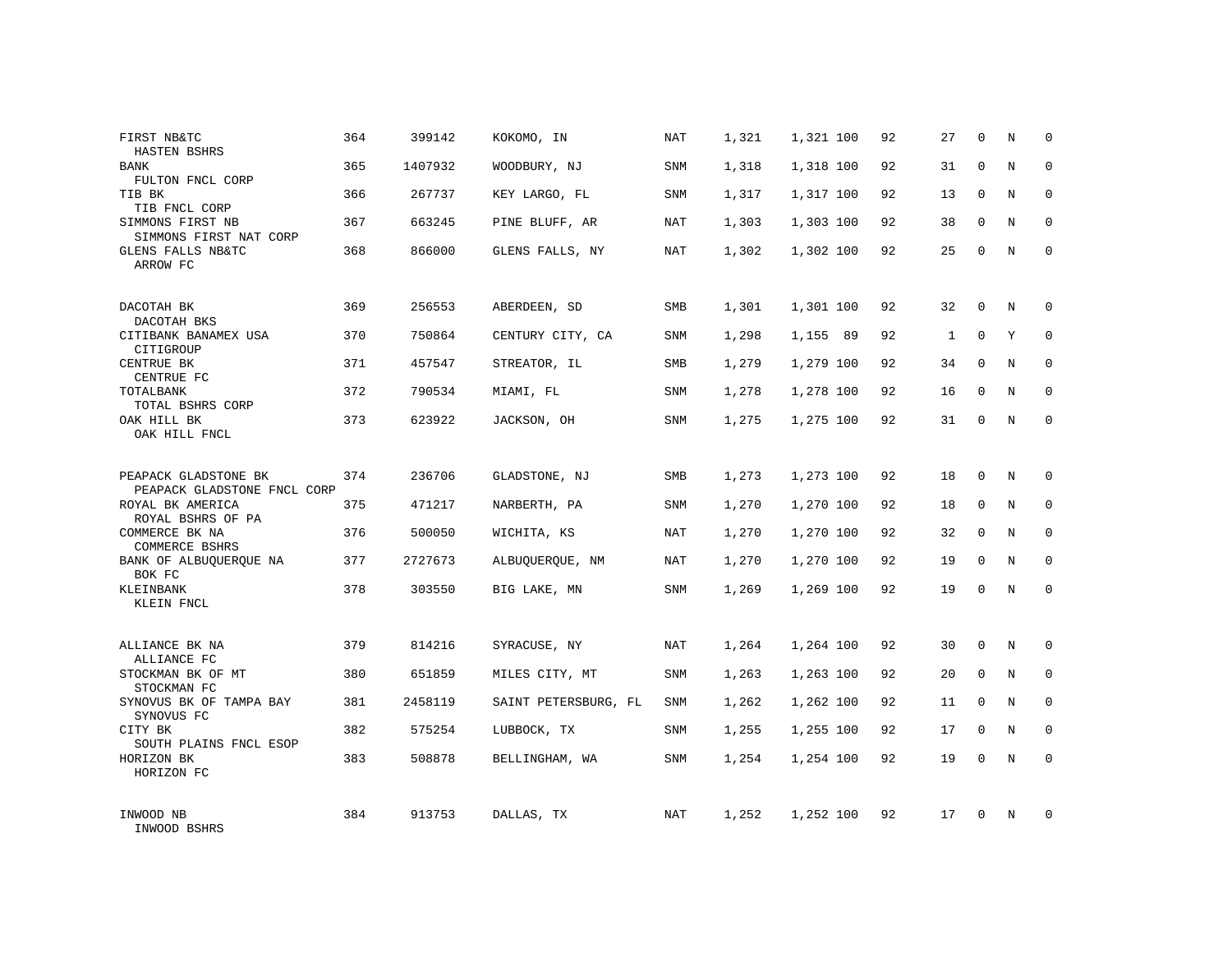| | | | | | | | | | | | | |
|---|---|---|---|---|---|---|---|---|---|---|---|---|
| FIRST NB&TC<br>HASTEN BSHRS | 364 | 399142 | KOKOMO, IN | NAT | 1,321 | 1,321 | 100 | 92 | 27 | 0 | N | 0 |
| BANK<br>FULTON FNCL CORP | 365 | 1407932 | WOODBURY, NJ | SNM | 1,318 | 1,318 | 100 | 92 | 31 | 0 | N | 0 |
| TIB BK<br>TIB FNCL CORP | 366 | 267737 | KEY LARGO, FL | SNM | 1,317 | 1,317 | 100 | 92 | 13 | 0 | N | 0 |
| SIMMONS FIRST NB<br>SIMMONS FIRST NAT CORP | 367 | 663245 | PINE BLUFF, AR | NAT | 1,303 | 1,303 | 100 | 92 | 38 | 0 | N | 0 |
| GLENS FALLS NB&TC<br>ARROW FC | 368 | 866000 | GLENS FALLS, NY | NAT | 1,302 | 1,302 | 100 | 92 | 25 | 0 | N | 0 |
| DACOTAH BK<br>DACOTAH BKS | 369 | 256553 | ABERDEEN, SD | SMB | 1,301 | 1,301 | 100 | 92 | 32 | 0 | N | 0 |
| CITIBANK BANAMEX USA<br>CITIGROUP | 370 | 750864 | CENTURY CITY, CA | SNM | 1,298 | 1,155 | 89 | 92 | 1 | 0 | Y | 0 |
| CENTRUE BK<br>CENTRUE FC | 371 | 457547 | STREATOR, IL | SMB | 1,279 | 1,279 | 100 | 92 | 34 | 0 | N | 0 |
| TOTALBANK<br>TOTAL BSHRS CORP | 372 | 790534 | MIAMI, FL | SNM | 1,278 | 1,278 | 100 | 92 | 16 | 0 | N | 0 |
| OAK HILL BK<br>OAK HILL FNCL | 373 | 623922 | JACKSON, OH | SNM | 1,275 | 1,275 | 100 | 92 | 31 | 0 | N | 0 |
| PEAPACK GLADSTONE BK<br>PEAPACK GLADSTONE FNCL CORP | 374 | 236706 | GLADSTONE, NJ | SMB | 1,273 | 1,273 | 100 | 92 | 18 | 0 | N | 0 |
| ROYAL BK AMERICA<br>ROYAL BSHRS OF PA | 375 | 471217 | NARBERTH, PA | SNM | 1,270 | 1,270 | 100 | 92 | 18 | 0 | N | 0 |
| COMMERCE BK NA<br>COMMERCE BSHRS | 376 | 500050 | WICHITA, KS | NAT | 1,270 | 1,270 | 100 | 92 | 32 | 0 | N | 0 |
| BANK OF ALBUQUERQUE NA<br>BOK FC | 377 | 2727673 | ALBUQUERQUE, NM | NAT | 1,270 | 1,270 | 100 | 92 | 19 | 0 | N | 0 |
| KLEINBANK<br>KLEIN FNCL | 378 | 303550 | BIG LAKE, MN | SNM | 1,269 | 1,269 | 100 | 92 | 19 | 0 | N | 0 |
| ALLIANCE BK NA<br>ALLIANCE FC | 379 | 814216 | SYRACUSE, NY | NAT | 1,264 | 1,264 | 100 | 92 | 30 | 0 | N | 0 |
| STOCKMAN BK OF MT<br>STOCKMAN FC | 380 | 651859 | MILES CITY, MT | SNM | 1,263 | 1,263 | 100 | 92 | 20 | 0 | N | 0 |
| SYNOVUS BK OF TAMPA BAY<br>SYNOVUS FC | 381 | 2458119 | SAINT PETERSBURG, FL | SNM | 1,262 | 1,262 | 100 | 92 | 11 | 0 | N | 0 |
| CITY BK<br>SOUTH PLAINS FNCL ESOP | 382 | 575254 | LUBBOCK, TX | SNM | 1,255 | 1,255 | 100 | 92 | 17 | 0 | N | 0 |
| HORIZON BK<br>HORIZON FC | 383 | 508878 | BELLINGHAM, WA | SNM | 1,254 | 1,254 | 100 | 92 | 19 | 0 | N | 0 |
| INWOOD NB<br>INWOOD BSHRS | 384 | 913753 | DALLAS, TX | NAT | 1,252 | 1,252 | 100 | 92 | 17 | 0 | N | 0 |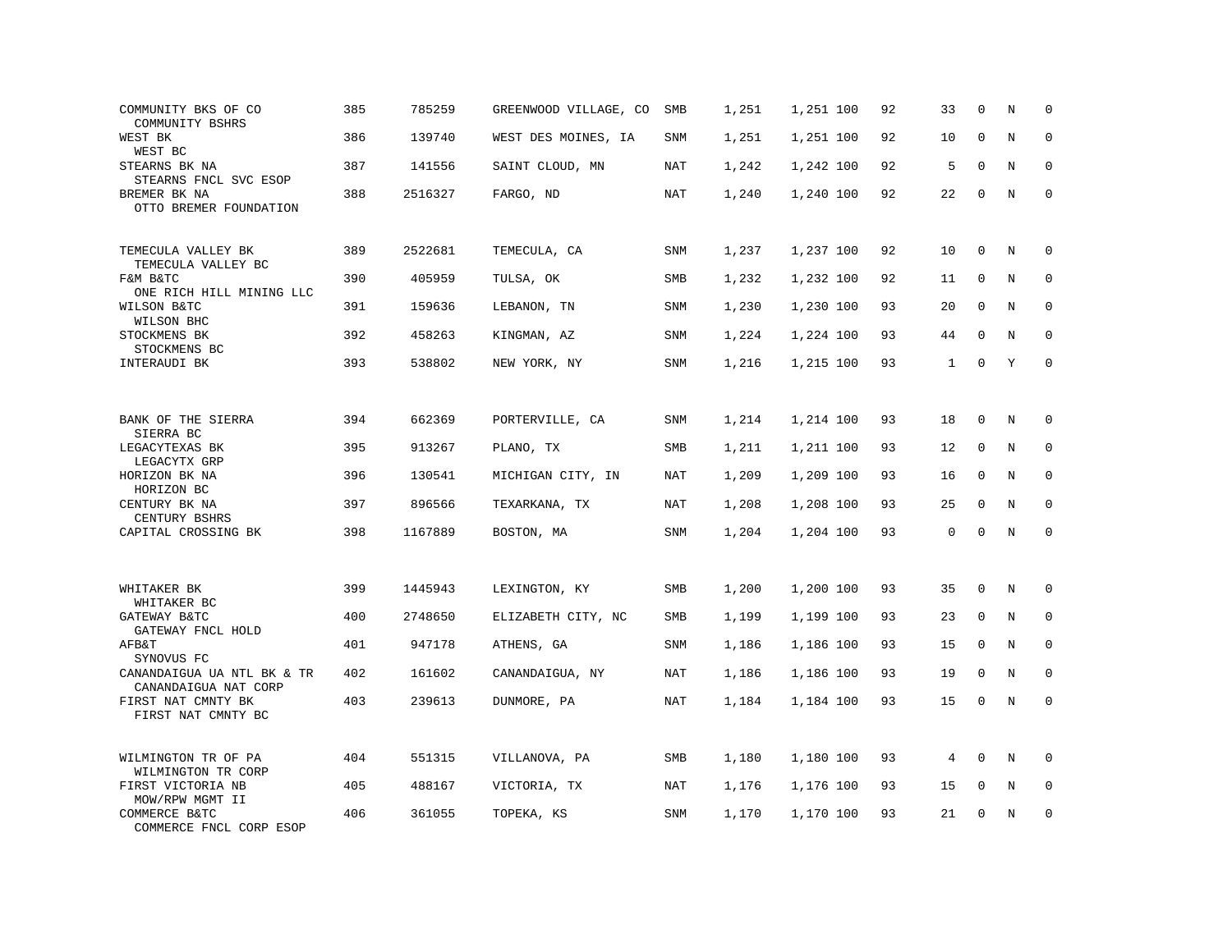| | | | | | | | | | | | | |
|---|---|---|---|---|---|---|---|---|---|---|---|---|
| COMMUNITY BKS OF CO<br>COMMUNITY BSHRS | 385 | 785259 | GREENWOOD VILLAGE, CO | SMB | 1,251 | 1,251 | 100 | 92 | 33 | 0 | N | 0 |
| WEST BK<br>WEST BC | 386 | 139740 | WEST DES MOINES, IA | SNM | 1,251 | 1,251 | 100 | 92 | 10 | 0 | N | 0 |
| STEARNS BK NA<br>STEARNS FNCL SVC ESOP | 387 | 141556 | SAINT CLOUD, MN | NAT | 1,242 | 1,242 | 100 | 92 | 5 | 0 | N | 0 |
| BREMER BK NA<br>OTTO BREMER FOUNDATION | 388 | 2516327 | FARGO, ND | NAT | 1,240 | 1,240 | 100 | 92 | 22 | 0 | N | 0 |
| TEMECULA VALLEY BK<br>TEMECULA VALLEY BC | 389 | 2522681 | TEMECULA, CA | SNM | 1,237 | 1,237 | 100 | 92 | 10 | 0 | N | 0 |
| F&M B&TC<br>ONE RICH HILL MINING LLC | 390 | 405959 | TULSA, OK | SMB | 1,232 | 1,232 | 100 | 92 | 11 | 0 | N | 0 |
| WILSON B&TC<br>WILSON BHC | 391 | 159636 | LEBANON, TN | SNM | 1,230 | 1,230 | 100 | 93 | 20 | 0 | N | 0 |
| STOCKMENS BK<br>STOCKMENS BC | 392 | 458263 | KINGMAN, AZ | SNM | 1,224 | 1,224 | 100 | 93 | 44 | 0 | N | 0 |
| INTERAUDI BK | 393 | 538802 | NEW YORK, NY | SNM | 1,216 | 1,215 | 100 | 93 | 1 | 0 | Y | 0 |
| BANK OF THE SIERRA<br>SIERRA BC | 394 | 662369 | PORTERVILLE, CA | SNM | 1,214 | 1,214 | 100 | 93 | 18 | 0 | N | 0 |
| LEGACYTEXAS BK<br>LEGACYTX GRP | 395 | 913267 | PLANO, TX | SMB | 1,211 | 1,211 | 100 | 93 | 12 | 0 | N | 0 |
| HORIZON BK NA<br>HORIZON BC | 396 | 130541 | MICHIGAN CITY, IN | NAT | 1,209 | 1,209 | 100 | 93 | 16 | 0 | N | 0 |
| CENTURY BK NA<br>CENTURY BSHRS | 397 | 896566 | TEXARKANA, TX | NAT | 1,208 | 1,208 | 100 | 93 | 25 | 0 | N | 0 |
| CAPITAL CROSSING BK | 398 | 1167889 | BOSTON, MA | SNM | 1,204 | 1,204 | 100 | 93 | 0 | 0 | N | 0 |
| WHITAKER BK<br>WHITAKER BC | 399 | 1445943 | LEXINGTON, KY | SMB | 1,200 | 1,200 | 100 | 93 | 35 | 0 | N | 0 |
| GATEWAY B&TC<br>GATEWAY FNCL HOLD | 400 | 2748650 | ELIZABETH CITY, NC | SMB | 1,199 | 1,199 | 100 | 93 | 23 | 0 | N | 0 |
| AFB&T<br>SYNOVUS FC | 401 | 947178 | ATHENS, GA | SNM | 1,186 | 1,186 | 100 | 93 | 15 | 0 | N | 0 |
| CANANDAIGUA UA NTL BK & TR<br>CANANDAIGUA NAT CORP | 402 | 161602 | CANANDAIGUA, NY | NAT | 1,186 | 1,186 | 100 | 93 | 19 | 0 | N | 0 |
| FIRST NAT CMNTY BK<br>FIRST NAT CMNTY BC | 403 | 239613 | DUNMORE, PA | NAT | 1,184 | 1,184 | 100 | 93 | 15 | 0 | N | 0 |
| WILMINGTON TR OF PA<br>WILMINGTON TR CORP | 404 | 551315 | VILLANOVA, PA | SMB | 1,180 | 1,180 | 100 | 93 | 4 | 0 | N | 0 |
| FIRST VICTORIA NB<br>MOW/RPW MGMT II | 405 | 488167 | VICTORIA, TX | NAT | 1,176 | 1,176 | 100 | 93 | 15 | 0 | N | 0 |
| COMMERCE B&TC<br>COMMERCE FNCL CORP ESOP | 406 | 361055 | TOPEKA, KS | SNM | 1,170 | 1,170 | 100 | 93 | 21 | 0 | N | 0 |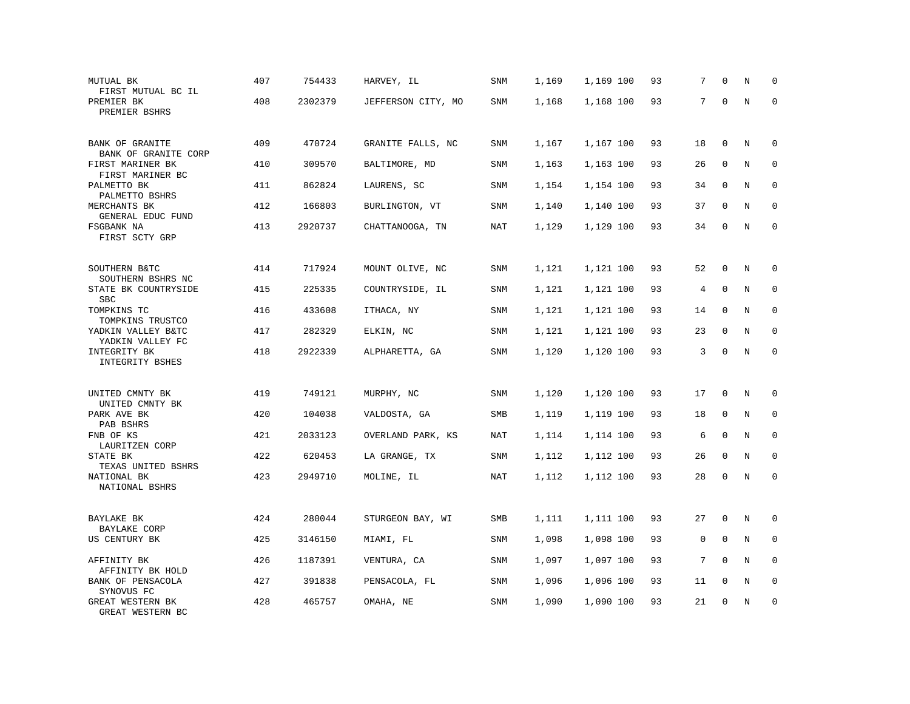| | | | | | | | | | | | | |
|---|---|---|---|---|---|---|---|---|---|---|---|---|
| MUTUAL BK<br>FIRST MUTUAL BC IL | 407 | 754433 | HARVEY, IL | SNM | 1,169 | 1,169 | 100 | 93 | 7 | 0 | N | 0 |
| PREMIER BK<br>PREMIER BSHRS | 408 | 2302379 | JEFFERSON CITY, MO | SNM | 1,168 | 1,168 | 100 | 93 | 7 | 0 | N | 0 |
| BANK OF GRANITE<br>BANK OF GRANITE CORP | 409 | 470724 | GRANITE FALLS, NC | SNM | 1,167 | 1,167 | 100 | 93 | 18 | 0 | N | 0 |
| FIRST MARINER BK<br>FIRST MARINER BC | 410 | 309570 | BALTIMORE, MD | SNM | 1,163 | 1,163 | 100 | 93 | 26 | 0 | N | 0 |
| PALMETTO BK<br>PALMETTO BSHRS | 411 | 862824 | LAURENS, SC | SNM | 1,154 | 1,154 | 100 | 93 | 34 | 0 | N | 0 |
| MERCHANTS BK<br>GENERAL EDUC FUND | 412 | 166803 | BURLINGTON, VT | SNM | 1,140 | 1,140 | 100 | 93 | 37 | 0 | N | 0 |
| FSGBANK NA<br>FIRST SCTY GRP | 413 | 2920737 | CHATTANOOGA, TN | NAT | 1,129 | 1,129 | 100 | 93 | 34 | 0 | N | 0 |
| SOUTHERN B&TC<br>SOUTHERN BSHRS NC | 414 | 717924 | MOUNT OLIVE, NC | SNM | 1,121 | 1,121 | 100 | 93 | 52 | 0 | N | 0 |
| STATE BK COUNTRYSIDE<br>SBC | 415 | 225335 | COUNTRYSIDE, IL | SNM | 1,121 | 1,121 | 100 | 93 | 4 | 0 | N | 0 |
| TOMPKINS TC<br>TOMPKINS TRUSTCO | 416 | 433608 | ITHACA, NY | SNM | 1,121 | 1,121 | 100 | 93 | 14 | 0 | N | 0 |
| YADKIN VALLEY B&TC<br>YADKIN VALLEY FC | 417 | 282329 | ELKIN, NC | SNM | 1,121 | 1,121 | 100 | 93 | 23 | 0 | N | 0 |
| INTEGRITY BK<br>INTEGRITY BSHES | 418 | 2922339 | ALPHARETTA, GA | SNM | 1,120 | 1,120 | 100 | 93 | 3 | 0 | N | 0 |
| UNITED CMNTY BK<br>UNITED CMNTY BK | 419 | 749121 | MURPHY, NC | SNM | 1,120 | 1,120 | 100 | 93 | 17 | 0 | N | 0 |
| PARK AVE BK<br>PAB BSHRS | 420 | 104038 | VALDOSTA, GA | SMB | 1,119 | 1,119 | 100 | 93 | 18 | 0 | N | 0 |
| FNB OF KS<br>LAURITZEN CORP | 421 | 2033123 | OVERLAND PARK, KS | NAT | 1,114 | 1,114 | 100 | 93 | 6 | 0 | N | 0 |
| STATE BK<br>TEXAS UNITED BSHRS | 422 | 620453 | LA GRANGE, TX | SNM | 1,112 | 1,112 | 100 | 93 | 26 | 0 | N | 0 |
| NATIONAL BK<br>NATIONAL BSHRS | 423 | 2949710 | MOLINE, IL | NAT | 1,112 | 1,112 | 100 | 93 | 28 | 0 | N | 0 |
| BAYLAKE BK<br>BAYLAKE CORP | 424 | 280044 | STURGEON BAY, WI | SMB | 1,111 | 1,111 | 100 | 93 | 27 | 0 | N | 0 |
| US CENTURY BK | 425 | 3146150 | MIAMI, FL | SNM | 1,098 | 1,098 | 100 | 93 | 0 | 0 | N | 0 |
| AFFINITY BK<br>AFFINITY BK HOLD | 426 | 1187391 | VENTURA, CA | SNM | 1,097 | 1,097 | 100 | 93 | 7 | 0 | N | 0 |
| BANK OF PENSACOLA<br>SYNOVUS FC | 427 | 391838 | PENSACOLA, FL | SNM | 1,096 | 1,096 | 100 | 93 | 11 | 0 | N | 0 |
| GREAT WESTERN BK<br>GREAT WESTERN BC | 428 | 465757 | OMAHA, NE | SNM | 1,090 | 1,090 | 100 | 93 | 21 | 0 | N | 0 |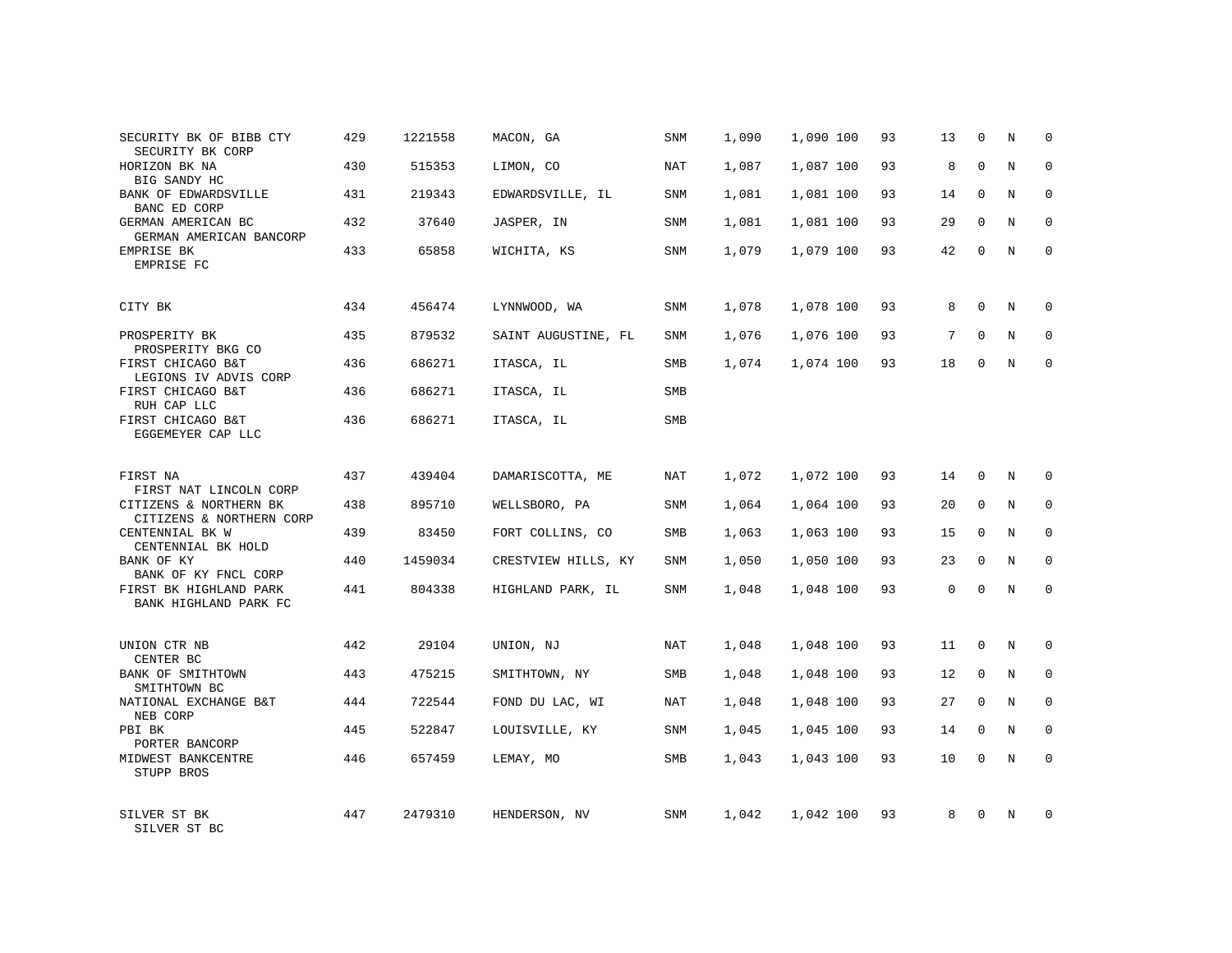| | | | | | | | | | | | | |
|---|---|---|---|---|---|---|---|---|---|---|---|---|
| SECURITY BK OF BIBB CTY<br>SECURITY BK CORP | 429 | 1221558 | MACON, GA | SNM | 1,090 | 1,090 | 100 | 93 | 13 | 0 | N | 0 |
| HORIZON BK NA<br>BIG SANDY HC | 430 | 515353 | LIMON, CO | NAT | 1,087 | 1,087 | 100 | 93 | 8 | 0 | N | 0 |
| BANK OF EDWARDSVILLE<br>BANC ED CORP | 431 | 219343 | EDWARDSVILLE, IL | SNM | 1,081 | 1,081 | 100 | 93 | 14 | 0 | N | 0 |
| GERMAN AMERICAN BC<br>GERMAN AMERICAN BANCORP | 432 | 37640 | JASPER, IN | SNM | 1,081 | 1,081 | 100 | 93 | 29 | 0 | N | 0 |
| EMPRISE BK<br>EMPRISE FC | 433 | 65858 | WICHITA, KS | SNM | 1,079 | 1,079 | 100 | 93 | 42 | 0 | N | 0 |
| CITY BK | 434 | 456474 | LYNNWOOD, WA | SNM | 1,078 | 1,078 | 100 | 93 | 8 | 0 | N | 0 |
| PROSPERITY BK<br>PROSPERITY BKG CO | 435 | 879532 | SAINT AUGUSTINE, FL | SNM | 1,076 | 1,076 | 100 | 93 | 7 | 0 | N | 0 |
| FIRST CHICAGO B&T<br>LEGIONS IV ADVIS CORP | 436 | 686271 | ITASCA, IL | SMB | 1,074 | 1,074 | 100 | 93 | 18 | 0 | N | 0 |
| FIRST CHICAGO B&T<br>RUH CAP LLC | 436 | 686271 | ITASCA, IL | SMB | | | | | | | | |
| FIRST CHICAGO B&T<br>EGGEMEYER CAP LLC | 436 | 686271 | ITASCA, IL | SMB | | | | | | | | |
| FIRST NA<br>FIRST NAT LINCOLN CORP | 437 | 439404 | DAMARISCOTTA, ME | NAT | 1,072 | 1,072 | 100 | 93 | 14 | 0 | N | 0 |
| CITIZENS & NORTHERN BK<br>CITIZENS & NORTHERN CORP | 438 | 895710 | WELLSBORO, PA | SNM | 1,064 | 1,064 | 100 | 93 | 20 | 0 | N | 0 |
| CENTENNIAL BK W<br>CENTENNIAL BK HOLD | 439 | 83450 | FORT COLLINS, CO | SMB | 1,063 | 1,063 | 100 | 93 | 15 | 0 | N | 0 |
| BANK OF KY<br>BANK OF KY FNCL CORP | 440 | 1459034 | CRESTVIEW HILLS, KY | SNM | 1,050 | 1,050 | 100 | 93 | 23 | 0 | N | 0 |
| FIRST BK HIGHLAND PARK<br>BANK HIGHLAND PARK FC | 441 | 804338 | HIGHLAND PARK, IL | SNM | 1,048 | 1,048 | 100 | 93 | 0 | 0 | N | 0 |
| UNION CTR NB<br>CENTER BC | 442 | 29104 | UNION, NJ | NAT | 1,048 | 1,048 | 100 | 93 | 11 | 0 | N | 0 |
| BANK OF SMITHTOWN<br>SMITHTOWN BC | 443 | 475215 | SMITHTOWN, NY | SMB | 1,048 | 1,048 | 100 | 93 | 12 | 0 | N | 0 |
| NATIONAL EXCHANGE B&T<br>NEB CORP | 444 | 722544 | FOND DU LAC, WI | NAT | 1,048 | 1,048 | 100 | 93 | 27 | 0 | N | 0 |
| PBI BK<br>PORTER BANCORP | 445 | 522847 | LOUISVILLE, KY | SNM | 1,045 | 1,045 | 100 | 93 | 14 | 0 | N | 0 |
| MIDWEST BANKCENTRE<br>STUPP BROS | 446 | 657459 | LEMAY, MO | SMB | 1,043 | 1,043 | 100 | 93 | 10 | 0 | N | 0 |
| SILVER ST BK<br>SILVER ST BC | 447 | 2479310 | HENDERSON, NV | SNM | 1,042 | 1,042 | 100 | 93 | 8 | 0 | N | 0 |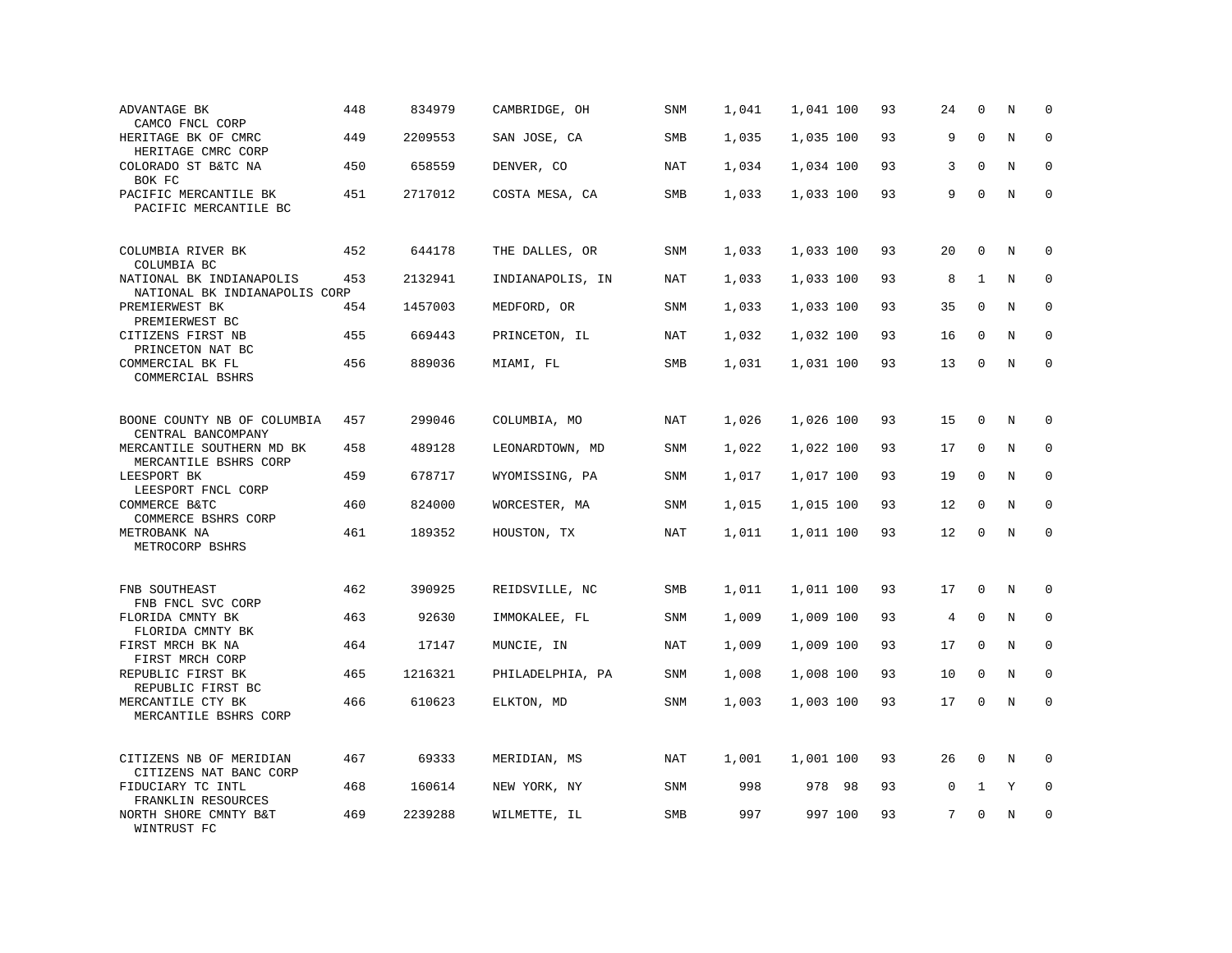| | | | | | | | | | | | | |
|---|---|---|---|---|---|---|---|---|---|---|---|---|
| ADVANTAGE BK<br>CAMCO FNCL CORP | 448 | 834979 | CAMBRIDGE, OH | SNM | 1,041 | 1,041 | 100 | 93 | 24 | 0 | N | 0 |
| HERITAGE BK OF CMRC<br>HERITAGE CMRC CORP | 449 | 2209553 | SAN JOSE, CA | SMB | 1,035 | 1,035 | 100 | 93 | 9 | 0 | N | 0 |
| COLORADO ST B&TC NA<br>BOK FC | 450 | 658559 | DENVER, CO | NAT | 1,034 | 1,034 | 100 | 93 | 3 | 0 | N | 0 |
| PACIFIC MERCANTILE BK<br>PACIFIC MERCANTILE BC | 451 | 2717012 | COSTA MESA, CA | SMB | 1,033 | 1,033 | 100 | 93 | 9 | 0 | N | 0 |
| COLUMBIA RIVER BK<br>COLUMBIA BC | 452 | 644178 | THE DALLES, OR | SNM | 1,033 | 1,033 | 100 | 93 | 20 | 0 | N | 0 |
| NATIONAL BK INDIANAPOLIS<br>NATIONAL BK INDIANAPOLIS CORP | 453 | 2132941 | INDIANAPOLIS, IN | NAT | 1,033 | 1,033 | 100 | 93 | 8 | 1 | N | 0 |
| PREMIERWEST BK<br>PREMIERWEST BC | 454 | 1457003 | MEDFORD, OR | SNM | 1,033 | 1,033 | 100 | 93 | 35 | 0 | N | 0 |
| CITIZENS FIRST NB<br>PRINCETON NAT BC | 455 | 669443 | PRINCETON, IL | NAT | 1,032 | 1,032 | 100 | 93 | 16 | 0 | N | 0 |
| COMMERCIAL BK FL<br>COMMERCIAL BSHRS | 456 | 889036 | MIAMI, FL | SMB | 1,031 | 1,031 | 100 | 93 | 13 | 0 | N | 0 |
| BOONE COUNTY NB OF COLUMBIA<br>CENTRAL BANCOMPANY | 457 | 299046 | COLUMBIA, MO | NAT | 1,026 | 1,026 | 100 | 93 | 15 | 0 | N | 0 |
| MERCANTILE SOUTHERN MD BK<br>MERCANTILE BSHRS CORP | 458 | 489128 | LEONARDTOWN, MD | SNM | 1,022 | 1,022 | 100 | 93 | 17 | 0 | N | 0 |
| LEESPORT BK<br>LEESPORT FNCL CORP | 459 | 678717 | WYOMISSING, PA | SNM | 1,017 | 1,017 | 100 | 93 | 19 | 0 | N | 0 |
| COMMERCE B&TC<br>COMMERCE BSHRS CORP | 460 | 824000 | WORCESTER, MA | SNM | 1,015 | 1,015 | 100 | 93 | 12 | 0 | N | 0 |
| METROBANK NA<br>METROCORP BSHRS | 461 | 189352 | HOUSTON, TX | NAT | 1,011 | 1,011 | 100 | 93 | 12 | 0 | N | 0 |
| FNB SOUTHEAST<br>FNB FNCL SVC CORP | 462 | 390925 | REIDSVILLE, NC | SMB | 1,011 | 1,011 | 100 | 93 | 17 | 0 | N | 0 |
| FLORIDA CMNTY BK<br>FLORIDA CMNTY BK | 463 | 92630 | IMMOKALEE, FL | SNM | 1,009 | 1,009 | 100 | 93 | 4 | 0 | N | 0 |
| FIRST MRCH BK NA<br>FIRST MRCH CORP | 464 | 17147 | MUNCIE, IN | NAT | 1,009 | 1,009 | 100 | 93 | 17 | 0 | N | 0 |
| REPUBLIC FIRST BK<br>REPUBLIC FIRST BC | 465 | 1216321 | PHILADELPHIA, PA | SNM | 1,008 | 1,008 | 100 | 93 | 10 | 0 | N | 0 |
| MERCANTILE CTY BK<br>MERCANTILE BSHRS CORP | 466 | 610623 | ELKTON, MD | SNM | 1,003 | 1,003 | 100 | 93 | 17 | 0 | N | 0 |
| CITIZENS NB OF MERIDIAN<br>CITIZENS NAT BANC CORP | 467 | 69333 | MERIDIAN, MS | NAT | 1,001 | 1,001 | 100 | 93 | 26 | 0 | N | 0 |
| FIDUCIARY TC INTL<br>FRANKLIN RESOURCES | 468 | 160614 | NEW YORK, NY | SNM | 998 | 978 | 98 | 93 | 0 | 1 | Y | 0 |
| NORTH SHORE CMNTY B&T<br>WINTRUST FC | 469 | 2239288 | WILMETTE, IL | SMB | 997 | 997 | 100 | 93 | 7 | 0 | N | 0 |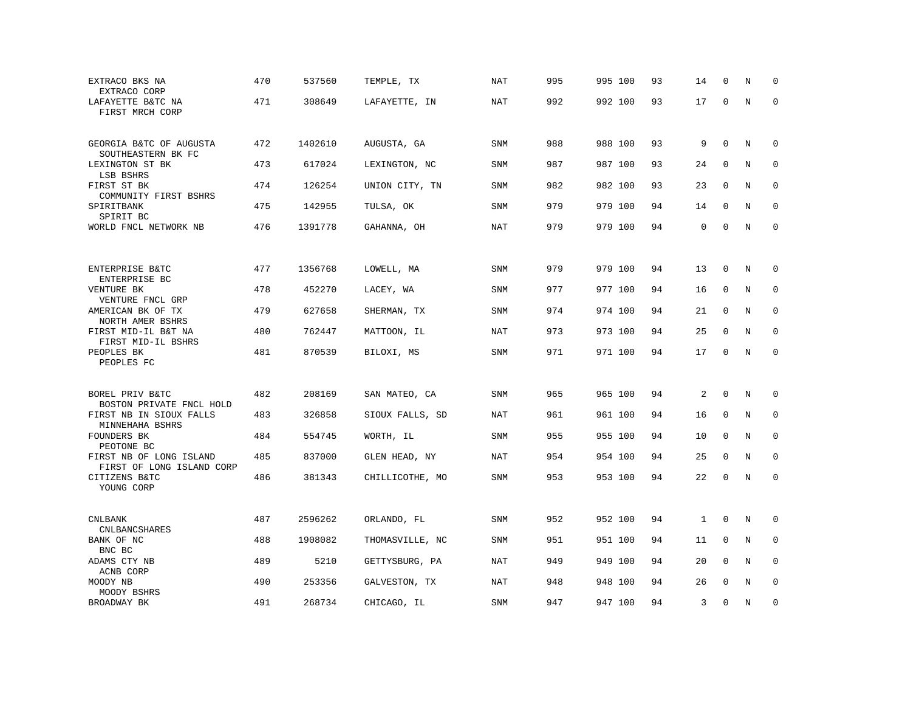| | | | | | | | | | | | | |
|---|---|---|---|---|---|---|---|---|---|---|---|---|
| EXTRACO BKS NA<br>EXTRACO CORP | 470 | 537560 | TEMPLE, TX | NAT | 995 | 995 | 100 | 93 | 14 | 0 | N | 0 |
| LAFAYETTE B&TC NA<br>FIRST MRCH CORP | 471 | 308649 | LAFAYETTE, IN | NAT | 992 | 992 | 100 | 93 | 17 | 0 | N | 0 |
| GEORGIA B&TC OF AUGUSTA<br>SOUTHEASTERN BK FC | 472 | 1402610 | AUGUSTA, GA | SNM | 988 | 988 | 100 | 93 | 9 | 0 | N | 0 |
| LEXINGTON ST BK<br>LSB BSHRS | 473 | 617024 | LEXINGTON, NC | SNM | 987 | 987 | 100 | 93 | 24 | 0 | N | 0 |
| FIRST ST BK<br>COMMUNITY FIRST BSHRS | 474 | 126254 | UNION CITY, TN | SNM | 982 | 982 | 100 | 93 | 23 | 0 | N | 0 |
| SPIRITBANK<br>SPIRIT BC | 475 | 142955 | TULSA, OK | SNM | 979 | 979 | 100 | 94 | 14 | 0 | N | 0 |
| WORLD FNCL NETWORK NB | 476 | 1391778 | GAHANNA, OH | NAT | 979 | 979 | 100 | 94 | 0 | 0 | N | 0 |
| ENTERPRISE B&TC<br>ENTERPRISE BC | 477 | 1356768 | LOWELL, MA | SNM | 979 | 979 | 100 | 94 | 13 | 0 | N | 0 |
| VENTURE BK<br>VENTURE FNCL GRP | 478 | 452270 | LACEY, WA | SNM | 977 | 977 | 100 | 94 | 16 | 0 | N | 0 |
| AMERICAN BK OF TX<br>NORTH AMER BSHRS | 479 | 627658 | SHERMAN, TX | SNM | 974 | 974 | 100 | 94 | 21 | 0 | N | 0 |
| FIRST MID-IL B&T NA<br>FIRST MID-IL BSHRS | 480 | 762447 | MATTOON, IL | NAT | 973 | 973 | 100 | 94 | 25 | 0 | N | 0 |
| PEOPLES BK<br>PEOPLES FC | 481 | 870539 | BILOXI, MS | SNM | 971 | 971 | 100 | 94 | 17 | 0 | N | 0 |
| BOREL PRIV B&TC<br>BOSTON PRIVATE FNCL HOLD | 482 | 208169 | SAN MATEO, CA | SNM | 965 | 965 | 100 | 94 | 2 | 0 | N | 0 |
| FIRST NB IN SIOUX FALLS<br>MINNEHAHA BSHRS | 483 | 326858 | SIOUX FALLS, SD | NAT | 961 | 961 | 100 | 94 | 16 | 0 | N | 0 |
| FOUNDERS BK<br>PEOTONE BC | 484 | 554745 | WORTH, IL | SNM | 955 | 955 | 100 | 94 | 10 | 0 | N | 0 |
| FIRST NB OF LONG ISLAND<br>FIRST OF LONG ISLAND CORP | 485 | 837000 | GLEN HEAD, NY | NAT | 954 | 954 | 100 | 94 | 25 | 0 | N | 0 |
| CITIZENS B&TC<br>YOUNG CORP | 486 | 381343 | CHILLICOTHE, MO | SNM | 953 | 953 | 100 | 94 | 22 | 0 | N | 0 |
| CNLBANK<br>CNLBANCSHARES | 487 | 2596262 | ORLANDO, FL | SNM | 952 | 952 | 100 | 94 | 1 | 0 | N | 0 |
| BANK OF NC<br>BNC BC | 488 | 1908082 | THOMASVILLE, NC | SNM | 951 | 951 | 100 | 94 | 11 | 0 | N | 0 |
| ADAMS CTY NB<br>ACNB CORP | 489 | 5210 | GETTYSBURG, PA | NAT | 949 | 949 | 100 | 94 | 20 | 0 | N | 0 |
| MOODY NB<br>MOODY BSHRS | 490 | 253356 | GALVESTON, TX | NAT | 948 | 948 | 100 | 94 | 26 | 0 | N | 0 |
| BROADWAY BK | 491 | 268734 | CHICAGO, IL | SNM | 947 | 947 | 100 | 94 | 3 | 0 | N | 0 |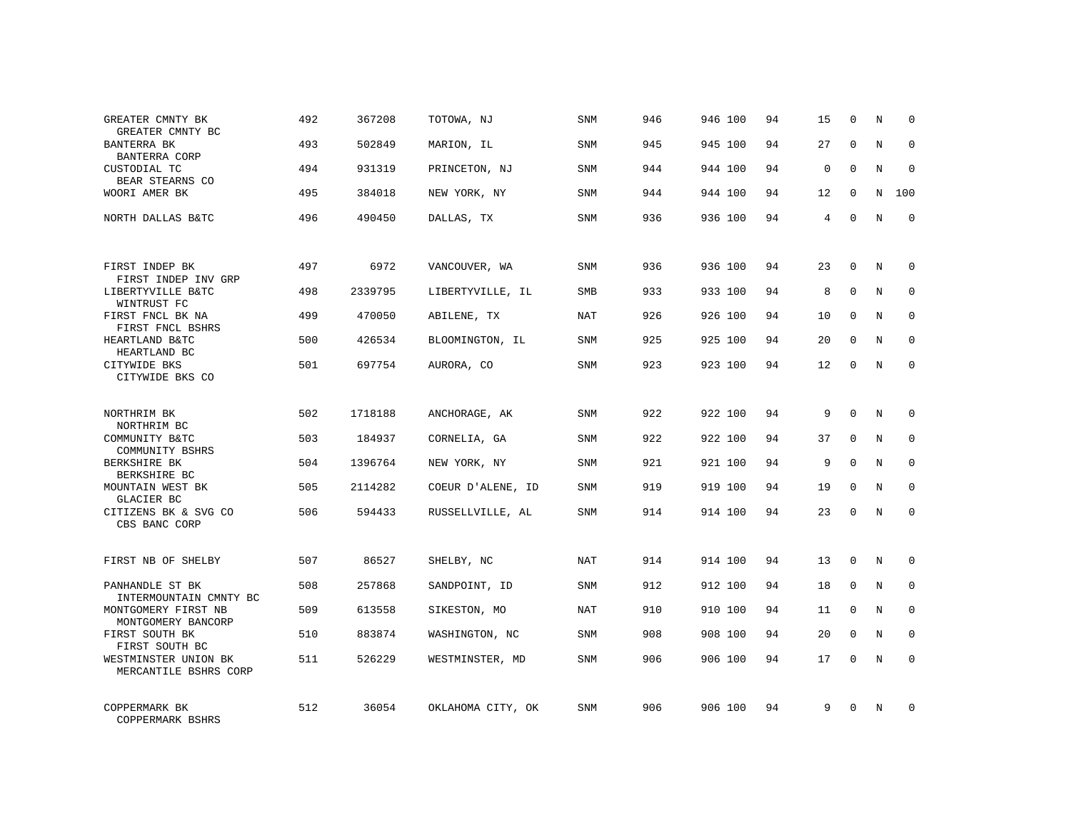| | | | | | | | | | | | | |
|---|---|---|---|---|---|---|---|---|---|---|---|---|
| GREATER CMNTY BK<br>GREATER CMNTY BC | 492 | 367208 | TOTOWA, NJ | SNM | 946 | 946 | 100 | 94 | 15 | 0 | N | 0 |
| BANTERRA BK<br>BANTERRA CORP | 493 | 502849 | MARION, IL | SNM | 945 | 945 | 100 | 94 | 27 | 0 | N | 0 |
| CUSTODIAL TC<br>BEAR STEARNS CO | 494 | 931319 | PRINCETON, NJ | SNM | 944 | 944 | 100 | 94 | 0 | 0 | N | 0 |
| WOORI AMER BK | 495 | 384018 | NEW YORK, NY | SNM | 944 | 944 | 100 | 94 | 12 | 0 | N | 100 |
| NORTH DALLAS B&TC | 496 | 490450 | DALLAS, TX | SNM | 936 | 936 | 100 | 94 | 4 | 0 | N | 0 |
| FIRST INDEP BK<br>FIRST INDEP INV GRP | 497 | 6972 | VANCOUVER, WA | SNM | 936 | 936 | 100 | 94 | 23 | 0 | N | 0 |
| LIBERTYVILLE B&TC<br>WINTRUST FC | 498 | 2339795 | LIBERTYVILLE, IL | SMB | 933 | 933 | 100 | 94 | 8 | 0 | N | 0 |
| FIRST FNCL BK NA<br>FIRST FNCL BSHRS | 499 | 470050 | ABILENE, TX | NAT | 926 | 926 | 100 | 94 | 10 | 0 | N | 0 |
| HEARTLAND B&TC<br>HEARTLAND BC | 500 | 426534 | BLOOMINGTON, IL | SNM | 925 | 925 | 100 | 94 | 20 | 0 | N | 0 |
| CITYWIDE BKS<br>CITYWIDE BKS CO | 501 | 697754 | AURORA, CO | SNM | 923 | 923 | 100 | 94 | 12 | 0 | N | 0 |
| NORTHRIM BK<br>NORTHRIM BC | 502 | 1718188 | ANCHORAGE, AK | SNM | 922 | 922 | 100 | 94 | 9 | 0 | N | 0 |
| COMMUNITY B&TC<br>COMMUNITY BSHRS | 503 | 184937 | CORNELIA, GA | SNM | 922 | 922 | 100 | 94 | 37 | 0 | N | 0 |
| BERKSHIRE BK<br>BERKSHIRE BC | 504 | 1396764 | NEW YORK, NY | SNM | 921 | 921 | 100 | 94 | 9 | 0 | N | 0 |
| MOUNTAIN WEST BK<br>GLACIER BC | 505 | 2114282 | COEUR D'ALENE, ID | SNM | 919 | 919 | 100 | 94 | 19 | 0 | N | 0 |
| CITIZENS BK & SVG CO<br>CBS BANC CORP | 506 | 594433 | RUSSELLVILLE, AL | SNM | 914 | 914 | 100 | 94 | 23 | 0 | N | 0 |
| FIRST NB OF SHELBY | 507 | 86527 | SHELBY, NC | NAT | 914 | 914 | 100 | 94 | 13 | 0 | N | 0 |
| PANHANDLE ST BK<br>INTERMOUNTAIN CMNTY BC | 508 | 257868 | SANDPOINT, ID | SNM | 912 | 912 | 100 | 94 | 18 | 0 | N | 0 |
| MONTGOMERY FIRST NB<br>MONTGOMERY BANCORP | 509 | 613558 | SIKESTON, MO | NAT | 910 | 910 | 100 | 94 | 11 | 0 | N | 0 |
| FIRST SOUTH BK<br>FIRST SOUTH BC | 510 | 883874 | WASHINGTON, NC | SNM | 908 | 908 | 100 | 94 | 20 | 0 | N | 0 |
| WESTMINSTER UNION BK<br>MERCANTILE BSHRS CORP | 511 | 526229 | WESTMINSTER, MD | SNM | 906 | 906 | 100 | 94 | 17 | 0 | N | 0 |
| COPPERMARK BK<br>COPPERMARK BSHRS | 512 | 36054 | OKLAHOMA CITY, OK | SNM | 906 | 906 | 100 | 94 | 9 | 0 | N | 0 |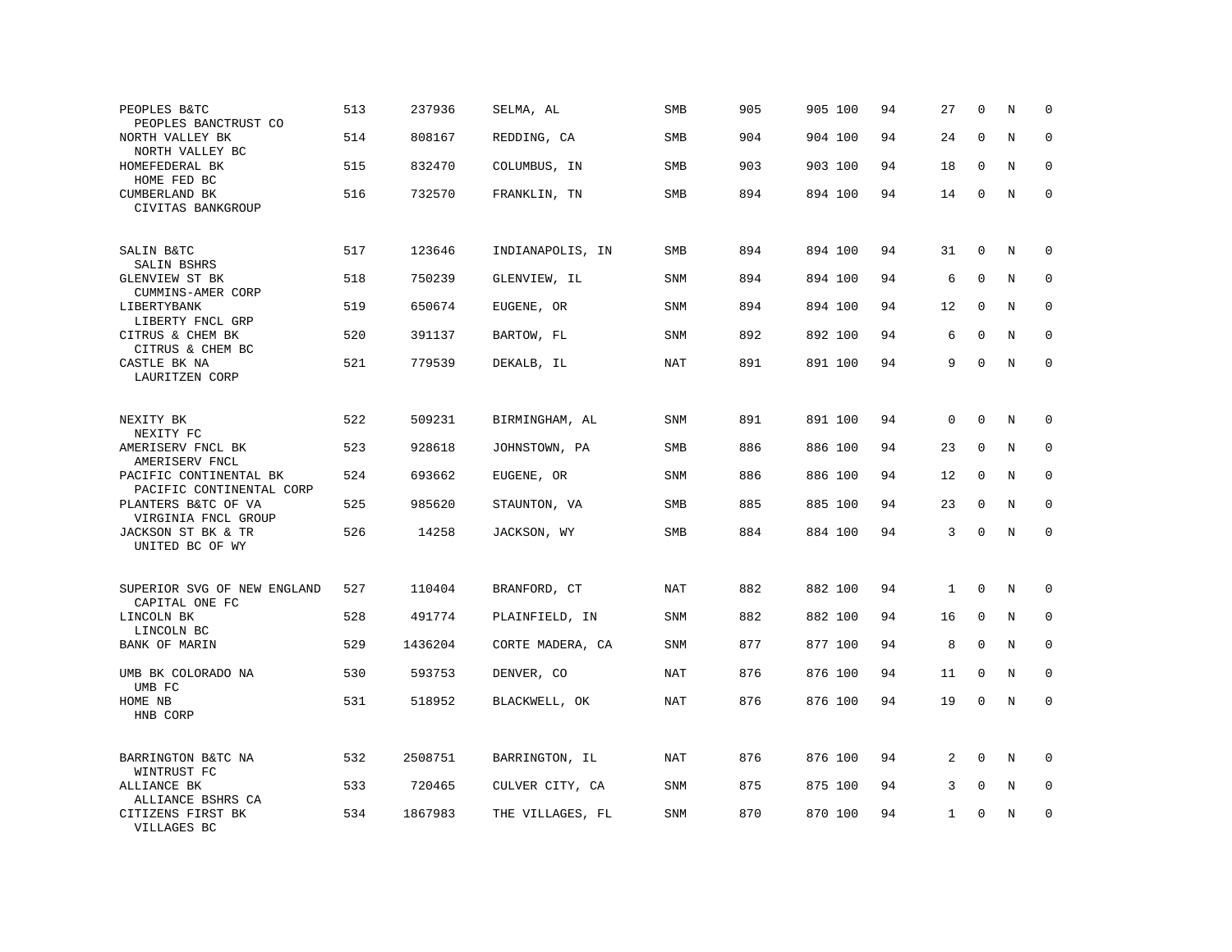| | | | | | | | | | | | | |
|---|---|---|---|---|---|---|---|---|---|---|---|---|
| PEOPLES B&TC<br>PEOPLES BANCTRUST CO | 513 | 237936 | SELMA, AL | SMB | 905 | 905 | 100 | 94 | 27 | 0 | N | 0 |
| NORTH VALLEY BK<br>NORTH VALLEY BC | 514 | 808167 | REDDING, CA | SMB | 904 | 904 | 100 | 94 | 24 | 0 | N | 0 |
| HOMEFEDERAL BK<br>HOME FED BC | 515 | 832470 | COLUMBUS, IN | SMB | 903 | 903 | 100 | 94 | 18 | 0 | N | 0 |
| CUMBERLAND BK<br>CIVITAS BANKGROUP | 516 | 732570 | FRANKLIN, TN | SMB | 894 | 894 | 100 | 94 | 14 | 0 | N | 0 |
| SALIN B&TC<br>SALIN BSHRS | 517 | 123646 | INDIANAPOLIS, IN | SMB | 894 | 894 | 100 | 94 | 31 | 0 | N | 0 |
| GLENVIEW ST BK<br>CUMMINS-AMER CORP | 518 | 750239 | GLENVIEW, IL | SNM | 894 | 894 | 100 | 94 | 6 | 0 | N | 0 |
| LIBERTYBANK<br>LIBERTY FNCL GRP | 519 | 650674 | EUGENE, OR | SNM | 894 | 894 | 100 | 94 | 12 | 0 | N | 0 |
| CITRUS & CHEM BK<br>CITRUS & CHEM BC | 520 | 391137 | BARTOW, FL | SNM | 892 | 892 | 100 | 94 | 6 | 0 | N | 0 |
| CASTLE BK NA<br>LAURITZEN CORP | 521 | 779539 | DEKALB, IL | NAT | 891 | 891 | 100 | 94 | 9 | 0 | N | 0 |
| NEXITY BK<br>NEXITY FC | 522 | 509231 | BIRMINGHAM, AL | SNM | 891 | 891 | 100 | 94 | 0 | 0 | N | 0 |
| AMERISERV FNCL BK<br>AMERISERV FNCL | 523 | 928618 | JOHNSTOWN, PA | SMB | 886 | 886 | 100 | 94 | 23 | 0 | N | 0 |
| PACIFIC CONTINENTAL BK<br>PACIFIC CONTINENTAL CORP | 524 | 693662 | EUGENE, OR | SNM | 886 | 886 | 100 | 94 | 12 | 0 | N | 0 |
| PLANTERS B&TC OF VA<br>VIRGINIA FNCL GROUP | 525 | 985620 | STAUNTON, VA | SMB | 885 | 885 | 100 | 94 | 23 | 0 | N | 0 |
| JACKSON ST BK & TR<br>UNITED BC OF WY | 526 | 14258 | JACKSON, WY | SMB | 884 | 884 | 100 | 94 | 3 | 0 | N | 0 |
| SUPERIOR SVG OF NEW ENGLAND<br>CAPITAL ONE FC | 527 | 110404 | BRANFORD, CT | NAT | 882 | 882 | 100 | 94 | 1 | 0 | N | 0 |
| LINCOLN BK<br>LINCOLN BC | 528 | 491774 | PLAINFIELD, IN | SNM | 882 | 882 | 100 | 94 | 16 | 0 | N | 0 |
| BANK OF MARIN | 529 | 1436204 | CORTE MADERA, CA | SNM | 877 | 877 | 100 | 94 | 8 | 0 | N | 0 |
| UMB BK COLORADO NA<br>UMB FC | 530 | 593753 | DENVER, CO | NAT | 876 | 876 | 100 | 94 | 11 | 0 | N | 0 |
| HOME NB<br>HNB CORP | 531 | 518952 | BLACKWELL, OK | NAT | 876 | 876 | 100 | 94 | 19 | 0 | N | 0 |
| BARRINGTON B&TC NA<br>WINTRUST FC | 532 | 2508751 | BARRINGTON, IL | NAT | 876 | 876 | 100 | 94 | 2 | 0 | N | 0 |
| ALLIANCE BK<br>ALLIANCE BSHRS CA | 533 | 720465 | CULVER CITY, CA | SNM | 875 | 875 | 100 | 94 | 3 | 0 | N | 0 |
| CITIZENS FIRST BK<br>VILLAGES BC | 534 | 1867983 | THE VILLAGES, FL | SNM | 870 | 870 | 100 | 94 | 1 | 0 | N | 0 |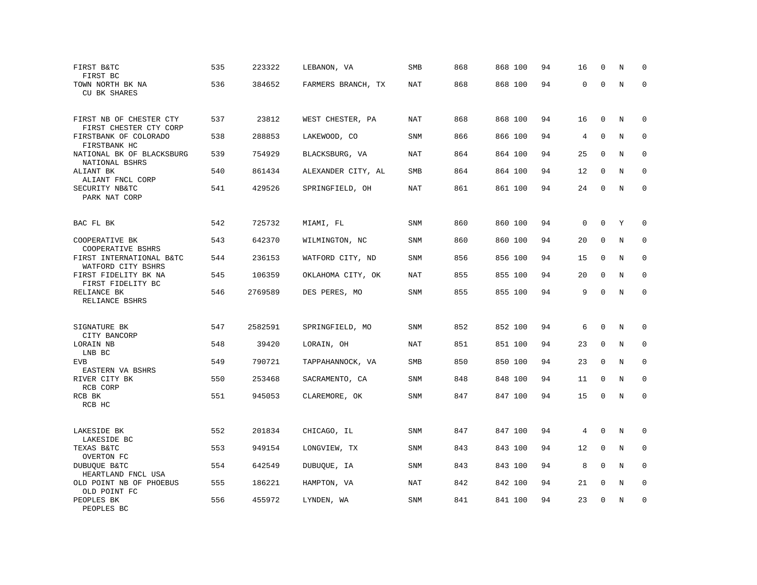| | | | | | | | | | | | | |
|---|---|---|---|---|---|---|---|---|---|---|---|---|
| FIRST B&TC<br>FIRST BC | 535 | 223322 | LEBANON, VA | SMB | 868 | 868 | 100 | 94 | 16 | 0 | N | 0 |
| TOWN NORTH BK NA<br>CU BK SHARES | 536 | 384652 | FARMERS BRANCH, TX | NAT | 868 | 868 | 100 | 94 | 0 | 0 | N | 0 |
| FIRST NB OF CHESTER CTY<br>FIRST CHESTER CTY CORP | 537 | 23812 | WEST CHESTER, PA | NAT | 868 | 868 | 100 | 94 | 16 | 0 | N | 0 |
| FIRSTBANK OF COLORADO<br>FIRSTBANK HC | 538 | 288853 | LAKEWOOD, CO | SNM | 866 | 866 | 100 | 94 | 4 | 0 | N | 0 |
| NATIONAL BK OF BLACKSBURG<br>NATIONAL BSHRS | 539 | 754929 | BLACKSBURG, VA | NAT | 864 | 864 | 100 | 94 | 25 | 0 | N | 0 |
| ALIANT BK<br>ALIANT FNCL CORP | 540 | 861434 | ALEXANDER CITY, AL | SMB | 864 | 864 | 100 | 94 | 12 | 0 | N | 0 |
| SECURITY NB&TC<br>PARK NAT CORP | 541 | 429526 | SPRINGFIELD, OH | NAT | 861 | 861 | 100 | 94 | 24 | 0 | N | 0 |
| BAC FL BK | 542 | 725732 | MIAMI, FL | SNM | 860 | 860 | 100 | 94 | 0 | 0 | Y | 0 |
| COOPERATIVE BK<br>COOPERATIVE BSHRS | 543 | 642370 | WILMINGTON, NC | SNM | 860 | 860 | 100 | 94 | 20 | 0 | N | 0 |
| FIRST INTERNATIONAL B&TC<br>WATFORD CITY BSHRS | 544 | 236153 | WATFORD CITY, ND | SNM | 856 | 856 | 100 | 94 | 15 | 0 | N | 0 |
| FIRST FIDELITY BK NA<br>FIRST FIDELITY BC | 545 | 106359 | OKLAHOMA CITY, OK | NAT | 855 | 855 | 100 | 94 | 20 | 0 | N | 0 |
| RELIANCE BK<br>RELIANCE BSHRS | 546 | 2769589 | DES PERES, MO | SNM | 855 | 855 | 100 | 94 | 9 | 0 | N | 0 |
| SIGNATURE BK<br>CITY BANCORP | 547 | 2582591 | SPRINGFIELD, MO | SNM | 852 | 852 | 100 | 94 | 6 | 0 | N | 0 |
| LORAIN NB<br>LNB BC | 548 | 39420 | LORAIN, OH | NAT | 851 | 851 | 100 | 94 | 23 | 0 | N | 0 |
| EVB<br>EASTERN VA BSHRS | 549 | 790721 | TAPPAHANNOCK, VA | SMB | 850 | 850 | 100 | 94 | 23 | 0 | N | 0 |
| RIVER CITY BK<br>RCB CORP | 550 | 253468 | SACRAMENTO, CA | SNM | 848 | 848 | 100 | 94 | 11 | 0 | N | 0 |
| RCB BK<br>RCB HC | 551 | 945053 | CLAREMORE, OK | SNM | 847 | 847 | 100 | 94 | 15 | 0 | N | 0 |
| LAKESIDE BK<br>LAKESIDE BC | 552 | 201834 | CHICAGO, IL | SNM | 847 | 847 | 100 | 94 | 4 | 0 | N | 0 |
| TEXAS B&TC<br>OVERTON FC | 553 | 949154 | LONGVIEW, TX | SNM | 843 | 843 | 100 | 94 | 12 | 0 | N | 0 |
| DUBUQUE B&TC<br>HEARTLAND FNCL USA | 554 | 642549 | DUBUQUE, IA | SNM | 843 | 843 | 100 | 94 | 8 | 0 | N | 0 |
| OLD POINT NB OF PHOEBUS<br>OLD POINT FC | 555 | 186221 | HAMPTON, VA | NAT | 842 | 842 | 100 | 94 | 21 | 0 | N | 0 |
| PEOPLES BK<br>PEOPLES BC | 556 | 455972 | LYNDEN, WA | SNM | 841 | 841 | 100 | 94 | 23 | 0 | N | 0 |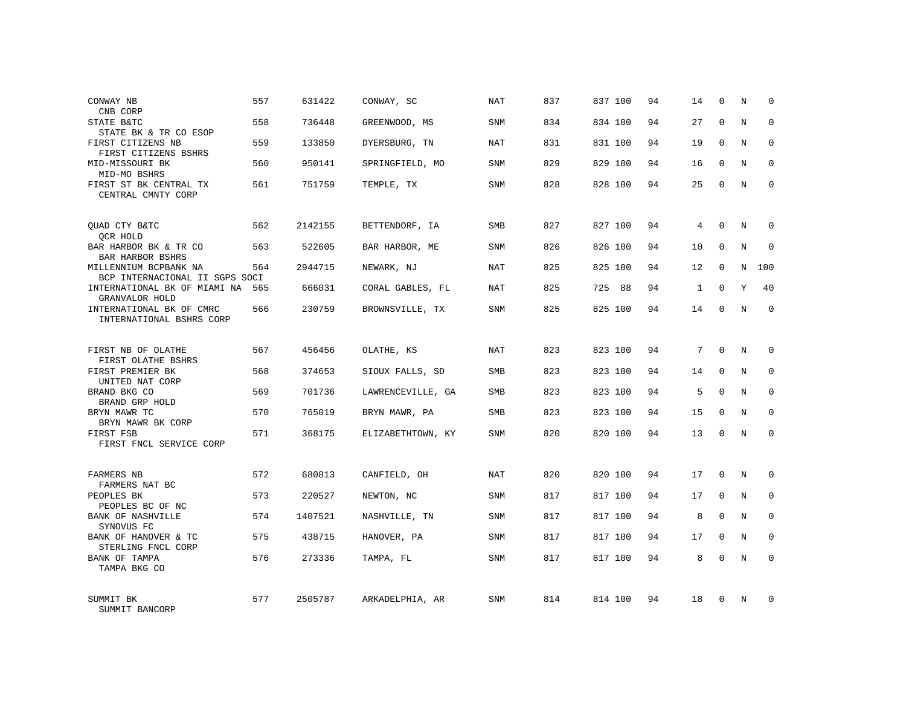| | | | | | | | | | | | | |
|---|---|---|---|---|---|---|---|---|---|---|---|---|
| CONWAY NB<br>CNB CORP | 557 | 631422 | CONWAY, SC | NAT | 837 | 837 | 100 | 94 | 14 | 0 | N | 0 |
| STATE B&TC<br>STATE BK & TR CO ESOP | 558 | 736448 | GREENWOOD, MS | SNM | 834 | 834 | 100 | 94 | 27 | 0 | N | 0 |
| FIRST CITIZENS NB<br>FIRST CITIZENS BSHRS | 559 | 133850 | DYERSBURG, TN | NAT | 831 | 831 | 100 | 94 | 19 | 0 | N | 0 |
| MID-MISSOURI BK<br>MID-MO BSHRS | 560 | 950141 | SPRINGFIELD, MO | SNM | 829 | 829 | 100 | 94 | 16 | 0 | N | 0 |
| FIRST ST BK CENTRAL TX<br>CENTRAL CMNTY CORP | 561 | 751759 | TEMPLE, TX | SNM | 828 | 828 | 100 | 94 | 25 | 0 | N | 0 |
| QUAD CTY B&TC<br>QCR HOLD | 562 | 2142155 | BETTENDORF, IA | SMB | 827 | 827 | 100 | 94 | 4 | 0 | N | 0 |
| BAR HARBOR BK & TR CO<br>BAR HARBOR BSHRS | 563 | 522605 | BAR HARBOR, ME | SNM | 826 | 826 | 100 | 94 | 10 | 0 | N | 0 |
| MILLENNIUM BCPBANK NA<br>BCP INTERNACIONAL II SGPS SOCI | 564 | 2944715 | NEWARK, NJ | NAT | 825 | 825 | 100 | 94 | 12 | 0 | N | 100 |
| INTERNATIONAL BK OF MIAMI NA<br>GRANVALOR HOLD | 565 | 666031 | CORAL GABLES, FL | NAT | 825 | 725 | 88 | 94 | 1 | 0 | Y | 40 |
| INTERNATIONAL BK OF CMRC<br>INTERNATIONAL BSHRS CORP | 566 | 230759 | BROWNSVILLE, TX | SNM | 825 | 825 | 100 | 94 | 14 | 0 | N | 0 |
| FIRST NB OF OLATHE<br>FIRST OLATHE BSHRS | 567 | 456456 | OLATHE, KS | NAT | 823 | 823 | 100 | 94 | 7 | 0 | N | 0 |
| FIRST PREMIER BK<br>UNITED NAT CORP | 568 | 374653 | SIOUX FALLS, SD | SMB | 823 | 823 | 100 | 94 | 14 | 0 | N | 0 |
| BRAND BKG CO<br>BRAND GRP HOLD | 569 | 701736 | LAWRENCEVILLE, GA | SMB | 823 | 823 | 100 | 94 | 5 | 0 | N | 0 |
| BRYN MAWR TC<br>BRYN MAWR BK CORP | 570 | 765019 | BRYN MAWR, PA | SMB | 823 | 823 | 100 | 94 | 15 | 0 | N | 0 |
| FIRST FSB<br>FIRST FNCL SERVICE CORP | 571 | 368175 | ELIZABETHTOWN, KY | SNM | 820 | 820 | 100 | 94 | 13 | 0 | N | 0 |
| FARMERS NB<br>FARMERS NAT BC | 572 | 680813 | CANFIELD, OH | NAT | 820 | 820 | 100 | 94 | 17 | 0 | N | 0 |
| PEOPLES BK<br>PEOPLES BC OF NC | 573 | 220527 | NEWTON, NC | SNM | 817 | 817 | 100 | 94 | 17 | 0 | N | 0 |
| BANK OF NASHVILLE<br>SYNOVUS FC | 574 | 1407521 | NASHVILLE, TN | SNM | 817 | 817 | 100 | 94 | 8 | 0 | N | 0 |
| BANK OF HANOVER & TC<br>STERLING FNCL CORP | 575 | 438715 | HANOVER, PA | SNM | 817 | 817 | 100 | 94 | 17 | 0 | N | 0 |
| BANK OF TAMPA<br>TAMPA BKG CO | 576 | 273336 | TAMPA, FL | SNM | 817 | 817 | 100 | 94 | 8 | 0 | N | 0 |
| SUMMIT BK<br>SUMMIT BANCORP | 577 | 2505787 | ARKADELPHIA, AR | SNM | 814 | 814 | 100 | 94 | 18 | 0 | N | 0 |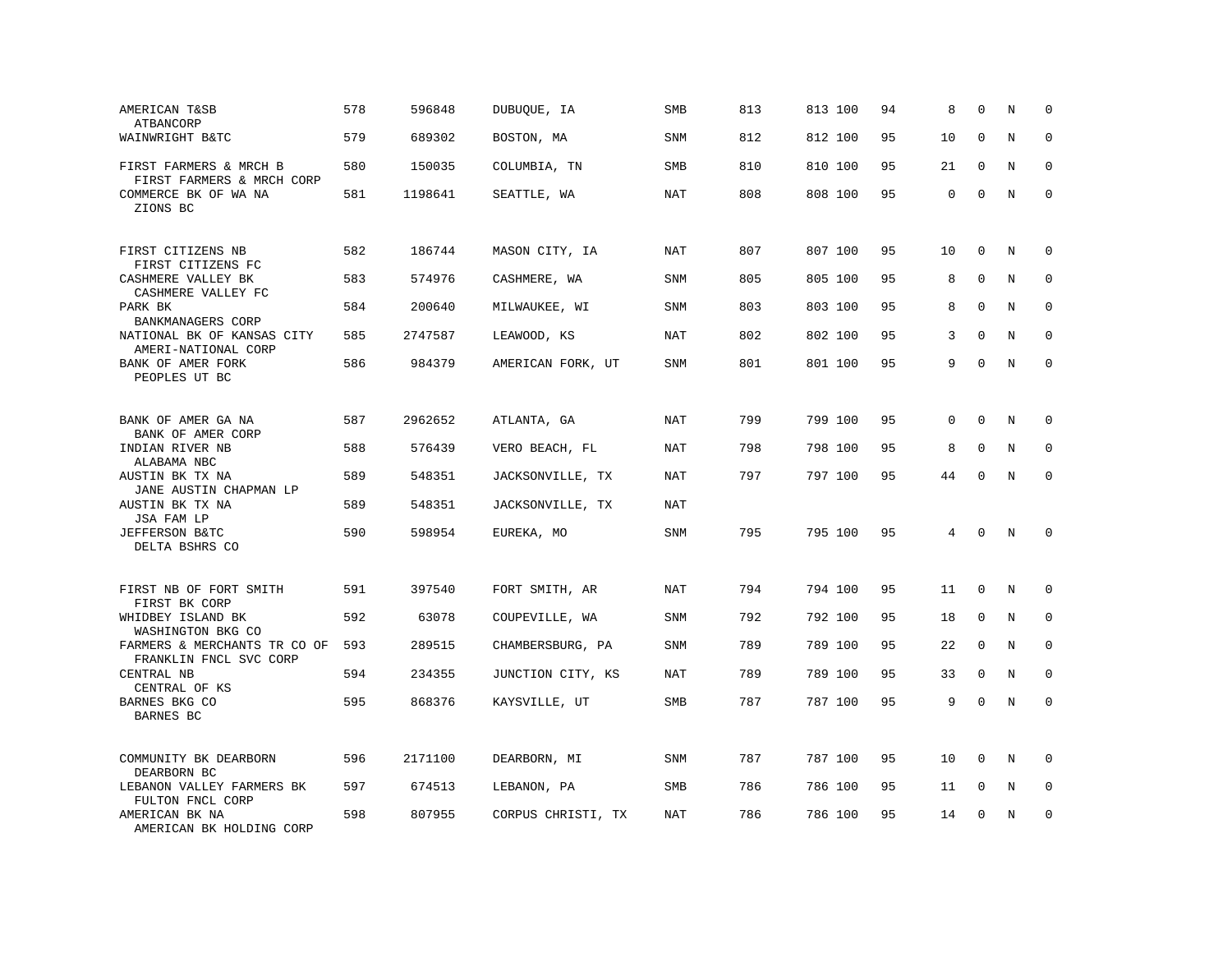| | | | | | | | | | | | | |
|---|---|---|---|---|---|---|---|---|---|---|---|---|
| AMERICAN T&SB<br>ATBANCORP | 578 | 596848 | DUBUQUE, IA | SMB | 813 | 813 | 100 | 94 | 8 | 0 | N | 0 |
| WAINWRIGHT B&TC | 579 | 689302 | BOSTON, MA | SNM | 812 | 812 | 100 | 95 | 10 | 0 | N | 0 |
| FIRST FARMERS & MRCH B<br>FIRST FARMERS & MRCH CORP | 580 | 150035 | COLUMBIA, TN | SMB | 810 | 810 | 100 | 95 | 21 | 0 | N | 0 |
| COMMERCE BK OF WA NA<br>ZIONS BC | 581 | 1198641 | SEATTLE, WA | NAT | 808 | 808 | 100 | 95 | 0 | 0 | N | 0 |
| FIRST CITIZENS NB<br>FIRST CITIZENS FC | 582 | 186744 | MASON CITY, IA | NAT | 807 | 807 | 100 | 95 | 10 | 0 | N | 0 |
| CASHMERE VALLEY BK<br>CASHMERE VALLEY FC | 583 | 574976 | CASHMERE, WA | SNM | 805 | 805 | 100 | 95 | 8 | 0 | N | 0 |
| PARK BK<br>BANKMANAGERS CORP | 584 | 200640 | MILWAUKEE, WI | SNM | 803 | 803 | 100 | 95 | 8 | 0 | N | 0 |
| NATIONAL BK OF KANSAS CITY<br>AMERI-NATIONAL CORP | 585 | 2747587 | LEAWOOD, KS | NAT | 802 | 802 | 100 | 95 | 3 | 0 | N | 0 |
| BANK OF AMER FORK<br>PEOPLES UT BC | 586 | 984379 | AMERICAN FORK, UT | SNM | 801 | 801 | 100 | 95 | 9 | 0 | N | 0 |
| BANK OF AMER GA NA<br>BANK OF AMER CORP | 587 | 2962652 | ATLANTA, GA | NAT | 799 | 799 | 100 | 95 | 0 | 0 | N | 0 |
| INDIAN RIVER NB<br>ALABAMA NBC | 588 | 576439 | VERO BEACH, FL | NAT | 798 | 798 | 100 | 95 | 8 | 0 | N | 0 |
| AUSTIN BK TX NA<br>JANE AUSTIN CHAPMAN LP | 589 | 548351 | JACKSONVILLE, TX | NAT | 797 | 797 | 100 | 95 | 44 | 0 | N | 0 |
| AUSTIN BK TX NA<br>JSA FAM LP | 589 | 548351 | JACKSONVILLE, TX | NAT | | | | | | | | |
| JEFFERSON B&TC<br>DELTA BSHRS CO | 590 | 598954 | EUREKA, MO | SNM | 795 | 795 | 100 | 95 | 4 | 0 | N | 0 |
| FIRST NB OF FORT SMITH<br>FIRST BK CORP | 591 | 397540 | FORT SMITH, AR | NAT | 794 | 794 | 100 | 95 | 11 | 0 | N | 0 |
| WHIDBEY ISLAND BK<br>WASHINGTON BKG CO | 592 | 63078 | COUPEVILLE, WA | SNM | 792 | 792 | 100 | 95 | 18 | 0 | N | 0 |
| FARMERS & MERCHANTS TR CO OF<br>FRANKLIN FNCL SVC CORP | 593 | 289515 | CHAMBERSBURG, PA | SNM | 789 | 789 | 100 | 95 | 22 | 0 | N | 0 |
| CENTRAL NB<br>CENTRAL OF KS | 594 | 234355 | JUNCTION CITY, KS | NAT | 789 | 789 | 100 | 95 | 33 | 0 | N | 0 |
| BARNES BKG CO<br>BARNES BC | 595 | 868376 | KAYSVILLE, UT | SMB | 787 | 787 | 100 | 95 | 9 | 0 | N | 0 |
| COMMUNITY BK DEARBORN<br>DEARBORN BC | 596 | 2171100 | DEARBORN, MI | SNM | 787 | 787 | 100 | 95 | 10 | 0 | N | 0 |
| LEBANON VALLEY FARMERS BK<br>FULTON FNCL CORP | 597 | 674513 | LEBANON, PA | SMB | 786 | 786 | 100 | 95 | 11 | 0 | N | 0 |
| AMERICAN BK NA<br>AMERICAN BK HOLDING CORP | 598 | 807955 | CORPUS CHRISTI, TX | NAT | 786 | 786 | 100 | 95 | 14 | 0 | N | 0 |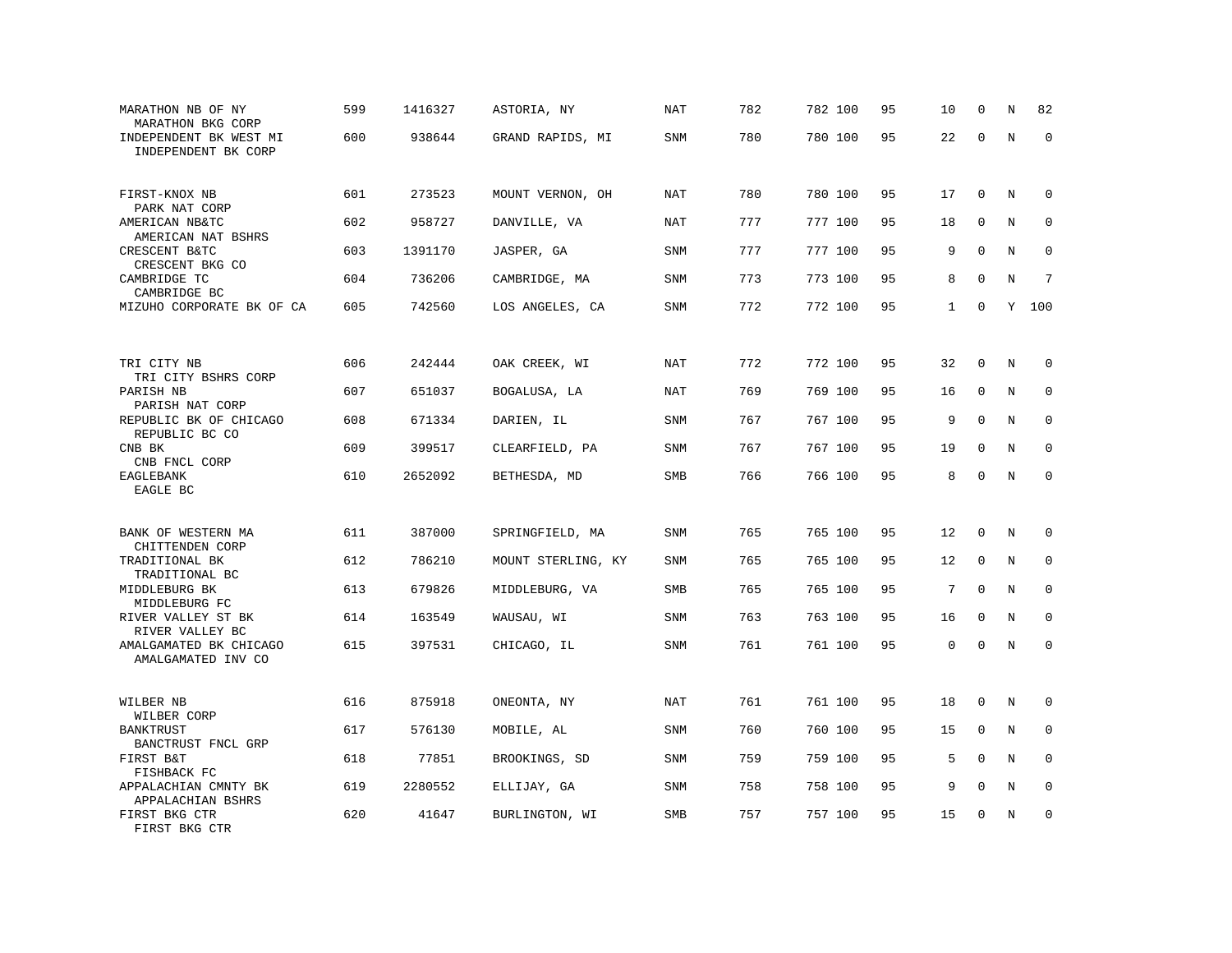| | | | | | | | | | | | | |
|---|---|---|---|---|---|---|---|---|---|---|---|---|
| MARATHON NB OF NY<br>MARATHON BKG CORP | 599 | 1416327 | ASTORIA, NY | NAT | 782 | 782 | 100 | 95 | 10 | 0 | N | 82 |
| INDEPENDENT BK WEST MI<br>INDEPENDENT BK CORP | 600 | 938644 | GRAND RAPIDS, MI | SNM | 780 | 780 | 100 | 95 | 22 | 0 | N | 0 |
| FIRST-KNOX NB<br>PARK NAT CORP | 601 | 273523 | MOUNT VERNON, OH | NAT | 780 | 780 | 100 | 95 | 17 | 0 | N | 0 |
| AMERICAN NB&TC<br>AMERICAN NAT BSHRS | 602 | 958727 | DANVILLE, VA | NAT | 777 | 777 | 100 | 95 | 18 | 0 | N | 0 |
| CRESCENT B&TC<br>CRESCENT BKG CO | 603 | 1391170 | JASPER, GA | SNM | 777 | 777 | 100 | 95 | 9 | 0 | N | 0 |
| CAMBRIDGE TC<br>CAMBRIDGE BC | 604 | 736206 | CAMBRIDGE, MA | SNM | 773 | 773 | 100 | 95 | 8 | 0 | N | 7 |
| MIZUHO CORPORATE BK OF CA | 605 | 742560 | LOS ANGELES, CA | SNM | 772 | 772 | 100 | 95 | 1 | 0 | Y | 100 |
| TRI CITY NB<br>TRI CITY BSHRS CORP | 606 | 242444 | OAK CREEK, WI | NAT | 772 | 772 | 100 | 95 | 32 | 0 | N | 0 |
| PARISH NB<br>PARISH NAT CORP | 607 | 651037 | BOGALUSA, LA | NAT | 769 | 769 | 100 | 95 | 16 | 0 | N | 0 |
| REPUBLIC BK OF CHICAGO<br>REPUBLIC BC CO | 608 | 671334 | DARIEN, IL | SNM | 767 | 767 | 100 | 95 | 9 | 0 | N | 0 |
| CNB BK<br>CNB FNCL CORP | 609 | 399517 | CLEARFIELD, PA | SNM | 767 | 767 | 100 | 95 | 19 | 0 | N | 0 |
| EAGLEBANK<br>EAGLE BC | 610 | 2652092 | BETHESDA, MD | SMB | 766 | 766 | 100 | 95 | 8 | 0 | N | 0 |
| BANK OF WESTERN MA<br>CHITTENDEN CORP | 611 | 387000 | SPRINGFIELD, MA | SNM | 765 | 765 | 100 | 95 | 12 | 0 | N | 0 |
| TRADITIONAL BK<br>TRADITIONAL BC | 612 | 786210 | MOUNT STERLING, KY | SNM | 765 | 765 | 100 | 95 | 12 | 0 | N | 0 |
| MIDDLEBURG BK<br>MIDDLEBURG FC | 613 | 679826 | MIDDLEBURG, VA | SMB | 765 | 765 | 100 | 95 | 7 | 0 | N | 0 |
| RIVER VALLEY ST BK<br>RIVER VALLEY BC | 614 | 163549 | WAUSAU, WI | SNM | 763 | 763 | 100 | 95 | 16 | 0 | N | 0 |
| AMALGAMATED BK CHICAGO<br>AMALGAMATED INV CO | 615 | 397531 | CHICAGO, IL | SNM | 761 | 761 | 100 | 95 | 0 | 0 | N | 0 |
| WILBER NB<br>WILBER CORP | 616 | 875918 | ONEONTA, NY | NAT | 761 | 761 | 100 | 95 | 18 | 0 | N | 0 |
| BANKTRUST<br>BANCTRUST FNCL GRP | 617 | 576130 | MOBILE, AL | SNM | 760 | 760 | 100 | 95 | 15 | 0 | N | 0 |
| FIRST B&T<br>FISHBACK FC | 618 | 77851 | BROOKINGS, SD | SNM | 759 | 759 | 100 | 95 | 5 | 0 | N | 0 |
| APPALACHIAN CMNTY BK<br>APPALACHIAN BSHRS | 619 | 2280552 | ELLIJAY, GA | SNM | 758 | 758 | 100 | 95 | 9 | 0 | N | 0 |
| FIRST BKG CTR<br>FIRST BKG CTR | 620 | 41647 | BURLINGTON, WI | SMB | 757 | 757 | 100 | 95 | 15 | 0 | N | 0 |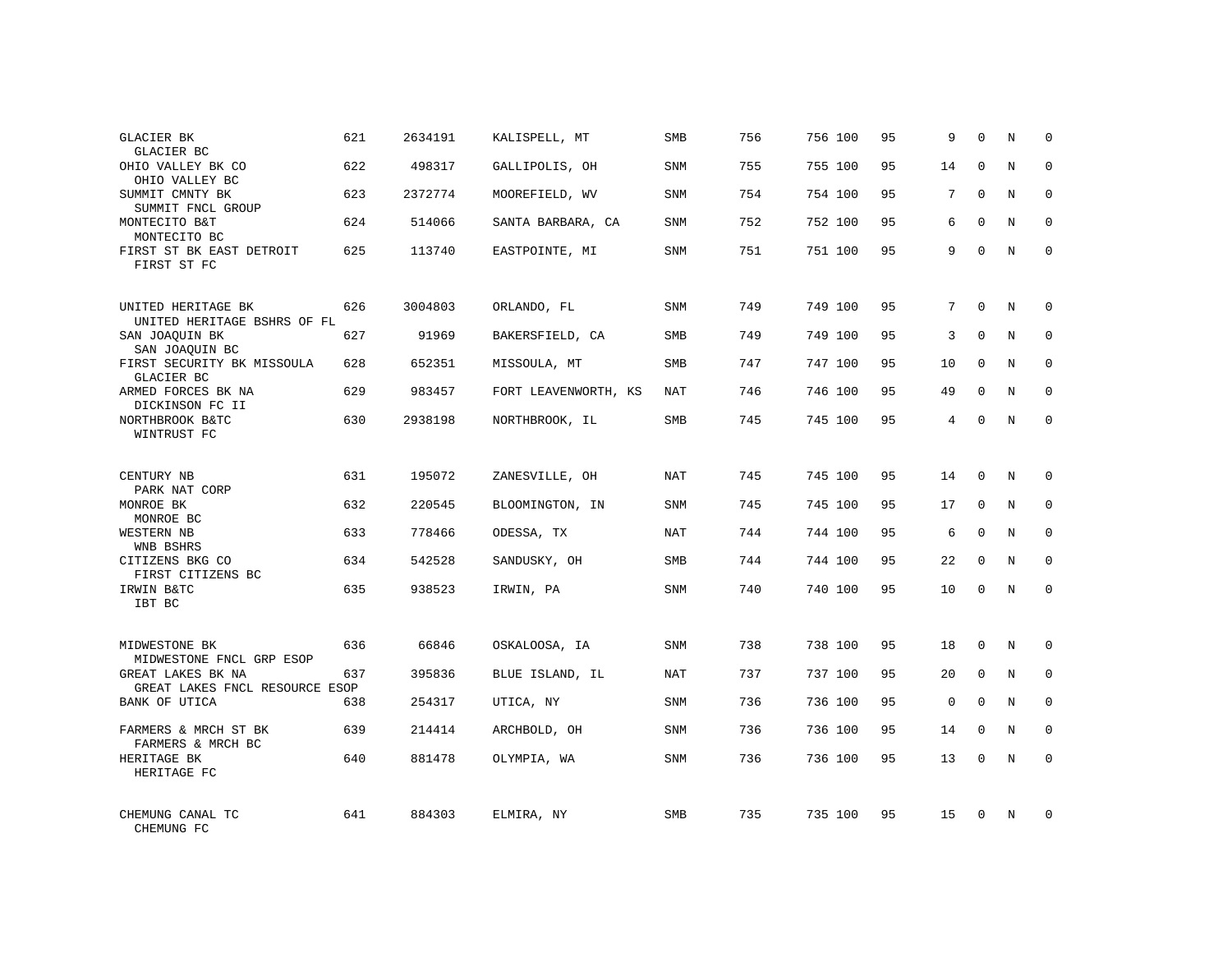| | | | | | | | | | | | | |
|---|---|---|---|---|---|---|---|---|---|---|---|---|
| GLACIER BK<br>GLACIER BC | 621 | 2634191 | KALISPELL, MT | SMB | 756 | 756 | 100 | 95 | 9 | 0 | N | 0 |
| OHIO VALLEY BK CO<br>OHIO VALLEY BC | 622 | 498317 | GALLIPOLIS, OH | SNM | 755 | 755 | 100 | 95 | 14 | 0 | N | 0 |
| SUMMIT CMNTY BK<br>SUMMIT FNCL GROUP | 623 | 2372774 | MOOREFIELD, WV | SNM | 754 | 754 | 100 | 95 | 7 | 0 | N | 0 |
| MONTECITO B&T<br>MONTECITO BC | 624 | 514066 | SANTA BARBARA, CA | SNM | 752 | 752 | 100 | 95 | 6 | 0 | N | 0 |
| FIRST ST BK EAST DETROIT<br>FIRST ST FC | 625 | 113740 | EASTPOINTE, MI | SNM | 751 | 751 | 100 | 95 | 9 | 0 | N | 0 |
| UNITED HERITAGE BK<br>UNITED HERITAGE BSHRS OF FL | 626 | 3004803 | ORLANDO, FL | SNM | 749 | 749 | 100 | 95 | 7 | 0 | N | 0 |
| SAN JOAQUIN BK<br>SAN JOAQUIN BC | 627 | 91969 | BAKERSFIELD, CA | SMB | 749 | 749 | 100 | 95 | 3 | 0 | N | 0 |
| FIRST SECURITY BK MISSOULA<br>GLACIER BC | 628 | 652351 | MISSOULA, MT | SMB | 747 | 747 | 100 | 95 | 10 | 0 | N | 0 |
| ARMED FORCES BK NA<br>DICKINSON FC II | 629 | 983457 | FORT LEAVENWORTH, KS | NAT | 746 | 746 | 100 | 95 | 49 | 0 | N | 0 |
| NORTHBROOK B&TC<br>WINTRUST FC | 630 | 2938198 | NORTHBROOK, IL | SMB | 745 | 745 | 100 | 95 | 4 | 0 | N | 0 |
| CENTURY NB<br>PARK NAT CORP | 631 | 195072 | ZANESVILLE, OH | NAT | 745 | 745 | 100 | 95 | 14 | 0 | N | 0 |
| MONROE BK<br>MONROE BC | 632 | 220545 | BLOOMINGTON, IN | SNM | 745 | 745 | 100 | 95 | 17 | 0 | N | 0 |
| WESTERN NB<br>WNB BSHRS | 633 | 778466 | ODESSA, TX | NAT | 744 | 744 | 100 | 95 | 6 | 0 | N | 0 |
| CITIZENS BKG CO<br>FIRST CITIZENS BC | 634 | 542528 | SANDUSKY, OH | SMB | 744 | 744 | 100 | 95 | 22 | 0 | N | 0 |
| IRWIN B&TC<br>IBT BC | 635 | 938523 | IRWIN, PA | SNM | 740 | 740 | 100 | 95 | 10 | 0 | N | 0 |
| MIDWESTONE BK<br>MIDWESTONE FNCL GRP ESOP | 636 | 66846 | OSKALOOSA, IA | SNM | 738 | 738 | 100 | 95 | 18 | 0 | N | 0 |
| GREAT LAKES BK NA<br>GREAT LAKES FNCL RESOURCE ESOP | 637 | 395836 | BLUE ISLAND, IL | NAT | 737 | 737 | 100 | 95 | 20 | 0 | N | 0 |
| BANK OF UTICA | 638 | 254317 | UTICA, NY | SNM | 736 | 736 | 100 | 95 | 0 | 0 | N | 0 |
| FARMERS & MRCH ST BK<br>FARMERS & MRCH BC | 639 | 214414 | ARCHBOLD, OH | SNM | 736 | 736 | 100 | 95 | 14 | 0 | N | 0 |
| HERITAGE BK<br>HERITAGE FC | 640 | 881478 | OLYMPIA, WA | SNM | 736 | 736 | 100 | 95 | 13 | 0 | N | 0 |
| CHEMUNG CANAL TC<br>CHEMUNG FC | 641 | 884303 | ELMIRA, NY | SMB | 735 | 735 | 100 | 95 | 15 | 0 | N | 0 |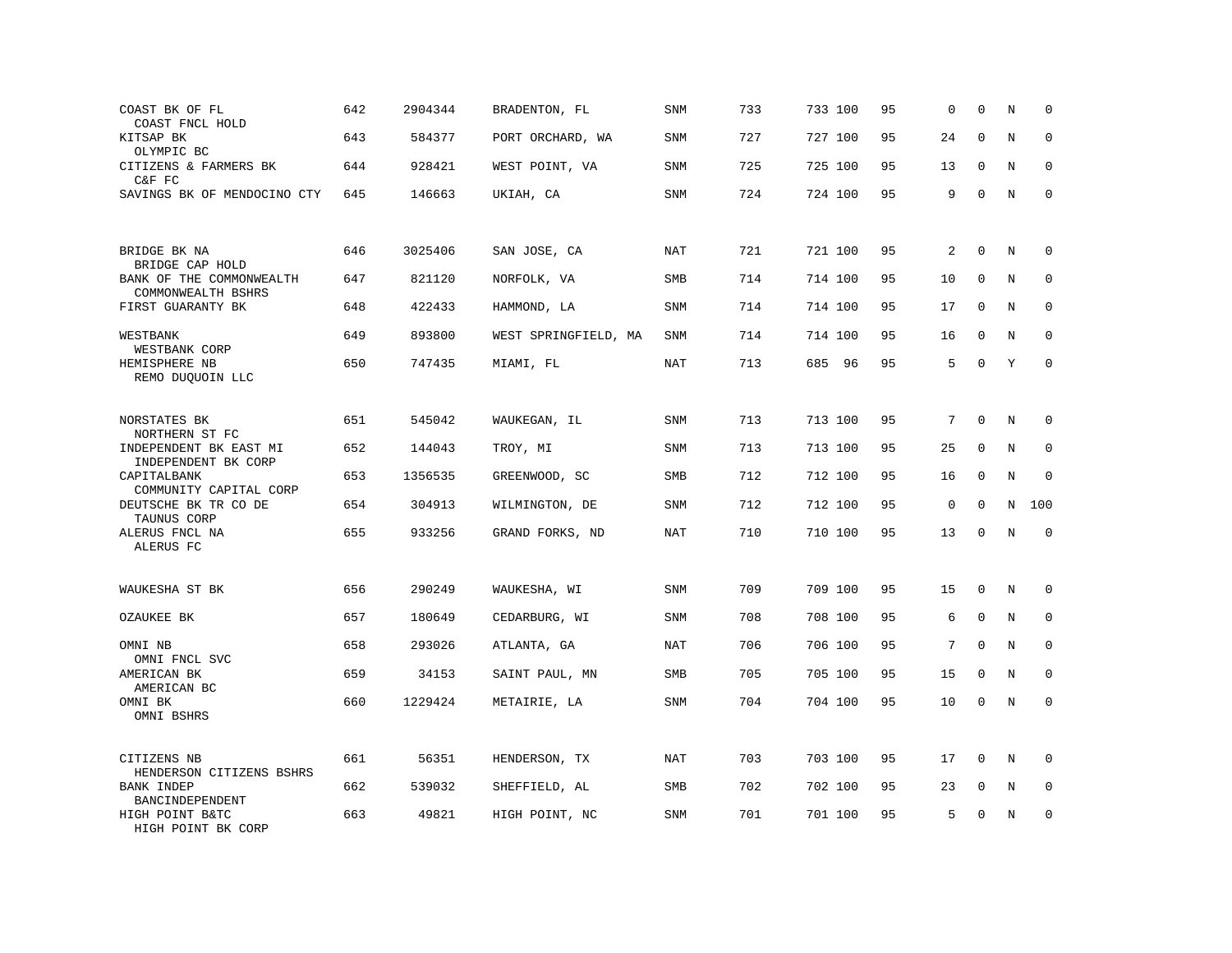| | | | | | | | | | | | | |
|---|---|---|---|---|---|---|---|---|---|---|---|---|
| COAST BK OF FL<br>COAST FNCL HOLD | 642 | 2904344 | BRADENTON, FL | SNM | 733 | 733 | 100 | 95 | 0 | 0 | N | 0 |
| KITSAP BK<br>OLYMPIC BC | 643 | 584377 | PORT ORCHARD, WA | SNM | 727 | 727 | 100 | 95 | 24 | 0 | N | 0 |
| CITIZENS & FARMERS BK<br>C&F FC | 644 | 928421 | WEST POINT, VA | SNM | 725 | 725 | 100 | 95 | 13 | 0 | N | 0 |
| SAVINGS BK OF MENDOCINO CTY | 645 | 146663 | UKIAH, CA | SNM | 724 | 724 | 100 | 95 | 9 | 0 | N | 0 |
| BRIDGE BK NA<br>BRIDGE CAP HOLD | 646 | 3025406 | SAN JOSE, CA | NAT | 721 | 721 | 100 | 95 | 2 | 0 | N | 0 |
| BANK OF THE COMMONWEALTH<br>COMMONWEALTH BSHRS | 647 | 821120 | NORFOLK, VA | SMB | 714 | 714 | 100 | 95 | 10 | 0 | N | 0 |
| FIRST GUARANTY BK | 648 | 422433 | HAMMOND, LA | SNM | 714 | 714 | 100 | 95 | 17 | 0 | N | 0 |
| WESTBANK<br>WESTBANK CORP | 649 | 893800 | WEST SPRINGFIELD, MA | SNM | 714 | 714 | 100 | 95 | 16 | 0 | N | 0 |
| HEMISPHERE NB<br>REMO DUQUOIN LLC | 650 | 747435 | MIAMI, FL | NAT | 713 | 685 | 96 | 95 | 5 | 0 | Y | 0 |
| NORSTATES BK<br>NORTHERN ST FC | 651 | 545042 | WAUKEGAN, IL | SNM | 713 | 713 | 100 | 95 | 7 | 0 | N | 0 |
| INDEPENDENT BK EAST MI<br>INDEPENDENT BK CORP | 652 | 144043 | TROY, MI | SNM | 713 | 713 | 100 | 95 | 25 | 0 | N | 0 |
| CAPITALBANK<br>COMMUNITY CAPITAL CORP | 653 | 1356535 | GREENWOOD, SC | SMB | 712 | 712 | 100 | 95 | 16 | 0 | N | 0 |
| DEUTSCHE BK TR CO DE<br>TAUNUS CORP | 654 | 304913 | WILMINGTON, DE | SNM | 712 | 712 | 100 | 95 | 0 | 0 | N | 100 |
| ALERUS FNCL NA<br>ALERUS FC | 655 | 933256 | GRAND FORKS, ND | NAT | 710 | 710 | 100 | 95 | 13 | 0 | N | 0 |
| WAUKESHA ST BK | 656 | 290249 | WAUKESHA, WI | SNM | 709 | 709 | 100 | 95 | 15 | 0 | N | 0 |
| OZAUKEE BK | 657 | 180649 | CEDARBURG, WI | SNM | 708 | 708 | 100 | 95 | 6 | 0 | N | 0 |
| OMNI NB<br>OMNI FNCL SVC | 658 | 293026 | ATLANTA, GA | NAT | 706 | 706 | 100 | 95 | 7 | 0 | N | 0 |
| AMERICAN BK<br>AMERICAN BC | 659 | 34153 | SAINT PAUL, MN | SMB | 705 | 705 | 100 | 95 | 15 | 0 | N | 0 |
| OMNI BK<br>OMNI BSHRS | 660 | 1229424 | METAIRIE, LA | SNM | 704 | 704 | 100 | 95 | 10 | 0 | N | 0 |
| CITIZENS NB<br>HENDERSON CITIZENS BSHRS | 661 | 56351 | HENDERSON, TX | NAT | 703 | 703 | 100 | 95 | 17 | 0 | N | 0 |
| BANK INDEP<br>BANCINDEPENDENT | 662 | 539032 | SHEFFIELD, AL | SMB | 702 | 702 | 100 | 95 | 23 | 0 | N | 0 |
| HIGH POINT B&TC<br>HIGH POINT BK CORP | 663 | 49821 | HIGH POINT, NC | SNM | 701 | 701 | 100 | 95 | 5 | 0 | N | 0 |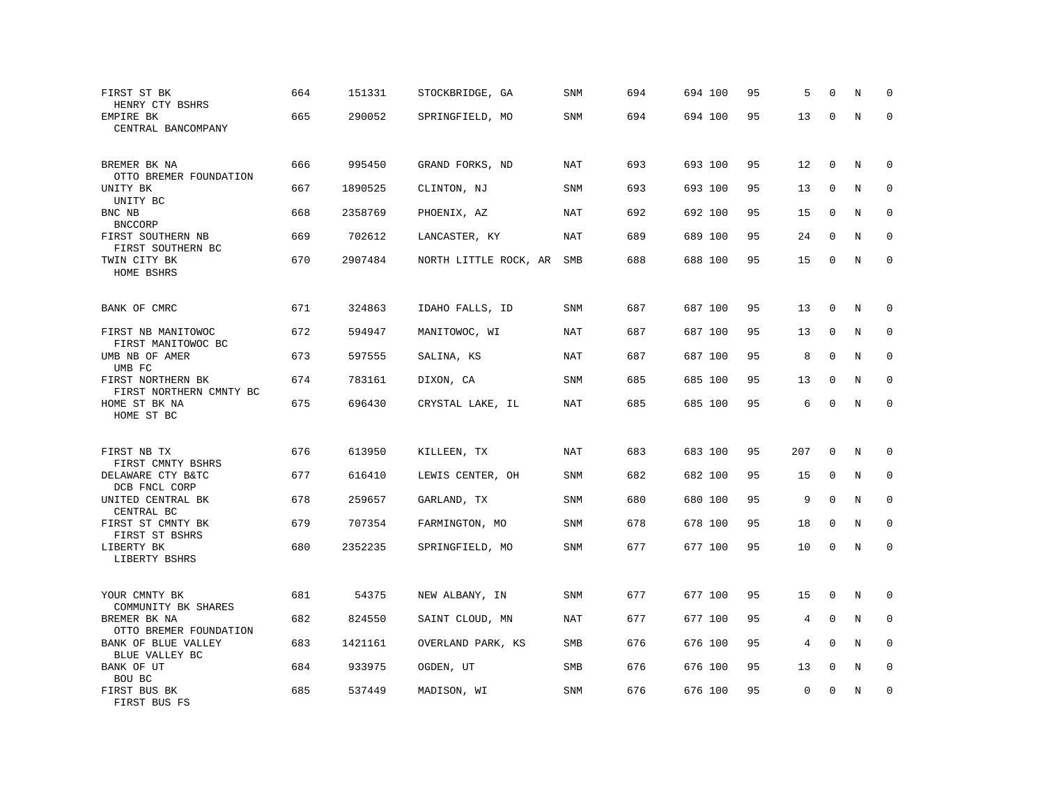| | | | | | | | | | | | | |
|---|---|---|---|---|---|---|---|---|---|---|---|---|
| FIRST ST BK<br>HENRY CTY BSHRS | 664 | 151331 | STOCKBRIDGE, GA | SNM | 694 | 694 | 100 | 95 | 5 | 0 | N | 0 |
| EMPIRE BK<br>CENTRAL BANCOMPANY | 665 | 290052 | SPRINGFIELD, MO | SNM | 694 | 694 | 100 | 95 | 13 | 0 | N | 0 |
| BREMER BK NA<br>OTTO BREMER FOUNDATION | 666 | 995450 | GRAND FORKS, ND | NAT | 693 | 693 | 100 | 95 | 12 | 0 | N | 0 |
| UNITY BK<br>UNITY BC | 667 | 1890525 | CLINTON, NJ | SNM | 693 | 693 | 100 | 95 | 13 | 0 | N | 0 |
| BNC NB<br>BNCCORP | 668 | 2358769 | PHOENIX, AZ | NAT | 692 | 692 | 100 | 95 | 15 | 0 | N | 0 |
| FIRST SOUTHERN NB<br>FIRST SOUTHERN BC | 669 | 702612 | LANCASTER, KY | NAT | 689 | 689 | 100 | 95 | 24 | 0 | N | 0 |
| TWIN CITY BK<br>HOME BSHRS | 670 | 2907484 | NORTH LITTLE ROCK, AR | SMB | 688 | 688 | 100 | 95 | 15 | 0 | N | 0 |
| BANK OF CMRC | 671 | 324863 | IDAHO FALLS, ID | SNM | 687 | 687 | 100 | 95 | 13 | 0 | N | 0 |
| FIRST NB MANITOWOC<br>FIRST MANITOWOC BC | 672 | 594947 | MANITOWOC, WI | NAT | 687 | 687 | 100 | 95 | 13 | 0 | N | 0 |
| UMB NB OF AMER<br>UMB FC | 673 | 597555 | SALINA, KS | NAT | 687 | 687 | 100 | 95 | 8 | 0 | N | 0 |
| FIRST NORTHERN BK<br>FIRST NORTHERN CMNTY BC | 674 | 783161 | DIXON, CA | SNM | 685 | 685 | 100 | 95 | 13 | 0 | N | 0 |
| HOME ST BK NA<br>HOME ST BC | 675 | 696430 | CRYSTAL LAKE, IL | NAT | 685 | 685 | 100 | 95 | 6 | 0 | N | 0 |
| FIRST NB TX<br>FIRST CMNTY BSHRS | 676 | 613950 | KILLEEN, TX | NAT | 683 | 683 | 100 | 95 | 207 | 0 | N | 0 |
| DELAWARE CTY B&TC<br>DCB FNCL CORP | 677 | 616410 | LEWIS CENTER, OH | SNM | 682 | 682 | 100 | 95 | 15 | 0 | N | 0 |
| UNITED CENTRAL BK<br>CENTRAL BC | 678 | 259657 | GARLAND, TX | SNM | 680 | 680 | 100 | 95 | 9 | 0 | N | 0 |
| FIRST ST CMNTY BK<br>FIRST ST BSHRS | 679 | 707354 | FARMINGTON, MO | SNM | 678 | 678 | 100 | 95 | 18 | 0 | N | 0 |
| LIBERTY BK<br>LIBERTY BSHRS | 680 | 2352235 | SPRINGFIELD, MO | SNM | 677 | 677 | 100 | 95 | 10 | 0 | N | 0 |
| YOUR CMNTY BK<br>COMMUNITY BK SHARES | 681 | 54375 | NEW ALBANY, IN | SNM | 677 | 677 | 100 | 95 | 15 | 0 | N | 0 |
| BREMER BK NA<br>OTTO BREMER FOUNDATION | 682 | 824550 | SAINT CLOUD, MN | NAT | 677 | 677 | 100 | 95 | 4 | 0 | N | 0 |
| BANK OF BLUE VALLEY<br>BLUE VALLEY BC | 683 | 1421161 | OVERLAND PARK, KS | SMB | 676 | 676 | 100 | 95 | 4 | 0 | N | 0 |
| BANK OF UT<br>BOU BC | 684 | 933975 | OGDEN, UT | SMB | 676 | 676 | 100 | 95 | 13 | 0 | N | 0 |
| FIRST BUS BK<br>FIRST BUS FS | 685 | 537449 | MADISON, WI | SNM | 676 | 676 | 100 | 95 | 0 | 0 | N | 0 |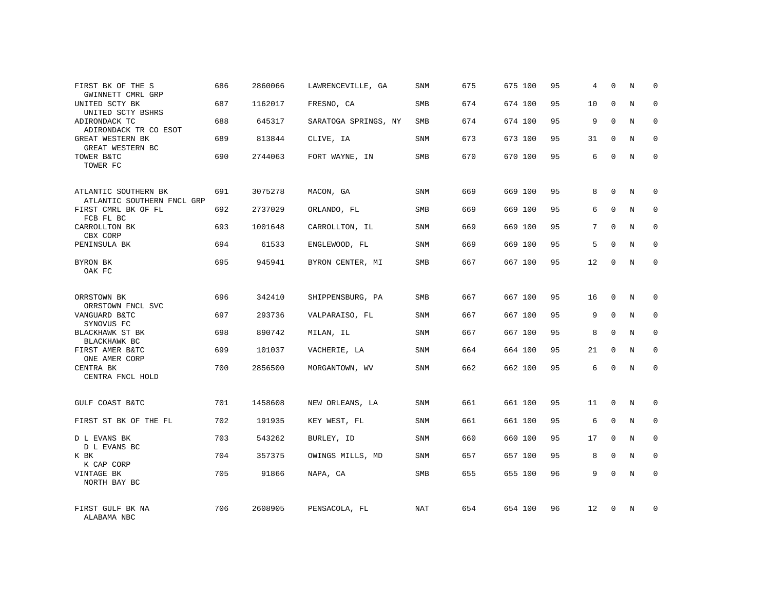| | | | | | | | | | | | |
|---|---|---|---|---|---|---|---|---|---|---|---|
| FIRST BK OF THE S<br>GWINNETT CMRL GRP | 686 | 2860066 | LAWRENCEVILLE, GA | SNM | 675 | 675 100 | 95 | 4 | 0 | N | 0 |
| UNITED SCTY BK<br>UNITED SCTY BSHRS | 687 | 1162017 | FRESNO, CA | SMB | 674 | 674 100 | 95 | 10 | 0 | N | 0 |
| ADIRONDACK TC<br>ADIRONDACK TR CO ESOT | 688 | 645317 | SARATOGA SPRINGS, NY | SMB | 674 | 674 100 | 95 | 9 | 0 | N | 0 |
| GREAT WESTERN BK<br>GREAT WESTERN BC | 689 | 813844 | CLIVE, IA | SNM | 673 | 673 100 | 95 | 31 | 0 | N | 0 |
| TOWER B&TC<br>TOWER FC | 690 | 2744063 | FORT WAYNE, IN | SMB | 670 | 670 100 | 95 | 6 | 0 | N | 0 |
| ATLANTIC SOUTHERN BK<br>ATLANTIC SOUTHERN FNCL GRP | 691 | 3075278 | MACON, GA | SNM | 669 | 669 100 | 95 | 8 | 0 | N | 0 |
| FIRST CMRL BK OF FL<br>FCB FL BC | 692 | 2737029 | ORLANDO, FL | SMB | 669 | 669 100 | 95 | 6 | 0 | N | 0 |
| CARROLLTON BK<br>CBX CORP | 693 | 1001648 | CARROLLTON, IL | SNM | 669 | 669 100 | 95 | 7 | 0 | N | 0 |
| PENINSULA BK | 694 | 61533 | ENGLEWOOD, FL | SNM | 669 | 669 100 | 95 | 5 | 0 | N | 0 |
| BYRON BK<br>OAK FC | 695 | 945941 | BYRON CENTER, MI | SMB | 667 | 667 100 | 95 | 12 | 0 | N | 0 |
| ORRSTOWN BK<br>ORRSTOWN FNCL SVC | 696 | 342410 | SHIPPENSBURG, PA | SMB | 667 | 667 100 | 95 | 16 | 0 | N | 0 |
| VANGUARD B&TC<br>SYNOVUS FC | 697 | 293736 | VALPARAISO, FL | SNM | 667 | 667 100 | 95 | 9 | 0 | N | 0 |
| BLACKHAWK ST BK<br>BLACKHAWK BC | 698 | 890742 | MILAN, IL | SNM | 667 | 667 100 | 95 | 8 | 0 | N | 0 |
| FIRST AMER B&TC<br>ONE AMER CORP | 699 | 101037 | VACHERIE, LA | SNM | 664 | 664 100 | 95 | 21 | 0 | N | 0 |
| CENTRA BK<br>CENTRA FNCL HOLD | 700 | 2856500 | MORGANTOWN, WV | SNM | 662 | 662 100 | 95 | 6 | 0 | N | 0 |
| GULF COAST B&TC | 701 | 1458608 | NEW ORLEANS, LA | SNM | 661 | 661 100 | 95 | 11 | 0 | N | 0 |
| FIRST ST BK OF THE FL | 702 | 191935 | KEY WEST, FL | SNM | 661 | 661 100 | 95 | 6 | 0 | N | 0 |
| D L EVANS BK<br>D L EVANS BC | 703 | 543262 | BURLEY, ID | SNM | 660 | 660 100 | 95 | 17 | 0 | N | 0 |
| K BK<br>K CAP CORP | 704 | 357375 | OWINGS MILLS, MD | SNM | 657 | 657 100 | 95 | 8 | 0 | N | 0 |
| VINTAGE BK<br>NORTH BAY BC | 705 | 91866 | NAPA, CA | SMB | 655 | 655 100 | 96 | 9 | 0 | N | 0 |
| FIRST GULF BK NA<br>ALABAMA NBC | 706 | 2608905 | PENSACOLA, FL | NAT | 654 | 654 100 | 96 | 12 | 0 | N | 0 |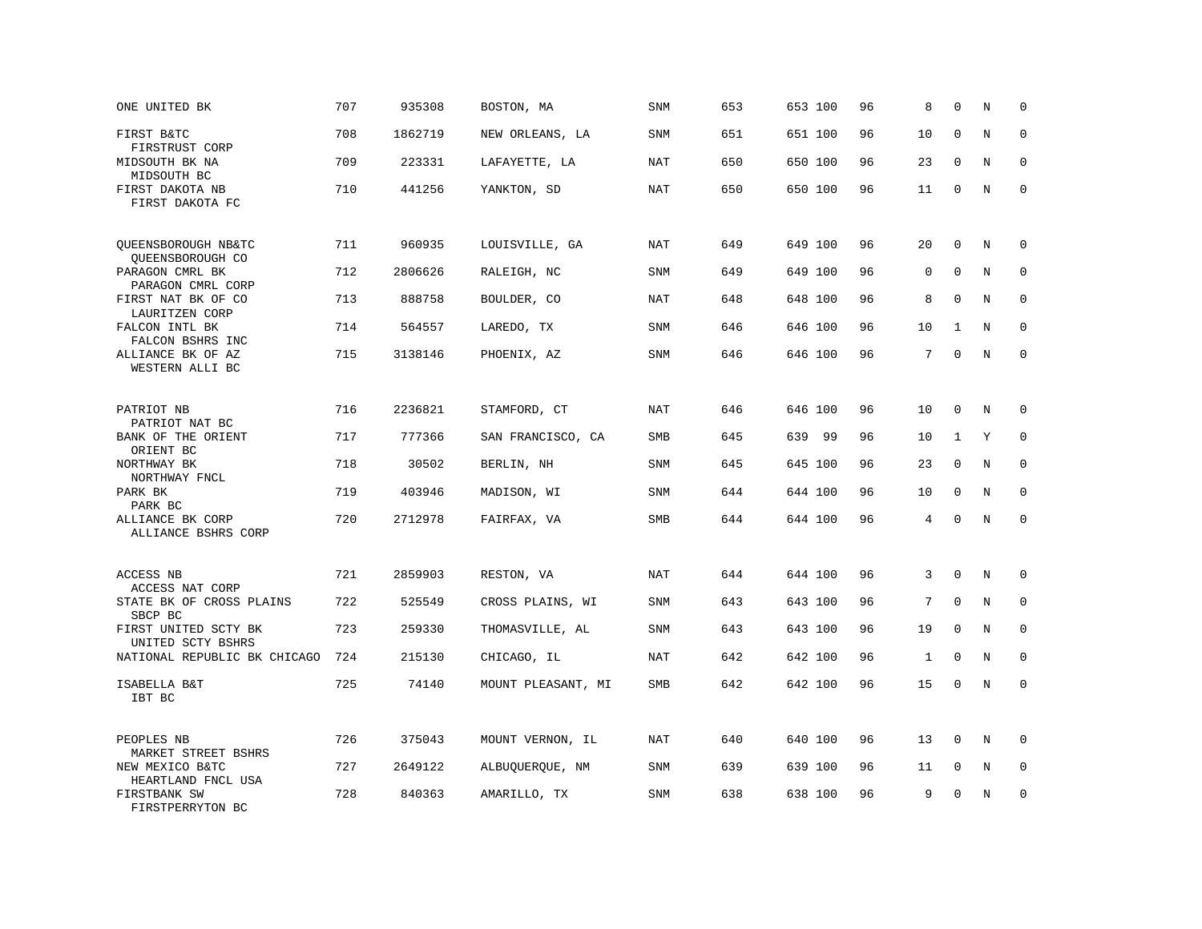| | | | | | | | | | | | | |
|---|---|---|---|---|---|---|---|---|---|---|---|---|
| ONE UNITED BK | 707 | 935308 | BOSTON, MA | SNM | 653 | 653 | 100 | 96 | 8 | 0 | N | 0 |
| FIRST B&TC<br>FIRSTRUST CORP | 708 | 1862719 | NEW ORLEANS, LA | SNM | 651 | 651 | 100 | 96 | 10 | 0 | N | 0 |
| MIDSOUTH BK NA<br>MIDSOUTH BC | 709 | 223331 | LAFAYETTE, LA | NAT | 650 | 650 | 100 | 96 | 23 | 0 | N | 0 |
| FIRST DAKOTA NB<br>FIRST DAKOTA FC | 710 | 441256 | YANKTON, SD | NAT | 650 | 650 | 100 | 96 | 11 | 0 | N | 0 |
| QUEENSBOROUGH NB&TC<br>QUEENSBOROUGH CO | 711 | 960935 | LOUISVILLE, GA | NAT | 649 | 649 | 100 | 96 | 20 | 0 | N | 0 |
| PARAGON CMRL BK<br>PARAGON CMRL CORP | 712 | 2806626 | RALEIGH, NC | SNM | 649 | 649 | 100 | 96 | 0 | 0 | N | 0 |
| FIRST NAT BK OF CO<br>LAURITZEN CORP | 713 | 888758 | BOULDER, CO | NAT | 648 | 648 | 100 | 96 | 8 | 0 | N | 0 |
| FALCON INTL BK<br>FALCON BSHRS INC | 714 | 564557 | LAREDO, TX | SNM | 646 | 646 | 100 | 96 | 10 | 1 | N | 0 |
| ALLIANCE BK OF AZ<br>WESTERN ALLI BC | 715 | 3138146 | PHOENIX, AZ | SNM | 646 | 646 | 100 | 96 | 7 | 0 | N | 0 |
| PATRIOT NB<br>PATRIOT NAT BC | 716 | 2236821 | STAMFORD, CT | NAT | 646 | 646 | 100 | 96 | 10 | 0 | N | 0 |
| BANK OF THE ORIENT<br>ORIENT BC | 717 | 777366 | SAN FRANCISCO, CA | SMB | 645 | 639 | 99 | 96 | 10 | 1 | Y | 0 |
| NORTHWAY BK<br>NORTHWAY FNCL | 718 | 30502 | BERLIN, NH | SNM | 645 | 645 | 100 | 96 | 23 | 0 | N | 0 |
| PARK BK<br>PARK BC | 719 | 403946 | MADISON, WI | SNM | 644 | 644 | 100 | 96 | 10 | 0 | N | 0 |
| ALLIANCE BK CORP<br>ALLIANCE BSHRS CORP | 720 | 2712978 | FAIRFAX, VA | SMB | 644 | 644 | 100 | 96 | 4 | 0 | N | 0 |
| ACCESS NB<br>ACCESS NAT CORP | 721 | 2859903 | RESTON, VA | NAT | 644 | 644 | 100 | 96 | 3 | 0 | N | 0 |
| STATE BK OF CROSS PLAINS<br>SBCP BC | 722 | 525549 | CROSS PLAINS, WI | SNM | 643 | 643 | 100 | 96 | 7 | 0 | N | 0 |
| FIRST UNITED SCTY BK<br>UNITED SCTY BSHRS | 723 | 259330 | THOMASVILLE, AL | SNM | 643 | 643 | 100 | 96 | 19 | 0 | N | 0 |
| NATIONAL REPUBLIC BK CHICAGO | 724 | 215130 | CHICAGO, IL | NAT | 642 | 642 | 100 | 96 | 1 | 0 | N | 0 |
| ISABELLA B&T<br>IBT BC | 725 | 74140 | MOUNT PLEASANT, MI | SMB | 642 | 642 | 100 | 96 | 15 | 0 | N | 0 |
| PEOPLES NB<br>MARKET STREET BSHRS | 726 | 375043 | MOUNT VERNON, IL | NAT | 640 | 640 | 100 | 96 | 13 | 0 | N | 0 |
| NEW MEXICO B&TC<br>HEARTLAND FNCL USA | 727 | 2649122 | ALBUQUERQUE, NM | SNM | 639 | 639 | 100 | 96 | 11 | 0 | N | 0 |
| FIRSTBANK SW<br>FIRSTPERRYTON BC | 728 | 840363 | AMARILLO, TX | SNM | 638 | 638 | 100 | 96 | 9 | 0 | N | 0 |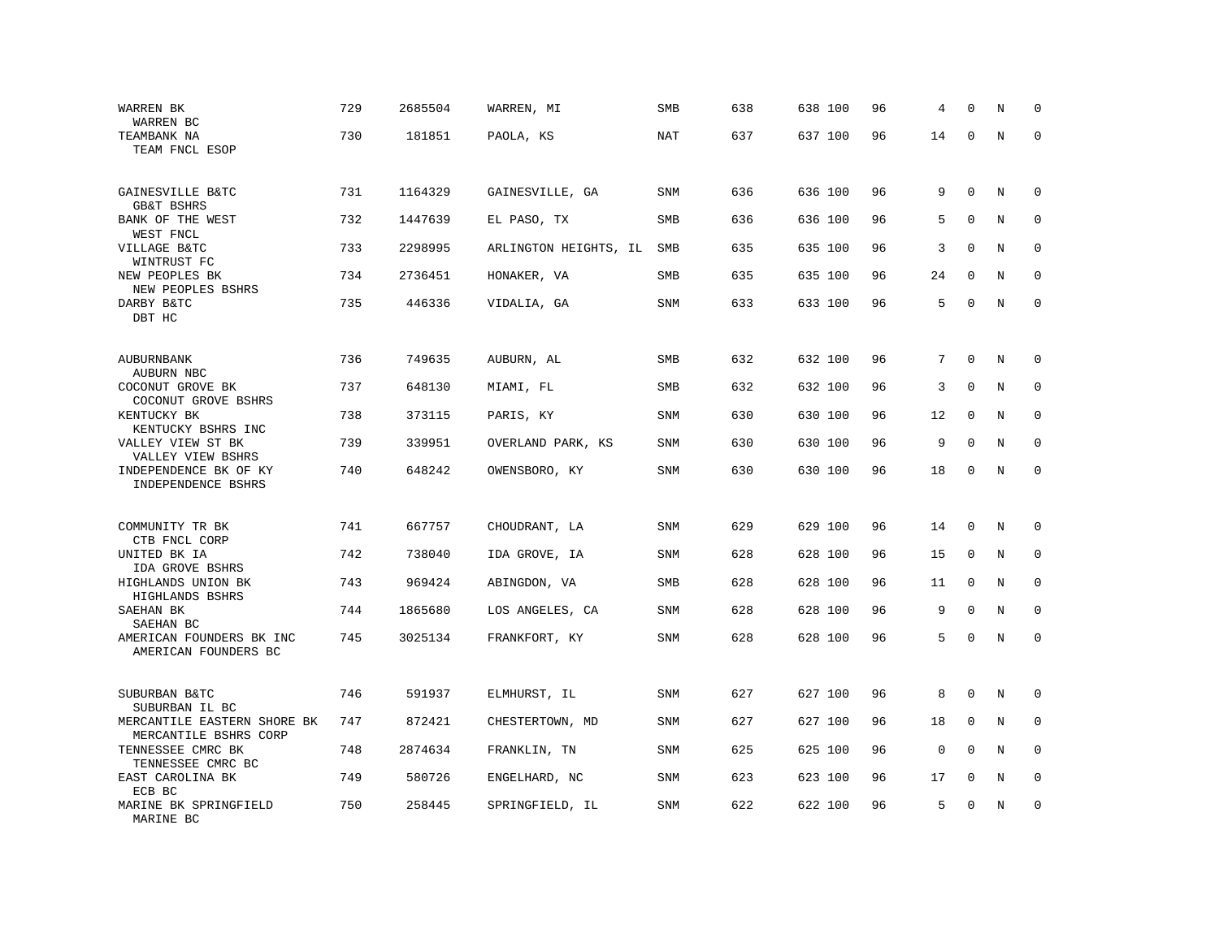| | | | | | | | | | | | |
|---|---|---|---|---|---|---|---|---|---|---|---|
| WARREN BK<br>WARREN BC | 729 | 2685504 | WARREN, MI | SMB | 638 | 638 100 | 96 | 4 | 0 | N | 0 |
| TEAMBANK NA<br>TEAM FNCL ESOP | 730 | 181851 | PAOLA, KS | NAT | 637 | 637 100 | 96 | 14 | 0 | N | 0 |
| GAINESVILLE B&TC<br>GB&T BSHRS | 731 | 1164329 | GAINESVILLE, GA | SNM | 636 | 636 100 | 96 | 9 | 0 | N | 0 |
| BANK OF THE WEST<br>WEST FNCL | 732 | 1447639 | EL PASO, TX | SMB | 636 | 636 100 | 96 | 5 | 0 | N | 0 |
| VILLAGE B&TC<br>WINTRUST FC | 733 | 2298995 | ARLINGTON HEIGHTS, IL | SMB | 635 | 635 100 | 96 | 3 | 0 | N | 0 |
| NEW PEOPLES BK<br>NEW PEOPLES BSHRS | 734 | 2736451 | HONAKER, VA | SMB | 635 | 635 100 | 96 | 24 | 0 | N | 0 |
| DARBY B&TC<br>DBT HC | 735 | 446336 | VIDALIA, GA | SNM | 633 | 633 100 | 96 | 5 | 0 | N | 0 |
| AUBURNBANK<br>AUBURN NBC | 736 | 749635 | AUBURN, AL | SMB | 632 | 632 100 | 96 | 7 | 0 | N | 0 |
| COCONUT GROVE BK<br>COCONUT GROVE BSHRS | 737 | 648130 | MIAMI, FL | SMB | 632 | 632 100 | 96 | 3 | 0 | N | 0 |
| KENTUCKY BK<br>KENTUCKY BSHRS INC | 738 | 373115 | PARIS, KY | SNM | 630 | 630 100 | 96 | 12 | 0 | N | 0 |
| VALLEY VIEW ST BK<br>VALLEY VIEW BSHRS | 739 | 339951 | OVERLAND PARK, KS | SNM | 630 | 630 100 | 96 | 9 | 0 | N | 0 |
| INDEPENDENCE BK OF KY<br>INDEPENDENCE BSHRS | 740 | 648242 | OWENSBORO, KY | SNM | 630 | 630 100 | 96 | 18 | 0 | N | 0 |
| COMMUNITY TR BK<br>CTB FNCL CORP | 741 | 667757 | CHOUDRANT, LA | SNM | 629 | 629 100 | 96 | 14 | 0 | N | 0 |
| UNITED BK IA<br>IDA GROVE BSHRS | 742 | 738040 | IDA GROVE, IA | SNM | 628 | 628 100 | 96 | 15 | 0 | N | 0 |
| HIGHLANDS UNION BK<br>HIGHLANDS BSHRS | 743 | 969424 | ABINGDON, VA | SMB | 628 | 628 100 | 96 | 11 | 0 | N | 0 |
| SAEHAN BK<br>SAEHAN BC | 744 | 1865680 | LOS ANGELES, CA | SNM | 628 | 628 100 | 96 | 9 | 0 | N | 0 |
| AMERICAN FOUNDERS BK INC<br>AMERICAN FOUNDERS BC | 745 | 3025134 | FRANKFORT, KY | SNM | 628 | 628 100 | 96 | 5 | 0 | N | 0 |
| SUBURBAN B&TC<br>SUBURBAN IL BC | 746 | 591937 | ELMHURST, IL | SNM | 627 | 627 100 | 96 | 8 | 0 | N | 0 |
| MERCANTILE EASTERN SHORE BK<br>MERCANTILE BSHRS CORP | 747 | 872421 | CHESTERTOWN, MD | SNM | 627 | 627 100 | 96 | 18 | 0 | N | 0 |
| TENNESSEE CMRC BK<br>TENNESSEE CMRC BC | 748 | 2874634 | FRANKLIN, TN | SNM | 625 | 625 100 | 96 | 0 | 0 | N | 0 |
| EAST CAROLINA BK<br>ECB BC | 749 | 580726 | ENGELHARD, NC | SNM | 623 | 623 100 | 96 | 17 | 0 | N | 0 |
| MARINE BK SPRINGFIELD<br>MARINE BC | 750 | 258445 | SPRINGFIELD, IL | SNM | 622 | 622 100 | 96 | 5 | 0 | N | 0 |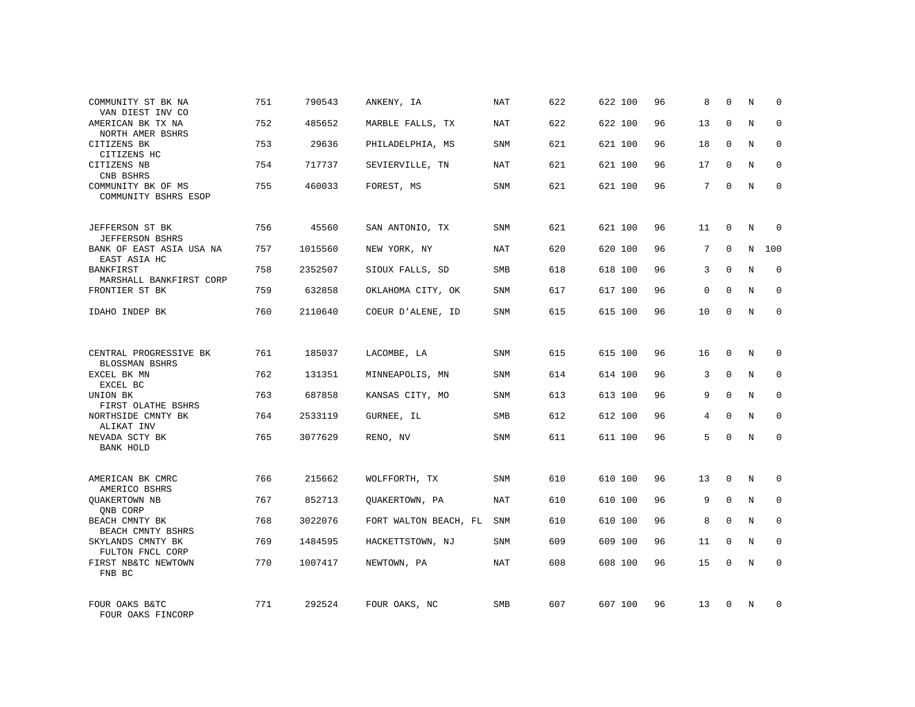| | | | | | | | | | | | | |
|---|---|---|---|---|---|---|---|---|---|---|---|---|
| COMMUNITY ST BK NA<br>VAN DIEST INV CO | 751 | 790543 | ANKENY, IA | NAT | 622 | 622 | 100 | 96 | 8 | 0 | N | 0 |
| AMERICAN BK TX NA<br>NORTH AMER BSHRS | 752 | 485652 | MARBLE FALLS, TX | NAT | 622 | 622 | 100 | 96 | 13 | 0 | N | 0 |
| CITIZENS BK<br>CITIZENS HC | 753 | 29636 | PHILADELPHIA, MS | SNM | 621 | 621 | 100 | 96 | 18 | 0 | N | 0 |
| CITIZENS NB<br>CNB BSHRS | 754 | 717737 | SEVIERVILLE, TN | NAT | 621 | 621 | 100 | 96 | 17 | 0 | N | 0 |
| COMMUNITY BK OF MS<br>COMMUNITY BSHRS ESOP | 755 | 460033 | FOREST, MS | SNM | 621 | 621 | 100 | 96 | 7 | 0 | N | 0 |
| JEFFERSON ST BK<br>JEFFERSON BSHRS | 756 | 45560 | SAN ANTONIO, TX | SNM | 621 | 621 | 100 | 96 | 11 | 0 | N | 0 |
| BANK OF EAST ASIA USA NA<br>EAST ASIA HC | 757 | 1015560 | NEW YORK, NY | NAT | 620 | 620 | 100 | 96 | 7 | 0 | N | 100 |
| BANKFIRST<br>MARSHALL BANKFIRST CORP | 758 | 2352507 | SIOUX FALLS, SD | SMB | 618 | 618 | 100 | 96 | 3 | 0 | N | 0 |
| FRONTIER ST BK | 759 | 632858 | OKLAHOMA CITY, OK | SNM | 617 | 617 | 100 | 96 | 0 | 0 | N | 0 |
| IDAHO INDEP BK | 760 | 2110640 | COEUR D'ALENE, ID | SNM | 615 | 615 | 100 | 96 | 10 | 0 | N | 0 |
| CENTRAL PROGRESSIVE BK<br>BLOSSMAN BSHRS | 761 | 185037 | LACOMBE, LA | SNM | 615 | 615 | 100 | 96 | 16 | 0 | N | 0 |
| EXCEL BK MN<br>EXCEL BC | 762 | 131351 | MINNEAPOLIS, MN | SNM | 614 | 614 | 100 | 96 | 3 | 0 | N | 0 |
| UNION BK<br>FIRST OLATHE BSHRS | 763 | 687858 | KANSAS CITY, MO | SNM | 613 | 613 | 100 | 96 | 9 | 0 | N | 0 |
| NORTHSIDE CMNTY BK<br>ALIKAT INV | 764 | 2533119 | GURNEE, IL | SMB | 612 | 612 | 100 | 96 | 4 | 0 | N | 0 |
| NEVADA SCTY BK<br>BANK HOLD | 765 | 3077629 | RENO, NV | SNM | 611 | 611 | 100 | 96 | 5 | 0 | N | 0 |
| AMERICAN BK CMRC<br>AMERICO BSHRS | 766 | 215662 | WOLFFORTH, TX | SNM | 610 | 610 | 100 | 96 | 13 | 0 | N | 0 |
| QUAKERTOWN NB<br>QNB CORP | 767 | 852713 | QUAKERTOWN, PA | NAT | 610 | 610 | 100 | 96 | 9 | 0 | N | 0 |
| BEACH CMNTY BK<br>BEACH CMNTY BSHRS | 768 | 3022076 | FORT WALTON BEACH, FL | SNM | 610 | 610 | 100 | 96 | 8 | 0 | N | 0 |
| SKYLANDS CMNTY BK<br>FULTON FNCL CORP | 769 | 1484595 | HACKETTSTOWN, NJ | SNM | 609 | 609 | 100 | 96 | 11 | 0 | N | 0 |
| FIRST NB&TC NEWTOWN<br>FNB BC | 770 | 1007417 | NEWTOWN, PA | NAT | 608 | 608 | 100 | 96 | 15 | 0 | N | 0 |
| FOUR OAKS B&TC<br>FOUR OAKS FINCORP | 771 | 292524 | FOUR OAKS, NC | SMB | 607 | 607 | 100 | 96 | 13 | 0 | N | 0 |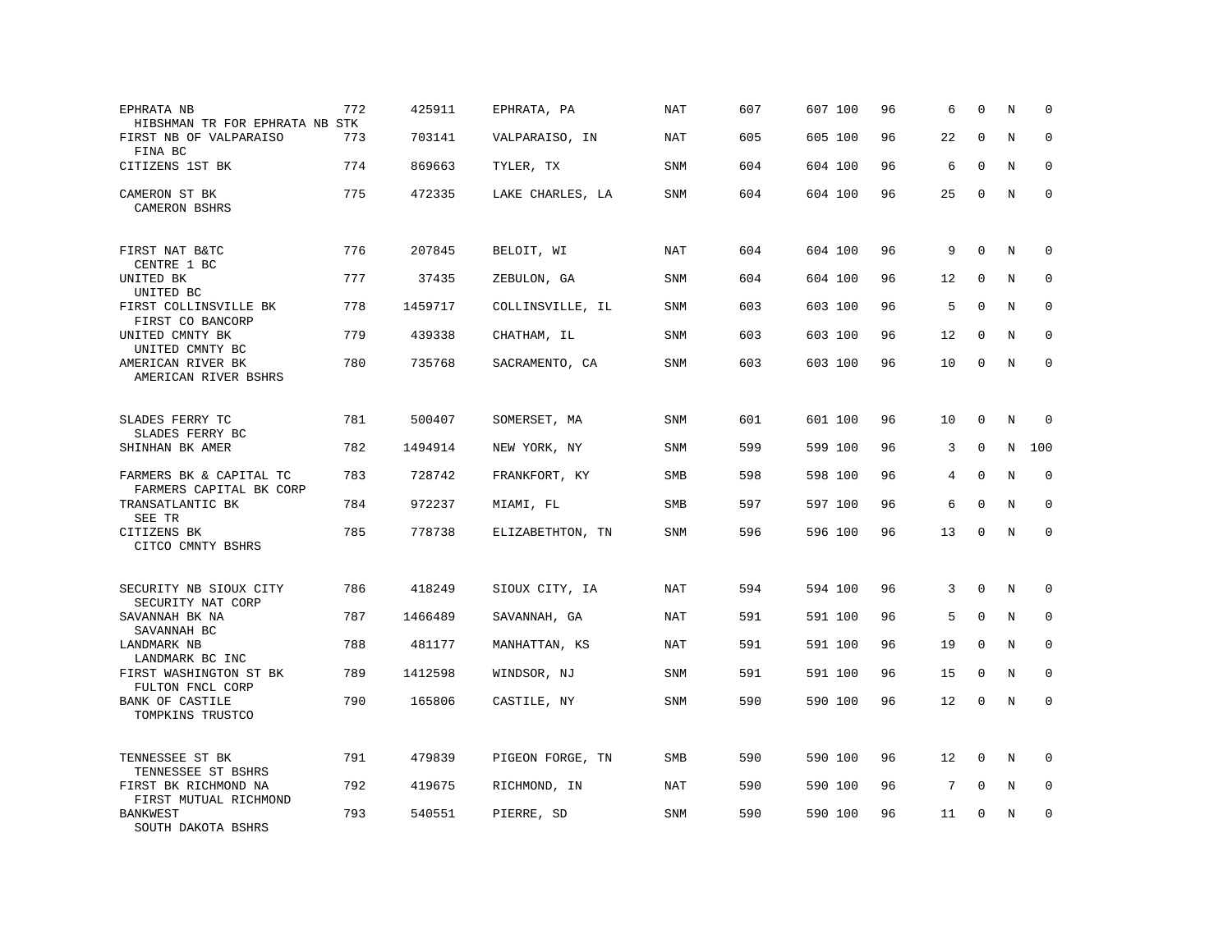| | | | | | | | | | | | |
|---|---|---|---|---|---|---|---|---|---|---|---|
| EPHRATA NB<br>HIBSHMAN TR FOR EPHRATA NB STK | 772 | 425911 | EPHRATA, PA | NAT | 607 | 607 100 | 96 | 6 | 0 | N | 0 |
| FIRST NB OF VALPARAISO<br>FINA BC | 773 | 703141 | VALPARAISO, IN | NAT | 605 | 605 100 | 96 | 22 | 0 | N | 0 |
| CITIZENS 1ST BK | 774 | 869663 | TYLER, TX | SNM | 604 | 604 100 | 96 | 6 | 0 | N | 0 |
| CAMERON ST BK<br>CAMERON BSHRS | 775 | 472335 | LAKE CHARLES, LA | SNM | 604 | 604 100 | 96 | 25 | 0 | N | 0 |
| FIRST NAT B&TC<br>CENTRE 1 BC | 776 | 207845 | BELOIT, WI | NAT | 604 | 604 100 | 96 | 9 | 0 | N | 0 |
| UNITED BK<br>UNITED BC | 777 | 37435 | ZEBULON, GA | SNM | 604 | 604 100 | 96 | 12 | 0 | N | 0 |
| FIRST COLLINSVILLE BK<br>FIRST CO BANCORP | 778 | 1459717 | COLLINSVILLE, IL | SNM | 603 | 603 100 | 96 | 5 | 0 | N | 0 |
| UNITED CMNTY BK<br>UNITED CMNTY BC | 779 | 439338 | CHATHAM, IL | SNM | 603 | 603 100 | 96 | 12 | 0 | N | 0 |
| AMERICAN RIVER BK<br>AMERICAN RIVER BSHRS | 780 | 735768 | SACRAMENTO, CA | SNM | 603 | 603 100 | 96 | 10 | 0 | N | 0 |
| SLADES FERRY TC<br>SLADES FERRY BC | 781 | 500407 | SOMERSET, MA | SNM | 601 | 601 100 | 96 | 10 | 0 | N | 0 |
| SHINHAN BK AMER | 782 | 1494914 | NEW YORK, NY | SNM | 599 | 599 100 | 96 | 3 | 0 | N | 100 |
| FARMERS BK & CAPITAL TC<br>FARMERS CAPITAL BK CORP | 783 | 728742 | FRANKFORT, KY | SMB | 598 | 598 100 | 96 | 4 | 0 | N | 0 |
| TRANSATLANTIC BK<br>SEE TR | 784 | 972237 | MIAMI, FL | SMB | 597 | 597 100 | 96 | 6 | 0 | N | 0 |
| CITIZENS BK<br>CITCO CMNTY BSHRS | 785 | 778738 | ELIZABETHTON, TN | SNM | 596 | 596 100 | 96 | 13 | 0 | N | 0 |
| SECURITY NB SIOUX CITY<br>SECURITY NAT CORP | 786 | 418249 | SIOUX CITY, IA | NAT | 594 | 594 100 | 96 | 3 | 0 | N | 0 |
| SAVANNAH BK NA<br>SAVANNAH BC | 787 | 1466489 | SAVANNAH, GA | NAT | 591 | 591 100 | 96 | 5 | 0 | N | 0 |
| LANDMARK NB<br>LANDMARK BC INC | 788 | 481177 | MANHATTAN, KS | NAT | 591 | 591 100 | 96 | 19 | 0 | N | 0 |
| FIRST WASHINGTON ST BK<br>FULTON FNCL CORP | 789 | 1412598 | WINDSOR, NJ | SNM | 591 | 591 100 | 96 | 15 | 0 | N | 0 |
| BANK OF CASTILE<br>TOMPKINS TRUSTCO | 790 | 165806 | CASTILE, NY | SNM | 590 | 590 100 | 96 | 12 | 0 | N | 0 |
| TENNESSEE ST BK<br>TENNESSEE ST BSHRS | 791 | 479839 | PIGEON FORGE, TN | SMB | 590 | 590 100 | 96 | 12 | 0 | N | 0 |
| FIRST BK RICHMOND NA<br>FIRST MUTUAL RICHMOND | 792 | 419675 | RICHMOND, IN | NAT | 590 | 590 100 | 96 | 7 | 0 | N | 0 |
| BANKWEST<br>SOUTH DAKOTA BSHRS | 793 | 540551 | PIERRE, SD | SNM | 590 | 590 100 | 96 | 11 | 0 | N | 0 |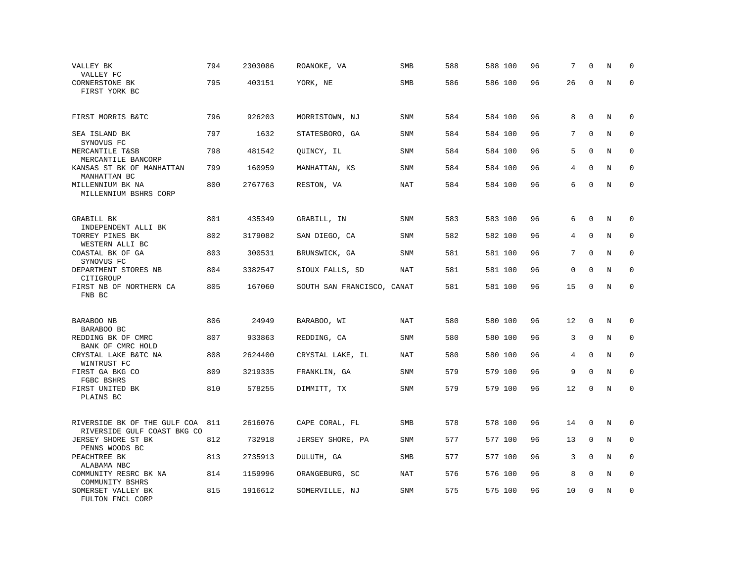| | | | | | | | | | | | | |
|---|---|---|---|---|---|---|---|---|---|---|---|---|
| VALLEY BK<br>VALLEY FC | 794 | 2303086 | ROANOKE, VA | SMB | 588 | 588 | 100 | 96 | 7 | 0 | N | 0 |
| CORNERSTONE BK<br>FIRST YORK BC | 795 | 403151 | YORK, NE | SMB | 586 | 586 | 100 | 96 | 26 | 0 | N | 0 |
| FIRST MORRIS B&TC | 796 | 926203 | MORRISTOWN, NJ | SNM | 584 | 584 | 100 | 96 | 8 | 0 | N | 0 |
| SEA ISLAND BK<br>SYNOVUS FC | 797 | 1632 | STATESBORO, GA | SNM | 584 | 584 | 100 | 96 | 7 | 0 | N | 0 |
| MERCANTILE T&SB<br>MERCANTILE BANCORP | 798 | 481542 | QUINCY, IL | SNM | 584 | 584 | 100 | 96 | 5 | 0 | N | 0 |
| KANSAS ST BK OF MANHATTAN<br>MANHATTAN BC | 799 | 160959 | MANHATTAN, KS | SNM | 584 | 584 | 100 | 96 | 4 | 0 | N | 0 |
| MILLENNIUM BK NA<br>MILLENNIUM BSHRS CORP | 800 | 2767763 | RESTON, VA | NAT | 584 | 584 | 100 | 96 | 6 | 0 | N | 0 |
| GRABILL BK<br>INDEPENDENT ALLI BK | 801 | 435349 | GRABILL, IN | SNM | 583 | 583 | 100 | 96 | 6 | 0 | N | 0 |
| TORREY PINES BK<br>WESTERN ALLI BC | 802 | 3179082 | SAN DIEGO, CA | SNM | 582 | 582 | 100 | 96 | 4 | 0 | N | 0 |
| COASTAL BK OF GA<br>SYNOVUS FC | 803 | 300531 | BRUNSWICK, GA | SNM | 581 | 581 | 100 | 96 | 7 | 0 | N | 0 |
| DEPARTMENT STORES NB<br>CITIGROUP | 804 | 3382547 | SIOUX FALLS, SD | NAT | 581 | 581 | 100 | 96 | 0 | 0 | N | 0 |
| FIRST NB OF NORTHERN CA<br>FNB BC | 805 | 167060 | SOUTH SAN FRANCISCO, CA | NAT | 581 | 581 | 100 | 96 | 15 | 0 | N | 0 |
| BARABOO NB<br>BARABOO BC | 806 | 24949 | BARABOO, WI | NAT | 580 | 580 | 100 | 96 | 12 | 0 | N | 0 |
| REDDING BK OF CMRC<br>BANK OF CMRC HOLD | 807 | 933863 | REDDING, CA | SNM | 580 | 580 | 100 | 96 | 3 | 0 | N | 0 |
| CRYSTAL LAKE B&TC NA<br>WINTRUST FC | 808 | 2624400 | CRYSTAL LAKE, IL | NAT | 580 | 580 | 100 | 96 | 4 | 0 | N | 0 |
| FIRST GA BKG CO<br>FGBC BSHRS | 809 | 3219335 | FRANKLIN, GA | SNM | 579 | 579 | 100 | 96 | 9 | 0 | N | 0 |
| FIRST UNITED BK<br>PLAINS BC | 810 | 578255 | DIMMITT, TX | SNM | 579 | 579 | 100 | 96 | 12 | 0 | N | 0 |
| RIVERSIDE BK OF THE GULF COA<br>RIVERSIDE GULF COAST BKG CO | 811 | 2616076 | CAPE CORAL, FL | SMB | 578 | 578 | 100 | 96 | 14 | 0 | N | 0 |
| JERSEY SHORE ST BK<br>PENNS WOODS BC | 812 | 732918 | JERSEY SHORE, PA | SNM | 577 | 577 | 100 | 96 | 13 | 0 | N | 0 |
| PEACHTREE BK<br>ALABAMA NBC | 813 | 2735913 | DULUTH, GA | SMB | 577 | 577 | 100 | 96 | 3 | 0 | N | 0 |
| COMMUNITY RESRC BK NA<br>COMMUNITY BSHRS | 814 | 1159996 | ORANGEBURG, SC | NAT | 576 | 576 | 100 | 96 | 8 | 0 | N | 0 |
| SOMERSET VALLEY BK<br>FULTON FNCL CORP | 815 | 1916612 | SOMERVILLE, NJ | SNM | 575 | 575 | 100 | 96 | 10 | 0 | N | 0 |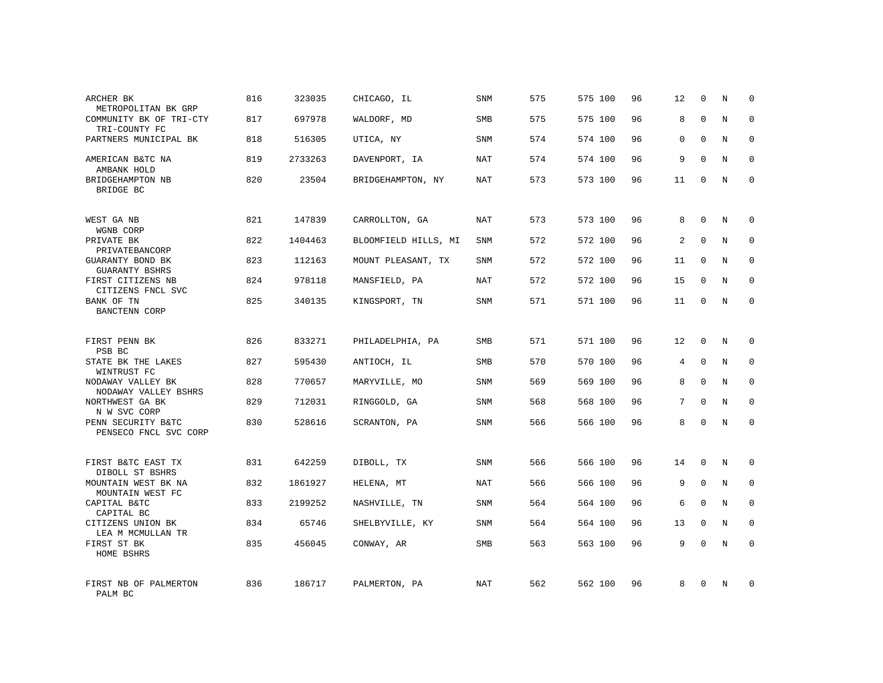| | | | | | | | | | | | | |
|---|---|---|---|---|---|---|---|---|---|---|---|---|
| ARCHER BK<br>METROPOLITAN BK GRP | 816 | 323035 | CHICAGO, IL | SNM | 575 | 575 | 100 | 96 | 12 | 0 | N | 0 |
| COMMUNITY BK OF TRI-CTY<br>TRI-COUNTY FC | 817 | 697978 | WALDORF, MD | SMB | 575 | 575 | 100 | 96 | 8 | 0 | N | 0 |
| PARTNERS MUNICIPAL BK | 818 | 516305 | UTICA, NY | SNM | 574 | 574 | 100 | 96 | 0 | 0 | N | 0 |
| AMERICAN B&TC NA<br>AMBANK HOLD | 819 | 2733263 | DAVENPORT, IA | NAT | 574 | 574 | 100 | 96 | 9 | 0 | N | 0 |
| BRIDGEHAMPTON NB<br>BRIDGE BC | 820 | 23504 | BRIDGEHAMPTON, NY | NAT | 573 | 573 | 100 | 96 | 11 | 0 | N | 0 |
| WEST GA NB<br>WGNB CORP | 821 | 147839 | CARROLLTON, GA | NAT | 573 | 573 | 100 | 96 | 8 | 0 | N | 0 |
| PRIVATE BK<br>PRIVATEBANCORP | 822 | 1404463 | BLOOMFIELD HILLS, MI | SNM | 572 | 572 | 100 | 96 | 2 | 0 | N | 0 |
| GUARANTY BOND BK<br>GUARANTY BSHRS | 823 | 112163 | MOUNT PLEASANT, TX | SNM | 572 | 572 | 100 | 96 | 11 | 0 | N | 0 |
| FIRST CITIZENS NB<br>CITIZENS FNCL SVC | 824 | 978118 | MANSFIELD, PA | NAT | 572 | 572 | 100 | 96 | 15 | 0 | N | 0 |
| BANK OF TN<br>BANCTENN CORP | 825 | 340135 | KINGSPORT, TN | SNM | 571 | 571 | 100 | 96 | 11 | 0 | N | 0 |
| FIRST PENN BK<br>PSB BC | 826 | 833271 | PHILADELPHIA, PA | SMB | 571 | 571 | 100 | 96 | 12 | 0 | N | 0 |
| STATE BK THE LAKES<br>WINTRUST FC | 827 | 595430 | ANTIOCH, IL | SMB | 570 | 570 | 100 | 96 | 4 | 0 | N | 0 |
| NODAWAY VALLEY BK<br>NODAWAY VALLEY BSHRS | 828 | 770657 | MARYVILLE, MO | SNM | 569 | 569 | 100 | 96 | 8 | 0 | N | 0 |
| NORTHWEST GA BK<br>N W SVC CORP | 829 | 712031 | RINGGOLD, GA | SNM | 568 | 568 | 100 | 96 | 7 | 0 | N | 0 |
| PENN SECURITY B&TC<br>PENSECO FNCL SVC CORP | 830 | 528616 | SCRANTON, PA | SNM | 566 | 566 | 100 | 96 | 8 | 0 | N | 0 |
| FIRST B&TC EAST TX<br>DIBOLL ST BSHRS | 831 | 642259 | DIBOLL, TX | SNM | 566 | 566 | 100 | 96 | 14 | 0 | N | 0 |
| MOUNTAIN WEST BK NA<br>MOUNTAIN WEST FC | 832 | 1861927 | HELENA, MT | NAT | 566 | 566 | 100 | 96 | 9 | 0 | N | 0 |
| CAPITAL B&TC<br>CAPITAL BC | 833 | 2199252 | NASHVILLE, TN | SNM | 564 | 564 | 100 | 96 | 6 | 0 | N | 0 |
| CITIZENS UNION BK<br>LEA M MCMULLAN TR | 834 | 65746 | SHELBYVILLE, KY | SNM | 564 | 564 | 100 | 96 | 13 | 0 | N | 0 |
| FIRST ST BK<br>HOME BSHRS | 835 | 456045 | CONWAY, AR | SMB | 563 | 563 | 100 | 96 | 9 | 0 | N | 0 |
| FIRST NB OF PALMERTON<br>PALM BC | 836 | 186717 | PALMERTON, PA | NAT | 562 | 562 | 100 | 96 | 8 | 0 | N | 0 |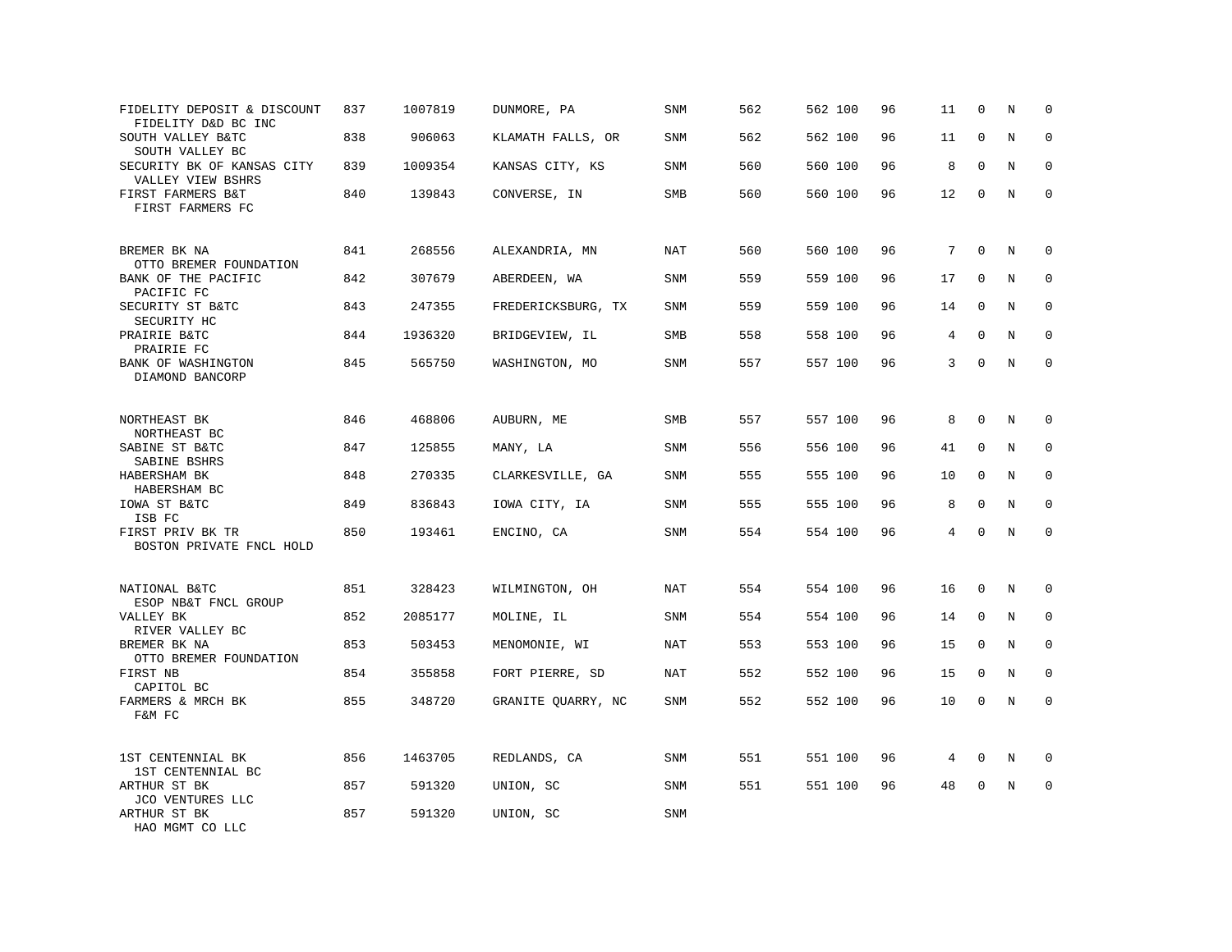| | | | | | | | | | | | | |
|---|---|---|---|---|---|---|---|---|---|---|---|---|
| FIDELITY DEPOSIT & DISCOUNT<br>FIDELITY D&D BC INC | 837 | 1007819 | DUNMORE, PA | SNM | 562 | 562 | 100 | 96 | 11 | 0 | N | 0 |
| SOUTH VALLEY B&TC<br>SOUTH VALLEY BC | 838 | 906063 | KLAMATH FALLS, OR | SNM | 562 | 562 | 100 | 96 | 11 | 0 | N | 0 |
| SECURITY BK OF KANSAS CITY<br>VALLEY VIEW BSHRS | 839 | 1009354 | KANSAS CITY, KS | SNM | 560 | 560 | 100 | 96 | 8 | 0 | N | 0 |
| FIRST FARMERS B&T<br>FIRST FARMERS FC | 840 | 139843 | CONVERSE, IN | SMB | 560 | 560 | 100 | 96 | 12 | 0 | N | 0 |
| BREMER BK NA<br>OTTO BREMER FOUNDATION | 841 | 268556 | ALEXANDRIA, MN | NAT | 560 | 560 | 100 | 96 | 7 | 0 | N | 0 |
| BANK OF THE PACIFIC<br>PACIFIC FC | 842 | 307679 | ABERDEEN, WA | SNM | 559 | 559 | 100 | 96 | 17 | 0 | N | 0 |
| SECURITY ST B&TC<br>SECURITY HC | 843 | 247355 | FREDERICKSBURG, TX | SNM | 559 | 559 | 100 | 96 | 14 | 0 | N | 0 |
| PRAIRIE B&TC<br>PRAIRIE FC | 844 | 1936320 | BRIDGEVIEW, IL | SMB | 558 | 558 | 100 | 96 | 4 | 0 | N | 0 |
| BANK OF WASHINGTON<br>DIAMOND BANCORP | 845 | 565750 | WASHINGTON, MO | SNM | 557 | 557 | 100 | 96 | 3 | 0 | N | 0 |
| NORTHEAST BK<br>NORTHEAST BC | 846 | 468806 | AUBURN, ME | SMB | 557 | 557 | 100 | 96 | 8 | 0 | N | 0 |
| SABINE ST B&TC<br>SABINE BSHRS | 847 | 125855 | MANY, LA | SNM | 556 | 556 | 100 | 96 | 41 | 0 | N | 0 |
| HABERSHAM BK<br>HABERSHAM BC | 848 | 270335 | CLARKESVILLE, GA | SNM | 555 | 555 | 100 | 96 | 10 | 0 | N | 0 |
| IOWA ST B&TC<br>ISB FC | 849 | 836843 | IOWA CITY, IA | SNM | 555 | 555 | 100 | 96 | 8 | 0 | N | 0 |
| FIRST PRIV BK TR<br>BOSTON PRIVATE FNCL HOLD | 850 | 193461 | ENCINO, CA | SNM | 554 | 554 | 100 | 96 | 4 | 0 | N | 0 |
| NATIONAL B&TC<br>ESOP NB&T FNCL GROUP | 851 | 328423 | WILMINGTON, OH | NAT | 554 | 554 | 100 | 96 | 16 | 0 | N | 0 |
| VALLEY BK<br>RIVER VALLEY BC | 852 | 2085177 | MOLINE, IL | SNM | 554 | 554 | 100 | 96 | 14 | 0 | N | 0 |
| BREMER BK NA<br>OTTO BREMER FOUNDATION | 853 | 503453 | MENOMONIE, WI | NAT | 553 | 553 | 100 | 96 | 15 | 0 | N | 0 |
| FIRST NB<br>CAPITOL BC | 854 | 355858 | FORT PIERRE, SD | NAT | 552 | 552 | 100 | 96 | 15 | 0 | N | 0 |
| FARMERS & MRCH BK<br>F&M FC | 855 | 348720 | GRANITE QUARRY, NC | SNM | 552 | 552 | 100 | 96 | 10 | 0 | N | 0 |
| 1ST CENTENNIAL BK<br>1ST CENTENNIAL BC | 856 | 1463705 | REDLANDS, CA | SNM | 551 | 551 | 100 | 96 | 4 | 0 | N | 0 |
| ARTHUR ST BK<br>JCO VENTURES LLC | 857 | 591320 | UNION, SC | SNM | 551 | 551 | 100 | 96 | 48 | 0 | N | 0 |
| ARTHUR ST BK<br>HAO MGMT CO LLC | 857 | 591320 | UNION, SC | SNM | | | | | | | | |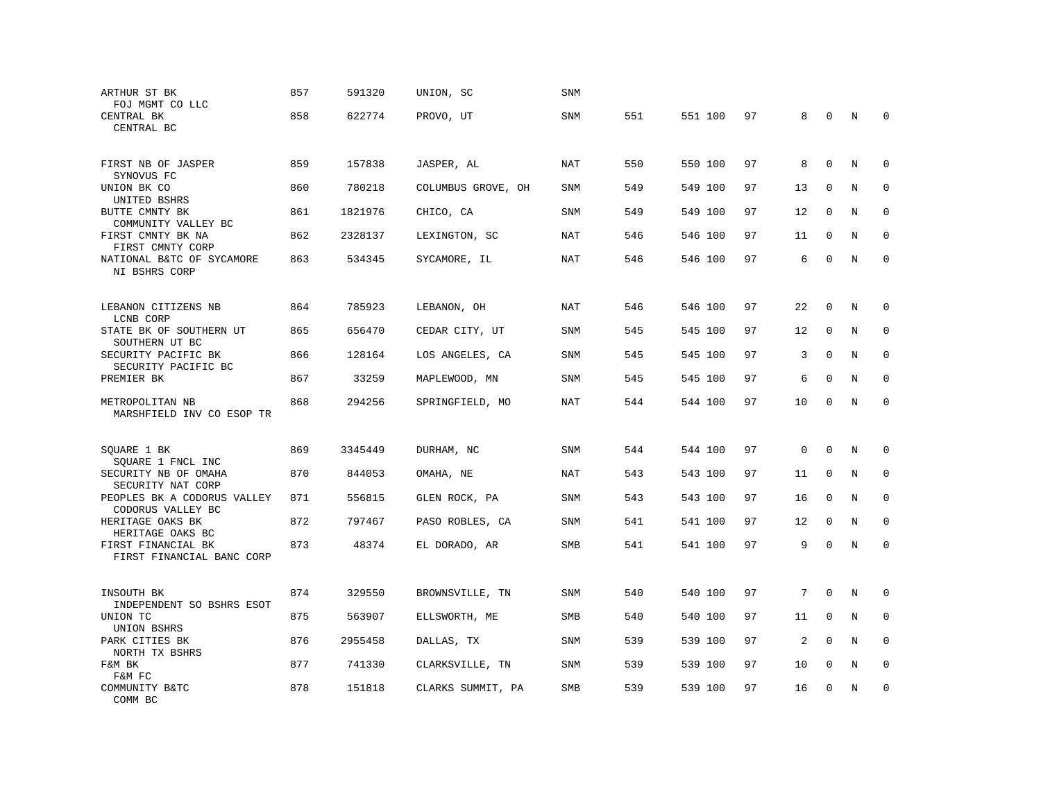| | | | | | | | | | | | | |
|---|---|---|---|---|---|---|---|---|---|---|---|---|
| ARTHUR ST BK<br>FOJ MGMT CO LLC | 857 | 591320 | UNION, SC | SNM | | | | | | | | |
| CENTRAL BK<br>CENTRAL BC | 858 | 622774 | PROVO, UT | SNM | 551 | 551 | 100 | 97 | 8 | 0 | N | 0 |
| FIRST NB OF JASPER<br>SYNOVUS FC | 859 | 157838 | JASPER, AL | NAT | 550 | 550 | 100 | 97 | 8 | 0 | N | 0 |
| UNION BK CO<br>UNITED BSHRS | 860 | 780218 | COLUMBUS GROVE, OH | SNM | 549 | 549 | 100 | 97 | 13 | 0 | N | 0 |
| BUTTE CMNTY BK<br>COMMUNITY VALLEY BC | 861 | 1821976 | CHICO, CA | SNM | 549 | 549 | 100 | 97 | 12 | 0 | N | 0 |
| FIRST CMNTY BK NA<br>FIRST CMNTY CORP | 862 | 2328137 | LEXINGTON, SC | NAT | 546 | 546 | 100 | 97 | 11 | 0 | N | 0 |
| NATIONAL B&TC OF SYCAMORE<br>NI BSHRS CORP | 863 | 534345 | SYCAMORE, IL | NAT | 546 | 546 | 100 | 97 | 6 | 0 | N | 0 |
| LEBANON CITIZENS NB<br>LCNB CORP | 864 | 785923 | LEBANON, OH | NAT | 546 | 546 | 100 | 97 | 22 | 0 | N | 0 |
| STATE BK OF SOUTHERN UT<br>SOUTHERN UT BC | 865 | 656470 | CEDAR CITY, UT | SNM | 545 | 545 | 100 | 97 | 12 | 0 | N | 0 |
| SECURITY PACIFIC BK<br>SECURITY PACIFIC BC | 866 | 128164 | LOS ANGELES, CA | SNM | 545 | 545 | 100 | 97 | 3 | 0 | N | 0 |
| PREMIER BK | 867 | 33259 | MAPLEWOOD, MN | SNM | 545 | 545 | 100 | 97 | 6 | 0 | N | 0 |
| METROPOLITAN NB<br>MARSHFIELD INV CO ESOP TR | 868 | 294256 | SPRINGFIELD, MO | NAT | 544 | 544 | 100 | 97 | 10 | 0 | N | 0 |
| SQUARE 1 BK<br>SQUARE 1 FNCL INC | 869 | 3345449 | DURHAM, NC | SNM | 544 | 544 | 100 | 97 | 0 | 0 | N | 0 |
| SECURITY NB OF OMAHA<br>SECURITY NAT CORP | 870 | 844053 | OMAHA, NE | NAT | 543 | 543 | 100 | 97 | 11 | 0 | N | 0 |
| PEOPLES BK A CODORUS VALLEY<br>CODORUS VALLEY BC | 871 | 556815 | GLEN ROCK, PA | SNM | 543 | 543 | 100 | 97 | 16 | 0 | N | 0 |
| HERITAGE OAKS BK<br>HERITAGE OAKS BC | 872 | 797467 | PASO ROBLES, CA | SNM | 541 | 541 | 100 | 97 | 12 | 0 | N | 0 |
| FIRST FINANCIAL BK<br>FIRST FINANCIAL BANC CORP | 873 | 48374 | EL DORADO, AR | SMB | 541 | 541 | 100 | 97 | 9 | 0 | N | 0 |
| INSOUTH BK<br>INDEPENDENT SO BSHRS ESOT | 874 | 329550 | BROWNSVILLE, TN | SNM | 540 | 540 | 100 | 97 | 7 | 0 | N | 0 |
| UNION TC<br>UNION BSHRS | 875 | 563907 | ELLSWORTH, ME | SMB | 540 | 540 | 100 | 97 | 11 | 0 | N | 0 |
| PARK CITIES BK<br>NORTH TX BSHRS | 876 | 2955458 | DALLAS, TX | SNM | 539 | 539 | 100 | 97 | 2 | 0 | N | 0 |
| F&M BK<br>F&M FC | 877 | 741330 | CLARKSVILLE, TN | SNM | 539 | 539 | 100 | 97 | 10 | 0 | N | 0 |
| COMMUNITY B&TC<br>COMM BC | 878 | 151818 | CLARKS SUMMIT, PA | SMB | 539 | 539 | 100 | 97 | 16 | 0 | N | 0 |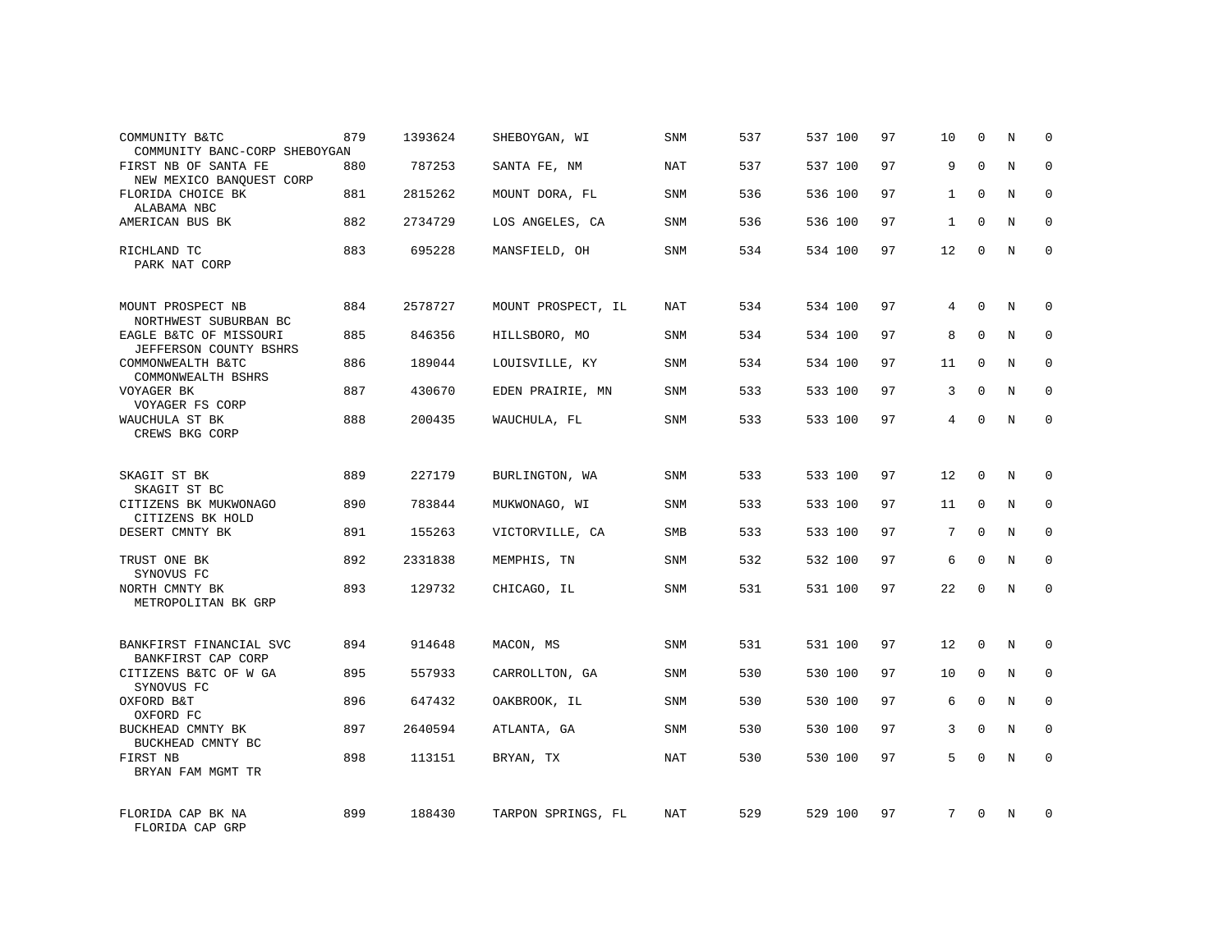| | | | | | | | | | | | | |
|---|---|---|---|---|---|---|---|---|---|---|---|---|
| COMMUNITY B&TC<br>COMMUNITY BANC-CORP SHEBOYGAN | 879 | 1393624 | SHEBOYGAN, WI | SNM | 537 | 537 | 100 | 97 | 10 | 0 | N | 0 |
| FIRST NB OF SANTA FE<br>NEW MEXICO BANQUEST CORP | 880 | 787253 | SANTA FE, NM | NAT | 537 | 537 | 100 | 97 | 9 | 0 | N | 0 |
| FLORIDA CHOICE BK<br>ALABAMA NBC | 881 | 2815262 | MOUNT DORA, FL | SNM | 536 | 536 | 100 | 97 | 1 | 0 | N | 0 |
| AMERICAN BUS BK | 882 | 2734729 | LOS ANGELES, CA | SNM | 536 | 536 | 100 | 97 | 1 | 0 | N | 0 |
| RICHLAND TC<br>PARK NAT CORP | 883 | 695228 | MANSFIELD, OH | SNM | 534 | 534 | 100 | 97 | 12 | 0 | N | 0 |
| MOUNT PROSPECT NB<br>NORTHWEST SUBURBAN BC | 884 | 2578727 | MOUNT PROSPECT, IL | NAT | 534 | 534 | 100 | 97 | 4 | 0 | N | 0 |
| EAGLE B&TC OF MISSOURI<br>JEFFERSON COUNTY BSHRS | 885 | 846356 | HILLSBORO, MO | SNM | 534 | 534 | 100 | 97 | 8 | 0 | N | 0 |
| COMMONWEALTH B&TC<br>COMMONWEALTH BSHRS | 886 | 189044 | LOUISVILLE, KY | SNM | 534 | 534 | 100 | 97 | 11 | 0 | N | 0 |
| VOYAGER BK<br>VOYAGER FS CORP | 887 | 430670 | EDEN PRAIRIE, MN | SNM | 533 | 533 | 100 | 97 | 3 | 0 | N | 0 |
| WAUCHULA ST BK<br>CREWS BKG CORP | 888 | 200435 | WAUCHULA, FL | SNM | 533 | 533 | 100 | 97 | 4 | 0 | N | 0 |
| SKAGIT ST BK<br>SKAGIT ST BC | 889 | 227179 | BURLINGTON, WA | SNM | 533 | 533 | 100 | 97 | 12 | 0 | N | 0 |
| CITIZENS BK MUKWONAGO<br>CITIZENS BK HOLD | 890 | 783844 | MUKWONAGO, WI | SNM | 533 | 533 | 100 | 97 | 11 | 0 | N | 0 |
| DESERT CMNTY BK | 891 | 155263 | VICTORVILLE, CA | SMB | 533 | 533 | 100 | 97 | 7 | 0 | N | 0 |
| TRUST ONE BK<br>SYNOVUS FC | 892 | 2331838 | MEMPHIS, TN | SNM | 532 | 532 | 100 | 97 | 6 | 0 | N | 0 |
| NORTH CMNTY BK<br>METROPOLITAN BK GRP | 893 | 129732 | CHICAGO, IL | SNM | 531 | 531 | 100 | 97 | 22 | 0 | N | 0 |
| BANKFIRST FINANCIAL SVC<br>BANKFIRST CAP CORP | 894 | 914648 | MACON, MS | SNM | 531 | 531 | 100 | 97 | 12 | 0 | N | 0 |
| CITIZENS B&TC OF W GA<br>SYNOVUS FC | 895 | 557933 | CARROLLTON, GA | SNM | 530 | 530 | 100 | 97 | 10 | 0 | N | 0 |
| OXFORD B&T<br>OXFORD FC | 896 | 647432 | OAKBROOK, IL | SNM | 530 | 530 | 100 | 97 | 6 | 0 | N | 0 |
| BUCKHEAD CMNTY BK<br>BUCKHEAD CMNTY BC | 897 | 2640594 | ATLANTA, GA | SNM | 530 | 530 | 100 | 97 | 3 | 0 | N | 0 |
| FIRST NB<br>BRYAN FAM MGMT TR | 898 | 113151 | BRYAN, TX | NAT | 530 | 530 | 100 | 97 | 5 | 0 | N | 0 |
| FLORIDA CAP BK NA<br>FLORIDA CAP GRP | 899 | 188430 | TARPON SPRINGS, FL | NAT | 529 | 529 | 100 | 97 | 7 | 0 | N | 0 |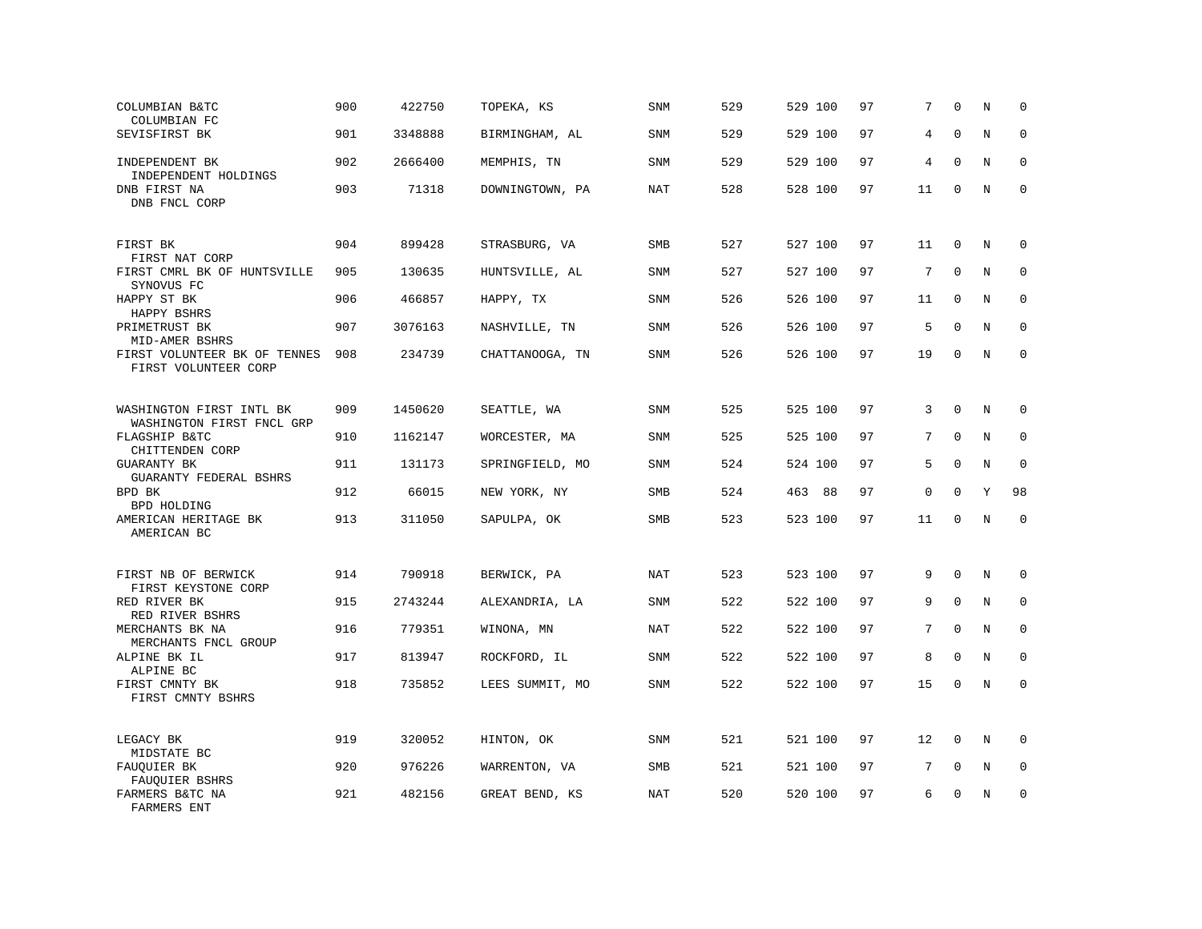| | | | | | | | | | | | | |
|---|---|---|---|---|---|---|---|---|---|---|---|---|
| COLUMBIAN B&TC<br>COLUMBIAN FC | 900 | 422750 | TOPEKA, KS | SNM | 529 | 529 | 100 | 97 | 7 | 0 | N | 0 |
| SEVISFIRST BK | 901 | 3348888 | BIRMINGHAM, AL | SNM | 529 | 529 | 100 | 97 | 4 | 0 | N | 0 |
| INDEPENDENT BK<br>INDEPENDENT HOLDINGS | 902 | 2666400 | MEMPHIS, TN | SNM | 529 | 529 | 100 | 97 | 4 | 0 | N | 0 |
| DNB FIRST NA<br>DNB FNCL CORP | 903 | 71318 | DOWNINGTOWN, PA | NAT | 528 | 528 | 100 | 97 | 11 | 0 | N | 0 |
| FIRST BK<br>FIRST NAT CORP | 904 | 899428 | STRASBURG, VA | SMB | 527 | 527 | 100 | 97 | 11 | 0 | N | 0 |
| FIRST CMRL BK OF HUNTSVILLE<br>SYNOVUS FC | 905 | 130635 | HUNTSVILLE, AL | SNM | 527 | 527 | 100 | 97 | 7 | 0 | N | 0 |
| HAPPY ST BK<br>HAPPY BSHRS | 906 | 466857 | HAPPY, TX | SNM | 526 | 526 | 100 | 97 | 11 | 0 | N | 0 |
| PRIMETRUST BK<br>MID-AMER BSHRS | 907 | 3076163 | NASHVILLE, TN | SNM | 526 | 526 | 100 | 97 | 5 | 0 | N | 0 |
| FIRST VOLUNTEER BK OF TENNES<br>FIRST VOLUNTEER CORP | 908 | 234739 | CHATTANOOGA, TN | SNM | 526 | 526 | 100 | 97 | 19 | 0 | N | 0 |
| WASHINGTON FIRST INTL BK<br>WASHINGTON FIRST FNCL GRP | 909 | 1450620 | SEATTLE, WA | SNM | 525 | 525 | 100 | 97 | 3 | 0 | N | 0 |
| FLAGSHIP B&TC<br>CHITTENDEN CORP | 910 | 1162147 | WORCESTER, MA | SNM | 525 | 525 | 100 | 97 | 7 | 0 | N | 0 |
| GUARANTY BK<br>GUARANTY FEDERAL BSHRS | 911 | 131173 | SPRINGFIELD, MO | SNM | 524 | 524 | 100 | 97 | 5 | 0 | N | 0 |
| BPD BK<br>BPD HOLDING | 912 | 66015 | NEW YORK, NY | SMB | 524 | 463 | 88 | 97 | 0 | 0 | Y | 98 |
| AMERICAN HERITAGE BK<br>AMERICAN BC | 913 | 311050 | SAPULPA, OK | SMB | 523 | 523 | 100 | 97 | 11 | 0 | N | 0 |
| FIRST NB OF BERWICK<br>FIRST KEYSTONE CORP | 914 | 790918 | BERWICK, PA | NAT | 523 | 523 | 100 | 97 | 9 | 0 | N | 0 |
| RED RIVER BK<br>RED RIVER BSHRS | 915 | 2743244 | ALEXANDRIA, LA | SNM | 522 | 522 | 100 | 97 | 9 | 0 | N | 0 |
| MERCHANTS BK NA<br>MERCHANTS FNCL GROUP | 916 | 779351 | WINONA, MN | NAT | 522 | 522 | 100 | 97 | 7 | 0 | N | 0 |
| ALPINE BK IL<br>ALPINE BC | 917 | 813947 | ROCKFORD, IL | SNM | 522 | 522 | 100 | 97 | 8 | 0 | N | 0 |
| FIRST CMNTY BK<br>FIRST CMNTY BSHRS | 918 | 735852 | LEES SUMMIT, MO | SNM | 522 | 522 | 100 | 97 | 15 | 0 | N | 0 |
| LEGACY BK<br>MIDSTATE BC | 919 | 320052 | HINTON, OK | SNM | 521 | 521 | 100 | 97 | 12 | 0 | N | 0 |
| FAUQUIER BK<br>FAUQUIER BSHRS | 920 | 976226 | WARRENTON, VA | SMB | 521 | 521 | 100 | 97 | 7 | 0 | N | 0 |
| FARMERS B&TC NA<br>FARMERS ENT | 921 | 482156 | GREAT BEND, KS | NAT | 520 | 520 | 100 | 97 | 6 | 0 | N | 0 |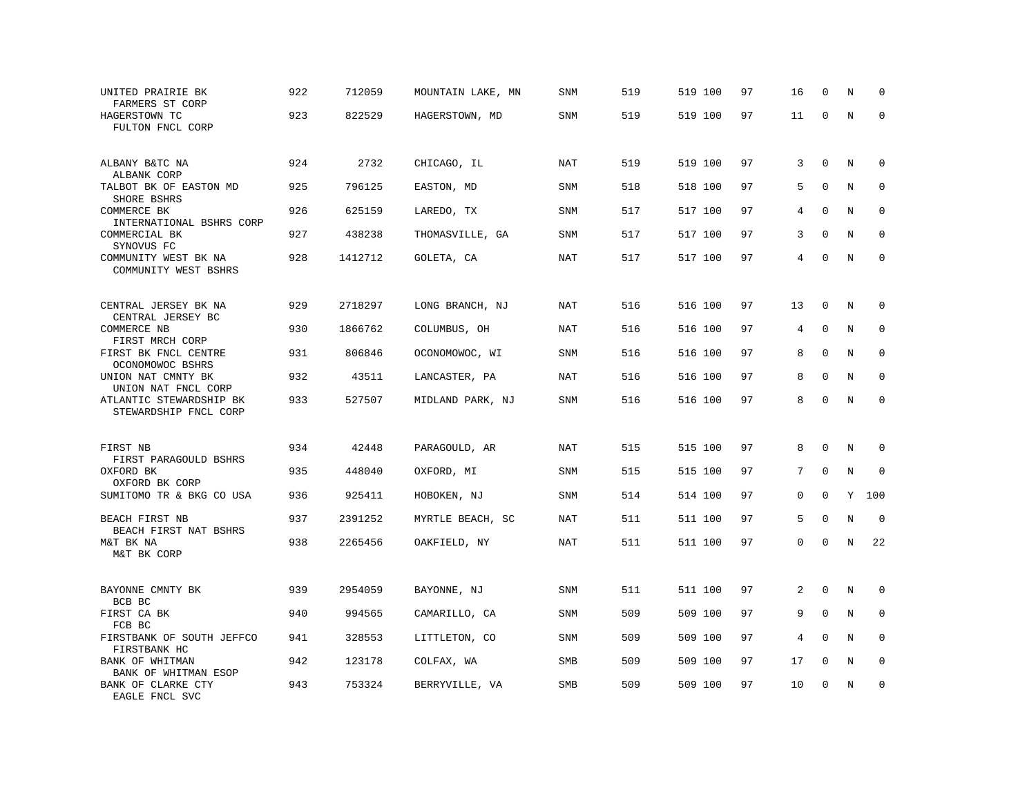| | | | | | | | | | | | |
|---|---|---|---|---|---|---|---|---|---|---|---|
| UNITED PRAIRIE BK<br>FARMERS ST CORP | 922 | 712059 | MOUNTAIN LAKE, MN | SNM | 519 | 519 100 | 97 | 16 | 0 | N | 0 |
| HAGERSTOWN TC<br>FULTON FNCL CORP | 923 | 822529 | HAGERSTOWN, MD | SNM | 519 | 519 100 | 97 | 11 | 0 | N | 0 |
| ALBANY B&TC NA<br>ALBANK CORP | 924 | 2732 | CHICAGO, IL | NAT | 519 | 519 100 | 97 | 3 | 0 | N | 0 |
| TALBOT BK OF EASTON MD<br>SHORE BSHRS | 925 | 796125 | EASTON, MD | SNM | 518 | 518 100 | 97 | 5 | 0 | N | 0 |
| COMMERCE BK<br>INTERNATIONAL BSHRS CORP | 926 | 625159 | LAREDO, TX | SNM | 517 | 517 100 | 97 | 4 | 0 | N | 0 |
| COMMERCIAL BK<br>SYNOVUS FC | 927 | 438238 | THOMASVILLE, GA | SNM | 517 | 517 100 | 97 | 3 | 0 | N | 0 |
| COMMUNITY WEST BK NA<br>COMMUNITY WEST BSHRS | 928 | 1412712 | GOLETA, CA | NAT | 517 | 517 100 | 97 | 4 | 0 | N | 0 |
| CENTRAL JERSEY BK NA<br>CENTRAL JERSEY BC | 929 | 2718297 | LONG BRANCH, NJ | NAT | 516 | 516 100 | 97 | 13 | 0 | N | 0 |
| COMMERCE NB<br>FIRST MRCH CORP | 930 | 1866762 | COLUMBUS, OH | NAT | 516 | 516 100 | 97 | 4 | 0 | N | 0 |
| FIRST BK FNCL CENTRE<br>OCONOMOWOC BSHRS | 931 | 806846 | OCONOMOWOC, WI | SNM | 516 | 516 100 | 97 | 8 | 0 | N | 0 |
| UNION NAT CMNTY BK<br>UNION NAT FNCL CORP | 932 | 43511 | LANCASTER, PA | NAT | 516 | 516 100 | 97 | 8 | 0 | N | 0 |
| ATLANTIC STEWARDSHIP BK<br>STEWARDSHIP FNCL CORP | 933 | 527507 | MIDLAND PARK, NJ | SNM | 516 | 516 100 | 97 | 8 | 0 | N | 0 |
| FIRST NB<br>FIRST PARAGOULD BSHRS | 934 | 42448 | PARAGOULD, AR | NAT | 515 | 515 100 | 97 | 8 | 0 | N | 0 |
| OXFORD BK<br>OXFORD BK CORP | 935 | 448040 | OXFORD, MI | SNM | 515 | 515 100 | 97 | 7 | 0 | N | 0 |
| SUMITOMO TR & BKG CO USA | 936 | 925411 | HOBOKEN, NJ | SNM | 514 | 514 100 | 97 | 0 | 0 | Y | 100 |
| BEACH FIRST NB<br>BEACH FIRST NAT BSHRS | 937 | 2391252 | MYRTLE BEACH, SC | NAT | 511 | 511 100 | 97 | 5 | 0 | N | 0 |
| M&T BK NA<br>M&T BK CORP | 938 | 2265456 | OAKFIELD, NY | NAT | 511 | 511 100 | 97 | 0 | 0 | N | 22 |
| BAYONNE CMNTY BK<br>BCB BC | 939 | 2954059 | BAYONNE, NJ | SNM | 511 | 511 100 | 97 | 2 | 0 | N | 0 |
| FIRST CA BK<br>FCB BC | 940 | 994565 | CAMARILLO, CA | SNM | 509 | 509 100 | 97 | 9 | 0 | N | 0 |
| FIRSTBANK OF SOUTH JEFFCO<br>FIRSTBANK HC | 941 | 328553 | LITTLETON, CO | SNM | 509 | 509 100 | 97 | 4 | 0 | N | 0 |
| BANK OF WHITMAN<br>BANK OF WHITMAN ESOP | 942 | 123178 | COLFAX, WA | SMB | 509 | 509 100 | 97 | 17 | 0 | N | 0 |
| BANK OF CLARKE CTY<br>EAGLE FNCL SVC | 943 | 753324 | BERRYVILLE, VA | SMB | 509 | 509 100 | 97 | 10 | 0 | N | 0 |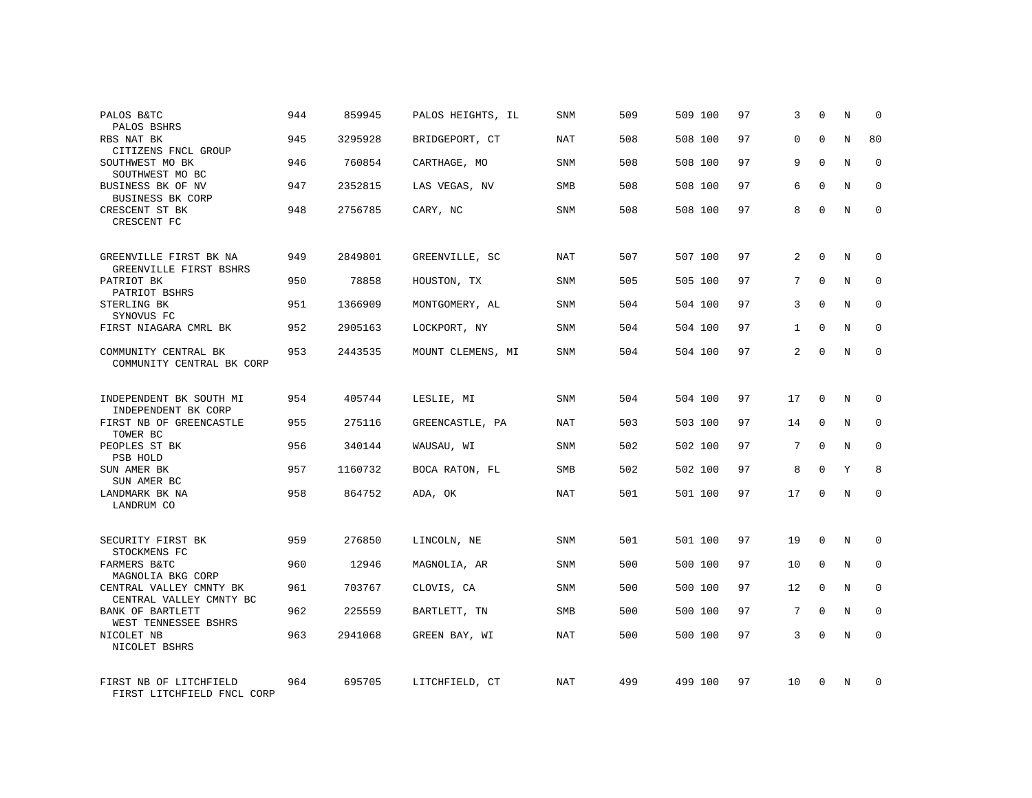| | | | | | | | | | | | | |
|---|---|---|---|---|---|---|---|---|---|---|---|---|
| PALOS B&TC<br>PALOS BSHRS | 944 | 859945 | PALOS HEIGHTS, IL | SNM | 509 | 509 | 100 | 97 | 3 | 0 | N | 0 |
| RBS NAT BK<br>CITIZENS FNCL GROUP | 945 | 3295928 | BRIDGEPORT, CT | NAT | 508 | 508 | 100 | 97 | 0 | 0 | N | 80 |
| SOUTHWEST MO BK<br>SOUTHWEST MO BC | 946 | 760854 | CARTHAGE, MO | SNM | 508 | 508 | 100 | 97 | 9 | 0 | N | 0 |
| BUSINESS BK OF NV<br>BUSINESS BK CORP | 947 | 2352815 | LAS VEGAS, NV | SMB | 508 | 508 | 100 | 97 | 6 | 0 | N | 0 |
| CRESCENT ST BK<br>CRESCENT FC | 948 | 2756785 | CARY, NC | SNM | 508 | 508 | 100 | 97 | 8 | 0 | N | 0 |
| GREENVILLE FIRST BK NA<br>GREENVILLE FIRST BSHRS | 949 | 2849801 | GREENVILLE, SC | NAT | 507 | 507 | 100 | 97 | 2 | 0 | N | 0 |
| PATRIOT BK<br>PATRIOT BSHRS | 950 | 78858 | HOUSTON, TX | SNM | 505 | 505 | 100 | 97 | 7 | 0 | N | 0 |
| STERLING BK<br>SYNOVUS FC | 951 | 1366909 | MONTGOMERY, AL | SNM | 504 | 504 | 100 | 97 | 3 | 0 | N | 0 |
| FIRST NIAGARA CMRL BK | 952 | 2905163 | LOCKPORT, NY | SNM | 504 | 504 | 100 | 97 | 1 | 0 | N | 0 |
| COMMUNITY CENTRAL BK<br>COMMUNITY CENTRAL BK CORP | 953 | 2443535 | MOUNT CLEMENS, MI | SNM | 504 | 504 | 100 | 97 | 2 | 0 | N | 0 |
| INDEPENDENT BK SOUTH MI<br>INDEPENDENT BK CORP | 954 | 405744 | LESLIE, MI | SNM | 504 | 504 | 100 | 97 | 17 | 0 | N | 0 |
| FIRST NB OF GREENCASTLE<br>TOWER BC | 955 | 275116 | GREENCASTLE, PA | NAT | 503 | 503 | 100 | 97 | 14 | 0 | N | 0 |
| PEOPLES ST BK<br>PSB HOLD | 956 | 340144 | WAUSAU, WI | SNM | 502 | 502 | 100 | 97 | 7 | 0 | N | 0 |
| SUN AMER BK<br>SUN AMER BC | 957 | 1160732 | BOCA RATON, FL | SMB | 502 | 502 | 100 | 97 | 8 | 0 | Y | 8 |
| LANDMARK BK NA<br>LANDRUM CO | 958 | 864752 | ADA, OK | NAT | 501 | 501 | 100 | 97 | 17 | 0 | N | 0 |
| SECURITY FIRST BK<br>STOCKMENS FC | 959 | 276850 | LINCOLN, NE | SNM | 501 | 501 | 100 | 97 | 19 | 0 | N | 0 |
| FARMERS B&TC<br>MAGNOLIA BKG CORP | 960 | 12946 | MAGNOLIA, AR | SNM | 500 | 500 | 100 | 97 | 10 | 0 | N | 0 |
| CENTRAL VALLEY CMNTY BK<br>CENTRAL VALLEY CMNTY BC | 961 | 703767 | CLOVIS, CA | SNM | 500 | 500 | 100 | 97 | 12 | 0 | N | 0 |
| BANK OF BARTLETT<br>WEST TENNESSEE BSHRS | 962 | 225559 | BARTLETT, TN | SMB | 500 | 500 | 100 | 97 | 7 | 0 | N | 0 |
| NICOLET NB<br>NICOLET BSHRS | 963 | 2941068 | GREEN BAY, WI | NAT | 500 | 500 | 100 | 97 | 3 | 0 | N | 0 |
| FIRST NB OF LITCHFIELD<br>FIRST LITCHFIELD FNCL CORP | 964 | 695705 | LITCHFIELD, CT | NAT | 499 | 499 | 100 | 97 | 10 | 0 | N | 0 |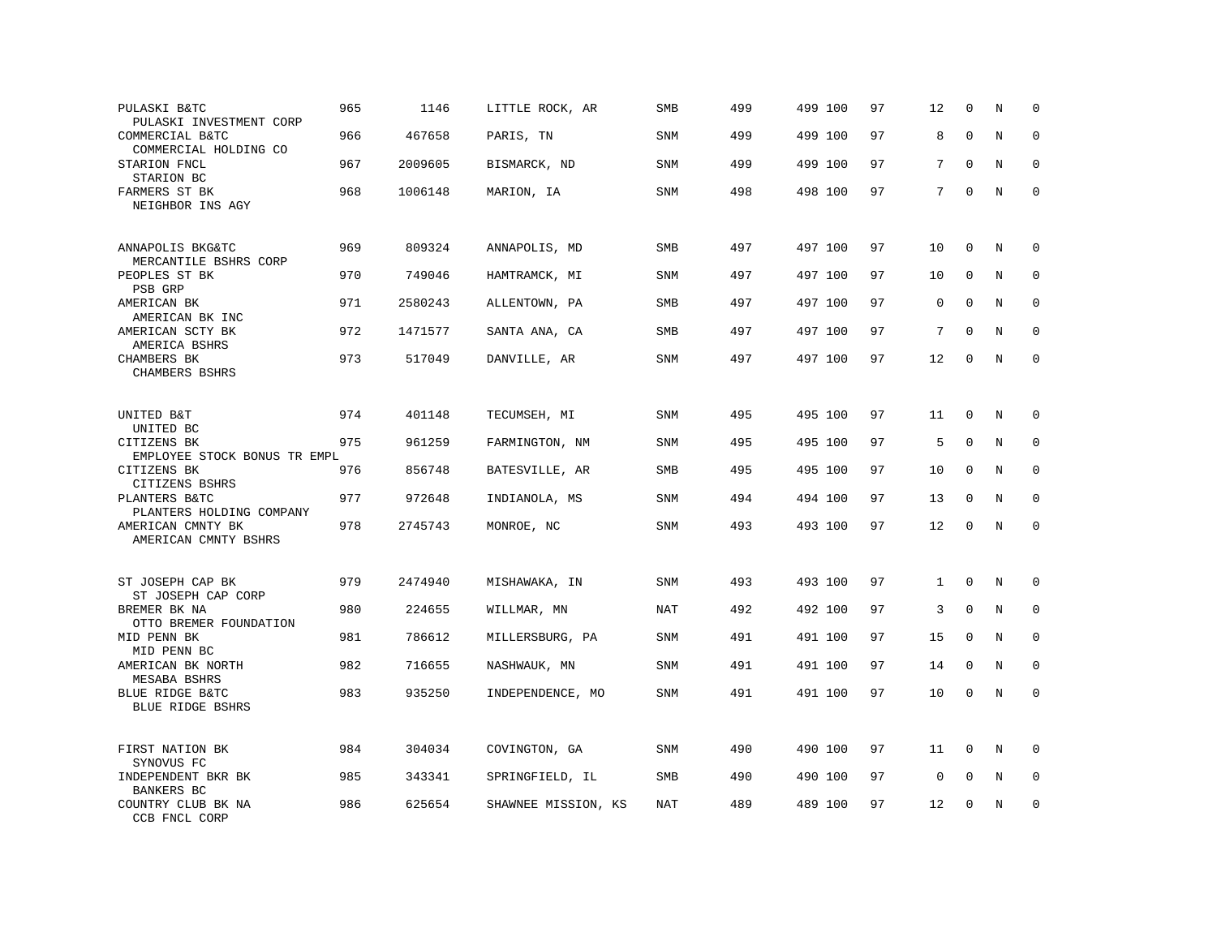| | | | | | | | | | | | |
|---|---|---|---|---|---|---|---|---|---|---|---|
| PULASKI B&TC<br>PULASKI INVESTMENT CORP | 965 | 1146 | LITTLE ROCK, AR | SMB | 499 | 499 | 100 | 97 | 12 | 0 | N | 0 |
| COMMERCIAL B&TC<br>COMMERCIAL HOLDING CO | 966 | 467658 | PARIS, TN | SNM | 499 | 499 | 100 | 97 | 8 | 0 | N | 0 |
| STARION FNCL<br>STARION BC | 967 | 2009605 | BISMARCK, ND | SNM | 499 | 499 | 100 | 97 | 7 | 0 | N | 0 |
| FARMERS ST BK<br>NEIGHBOR INS AGY | 968 | 1006148 | MARION, IA | SNM | 498 | 498 | 100 | 97 | 7 | 0 | N | 0 |
| ANNAPOLIS BKG&TC<br>MERCANTILE BSHRS CORP | 969 | 809324 | ANNAPOLIS, MD | SMB | 497 | 497 | 100 | 97 | 10 | 0 | N | 0 |
| PEOPLES ST BK<br>PSB GRP | 970 | 749046 | HAMTRAMCK, MI | SNM | 497 | 497 | 100 | 97 | 10 | 0 | N | 0 |
| AMERICAN BK<br>AMERICAN BK INC | 971 | 2580243 | ALLENTOWN, PA | SMB | 497 | 497 | 100 | 97 | 0 | 0 | N | 0 |
| AMERICAN SCTY BK<br>AMERICA BSHRS | 972 | 1471577 | SANTA ANA, CA | SMB | 497 | 497 | 100 | 97 | 7 | 0 | N | 0 |
| CHAMBERS BK<br>CHAMBERS BSHRS | 973 | 517049 | DANVILLE, AR | SNM | 497 | 497 | 100 | 97 | 12 | 0 | N | 0 |
| UNITED B&T<br>UNITED BC | 974 | 401148 | TECUMSEH, MI | SNM | 495 | 495 | 100 | 97 | 11 | 0 | N | 0 |
| CITIZENS BK<br>EMPLOYEE STOCK BONUS TR EMPL | 975 | 961259 | FARMINGTON, NM | SNM | 495 | 495 | 100 | 97 | 5 | 0 | N | 0 |
| CITIZENS BK<br>CITIZENS BSHRS | 976 | 856748 | BATESVILLE, AR | SMB | 495 | 495 | 100 | 97 | 10 | 0 | N | 0 |
| PLANTERS B&TC<br>PLANTERS HOLDING COMPANY | 977 | 972648 | INDIANOLA, MS | SNM | 494 | 494 | 100 | 97 | 13 | 0 | N | 0 |
| AMERICAN CMNTY BK<br>AMERICAN CMNTY BSHRS | 978 | 2745743 | MONROE, NC | SNM | 493 | 493 | 100 | 97 | 12 | 0 | N | 0 |
| ST JOSEPH CAP BK<br>ST JOSEPH CAP CORP | 979 | 2474940 | MISHAWAKA, IN | SNM | 493 | 493 | 100 | 97 | 1 | 0 | N | 0 |
| BREMER BK NA<br>OTTO BREMER FOUNDATION | 980 | 224655 | WILLMAR, MN | NAT | 492 | 492 | 100 | 97 | 3 | 0 | N | 0 |
| MID PENN BK<br>MID PENN BC | 981 | 786612 | MILLERSBURG, PA | SNM | 491 | 491 | 100 | 97 | 15 | 0 | N | 0 |
| AMERICAN BK NORTH<br>MESABA BSHRS | 982 | 716655 | NASHWAUK, MN | SNM | 491 | 491 | 100 | 97 | 14 | 0 | N | 0 |
| BLUE RIDGE B&TC<br>BLUE RIDGE BSHRS | 983 | 935250 | INDEPENDENCE, MO | SNM | 491 | 491 | 100 | 97 | 10 | 0 | N | 0 |
| FIRST NATION BK<br>SYNOVUS FC | 984 | 304034 | COVINGTON, GA | SNM | 490 | 490 | 100 | 97 | 11 | 0 | N | 0 |
| INDEPENDENT BKR BK<br>BANKERS BC | 985 | 343341 | SPRINGFIELD, IL | SMB | 490 | 490 | 100 | 97 | 0 | 0 | N | 0 |
| COUNTRY CLUB BK NA<br>CCB FNCL CORP | 986 | 625654 | SHAWNEE MISSION, KS | NAT | 489 | 489 | 100 | 97 | 12 | 0 | N | 0 |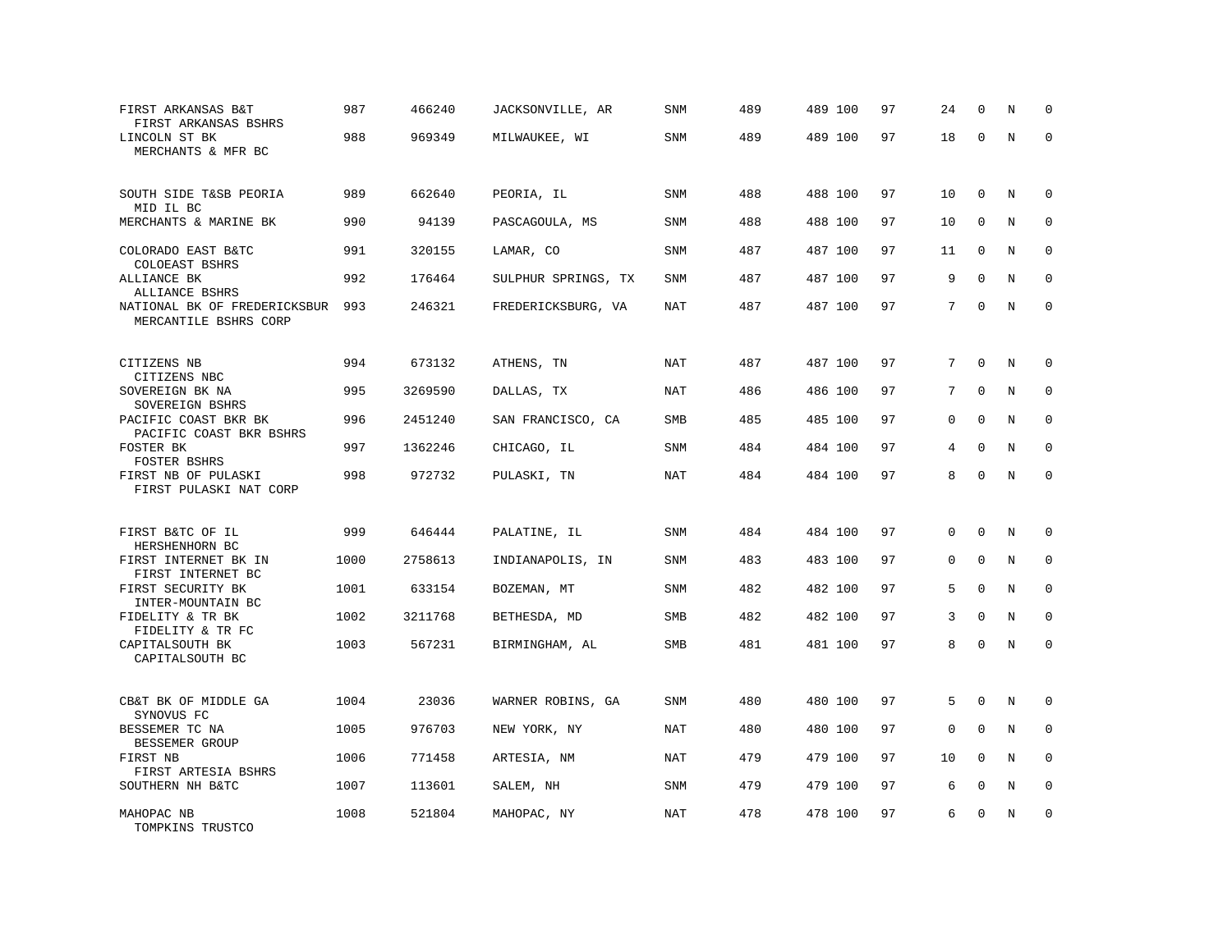| | | | | | | | | | | | | |
|---|---|---|---|---|---|---|---|---|---|---|---|---|
| FIRST ARKANSAS B&T<br>FIRST ARKANSAS BSHRS | 987 | 466240 | JACKSONVILLE, AR | SNM | 489 | 489 | 100 | 97 | 24 | 0 | N | 0 |
| LINCOLN ST BK<br>MERCHANTS & MFR BC | 988 | 969349 | MILWAUKEE, WI | SNM | 489 | 489 | 100 | 97 | 18 | 0 | N | 0 |
| SOUTH SIDE T&SB PEORIA<br>MID IL BC | 989 | 662640 | PEORIA, IL | SNM | 488 | 488 | 100 | 97 | 10 | 0 | N | 0 |
| MERCHANTS & MARINE BK | 990 | 94139 | PASCAGOULA, MS | SNM | 488 | 488 | 100 | 97 | 10 | 0 | N | 0 |
| COLORADO EAST B&TC<br>COLOEAST BSHRS | 991 | 320155 | LAMAR, CO | SNM | 487 | 487 | 100 | 97 | 11 | 0 | N | 0 |
| ALLIANCE BK<br>ALLIANCE BSHRS | 992 | 176464 | SULPHUR SPRINGS, TX | SNM | 487 | 487 | 100 | 97 | 9 | 0 | N | 0 |
| NATIONAL BK OF FREDERICKSBUR<br>MERCANTILE BSHRS CORP | 993 | 246321 | FREDERICKSBURG, VA | NAT | 487 | 487 | 100 | 97 | 7 | 0 | N | 0 |
| CITIZENS NB<br>CITIZENS NBC | 994 | 673132 | ATHENS, TN | NAT | 487 | 487 | 100 | 97 | 7 | 0 | N | 0 |
| SOVEREIGN BK NA<br>SOVEREIGN BSHRS | 995 | 3269590 | DALLAS, TX | NAT | 486 | 486 | 100 | 97 | 7 | 0 | N | 0 |
| PACIFIC COAST BKR BK<br>PACIFIC COAST BKR BSHRS | 996 | 2451240 | SAN FRANCISCO, CA | SMB | 485 | 485 | 100 | 97 | 0 | 0 | N | 0 |
| FOSTER BK<br>FOSTER BSHRS | 997 | 1362246 | CHICAGO, IL | SNM | 484 | 484 | 100 | 97 | 4 | 0 | N | 0 |
| FIRST NB OF PULASKI<br>FIRST PULASKI NAT CORP | 998 | 972732 | PULASKI, TN | NAT | 484 | 484 | 100 | 97 | 8 | 0 | N | 0 |
| FIRST B&TC OF IL<br>HERSHENHORN BC | 999 | 646444 | PALATINE, IL | SNM | 484 | 484 | 100 | 97 | 0 | 0 | N | 0 |
| FIRST INTERNET BK IN<br>FIRST INTERNET BC | 1000 | 2758613 | INDIANAPOLIS, IN | SNM | 483 | 483 | 100 | 97 | 0 | 0 | N | 0 |
| FIRST SECURITY BK<br>INTER-MOUNTAIN BC | 1001 | 633154 | BOZEMAN, MT | SNM | 482 | 482 | 100 | 97 | 5 | 0 | N | 0 |
| FIDELITY & TR BK<br>FIDELITY & TR FC | 1002 | 3211768 | BETHESDA, MD | SMB | 482 | 482 | 100 | 97 | 3 | 0 | N | 0 |
| CAPITALSOUTH BK<br>CAPITALSOUTH BC | 1003 | 567231 | BIRMINGHAM, AL | SMB | 481 | 481 | 100 | 97 | 8 | 0 | N | 0 |
| CB&T BK OF MIDDLE GA<br>SYNOVUS FC | 1004 | 23036 | WARNER ROBINS, GA | SNM | 480 | 480 | 100 | 97 | 5 | 0 | N | 0 |
| BESSEMER TC NA<br>BESSEMER GROUP | 1005 | 976703 | NEW YORK, NY | NAT | 480 | 480 | 100 | 97 | 0 | 0 | N | 0 |
| FIRST NB<br>FIRST ARTESIA BSHRS | 1006 | 771458 | ARTESIA, NM | NAT | 479 | 479 | 100 | 97 | 10 | 0 | N | 0 |
| SOUTHERN NH B&TC | 1007 | 113601 | SALEM, NH | SNM | 479 | 479 | 100 | 97 | 6 | 0 | N | 0 |
| MAHOPAC NB<br>TOMPKINS TRUSTCO | 1008 | 521804 | MAHOPAC, NY | NAT | 478 | 478 | 100 | 97 | 6 | 0 | N | 0 |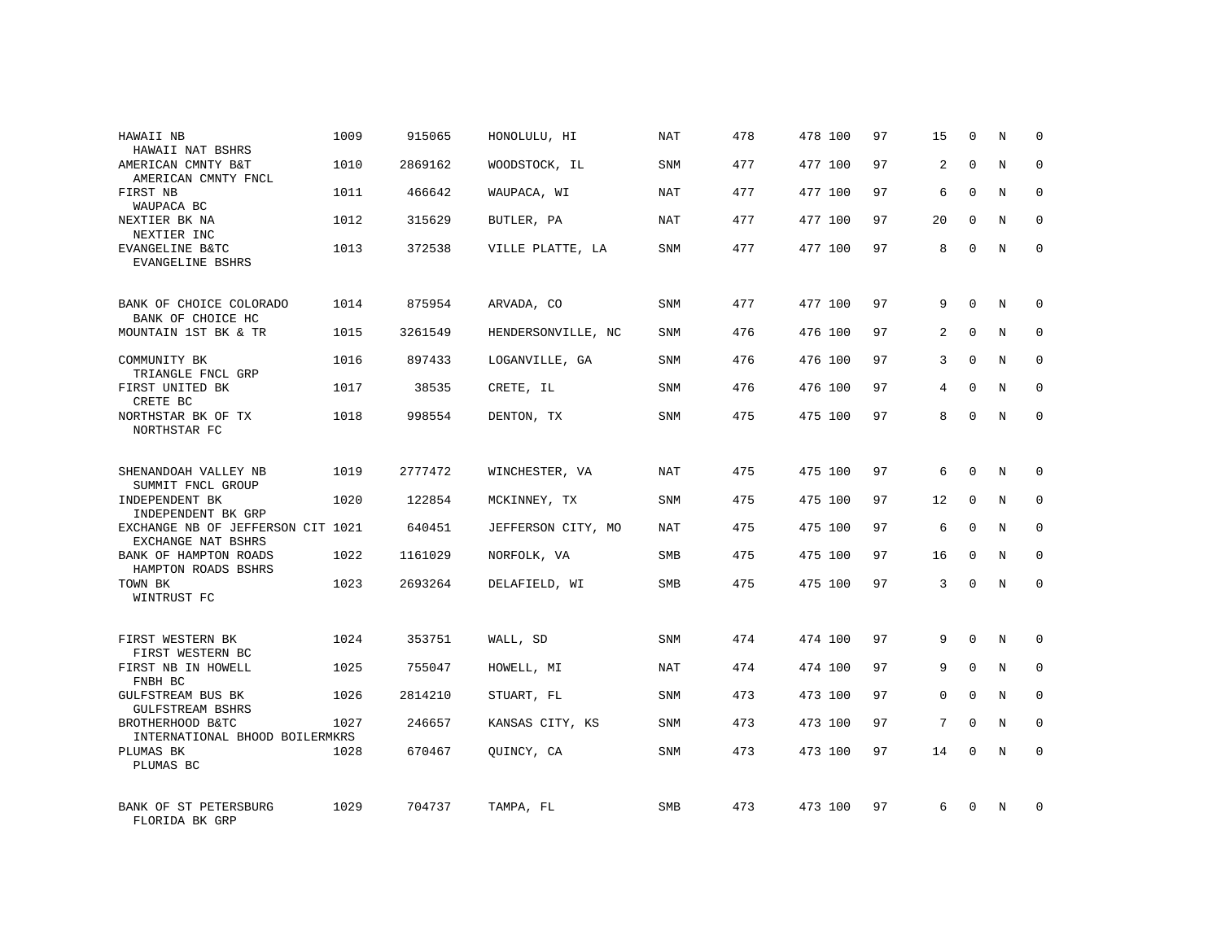| | | | | | | | | | | | | |
|---|---|---|---|---|---|---|---|---|---|---|---|---|
| HAWAII NB<br>HAWAII NAT BSHRS | 1009 | 915065 | HONOLULU, HI | NAT | 478 | 478 | 100 | 97 | 15 | 0 | N | 0 |
| AMERICAN CMNTY B&T<br>AMERICAN CMNTY FNCL | 1010 | 2869162 | WOODSTOCK, IL | SNM | 477 | 477 | 100 | 97 | 2 | 0 | N | 0 |
| FIRST NB<br>WAUPACA BC | 1011 | 466642 | WAUPACA, WI | NAT | 477 | 477 | 100 | 97 | 6 | 0 | N | 0 |
| NEXTIER BK NA<br>NEXTIER INC | 1012 | 315629 | BUTLER, PA | NAT | 477 | 477 | 100 | 97 | 20 | 0 | N | 0 |
| EVANGELINE B&TC<br>EVANGELINE BSHRS | 1013 | 372538 | VILLE PLATTE, LA | SNM | 477 | 477 | 100 | 97 | 8 | 0 | N | 0 |
| BANK OF CHOICE COLORADO<br>BANK OF CHOICE HC | 1014 | 875954 | ARVADA, CO | SNM | 477 | 477 | 100 | 97 | 9 | 0 | N | 0 |
| MOUNTAIN 1ST BK & TR | 1015 | 3261549 | HENDERSONVILLE, NC | SNM | 476 | 476 | 100 | 97 | 2 | 0 | N | 0 |
| COMMUNITY BK<br>TRIANGLE FNCL GRP | 1016 | 897433 | LOGANVILLE, GA | SNM | 476 | 476 | 100 | 97 | 3 | 0 | N | 0 |
| FIRST UNITED BK<br>CRETE BC | 1017 | 38535 | CRETE, IL | SNM | 476 | 476 | 100 | 97 | 4 | 0 | N | 0 |
| NORTHSTAR BK OF TX<br>NORTHSTAR FC | 1018 | 998554 | DENTON, TX | SNM | 475 | 475 | 100 | 97 | 8 | 0 | N | 0 |
| SHENANDOAH VALLEY NB<br>SUMMIT FNCL GROUP | 1019 | 2777472 | WINCHESTER, VA | NAT | 475 | 475 | 100 | 97 | 6 | 0 | N | 0 |
| INDEPENDENT BK<br>INDEPENDENT BK GRP | 1020 | 122854 | MCKINNEY, TX | SNM | 475 | 475 | 100 | 97 | 12 | 0 | N | 0 |
| EXCHANGE NB OF JEFFERSON CIT<br>EXCHANGE NAT BSHRS | 1021 | 640451 | JEFFERSON CITY, MO | NAT | 475 | 475 | 100 | 97 | 6 | 0 | N | 0 |
| BANK OF HAMPTON ROADS<br>HAMPTON ROADS BSHRS | 1022 | 1161029 | NORFOLK, VA | SMB | 475 | 475 | 100 | 97 | 16 | 0 | N | 0 |
| TOWN BK<br>WINTRUST FC | 1023 | 2693264 | DELAFIELD, WI | SMB | 475 | 475 | 100 | 97 | 3 | 0 | N | 0 |
| FIRST WESTERN BK<br>FIRST WESTERN BC | 1024 | 353751 | WALL, SD | SNM | 474 | 474 | 100 | 97 | 9 | 0 | N | 0 |
| FIRST NB IN HOWELL<br>FNBH BC | 1025 | 755047 | HOWELL, MI | NAT | 474 | 474 | 100 | 97 | 9 | 0 | N | 0 |
| GULFSTREAM BUS BK<br>GULFSTREAM BSHRS | 1026 | 2814210 | STUART, FL | SNM | 473 | 473 | 100 | 97 | 0 | 0 | N | 0 |
| BROTHERHOOD B&TC<br>INTERNATIONAL BHOOD BOILERMKRS | 1027 | 246657 | KANSAS CITY, KS | SNM | 473 | 473 | 100 | 97 | 7 | 0 | N | 0 |
| PLUMAS BK<br>PLUMAS BC | 1028 | 670467 | QUINCY, CA | SNM | 473 | 473 | 100 | 97 | 14 | 0 | N | 0 |
| BANK OF ST PETERSBURG<br>FLORIDA BK GRP | 1029 | 704737 | TAMPA, FL | SMB | 473 | 473 | 100 | 97 | 6 | 0 | N | 0 |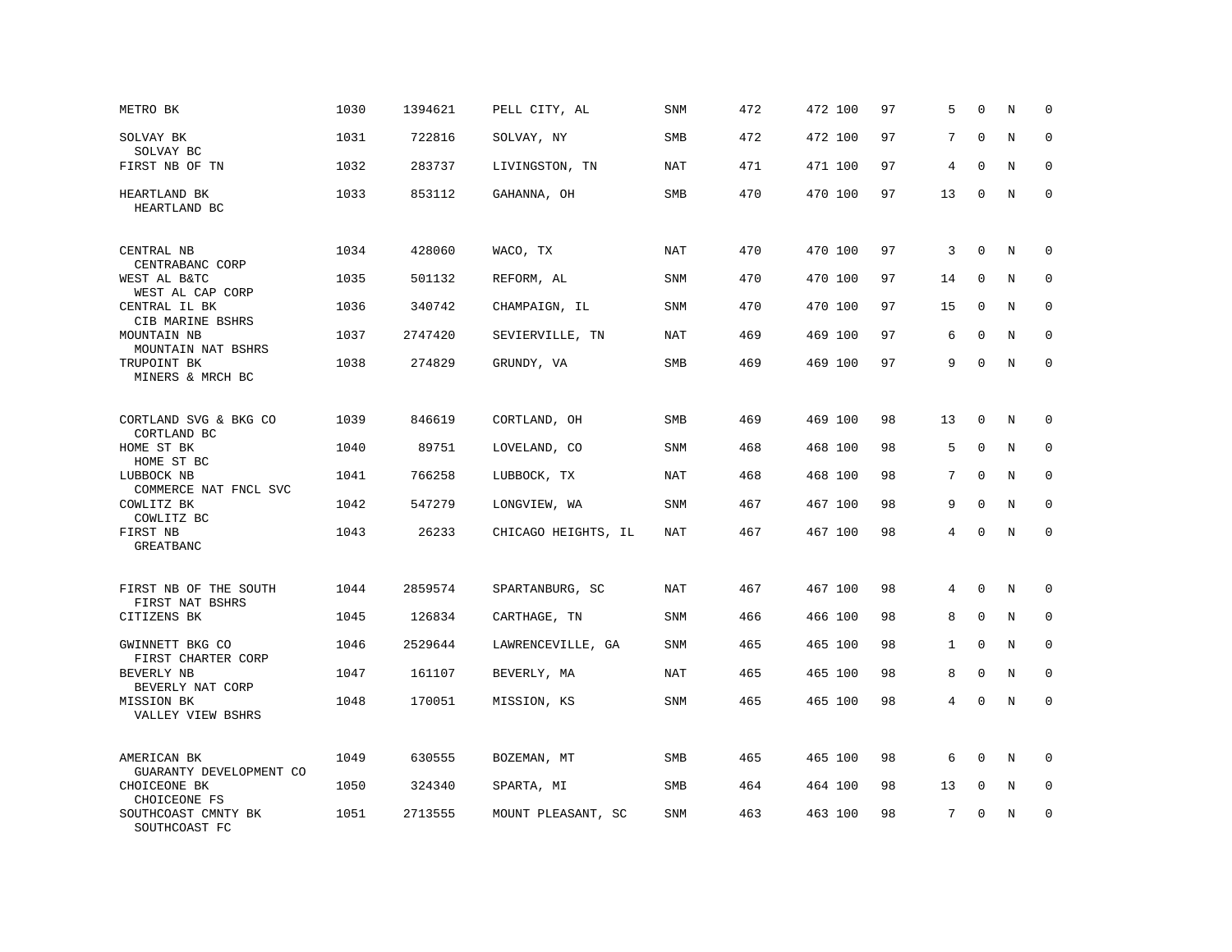| | | | | | | | | | | | | |
|---|---|---|---|---|---|---|---|---|---|---|---|---|
| METRO BK | 1030 | 1394621 | PELL CITY, AL | SNM | 472 | 472 | 100 | 97 | 5 | 0 | N | 0 |
| SOLVAY BK<br>SOLVAY BC | 1031 | 722816 | SOLVAY, NY | SMB | 472 | 472 | 100 | 97 | 7 | 0 | N | 0 |
| FIRST NB OF TN | 1032 | 283737 | LIVINGSTON, TN | NAT | 471 | 471 | 100 | 97 | 4 | 0 | N | 0 |
| HEARTLAND BK<br>HEARTLAND BC | 1033 | 853112 | GAHANNA, OH | SMB | 470 | 470 | 100 | 97 | 13 | 0 | N | 0 |
| CENTRAL NB<br>CENTRABANC CORP | 1034 | 428060 | WACO, TX | NAT | 470 | 470 | 100 | 97 | 3 | 0 | N | 0 |
| WEST AL B&TC<br>WEST AL CAP CORP | 1035 | 501132 | REFORM, AL | SNM | 470 | 470 | 100 | 97 | 14 | 0 | N | 0 |
| CENTRAL IL BK<br>CIB MARINE BSHRS | 1036 | 340742 | CHAMPAIGN, IL | SNM | 470 | 470 | 100 | 97 | 15 | 0 | N | 0 |
| MOUNTAIN NB<br>MOUNTAIN NAT BSHRS | 1037 | 2747420 | SEVIERVILLE, TN | NAT | 469 | 469 | 100 | 97 | 6 | 0 | N | 0 |
| TRUPOINT BK<br>MINERS & MRCH BC | 1038 | 274829 | GRUNDY, VA | SMB | 469 | 469 | 100 | 97 | 9 | 0 | N | 0 |
| CORTLAND SVG & BKG CO<br>CORTLAND BC | 1039 | 846619 | CORTLAND, OH | SMB | 469 | 469 | 100 | 98 | 13 | 0 | N | 0 |
| HOME ST BK<br>HOME ST BC | 1040 | 89751 | LOVELAND, CO | SNM | 468 | 468 | 100 | 98 | 5 | 0 | N | 0 |
| LUBBOCK NB<br>COMMERCE NAT FNCL SVC | 1041 | 766258 | LUBBOCK, TX | NAT | 468 | 468 | 100 | 98 | 7 | 0 | N | 0 |
| COWLITZ BK<br>COWLITZ BC | 1042 | 547279 | LONGVIEW, WA | SNM | 467 | 467 | 100 | 98 | 9 | 0 | N | 0 |
| FIRST NB<br>GREATBANC | 1043 | 26233 | CHICAGO HEIGHTS, IL | NAT | 467 | 467 | 100 | 98 | 4 | 0 | N | 0 |
| FIRST NB OF THE SOUTH<br>FIRST NAT BSHRS | 1044 | 2859574 | SPARTANBURG, SC | NAT | 467 | 467 | 100 | 98 | 4 | 0 | N | 0 |
| CITIZENS BK | 1045 | 126834 | CARTHAGE, TN | SNM | 466 | 466 | 100 | 98 | 8 | 0 | N | 0 |
| GWINNETT BKG CO<br>FIRST CHARTER CORP | 1046 | 2529644 | LAWRENCEVILLE, GA | SNM | 465 | 465 | 100 | 98 | 1 | 0 | N | 0 |
| BEVERLY NB<br>BEVERLY NAT CORP | 1047 | 161107 | BEVERLY, MA | NAT | 465 | 465 | 100 | 98 | 8 | 0 | N | 0 |
| MISSION BK<br>VALLEY VIEW BSHRS | 1048 | 170051 | MISSION, KS | SNM | 465 | 465 | 100 | 98 | 4 | 0 | N | 0 |
| AMERICAN BK<br>GUARANTY DEVELOPMENT CO | 1049 | 630555 | BOZEMAN, MT | SMB | 465 | 465 | 100 | 98 | 6 | 0 | N | 0 |
| CHOICEONE BK<br>CHOICEONE FS | 1050 | 324340 | SPARTA, MI | SMB | 464 | 464 | 100 | 98 | 13 | 0 | N | 0 |
| SOUTHCOAST CMNTY BK<br>SOUTHCOAST FC | 1051 | 2713555 | MOUNT PLEASANT, SC | SNM | 463 | 463 | 100 | 98 | 7 | 0 | N | 0 |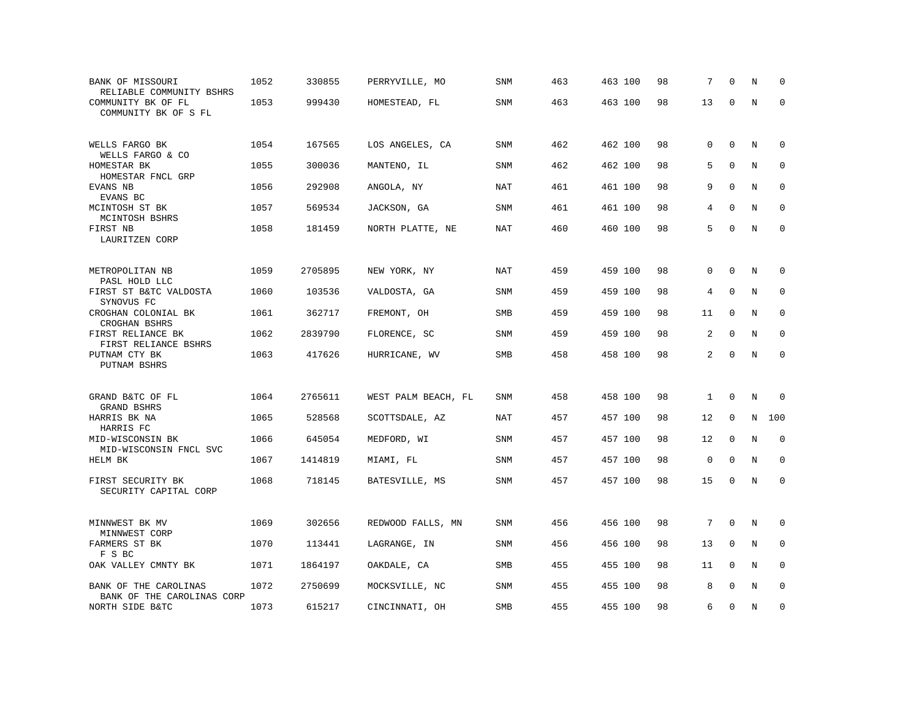| | | | | | | | | | | | |
|---|---|---|---|---|---|---|---|---|---|---|---|
| BANK OF MISSOURI<br>RELIABLE COMMUNITY BSHRS | 1052 | 330855 | PERRYVILLE, MO | SNM | 463 | 463 100 | 98 | 7 | 0 | N | 0 |
| COMMUNITY BK OF FL<br>COMMUNITY BK OF S FL | 1053 | 999430 | HOMESTEAD, FL | SNM | 463 | 463 100 | 98 | 13 | 0 | N | 0 |
| WELLS FARGO BK<br>WELLS FARGO & CO | 1054 | 167565 | LOS ANGELES, CA | SNM | 462 | 462 100 | 98 | 0 | 0 | N | 0 |
| HOMESTAR BK<br>HOMESTAR FNCL GRP | 1055 | 300036 | MANTENO, IL | SNM | 462 | 462 100 | 98 | 5 | 0 | N | 0 |
| EVANS NB<br>EVANS BC | 1056 | 292908 | ANGOLA, NY | NAT | 461 | 461 100 | 98 | 9 | 0 | N | 0 |
| MCINTOSH ST BK<br>MCINTOSH BSHRS | 1057 | 569534 | JACKSON, GA | SNM | 461 | 461 100 | 98 | 4 | 0 | N | 0 |
| FIRST NB<br>LAURITZEN CORP | 1058 | 181459 | NORTH PLATTE, NE | NAT | 460 | 460 100 | 98 | 5 | 0 | N | 0 |
| METROPOLITAN NB<br>PASL HOLD LLC | 1059 | 2705895 | NEW YORK, NY | NAT | 459 | 459 100 | 98 | 0 | 0 | N | 0 |
| FIRST ST B&TC VALDOSTA<br>SYNOVUS FC | 1060 | 103536 | VALDOSTA, GA | SNM | 459 | 459 100 | 98 | 4 | 0 | N | 0 |
| CROGHAN COLONIAL BK<br>CROGHAN BSHRS | 1061 | 362717 | FREMONT, OH | SMB | 459 | 459 100 | 98 | 11 | 0 | N | 0 |
| FIRST RELIANCE BK<br>FIRST RELIANCE BSHRS | 1062 | 2839790 | FLORENCE, SC | SNM | 459 | 459 100 | 98 | 2 | 0 | N | 0 |
| PUTNAM CTY BK<br>PUTNAM BSHRS | 1063 | 417626 | HURRICANE, WV | SMB | 458 | 458 100 | 98 | 2 | 0 | N | 0 |
| GRAND B&TC OF FL<br>GRAND BSHRS | 1064 | 2765611 | WEST PALM BEACH, FL | SNM | 458 | 458 100 | 98 | 1 | 0 | N | 0 |
| HARRIS BK NA<br>HARRIS FC | 1065 | 528568 | SCOTTSDALE, AZ | NAT | 457 | 457 100 | 98 | 12 | 0 | N | 100 |
| MID-WISCONSIN BK<br>MID-WISCONSIN FNCL SVC | 1066 | 645054 | MEDFORD, WI | SNM | 457 | 457 100 | 98 | 12 | 0 | N | 0 |
| HELM BK | 1067 | 1414819 | MIAMI, FL | SNM | 457 | 457 100 | 98 | 0 | 0 | N | 0 |
| FIRST SECURITY BK<br>SECURITY CAPITAL CORP | 1068 | 718145 | BATESVILLE, MS | SNM | 457 | 457 100 | 98 | 15 | 0 | N | 0 |
| MINNWEST BK MV<br>MINNWEST CORP | 1069 | 302656 | REDWOOD FALLS, MN | SNM | 456 | 456 100 | 98 | 7 | 0 | N | 0 |
| FARMERS ST BK<br>F S BC | 1070 | 113441 | LAGRANGE, IN | SNM | 456 | 456 100 | 98 | 13 | 0 | N | 0 |
| OAK VALLEY CMNTY BK | 1071 | 1864197 | OAKDALE, CA | SMB | 455 | 455 100 | 98 | 11 | 0 | N | 0 |
| BANK OF THE CAROLINAS<br>BANK OF THE CAROLINAS CORP | 1072 | 2750699 | MOCKSVILLE, NC | SNM | 455 | 455 100 | 98 | 8 | 0 | N | 0 |
| NORTH SIDE B&TC | 1073 | 615217 | CINCINNATI, OH | SMB | 455 | 455 100 | 98 | 6 | 0 | N | 0 |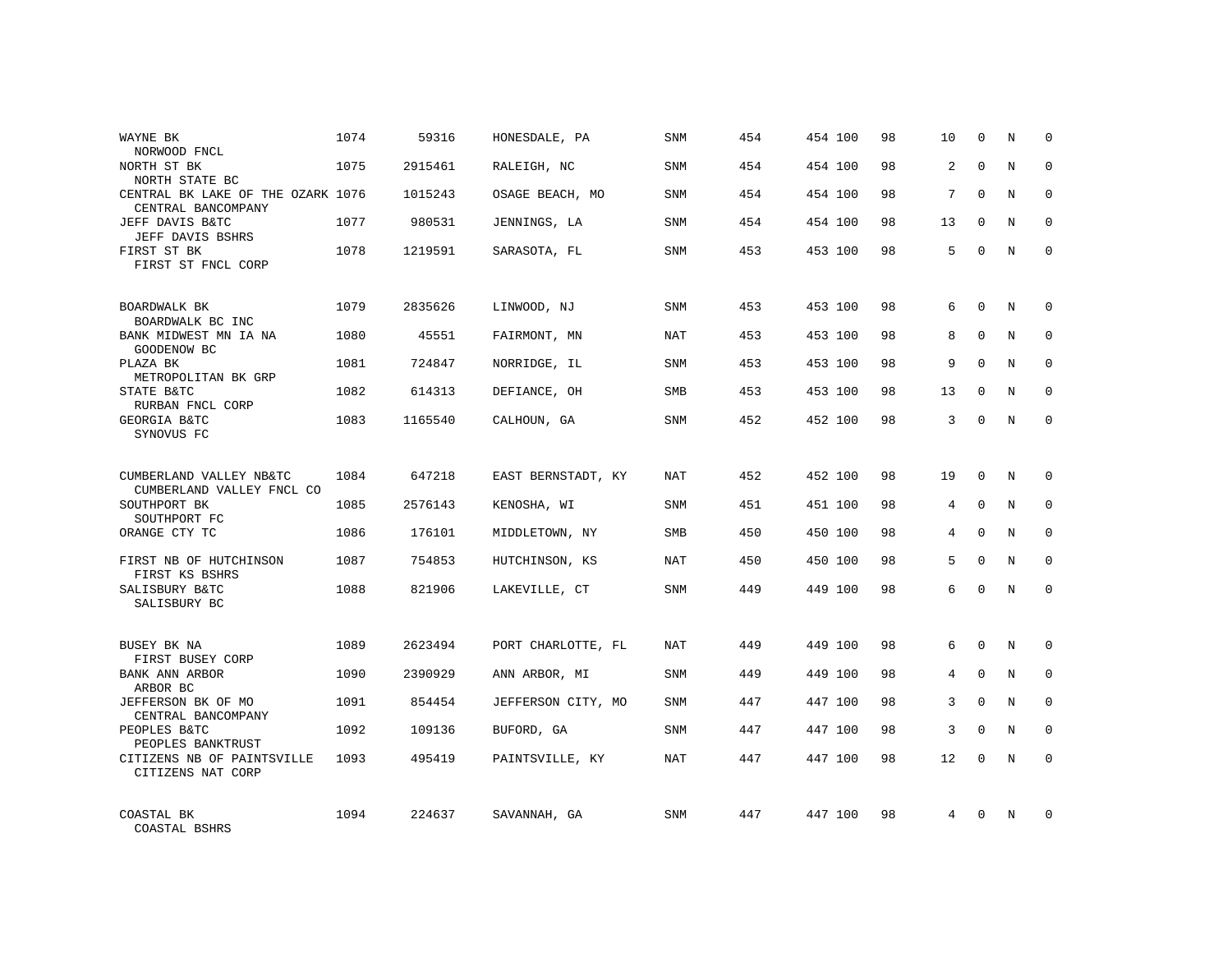| | | | | | | | | | | | |
|---|---|---|---|---|---|---|---|---|---|---|---|
| WAYNE BK<br>NORWOOD FNCL | 1074 | 59316 | HONESDALE, PA | SNM | 454 | 454 100 | 98 | 10 | 0 | N | 0 |
| NORTH ST BK<br>NORTH STATE BC | 1075 | 2915461 | RALEIGH, NC | SNM | 454 | 454 100 | 98 | 2 | 0 | N | 0 |
| CENTRAL BK LAKE OF THE OZARK<br>CENTRAL BANCOMPANY | 1076 | 1015243 | OSAGE BEACH, MO | SNM | 454 | 454 100 | 98 | 7 | 0 | N | 0 |
| JEFF DAVIS B&TC<br>JEFF DAVIS BSHRS | 1077 | 980531 | JENNINGS, LA | SNM | 454 | 454 100 | 98 | 13 | 0 | N | 0 |
| FIRST ST BK<br>FIRST ST FNCL CORP | 1078 | 1219591 | SARASOTA, FL | SNM | 453 | 453 100 | 98 | 5 | 0 | N | 0 |
| BOARDWALK BK<br>BOARDWALK BC INC | 1079 | 2835626 | LINWOOD, NJ | SNM | 453 | 453 100 | 98 | 6 | 0 | N | 0 |
| BANK MIDWEST MN IA NA<br>GOODENOW BC | 1080 | 45551 | FAIRMONT, MN | NAT | 453 | 453 100 | 98 | 8 | 0 | N | 0 |
| PLAZA BK<br>METROPOLITAN BK GRP | 1081 | 724847 | NORRIDGE, IL | SNM | 453 | 453 100 | 98 | 9 | 0 | N | 0 |
| STATE B&TC<br>RURBAN FNCL CORP | 1082 | 614313 | DEFIANCE, OH | SMB | 453 | 453 100 | 98 | 13 | 0 | N | 0 |
| GEORGIA B&TC<br>SYNOVUS FC | 1083 | 1165540 | CALHOUN, GA | SNM | 452 | 452 100 | 98 | 3 | 0 | N | 0 |
| CUMBERLAND VALLEY NB&TC<br>CUMBERLAND VALLEY FNCL CO | 1084 | 647218 | EAST BERNSTADT, KY | NAT | 452 | 452 100 | 98 | 19 | 0 | N | 0 |
| SOUTHPORT BK<br>SOUTHPORT FC | 1085 | 2576143 | KENOSHA, WI | SNM | 451 | 451 100 | 98 | 4 | 0 | N | 0 |
| ORANGE CTY TC | 1086 | 176101 | MIDDLETOWN, NY | SMB | 450 | 450 100 | 98 | 4 | 0 | N | 0 |
| FIRST NB OF HUTCHINSON<br>FIRST KS BSHRS | 1087 | 754853 | HUTCHINSON, KS | NAT | 450 | 450 100 | 98 | 5 | 0 | N | 0 |
| SALISBURY B&TC<br>SALISBURY BC | 1088 | 821906 | LAKEVILLE, CT | SNM | 449 | 449 100 | 98 | 6 | 0 | N | 0 |
| BUSEY BK NA<br>FIRST BUSEY CORP | 1089 | 2623494 | PORT CHARLOTTE, FL | NAT | 449 | 449 100 | 98 | 6 | 0 | N | 0 |
| BANK ANN ARBOR<br>ARBOR BC | 1090 | 2390929 | ANN ARBOR, MI | SNM | 449 | 449 100 | 98 | 4 | 0 | N | 0 |
| JEFFERSON BK OF MO<br>CENTRAL BANCOMPANY | 1091 | 854454 | JEFFERSON CITY, MO | SNM | 447 | 447 100 | 98 | 3 | 0 | N | 0 |
| PEOPLES B&TC<br>PEOPLES BANKTRUST | 1092 | 109136 | BUFORD, GA | SNM | 447 | 447 100 | 98 | 3 | 0 | N | 0 |
| CITIZENS NB OF PAINTSVILLE<br>CITIZENS NAT CORP | 1093 | 495419 | PAINTSVILLE, KY | NAT | 447 | 447 100 | 98 | 12 | 0 | N | 0 |
| COASTAL BK<br>COASTAL BSHRS | 1094 | 224637 | SAVANNAH, GA | SNM | 447 | 447 100 | 98 | 4 | 0 | N | 0 |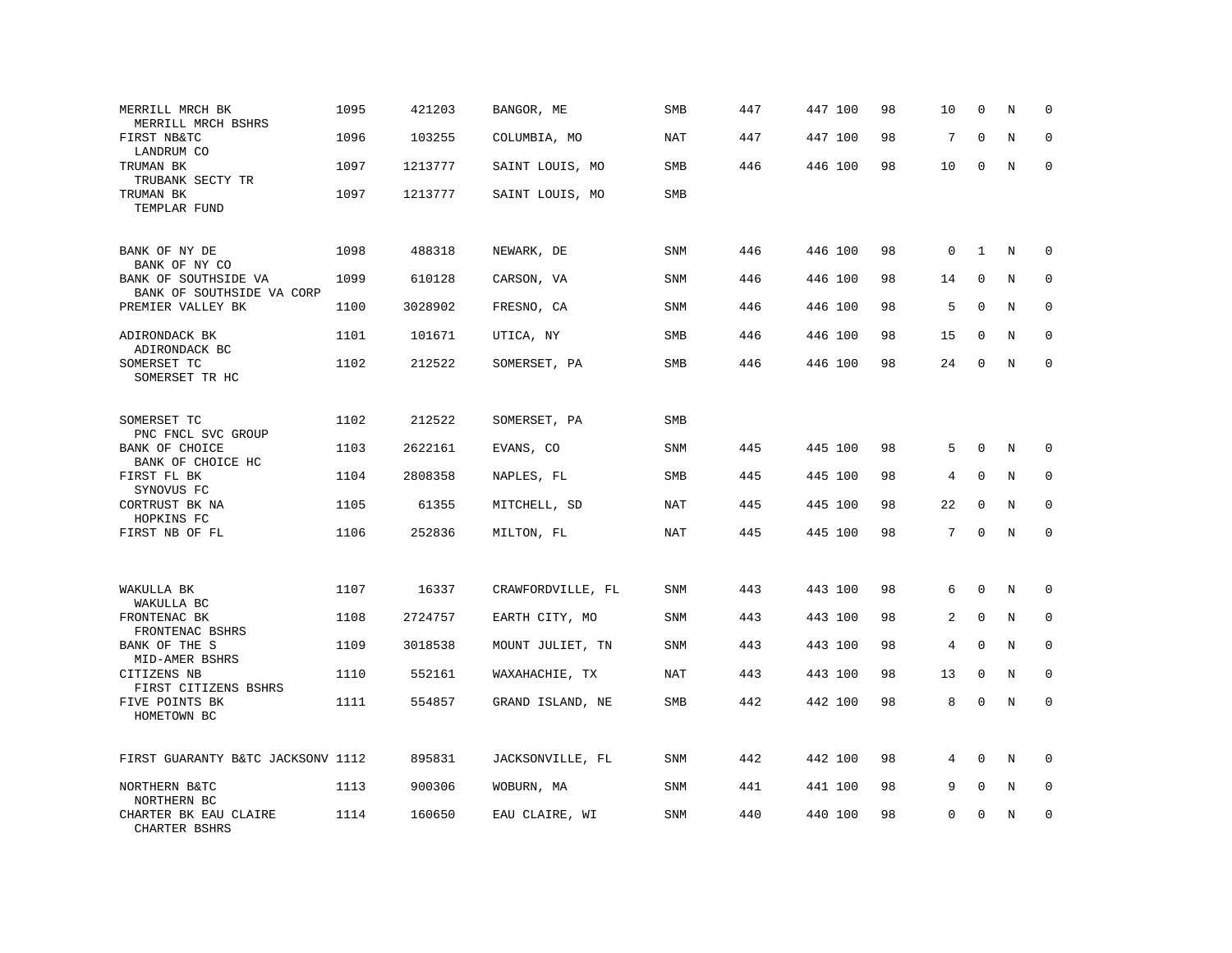| | | | | | | | | | | | | |
|---|---|---|---|---|---|---|---|---|---|---|---|---|
| MERRILL MRCH BK<br>MERRILL MRCH BSHRS | 1095 | 421203 | BANGOR, ME | SMB | 447 | 447 | 100 | 98 | 10 | 0 | N | 0 |
| FIRST NB&TC<br>LANDRUM CO | 1096 | 103255 | COLUMBIA, MO | NAT | 447 | 447 | 100 | 98 | 7 | 0 | N | 0 |
| TRUMAN BK<br>TRUBANK SECTY TR | 1097 | 1213777 | SAINT LOUIS, MO | SMB | 446 | 446 | 100 | 98 | 10 | 0 | N | 0 |
| TRUMAN BK<br>TEMPLAR FUND | 1097 | 1213777 | SAINT LOUIS, MO | SMB | | | | | | | | |
| BANK OF NY DE<br>BANK OF NY CO | 1098 | 488318 | NEWARK, DE | SNM | 446 | 446 | 100 | 98 | 0 | 1 | N | 0 |
| BANK OF SOUTHSIDE VA<br>BANK OF SOUTHSIDE VA CORP | 1099 | 610128 | CARSON, VA | SNM | 446 | 446 | 100 | 98 | 14 | 0 | N | 0 |
| PREMIER VALLEY BK | 1100 | 3028902 | FRESNO, CA | SNM | 446 | 446 | 100 | 98 | 5 | 0 | N | 0 |
| ADIRONDACK BK<br>ADIRONDACK BC | 1101 | 101671 | UTICA, NY | SMB | 446 | 446 | 100 | 98 | 15 | 0 | N | 0 |
| SOMERSET TC<br>SOMERSET TR HC | 1102 | 212522 | SOMERSET, PA | SMB | 446 | 446 | 100 | 98 | 24 | 0 | N | 0 |
| SOMERSET TC<br>PNC FNCL SVC GROUP | 1102 | 212522 | SOMERSET, PA | SMB | | | | | | | | |
| BANK OF CHOICE<br>BANK OF CHOICE HC | 1103 | 2622161 | EVANS, CO | SNM | 445 | 445 | 100 | 98 | 5 | 0 | N | 0 |
| FIRST FL BK<br>SYNOVUS FC | 1104 | 2808358 | NAPLES, FL | SMB | 445 | 445 | 100 | 98 | 4 | 0 | N | 0 |
| CORTRUST BK NA<br>HOPKINS FC | 1105 | 61355 | MITCHELL, SD | NAT | 445 | 445 | 100 | 98 | 22 | 0 | N | 0 |
| FIRST NB OF FL | 1106 | 252836 | MILTON, FL | NAT | 445 | 445 | 100 | 98 | 7 | 0 | N | 0 |
| WAKULLA BK<br>WAKULLA BC | 1107 | 16337 | CRAWFORDVILLE, FL | SNM | 443 | 443 | 100 | 98 | 6 | 0 | N | 0 |
| FRONTENAC BK<br>FRONTENAC BSHRS | 1108 | 2724757 | EARTH CITY, MO | SNM | 443 | 443 | 100 | 98 | 2 | 0 | N | 0 |
| BANK OF THE S<br>MID-AMER BSHRS | 1109 | 3018538 | MOUNT JULIET, TN | SNM | 443 | 443 | 100 | 98 | 4 | 0 | N | 0 |
| CITIZENS NB<br>FIRST CITIZENS BSHRS | 1110 | 552161 | WAXAHACHIE, TX | NAT | 443 | 443 | 100 | 98 | 13 | 0 | N | 0 |
| FIVE POINTS BK<br>HOMETOWN BC | 1111 | 554857 | GRAND ISLAND, NE | SMB | 442 | 442 | 100 | 98 | 8 | 0 | N | 0 |
| FIRST GUARANTY B&TC JACKSONV | 1112 | 895831 | JACKSONVILLE, FL | SNM | 442 | 442 | 100 | 98 | 4 | 0 | N | 0 |
| NORTHERN B&TC<br>NORTHERN BC | 1113 | 900306 | WOBURN, MA | SNM | 441 | 441 | 100 | 98 | 9 | 0 | N | 0 |
| CHARTER BK EAU CLAIRE<br>CHARTER BSHRS | 1114 | 160650 | EAU CLAIRE, WI | SNM | 440 | 440 | 100 | 98 | 0 | 0 | N | 0 |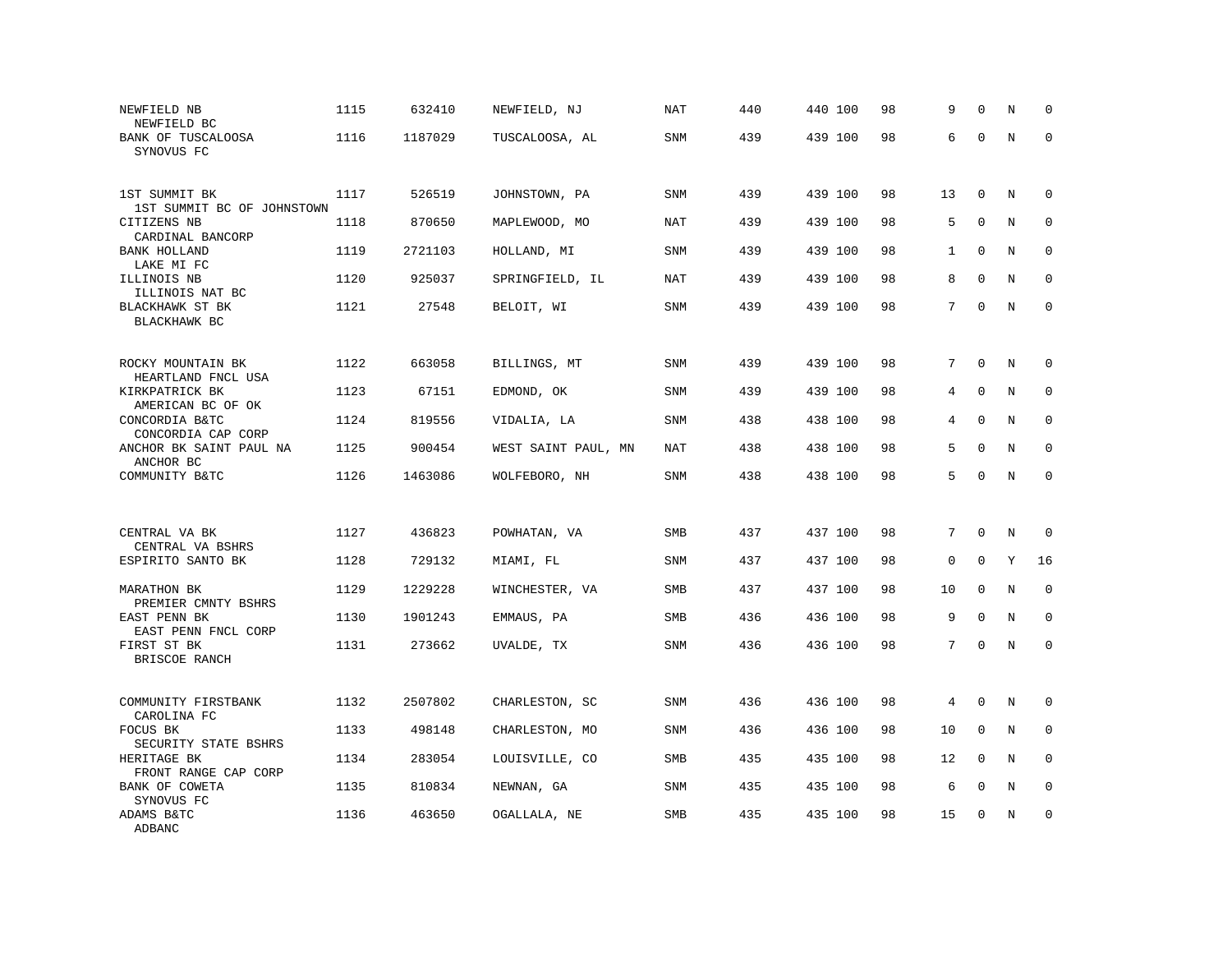| | | | | | | | | | | | |
|---|---|---|---|---|---|---|---|---|---|---|---|
| NEWFIELD NB<br>NEWFIELD BC | 1115 | 632410 | NEWFIELD, NJ | NAT | 440 | 440 100 | 98 | 9 | 0 | N | 0 |
| BANK OF TUSCALOOSA<br>SYNOVUS FC | 1116 | 1187029 | TUSCALOOSA, AL | SNM | 439 | 439 100 | 98 | 6 | 0 | N | 0 |
| 1ST SUMMIT BK<br>1ST SUMMIT BC OF JOHNSTOWN | 1117 | 526519 | JOHNSTOWN, PA | SNM | 439 | 439 100 | 98 | 13 | 0 | N | 0 |
| CITIZENS NB<br>CARDINAL BANCORP | 1118 | 870650 | MAPLEWOOD, MO | NAT | 439 | 439 100 | 98 | 5 | 0 | N | 0 |
| BANK HOLLAND<br>LAKE MI FC | 1119 | 2721103 | HOLLAND, MI | SNM | 439 | 439 100 | 98 | 1 | 0 | N | 0 |
| ILLINOIS NB<br>ILLINOIS NAT BC | 1120 | 925037 | SPRINGFIELD, IL | NAT | 439 | 439 100 | 98 | 8 | 0 | N | 0 |
| BLACKHAWK ST BK<br>BLACKHAWK BC | 1121 | 27548 | BELOIT, WI | SNM | 439 | 439 100 | 98 | 7 | 0 | N | 0 |
| ROCKY MOUNTAIN BK<br>HEARTLAND FNCL USA | 1122 | 663058 | BILLINGS, MT | SNM | 439 | 439 100 | 98 | 7 | 0 | N | 0 |
| KIRKPATRICK BK<br>AMERICAN BC OF OK | 1123 | 67151 | EDMOND, OK | SNM | 439 | 439 100 | 98 | 4 | 0 | N | 0 |
| CONCORDIA B&TC<br>CONCORDIA CAP CORP | 1124 | 819556 | VIDALIA, LA | SNM | 438 | 438 100 | 98 | 4 | 0 | N | 0 |
| ANCHOR BK SAINT PAUL NA<br>ANCHOR BC | 1125 | 900454 | WEST SAINT PAUL, MN | NAT | 438 | 438 100 | 98 | 5 | 0 | N | 0 |
| COMMUNITY B&TC | 1126 | 1463086 | WOLFEBORO, NH | SNM | 438 | 438 100 | 98 | 5 | 0 | N | 0 |
| CENTRAL VA BK<br>CENTRAL VA BSHRS | 1127 | 436823 | POWHATAN, VA | SMB | 437 | 437 100 | 98 | 7 | 0 | N | 0 |
| ESPIRITO SANTO BK | 1128 | 729132 | MIAMI, FL | SNM | 437 | 437 100 | 98 | 0 | 0 | Y | 16 |
| MARATHON BK<br>PREMIER CMNTY BSHRS | 1129 | 1229228 | WINCHESTER, VA | SMB | 437 | 437 100 | 98 | 10 | 0 | N | 0 |
| EAST PENN BK<br>EAST PENN FNCL CORP | 1130 | 1901243 | EMMAUS, PA | SMB | 436 | 436 100 | 98 | 9 | 0 | N | 0 |
| FIRST ST BK<br>BRISCOE RANCH | 1131 | 273662 | UVALDE, TX | SNM | 436 | 436 100 | 98 | 7 | 0 | N | 0 |
| COMMUNITY FIRSTBANK<br>CAROLINA FC | 1132 | 2507802 | CHARLESTON, SC | SNM | 436 | 436 100 | 98 | 4 | 0 | N | 0 |
| FOCUS BK<br>SECURITY STATE BSHRS | 1133 | 498148 | CHARLESTON, MO | SNM | 436 | 436 100 | 98 | 10 | 0 | N | 0 |
| HERITAGE BK<br>FRONT RANGE CAP CORP | 1134 | 283054 | LOUISVILLE, CO | SMB | 435 | 435 100 | 98 | 12 | 0 | N | 0 |
| BANK OF COWETA<br>SYNOVUS FC | 1135 | 810834 | NEWNAN, GA | SNM | 435 | 435 100 | 98 | 6 | 0 | N | 0 |
| ADAMS B&TC<br>ADBANC | 1136 | 463650 | OGALLALA, NE | SMB | 435 | 435 100 | 98 | 15 | 0 | N | 0 |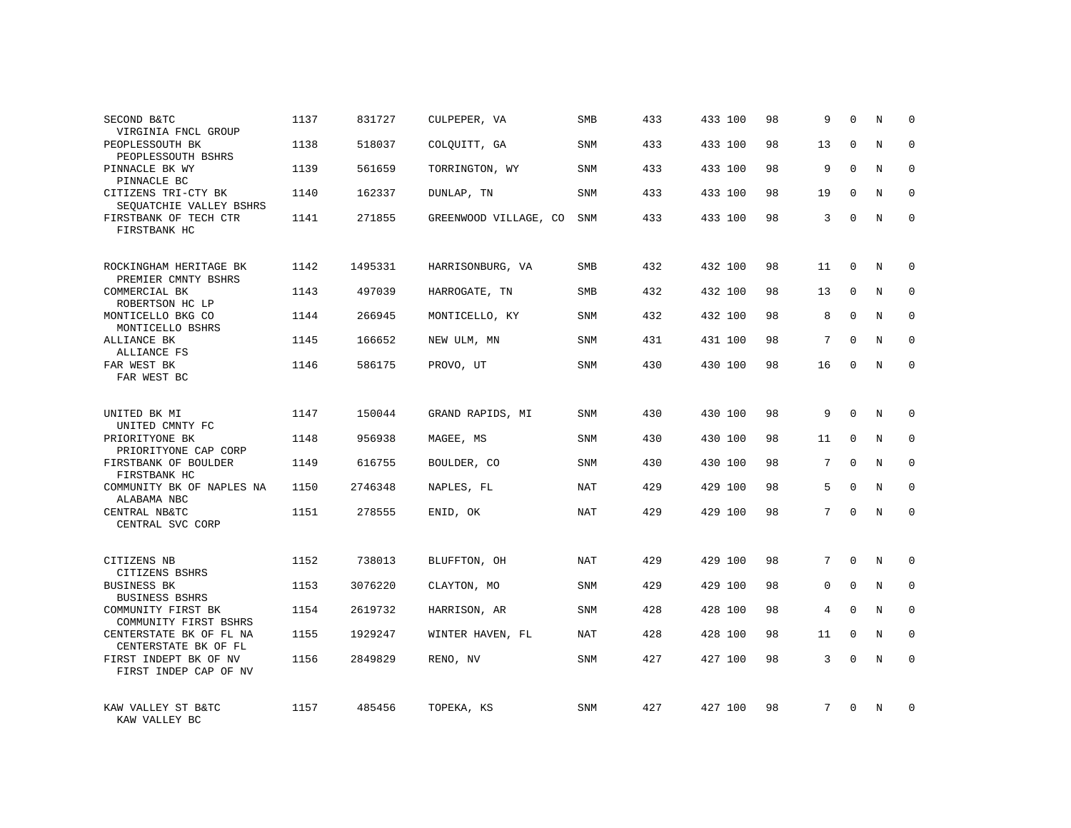| | | | | | | | | | | | | |
|---|---|---|---|---|---|---|---|---|---|---|---|---|
| SECOND B&TC<br>VIRGINIA FNCL GROUP | 1137 | 831727 | CULPEPER, VA | SMB | 433 | 433 | 100 | 98 | 9 | 0 | N | 0 |
| PEOPLESSOUTH BK<br>PEOPLESSOUTH BSHRS | 1138 | 518037 | COLQUITT, GA | SNM | 433 | 433 | 100 | 98 | 13 | 0 | N | 0 |
| PINNACLE BK WY<br>PINNACLE BC | 1139 | 561659 | TORRINGTON, WY | SNM | 433 | 433 | 100 | 98 | 9 | 0 | N | 0 |
| CITIZENS TRI-CTY BK<br>SEQUATCHIE VALLEY BSHRS | 1140 | 162337 | DUNLAP, TN | SNM | 433 | 433 | 100 | 98 | 19 | 0 | N | 0 |
| FIRSTBANK OF TECH CTR<br>FIRSTBANK HC | 1141 | 271855 | GREENWOOD VILLAGE, CO | SNM | 433 | 433 | 100 | 98 | 3 | 0 | N | 0 |
| ROCKINGHAM HERITAGE BK<br>PREMIER CMNTY BSHRS | 1142 | 1495331 | HARRISONBURG, VA | SMB | 432 | 432 | 100 | 98 | 11 | 0 | N | 0 |
| COMMERCIAL BK<br>ROBERTSON HC LP | 1143 | 497039 | HARROGATE, TN | SMB | 432 | 432 | 100 | 98 | 13 | 0 | N | 0 |
| MONTICELLO BKG CO<br>MONTICELLO BSHRS | 1144 | 266945 | MONTICELLO, KY | SNM | 432 | 432 | 100 | 98 | 8 | 0 | N | 0 |
| ALLIANCE BK<br>ALLIANCE FS | 1145 | 166652 | NEW ULM, MN | SNM | 431 | 431 | 100 | 98 | 7 | 0 | N | 0 |
| FAR WEST BK<br>FAR WEST BC | 1146 | 586175 | PROVO, UT | SNM | 430 | 430 | 100 | 98 | 16 | 0 | N | 0 |
| UNITED BK MI<br>UNITED CMNTY FC | 1147 | 150044 | GRAND RAPIDS, MI | SNM | 430 | 430 | 100 | 98 | 9 | 0 | N | 0 |
| PRIORITYONE BK<br>PRIORITYONE CAP CORP | 1148 | 956938 | MAGEE, MS | SNM | 430 | 430 | 100 | 98 | 11 | 0 | N | 0 |
| FIRSTBANK OF BOULDER<br>FIRSTBANK HC | 1149 | 616755 | BOULDER, CO | SNM | 430 | 430 | 100 | 98 | 7 | 0 | N | 0 |
| COMMUNITY BK OF NAPLES NA<br>ALABAMA NBC | 1150 | 2746348 | NAPLES, FL | NAT | 429 | 429 | 100 | 98 | 5 | 0 | N | 0 |
| CENTRAL NB&TC<br>CENTRAL SVC CORP | 1151 | 278555 | ENID, OK | NAT | 429 | 429 | 100 | 98 | 7 | 0 | N | 0 |
| CITIZENS NB<br>CITIZENS BSHRS | 1152 | 738013 | BLUFFTON, OH | NAT | 429 | 429 | 100 | 98 | 7 | 0 | N | 0 |
| BUSINESS BK<br>BUSINESS BSHRS | 1153 | 3076220 | CLAYTON, MO | SNM | 429 | 429 | 100 | 98 | 0 | 0 | N | 0 |
| COMMUNITY FIRST BK<br>COMMUNITY FIRST BSHRS | 1154 | 2619732 | HARRISON, AR | SNM | 428 | 428 | 100 | 98 | 4 | 0 | N | 0 |
| CENTERSTATE BK OF FL NA<br>CENTERSTATE BK OF FL | 1155 | 1929247 | WINTER HAVEN, FL | NAT | 428 | 428 | 100 | 98 | 11 | 0 | N | 0 |
| FIRST INDEPT BK OF NV<br>FIRST INDEP CAP OF NV | 1156 | 2849829 | RENO, NV | SNM | 427 | 427 | 100 | 98 | 3 | 0 | N | 0 |
| KAW VALLEY ST B&TC<br>KAW VALLEY BC | 1157 | 485456 | TOPEKA, KS | SNM | 427 | 427 | 100 | 98 | 7 | 0 | N | 0 |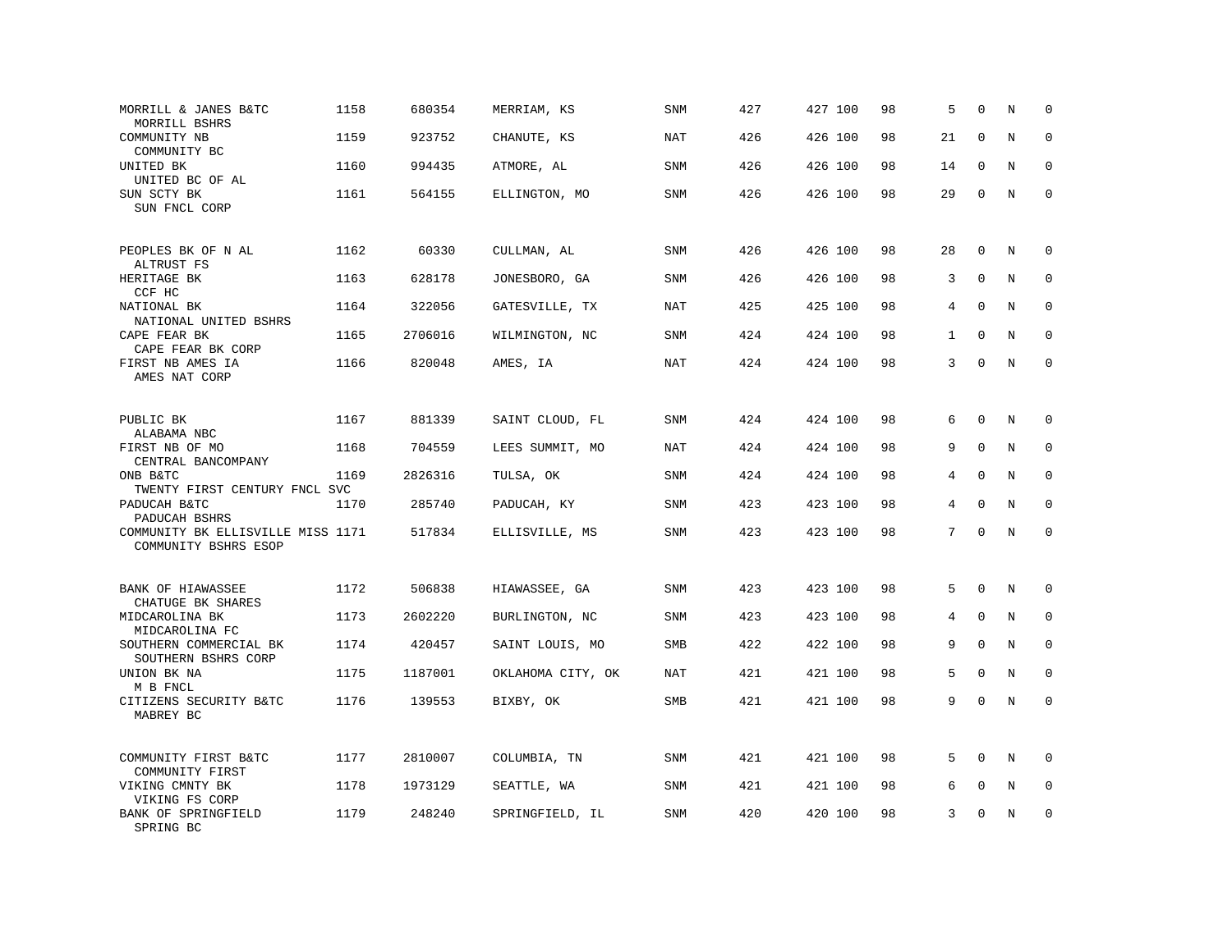| | | | | | | | | | | | |
|---|---|---|---|---|---|---|---|---|---|---|---|
| MORRILL & JANES B&TC<br>MORRILL BSHRS | 1158 | 680354 | MERRIAM, KS | SNM | 427 | 427 100 | 98 | 5 | 0 | N | 0 |
| COMMUNITY NB<br>COMMUNITY BC | 1159 | 923752 | CHANUTE, KS | NAT | 426 | 426 100 | 98 | 21 | 0 | N | 0 |
| UNITED BK<br>UNITED BC OF AL | 1160 | 994435 | ATMORE, AL | SNM | 426 | 426 100 | 98 | 14 | 0 | N | 0 |
| SUN SCTY BK<br>SUN FNCL CORP | 1161 | 564155 | ELLINGTON, MO | SNM | 426 | 426 100 | 98 | 29 | 0 | N | 0 |
| PEOPLES BK OF N AL<br>ALTRUST FS | 1162 | 60330 | CULLMAN, AL | SNM | 426 | 426 100 | 98 | 28 | 0 | N | 0 |
| HERITAGE BK<br>CCF HC | 1163 | 628178 | JONESBORO, GA | SNM | 426 | 426 100 | 98 | 3 | 0 | N | 0 |
| NATIONAL BK<br>NATIONAL UNITED BSHRS | 1164 | 322056 | GATESVILLE, TX | NAT | 425 | 425 100 | 98 | 4 | 0 | N | 0 |
| CAPE FEAR BK<br>CAPE FEAR BK CORP | 1165 | 2706016 | WILMINGTON, NC | SNM | 424 | 424 100 | 98 | 1 | 0 | N | 0 |
| FIRST NB AMES IA<br>AMES NAT CORP | 1166 | 820048 | AMES, IA | NAT | 424 | 424 100 | 98 | 3 | 0 | N | 0 |
| PUBLIC BK<br>ALABAMA NBC | 1167 | 881339 | SAINT CLOUD, FL | SNM | 424 | 424 100 | 98 | 6 | 0 | N | 0 |
| FIRST NB OF MO<br>CENTRAL BANCOMPANY | 1168 | 704559 | LEES SUMMIT, MO | NAT | 424 | 424 100 | 98 | 9 | 0 | N | 0 |
| ONB B&TC<br>TWENTY FIRST CENTURY FNCL SVC | 1169 | 2826316 | TULSA, OK | SNM | 424 | 424 100 | 98 | 4 | 0 | N | 0 |
| PADUCAH B&TC<br>PADUCAH BSHRS | 1170 | 285740 | PADUCAH, KY | SNM | 423 | 423 100 | 98 | 4 | 0 | N | 0 |
| COMMUNITY BK ELLISVILLE MISS<br>COMMUNITY BSHRS ESOP | 1171 | 517834 | ELLISVILLE, MS | SNM | 423 | 423 100 | 98 | 7 | 0 | N | 0 |
| BANK OF HIAWASSEE<br>CHATUGE BK SHARES | 1172 | 506838 | HIAWASSEE, GA | SNM | 423 | 423 100 | 98 | 5 | 0 | N | 0 |
| MIDCAROLINA BK<br>MIDCAROLINA FC | 1173 | 2602220 | BURLINGTON, NC | SNM | 423 | 423 100 | 98 | 4 | 0 | N | 0 |
| SOUTHERN COMMERCIAL BK<br>SOUTHERN BSHRS CORP | 1174 | 420457 | SAINT LOUIS, MO | SMB | 422 | 422 100 | 98 | 9 | 0 | N | 0 |
| UNION BK NA<br>M B FNCL | 1175 | 1187001 | OKLAHOMA CITY, OK | NAT | 421 | 421 100 | 98 | 5 | 0 | N | 0 |
| CITIZENS SECURITY B&TC<br>MABREY BC | 1176 | 139553 | BIXBY, OK | SMB | 421 | 421 100 | 98 | 9 | 0 | N | 0 |
| COMMUNITY FIRST B&TC<br>COMMUNITY FIRST | 1177 | 2810007 | COLUMBIA, TN | SNM | 421 | 421 100 | 98 | 5 | 0 | N | 0 |
| VIKING CMNTY BK<br>VIKING FS CORP | 1178 | 1973129 | SEATTLE, WA | SNM | 421 | 421 100 | 98 | 6 | 0 | N | 0 |
| BANK OF SPRINGFIELD<br>SPRING BC | 1179 | 248240 | SPRINGFIELD, IL | SNM | 420 | 420 100 | 98 | 3 | 0 | N | 0 |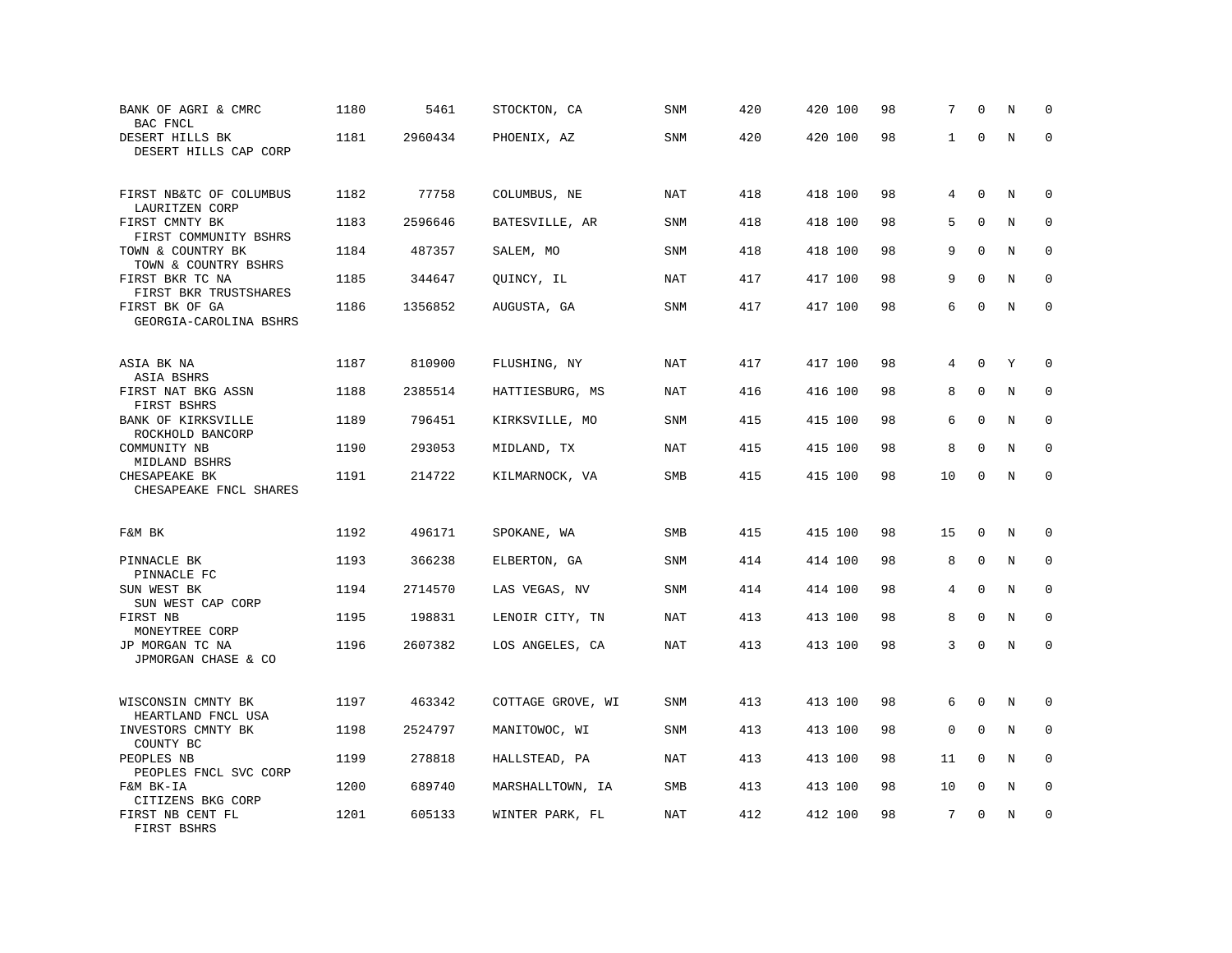| | | | | | | | | | | | |
|---|---|---|---|---|---|---|---|---|---|---|---|
| BANK OF AGRI & CMRC<br>BAC FNCL | 1180 | 5461 | STOCKTON, CA | SNM | 420 | 420 100 | 98 | 7 | 0 | N | 0 |
| DESERT HILLS BK<br>DESERT HILLS CAP CORP | 1181 | 2960434 | PHOENIX, AZ | SNM | 420 | 420 100 | 98 | 1 | 0 | N | 0 |
| FIRST NB&TC OF COLUMBUS<br>LAURITZEN CORP | 1182 | 77758 | COLUMBUS, NE | NAT | 418 | 418 100 | 98 | 4 | 0 | N | 0 |
| FIRST CMNTY BK<br>FIRST COMMUNITY BSHRS | 1183 | 2596646 | BATESVILLE, AR | SNM | 418 | 418 100 | 98 | 5 | 0 | N | 0 |
| TOWN & COUNTRY BK<br>TOWN & COUNTRY BSHRS | 1184 | 487357 | SALEM, MO | SNM | 418 | 418 100 | 98 | 9 | 0 | N | 0 |
| FIRST BKR TC NA<br>FIRST BKR TRUSTSHARES | 1185 | 344647 | QUINCY, IL | NAT | 417 | 417 100 | 98 | 9 | 0 | N | 0 |
| FIRST BK OF GA<br>GEORGIA-CAROLINA BSHRS | 1186 | 1356852 | AUGUSTA, GA | SNM | 417 | 417 100 | 98 | 6 | 0 | N | 0 |
| ASIA BK NA<br>ASIA BSHRS | 1187 | 810900 | FLUSHING, NY | NAT | 417 | 417 100 | 98 | 4 | 0 | Y | 0 |
| FIRST NAT BKG ASSN<br>FIRST BSHRS | 1188 | 2385514 | HATTIESBURG, MS | NAT | 416 | 416 100 | 98 | 8 | 0 | N | 0 |
| BANK OF KIRKSVILLE<br>ROCKHOLD BANCORP | 1189 | 796451 | KIRKSVILLE, MO | SNM | 415 | 415 100 | 98 | 6 | 0 | N | 0 |
| COMMUNITY NB<br>MIDLAND BSHRS | 1190 | 293053 | MIDLAND, TX | NAT | 415 | 415 100 | 98 | 8 | 0 | N | 0 |
| CHESAPEAKE BK<br>CHESAPEAKE FNCL SHARES | 1191 | 214722 | KILMARNOCK, VA | SMB | 415 | 415 100 | 98 | 10 | 0 | N | 0 |
| F&M BK | 1192 | 496171 | SPOKANE, WA | SMB | 415 | 415 100 | 98 | 15 | 0 | N | 0 |
| PINNACLE BK<br>PINNACLE FC | 1193 | 366238 | ELBERTON, GA | SNM | 414 | 414 100 | 98 | 8 | 0 | N | 0 |
| SUN WEST BK<br>SUN WEST CAP CORP | 1194 | 2714570 | LAS VEGAS, NV | SNM | 414 | 414 100 | 98 | 4 | 0 | N | 0 |
| FIRST NB<br>MONEYTREE CORP | 1195 | 198831 | LENOIR CITY, TN | NAT | 413 | 413 100 | 98 | 8 | 0 | N | 0 |
| JP MORGAN TC NA<br>JPMORGAN CHASE & CO | 1196 | 2607382 | LOS ANGELES, CA | NAT | 413 | 413 100 | 98 | 3 | 0 | N | 0 |
| WISCONSIN CMNTY BK<br>HEARTLAND FNCL USA | 1197 | 463342 | COTTAGE GROVE, WI | SNM | 413 | 413 100 | 98 | 6 | 0 | N | 0 |
| INVESTORS CMNTY BK<br>COUNTY BC | 1198 | 2524797 | MANITOWOC, WI | SNM | 413 | 413 100 | 98 | 0 | 0 | N | 0 |
| PEOPLES NB<br>PEOPLES FNCL SVC CORP | 1199 | 278818 | HALLSTEAD, PA | NAT | 413 | 413 100 | 98 | 11 | 0 | N | 0 |
| F&M BK-IA<br>CITIZENS BKG CORP | 1200 | 689740 | MARSHALLTOWN, IA | SMB | 413 | 413 100 | 98 | 10 | 0 | N | 0 |
| FIRST NB CENT FL<br>FIRST BSHRS | 1201 | 605133 | WINTER PARK, FL | NAT | 412 | 412 100 | 98 | 7 | 0 | N | 0 |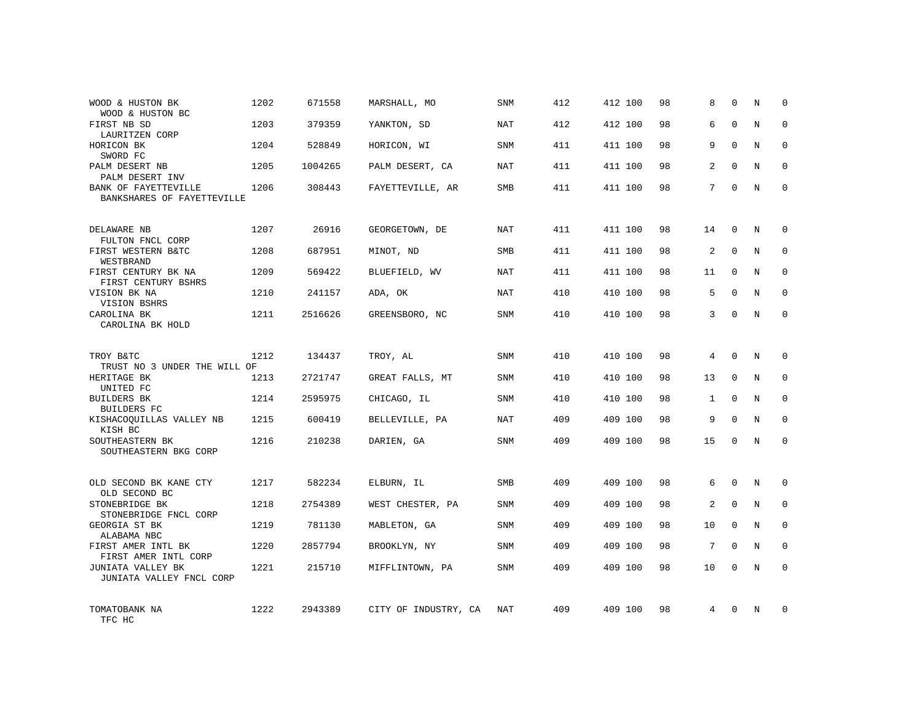| | | | | | | | | | | | |
|---|---|---|---|---|---|---|---|---|---|---|---|
| WOOD & HUSTON BK<br>WOOD & HUSTON BC | 1202 | 671558 | MARSHALL, MO | SNM | 412 | 412 100 | 98 | 8 | 0 | N | 0 |
| FIRST NB SD<br>LAURITZEN CORP | 1203 | 379359 | YANKTON, SD | NAT | 412 | 412 100 | 98 | 6 | 0 | N | 0 |
| HORICON BK<br>SWORD FC | 1204 | 528849 | HORICON, WI | SNM | 411 | 411 100 | 98 | 9 | 0 | N | 0 |
| PALM DESERT NB<br>PALM DESERT INV | 1205 | 1004265 | PALM DESERT, CA | NAT | 411 | 411 100 | 98 | 2 | 0 | N | 0 |
| BANK OF FAYETTEVILLE<br>BANKSHARES OF FAYETTEVILLE | 1206 | 308443 | FAYETTEVILLE, AR | SMB | 411 | 411 100 | 98 | 7 | 0 | N | 0 |
| DELAWARE NB<br>FULTON FNCL CORP | 1207 | 26916 | GEORGETOWN, DE | NAT | 411 | 411 100 | 98 | 14 | 0 | N | 0 |
| FIRST WESTERN B&TC<br>WESTBRAND | 1208 | 687951 | MINOT, ND | SMB | 411 | 411 100 | 98 | 2 | 0 | N | 0 |
| FIRST CENTURY BK NA<br>FIRST CENTURY BSHRS | 1209 | 569422 | BLUEFIELD, WV | NAT | 411 | 411 100 | 98 | 11 | 0 | N | 0 |
| VISION BK NA<br>VISION BSHRS | 1210 | 241157 | ADA, OK | NAT | 410 | 410 100 | 98 | 5 | 0 | N | 0 |
| CAROLINA BK<br>CAROLINA BK HOLD | 1211 | 2516626 | GREENSBORO, NC | SNM | 410 | 410 100 | 98 | 3 | 0 | N | 0 |
| TROY B&TC<br>TRUST NO 3 UNDER THE WILL OF | 1212 | 134437 | TROY, AL | SNM | 410 | 410 100 | 98 | 4 | 0 | N | 0 |
| HERITAGE BK<br>UNITED FC | 1213 | 2721747 | GREAT FALLS, MT | SNM | 410 | 410 100 | 98 | 13 | 0 | N | 0 |
| BUILDERS BK<br>BUILDERS FC | 1214 | 2595975 | CHICAGO, IL | SNM | 410 | 410 100 | 98 | 1 | 0 | N | 0 |
| KISHACOQUILLAS VALLEY NB<br>KISH BC | 1215 | 600419 | BELLEVILLE, PA | NAT | 409 | 409 100 | 98 | 9 | 0 | N | 0 |
| SOUTHEASTERN BK<br>SOUTHEASTERN BKG CORP | 1216 | 210238 | DARIEN, GA | SNM | 409 | 409 100 | 98 | 15 | 0 | N | 0 |
| OLD SECOND BK KANE CTY<br>OLD SECOND BC | 1217 | 582234 | ELBURN, IL | SMB | 409 | 409 100 | 98 | 6 | 0 | N | 0 |
| STONEBRIDGE BK<br>STONEBRIDGE FNCL CORP | 1218 | 2754389 | WEST CHESTER, PA | SNM | 409 | 409 100 | 98 | 2 | 0 | N | 0 |
| GEORGIA ST BK<br>ALABAMA NBC | 1219 | 781130 | MABLETON, GA | SNM | 409 | 409 100 | 98 | 10 | 0 | N | 0 |
| FIRST AMER INTL BK<br>FIRST AMER INTL CORP | 1220 | 2857794 | BROOKLYN, NY | SNM | 409 | 409 100 | 98 | 7 | 0 | N | 0 |
| JUNIATA VALLEY BK<br>JUNIATA VALLEY FNCL CORP | 1221 | 215710 | MIFFLINTOWN, PA | SNM | 409 | 409 100 | 98 | 10 | 0 | N | 0 |
| TOMATOBANK NA<br>TFC HC | 1222 | 2943389 | CITY OF INDUSTRY, CA | NAT | 409 | 409 100 | 98 | 4 | 0 | N | 0 |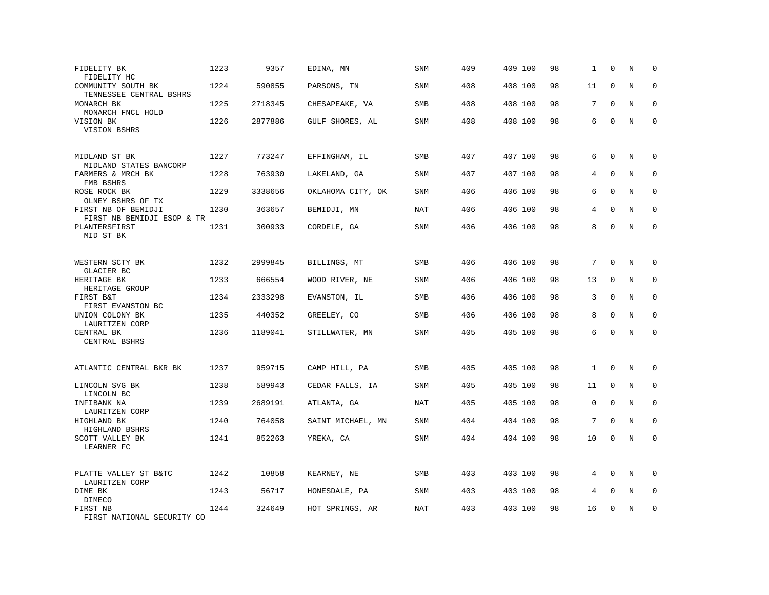| | | | | | | | | | | | | |
|---|---|---|---|---|---|---|---|---|---|---|---|---|
| FIDELITY BK<br>FIDELITY HC | 1223 | 9357 | EDINA, MN | SNM | 409 | 409 | 100 | 98 | 1 | 0 | N | 0 |
| COMMUNITY SOUTH BK<br>TENNESSEE CENTRAL BSHRS | 1224 | 590855 | PARSONS, TN | SNM | 408 | 408 | 100 | 98 | 11 | 0 | N | 0 |
| MONARCH BK<br>MONARCH FNCL HOLD | 1225 | 2718345 | CHESAPEAKE, VA | SMB | 408 | 408 | 100 | 98 | 7 | 0 | N | 0 |
| VISION BK<br>VISION BSHRS | 1226 | 2877886 | GULF SHORES, AL | SNM | 408 | 408 | 100 | 98 | 6 | 0 | N | 0 |
| MIDLAND ST BK<br>MIDLAND STATES BANCORP | 1227 | 773247 | EFFINGHAM, IL | SMB | 407 | 407 | 100 | 98 | 6 | 0 | N | 0 |
| FARMERS & MRCH BK<br>FMB BSHRS | 1228 | 763930 | LAKELAND, GA | SNM | 407 | 407 | 100 | 98 | 4 | 0 | N | 0 |
| ROSE ROCK BK<br>OLNEY BSHRS OF TX | 1229 | 3338656 | OKLAHOMA CITY, OK | SNM | 406 | 406 | 100 | 98 | 6 | 0 | N | 0 |
| FIRST NB OF BEMIDJI<br>FIRST NB BEMIDJI ESOP & TR | 1230 | 363657 | BEMIDJI, MN | NAT | 406 | 406 | 100 | 98 | 4 | 0 | N | 0 |
| PLANTERSFIRST<br>MID ST BK | 1231 | 300933 | CORDELE, GA | SNM | 406 | 406 | 100 | 98 | 8 | 0 | N | 0 |
| WESTERN SCTY BK<br>GLACIER BC | 1232 | 2999845 | BILLINGS, MT | SMB | 406 | 406 | 100 | 98 | 7 | 0 | N | 0 |
| HERITAGE BK<br>HERITAGE GROUP | 1233 | 666554 | WOOD RIVER, NE | SNM | 406 | 406 | 100 | 98 | 13 | 0 | N | 0 |
| FIRST B&T<br>FIRST EVANSTON BC | 1234 | 2333298 | EVANSTON, IL | SMB | 406 | 406 | 100 | 98 | 3 | 0 | N | 0 |
| UNION COLONY BK<br>LAURITZEN CORP | 1235 | 440352 | GREELEY, CO | SMB | 406 | 406 | 100 | 98 | 8 | 0 | N | 0 |
| CENTRAL BK<br>CENTRAL BSHRS | 1236 | 1189041 | STILLWATER, MN | SNM | 405 | 405 | 100 | 98 | 6 | 0 | N | 0 |
| ATLANTIC CENTRAL BKR BK | 1237 | 959715 | CAMP HILL, PA | SMB | 405 | 405 | 100 | 98 | 1 | 0 | N | 0 |
| LINCOLN SVG BK<br>LINCOLN BC | 1238 | 589943 | CEDAR FALLS, IA | SNM | 405 | 405 | 100 | 98 | 11 | 0 | N | 0 |
| INFIBANK NA<br>LAURITZEN CORP | 1239 | 2689191 | ATLANTA, GA | NAT | 405 | 405 | 100 | 98 | 0 | 0 | N | 0 |
| HIGHLAND BK<br>HIGHLAND BSHRS | 1240 | 764058 | SAINT MICHAEL, MN | SNM | 404 | 404 | 100 | 98 | 7 | 0 | N | 0 |
| SCOTT VALLEY BK<br>LEARNER FC | 1241 | 852263 | YREKA, CA | SNM | 404 | 404 | 100 | 98 | 10 | 0 | N | 0 |
| PLATTE VALLEY ST B&TC<br>LAURITZEN CORP | 1242 | 10858 | KEARNEY, NE | SMB | 403 | 403 | 100 | 98 | 4 | 0 | N | 0 |
| DIME BK<br>DIMECO | 1243 | 56717 | HONESDALE, PA | SNM | 403 | 403 | 100 | 98 | 4 | 0 | N | 0 |
| FIRST NB<br>FIRST NATIONAL SECURITY CO | 1244 | 324649 | HOT SPRINGS, AR | NAT | 403 | 403 | 100 | 98 | 16 | 0 | N | 0 |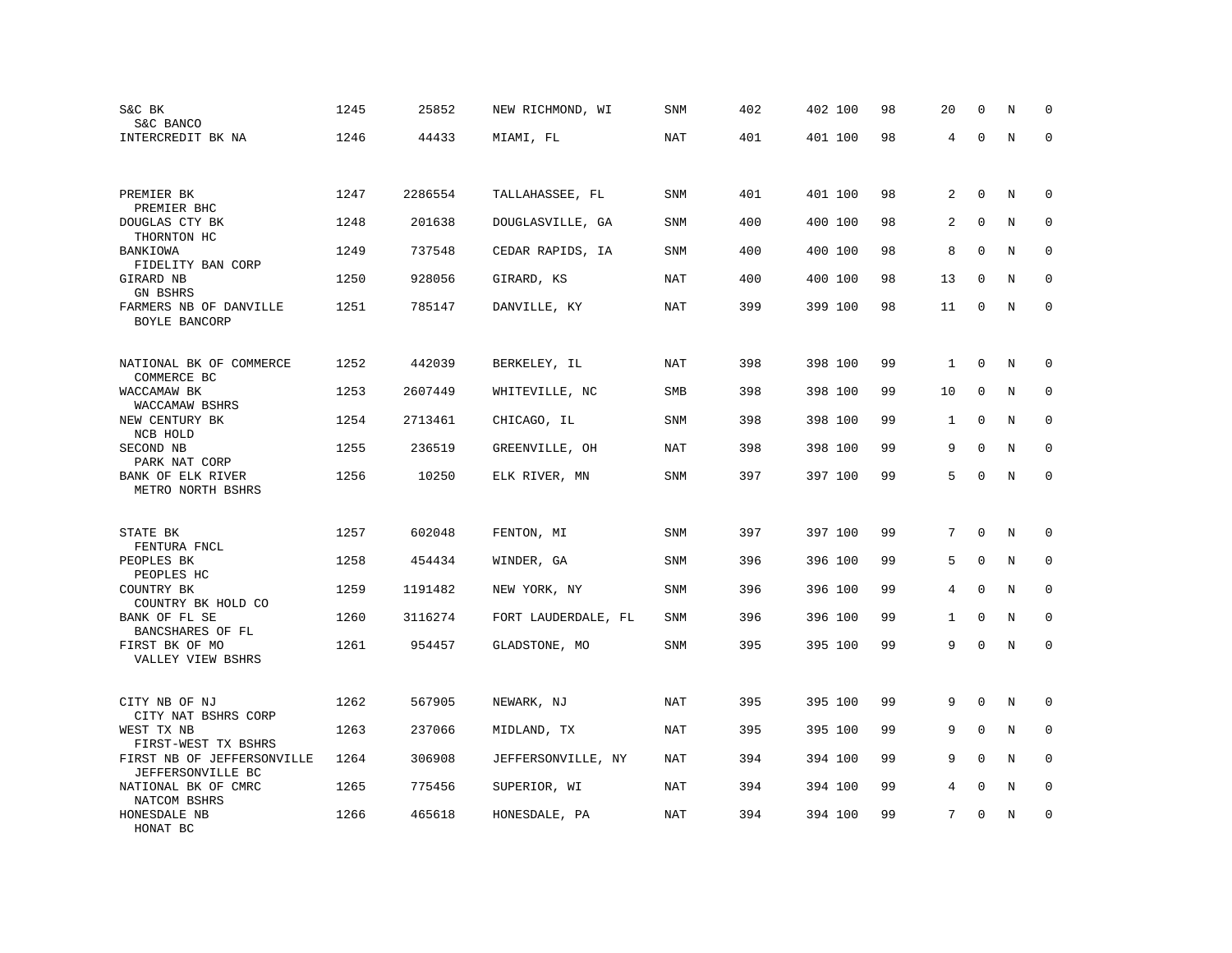| | | | | | | | | | | | | |
|---|---|---|---|---|---|---|---|---|---|---|---|---|
| S&C BK<br>S&C BANCO | 1245 | 25852 | NEW RICHMOND, WI | SNM | 402 | 402 | 100 | 98 | 20 | 0 | N | 0 |
| INTERCREDIT BK NA | 1246 | 44433 | MIAMI, FL | NAT | 401 | 401 | 100 | 98 | 4 | 0 | N | 0 |
| PREMIER BK<br>PREMIER BHC | 1247 | 2286554 | TALLAHASSEE, FL | SNM | 401 | 401 | 100 | 98 | 2 | 0 | N | 0 |
| DOUGLAS CTY BK<br>THORNTON HC | 1248 | 201638 | DOUGLASVILLE, GA | SNM | 400 | 400 | 100 | 98 | 2 | 0 | N | 0 |
| BANKIOWA<br>FIDELITY BAN CORP | 1249 | 737548 | CEDAR RAPIDS, IA | SNM | 400 | 400 | 100 | 98 | 8 | 0 | N | 0 |
| GIRARD NB<br>GN BSHRS | 1250 | 928056 | GIRARD, KS | NAT | 400 | 400 | 100 | 98 | 13 | 0 | N | 0 |
| FARMERS NB OF DANVILLE<br>BOYLE BANCORP | 1251 | 785147 | DANVILLE, KY | NAT | 399 | 399 | 100 | 98 | 11 | 0 | N | 0 |
| NATIONAL BK OF COMMERCE<br>COMMERCE BC | 1252 | 442039 | BERKELEY, IL | NAT | 398 | 398 | 100 | 99 | 1 | 0 | N | 0 |
| WACCAMAW BK<br>WACCAMAW BSHRS | 1253 | 2607449 | WHITEVILLE, NC | SMB | 398 | 398 | 100 | 99 | 10 | 0 | N | 0 |
| NEW CENTURY BK<br>NCB HOLD | 1254 | 2713461 | CHICAGO, IL | SNM | 398 | 398 | 100 | 99 | 1 | 0 | N | 0 |
| SECOND NB<br>PARK NAT CORP | 1255 | 236519 | GREENVILLE, OH | NAT | 398 | 398 | 100 | 99 | 9 | 0 | N | 0 |
| BANK OF ELK RIVER<br>METRO NORTH BSHRS | 1256 | 10250 | ELK RIVER, MN | SNM | 397 | 397 | 100 | 99 | 5 | 0 | N | 0 |
| STATE BK<br>FENTURA FNCL | 1257 | 602048 | FENTON, MI | SNM | 397 | 397 | 100 | 99 | 7 | 0 | N | 0 |
| PEOPLES BK<br>PEOPLES HC | 1258 | 454434 | WINDER, GA | SNM | 396 | 396 | 100 | 99 | 5 | 0 | N | 0 |
| COUNTRY BK<br>COUNTRY BK HOLD CO | 1259 | 1191482 | NEW YORK, NY | SNM | 396 | 396 | 100 | 99 | 4 | 0 | N | 0 |
| BANK OF FL SE<br>BANCSHARES OF FL | 1260 | 3116274 | FORT LAUDERDALE, FL | SNM | 396 | 396 | 100 | 99 | 1 | 0 | N | 0 |
| FIRST BK OF MO<br>VALLEY VIEW BSHRS | 1261 | 954457 | GLADSTONE, MO | SNM | 395 | 395 | 100 | 99 | 9 | 0 | N | 0 |
| CITY NB OF NJ<br>CITY NAT BSHRS CORP | 1262 | 567905 | NEWARK, NJ | NAT | 395 | 395 | 100 | 99 | 9 | 0 | N | 0 |
| WEST TX NB<br>FIRST-WEST TX BSHRS | 1263 | 237066 | MIDLAND, TX | NAT | 395 | 395 | 100 | 99 | 9 | 0 | N | 0 |
| FIRST NB OF JEFFERSONVILLE<br>JEFFERSONVILLE BC | 1264 | 306908 | JEFFERSONVILLE, NY | NAT | 394 | 394 | 100 | 99 | 9 | 0 | N | 0 |
| NATIONAL BK OF CMRC<br>NATCOM BSHRS | 1265 | 775456 | SUPERIOR, WI | NAT | 394 | 394 | 100 | 99 | 4 | 0 | N | 0 |
| HONESDALE NB<br>HONAT BC | 1266 | 465618 | HONESDALE, PA | NAT | 394 | 394 | 100 | 99 | 7 | 0 | N | 0 |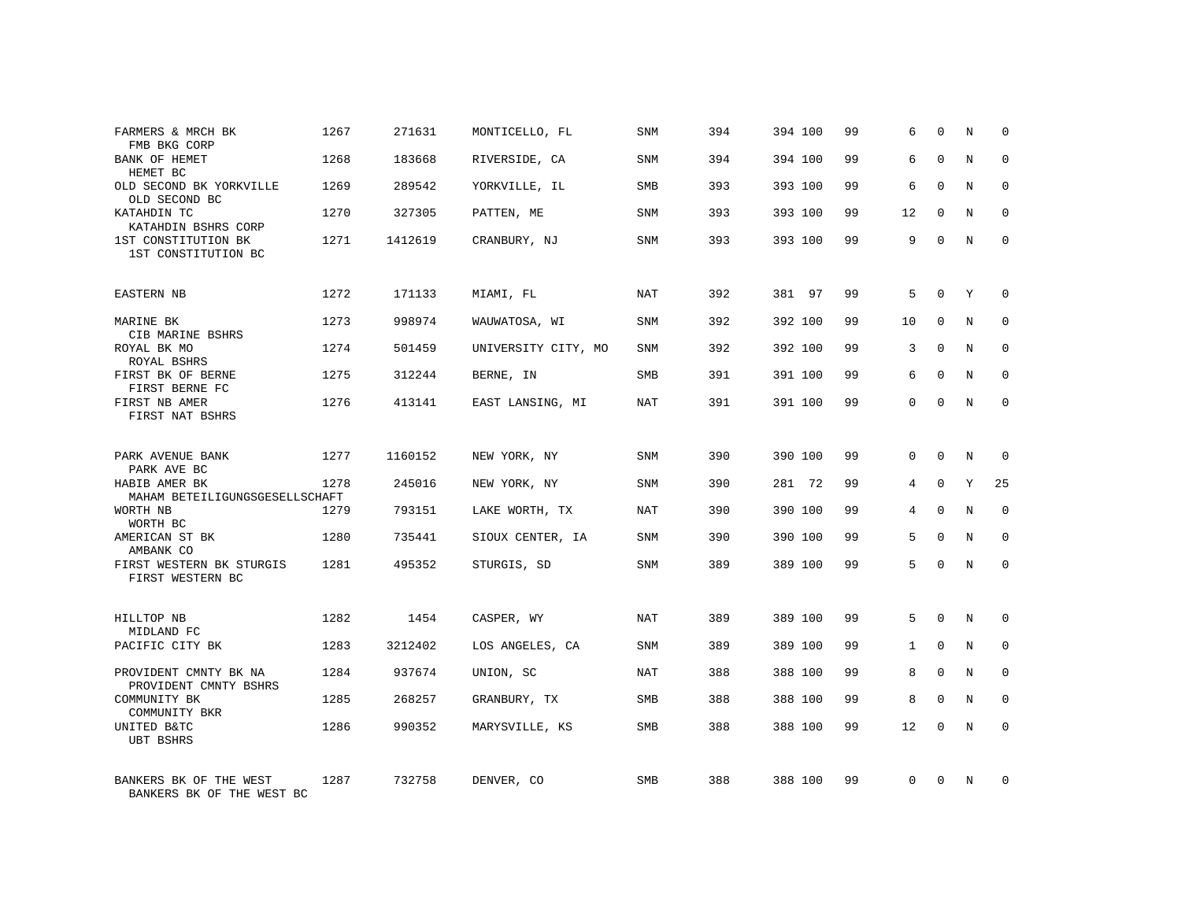| | | | | | | | | | | | | |
|---|---|---|---|---|---|---|---|---|---|---|---|---|
| FARMERS & MRCH BK<br>FMB BKG CORP | 1267 | 271631 | MONTICELLO, FL | SNM | 394 | 394 | 100 | 99 | 6 | 0 | N | 0 |
| BANK OF HEMET<br>HEMET BC | 1268 | 183668 | RIVERSIDE, CA | SNM | 394 | 394 | 100 | 99 | 6 | 0 | N | 0 |
| OLD SECOND BK YORKVILLE<br>OLD SECOND BC | 1269 | 289542 | YORKVILLE, IL | SMB | 393 | 393 | 100 | 99 | 6 | 0 | N | 0 |
| KATAHDIN TC<br>KATAHDIN BSHRS CORP | 1270 | 327305 | PATTEN, ME | SNM | 393 | 393 | 100 | 99 | 12 | 0 | N | 0 |
| 1ST CONSTITUTION BK<br>1ST CONSTITUTION BC | 1271 | 1412619 | CRANBURY, NJ | SNM | 393 | 393 | 100 | 99 | 9 | 0 | N | 0 |
| EASTERN NB | 1272 | 171133 | MIAMI, FL | NAT | 392 | 381 | 97 | 99 | 5 | 0 | Y | 0 |
| MARINE BK<br>CIB MARINE BSHRS | 1273 | 998974 | WAUWATOSA, WI | SNM | 392 | 392 | 100 | 99 | 10 | 0 | N | 0 |
| ROYAL BK MO<br>ROYAL BSHRS | 1274 | 501459 | UNIVERSITY CITY, MO | SNM | 392 | 392 | 100 | 99 | 3 | 0 | N | 0 |
| FIRST BK OF BERNE<br>FIRST BERNE FC | 1275 | 312244 | BERNE, IN | SMB | 391 | 391 | 100 | 99 | 6 | 0 | N | 0 |
| FIRST NB AMER<br>FIRST NAT BSHRS | 1276 | 413141 | EAST LANSING, MI | NAT | 391 | 391 | 100 | 99 | 0 | 0 | N | 0 |
| PARK AVENUE BANK<br>PARK AVE BC | 1277 | 1160152 | NEW YORK, NY | SNM | 390 | 390 | 100 | 99 | 0 | 0 | N | 0 |
| HABIB AMER BK<br>MAHAM BETEILIGUNGSGESELLSCHAFT | 1278 | 245016 | NEW YORK, NY | SNM | 390 | 281 | 72 | 99 | 4 | 0 | Y | 25 |
| WORTH NB<br>WORTH BC | 1279 | 793151 | LAKE WORTH, TX | NAT | 390 | 390 | 100 | 99 | 4 | 0 | N | 0 |
| AMERICAN ST BK<br>AMBANK CO | 1280 | 735441 | SIOUX CENTER, IA | SNM | 390 | 390 | 100 | 99 | 5 | 0 | N | 0 |
| FIRST WESTERN BK STURGIS<br>FIRST WESTERN BC | 1281 | 495352 | STURGIS, SD | SNM | 389 | 389 | 100 | 99 | 5 | 0 | N | 0 |
| HILLTOP NB<br>MIDLAND FC | 1282 | 1454 | CASPER, WY | NAT | 389 | 389 | 100 | 99 | 5 | 0 | N | 0 |
| PACIFIC CITY BK | 1283 | 3212402 | LOS ANGELES, CA | SNM | 389 | 389 | 100 | 99 | 1 | 0 | N | 0 |
| PROVIDENT CMNTY BK NA<br>PROVIDENT CMNTY BSHRS | 1284 | 937674 | UNION, SC | NAT | 388 | 388 | 100 | 99 | 8 | 0 | N | 0 |
| COMMUNITY BK<br>COMMUNITY BKR | 1285 | 268257 | GRANBURY, TX | SMB | 388 | 388 | 100 | 99 | 8 | 0 | N | 0 |
| UNITED B&TC<br>UBT BSHRS | 1286 | 990352 | MARYSVILLE, KS | SMB | 388 | 388 | 100 | 99 | 12 | 0 | N | 0 |
| BANKERS BK OF THE WEST<br>BANKERS BK OF THE WEST BC | 1287 | 732758 | DENVER, CO | SMB | 388 | 388 | 100 | 99 | 0 | 0 | N | 0 |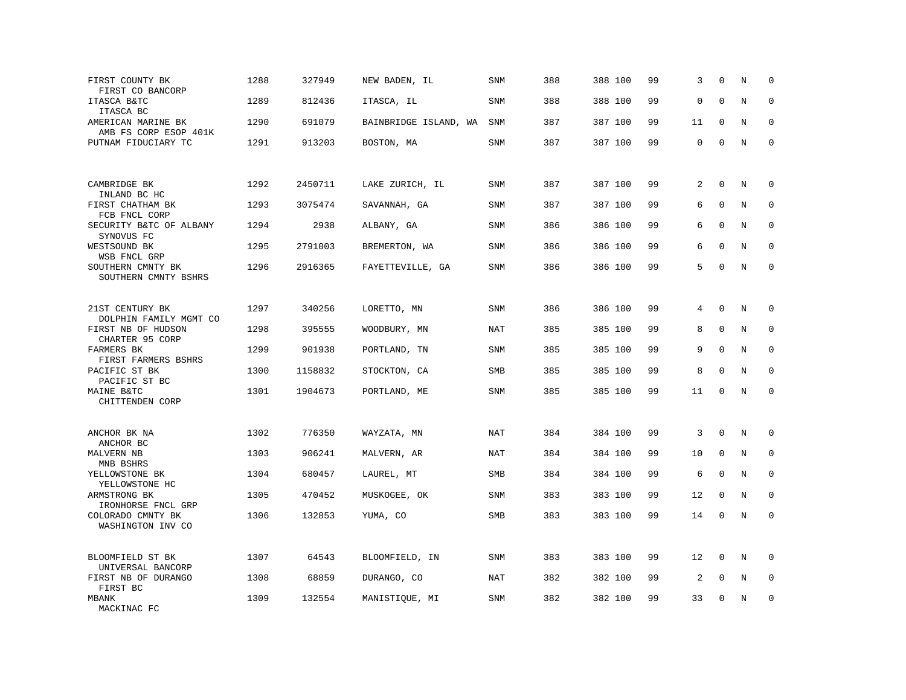| | | | | | | | | | | | |
|---|---|---|---|---|---|---|---|---|---|---|---|
| FIRST COUNTY BK<br>FIRST CO BANCORP | 1288 | 327949 | NEW BADEN, IL | SNM | 388 | 388 100 | 99 | 3 | 0 | N | 0 |
| ITASCA B&TC<br>ITASCA BC | 1289 | 812436 | ITASCA, IL | SNM | 388 | 388 100 | 99 | 0 | 0 | N | 0 |
| AMERICAN MARINE BK<br>AMB FS CORP ESOP 401K | 1290 | 691079 | BAINBRIDGE ISLAND, WA | SNM | 387 | 387 100 | 99 | 11 | 0 | N | 0 |
| PUTNAM FIDUCIARY TC | 1291 | 913203 | BOSTON, MA | SNM | 387 | 387 100 | 99 | 0 | 0 | N | 0 |
| CAMBRIDGE BK<br>INLAND BC HC | 1292 | 2450711 | LAKE ZURICH, IL | SNM | 387 | 387 100 | 99 | 2 | 0 | N | 0 |
| FIRST CHATHAM BK<br>FCB FNCL CORP | 1293 | 3075474 | SAVANNAH, GA | SNM | 387 | 387 100 | 99 | 6 | 0 | N | 0 |
| SECURITY B&TC OF ALBANY<br>SYNOVUS FC | 1294 | 2938 | ALBANY, GA | SNM | 386 | 386 100 | 99 | 6 | 0 | N | 0 |
| WESTSOUND BK<br>WSB FNCL GRP | 1295 | 2791003 | BREMERTON, WA | SNM | 386 | 386 100 | 99 | 6 | 0 | N | 0 |
| SOUTHERN CMNTY BK<br>SOUTHERN CMNTY BSHRS | 1296 | 2916365 | FAYETTEVILLE, GA | SNM | 386 | 386 100 | 99 | 5 | 0 | N | 0 |
| 21ST CENTURY BK<br>DOLPHIN FAMILY MGMT CO | 1297 | 340256 | LORETTO, MN | SNM | 386 | 386 100 | 99 | 4 | 0 | N | 0 |
| FIRST NB OF HUDSON<br>CHARTER 95 CORP | 1298 | 395555 | WOODBURY, MN | NAT | 385 | 385 100 | 99 | 8 | 0 | N | 0 |
| FARMERS BK<br>FIRST FARMERS BSHRS | 1299 | 901938 | PORTLAND, TN | SNM | 385 | 385 100 | 99 | 9 | 0 | N | 0 |
| PACIFIC ST BK<br>PACIFIC ST BC | 1300 | 1158832 | STOCKTON, CA | SMB | 385 | 385 100 | 99 | 8 | 0 | N | 0 |
| MAINE B&TC<br>CHITTENDEN CORP | 1301 | 1904673 | PORTLAND, ME | SNM | 385 | 385 100 | 99 | 11 | 0 | N | 0 |
| ANCHOR BK NA<br>ANCHOR BC | 1302 | 776350 | WAYZATA, MN | NAT | 384 | 384 100 | 99 | 3 | 0 | N | 0 |
| MALVERN NB<br>MNB BSHRS | 1303 | 906241 | MALVERN, AR | NAT | 384 | 384 100 | 99 | 10 | 0 | N | 0 |
| YELLOWSTONE BK<br>YELLOWSTONE HC | 1304 | 680457 | LAUREL, MT | SMB | 384 | 384 100 | 99 | 6 | 0 | N | 0 |
| ARMSTRONG BK<br>IRONHORSE FNCL GRP | 1305 | 470452 | MUSKOGEE, OK | SNM | 383 | 383 100 | 99 | 12 | 0 | N | 0 |
| COLORADO CMNTY BK<br>WASHINGTON INV CO | 1306 | 132853 | YUMA, CO | SMB | 383 | 383 100 | 99 | 14 | 0 | N | 0 |
| BLOOMFIELD ST BK<br>UNIVERSAL BANCORP | 1307 | 64543 | BLOOMFIELD, IN | SNM | 383 | 383 100 | 99 | 12 | 0 | N | 0 |
| FIRST NB OF DURANGO<br>FIRST BC | 1308 | 68859 | DURANGO, CO | NAT | 382 | 382 100 | 99 | 2 | 0 | N | 0 |
| MBANK<br>MACKINAC FC | 1309 | 132554 | MANISTIQUE, MI | SNM | 382 | 382 100 | 99 | 33 | 0 | N | 0 |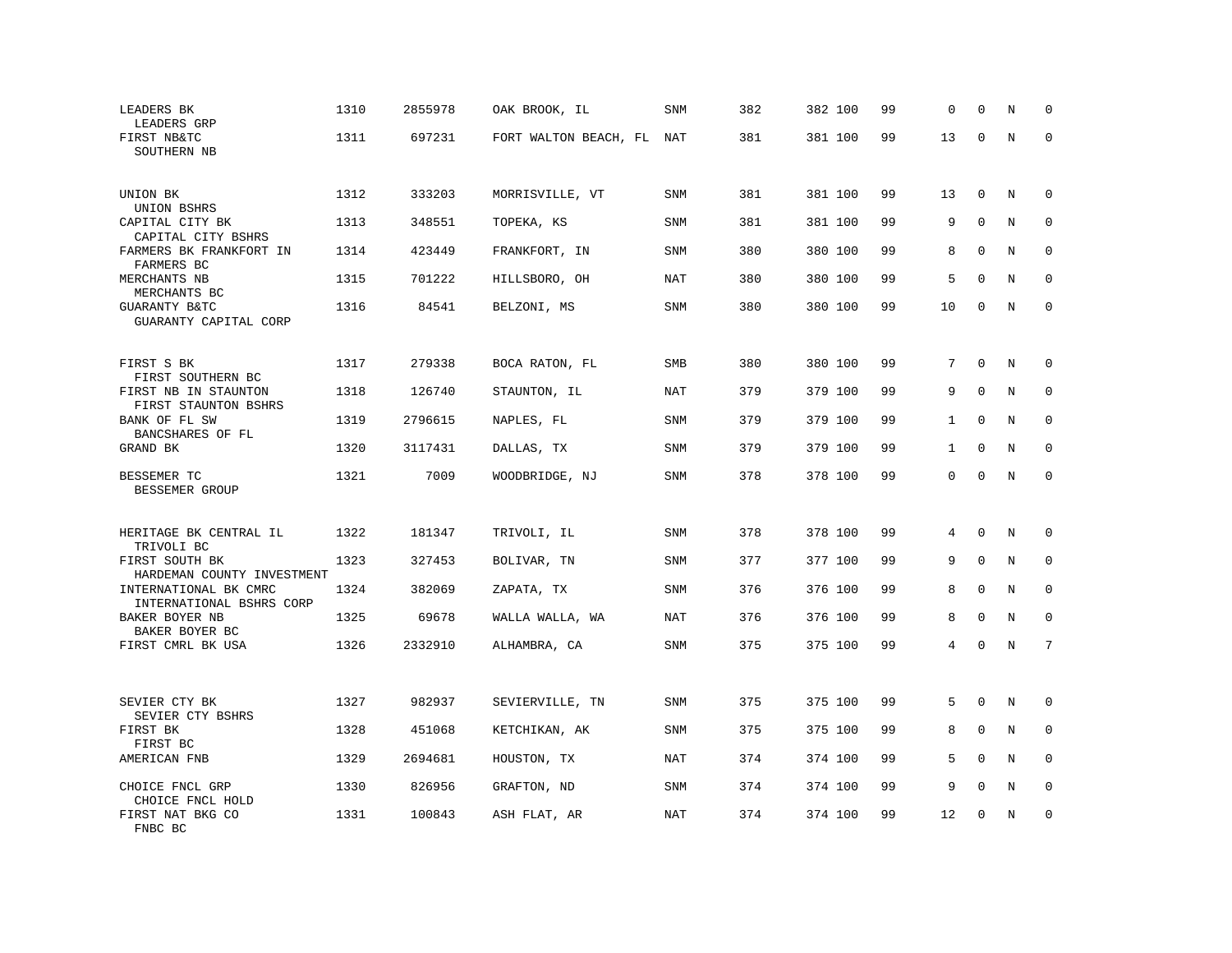| | | | | | | | | | | | |
|---|---|---|---|---|---|---|---|---|---|---|---|
| LEADERS BK<br>LEADERS GRP | 1310 | 2855978 | OAK BROOK, IL | SNM | 382 | 382 100 | 99 | 0 | 0 | N | 0 |
| FIRST NB&TC<br>SOUTHERN NB | 1311 | 697231 | FORT WALTON BEACH, FL | NAT | 381 | 381 100 | 99 | 13 | 0 | N | 0 |
| UNION BK<br>UNION BSHRS | 1312 | 333203 | MORRISVILLE, VT | SNM | 381 | 381 100 | 99 | 13 | 0 | N | 0 |
| CAPITAL CITY BK<br>CAPITAL CITY BSHRS | 1313 | 348551 | TOPEKA, KS | SNM | 381 | 381 100 | 99 | 9 | 0 | N | 0 |
| FARMERS BK FRANKFORT IN<br>FARMERS BC | 1314 | 423449 | FRANKFORT, IN | SNM | 380 | 380 100 | 99 | 8 | 0 | N | 0 |
| MERCHANTS NB<br>MERCHANTS BC | 1315 | 701222 | HILLSBORO, OH | NAT | 380 | 380 100 | 99 | 5 | 0 | N | 0 |
| GUARANTY B&TC<br>GUARANTY CAPITAL CORP | 1316 | 84541 | BELZONI, MS | SNM | 380 | 380 100 | 99 | 10 | 0 | N | 0 |
| FIRST S BK<br>FIRST SOUTHERN BC | 1317 | 279338 | BOCA RATON, FL | SMB | 380 | 380 100 | 99 | 7 | 0 | N | 0 |
| FIRST NB IN STAUNTON<br>FIRST STAUNTON BSHRS | 1318 | 126740 | STAUNTON, IL | NAT | 379 | 379 100 | 99 | 9 | 0 | N | 0 |
| BANK OF FL SW<br>BANCSHARES OF FL | 1319 | 2796615 | NAPLES, FL | SNM | 379 | 379 100 | 99 | 1 | 0 | N | 0 |
| GRAND BK | 1320 | 3117431 | DALLAS, TX | SNM | 379 | 379 100 | 99 | 1 | 0 | N | 0 |
| BESSEMER TC<br>BESSEMER GROUP | 1321 | 7009 | WOODBRIDGE, NJ | SNM | 378 | 378 100 | 99 | 0 | 0 | N | 0 |
| HERITAGE BK CENTRAL IL<br>TRIVOLI BC | 1322 | 181347 | TRIVOLI, IL | SNM | 378 | 378 100 | 99 | 4 | 0 | N | 0 |
| FIRST SOUTH BK<br>HARDEMAN COUNTY INVESTMENT | 1323 | 327453 | BOLIVAR, TN | SNM | 377 | 377 100 | 99 | 9 | 0 | N | 0 |
| INTERNATIONAL BK CMRC<br>INTERNATIONAL BSHRS CORP | 1324 | 382069 | ZAPATA, TX | SNM | 376 | 376 100 | 99 | 8 | 0 | N | 0 |
| BAKER BOYER NB<br>BAKER BOYER BC | 1325 | 69678 | WALLA WALLA, WA | NAT | 376 | 376 100 | 99 | 8 | 0 | N | 0 |
| FIRST CMRL BK USA | 1326 | 2332910 | ALHAMBRA, CA | SNM | 375 | 375 100 | 99 | 4 | 0 | N | 7 |
| SEVIER CTY BK<br>SEVIER CTY BSHRS | 1327 | 982937 | SEVIERVILLE, TN | SNM | 375 | 375 100 | 99 | 5 | 0 | N | 0 |
| FIRST BK<br>FIRST BC | 1328 | 451068 | KETCHIKAN, AK | SNM | 375 | 375 100 | 99 | 8 | 0 | N | 0 |
| AMERICAN FNB | 1329 | 2694681 | HOUSTON, TX | NAT | 374 | 374 100 | 99 | 5 | 0 | N | 0 |
| CHOICE FNCL GRP<br>CHOICE FNCL HOLD | 1330 | 826956 | GRAFTON, ND | SNM | 374 | 374 100 | 99 | 9 | 0 | N | 0 |
| FIRST NAT BKG CO<br>FNBC BC | 1331 | 100843 | ASH FLAT, AR | NAT | 374 | 374 100 | 99 | 12 | 0 | N | 0 |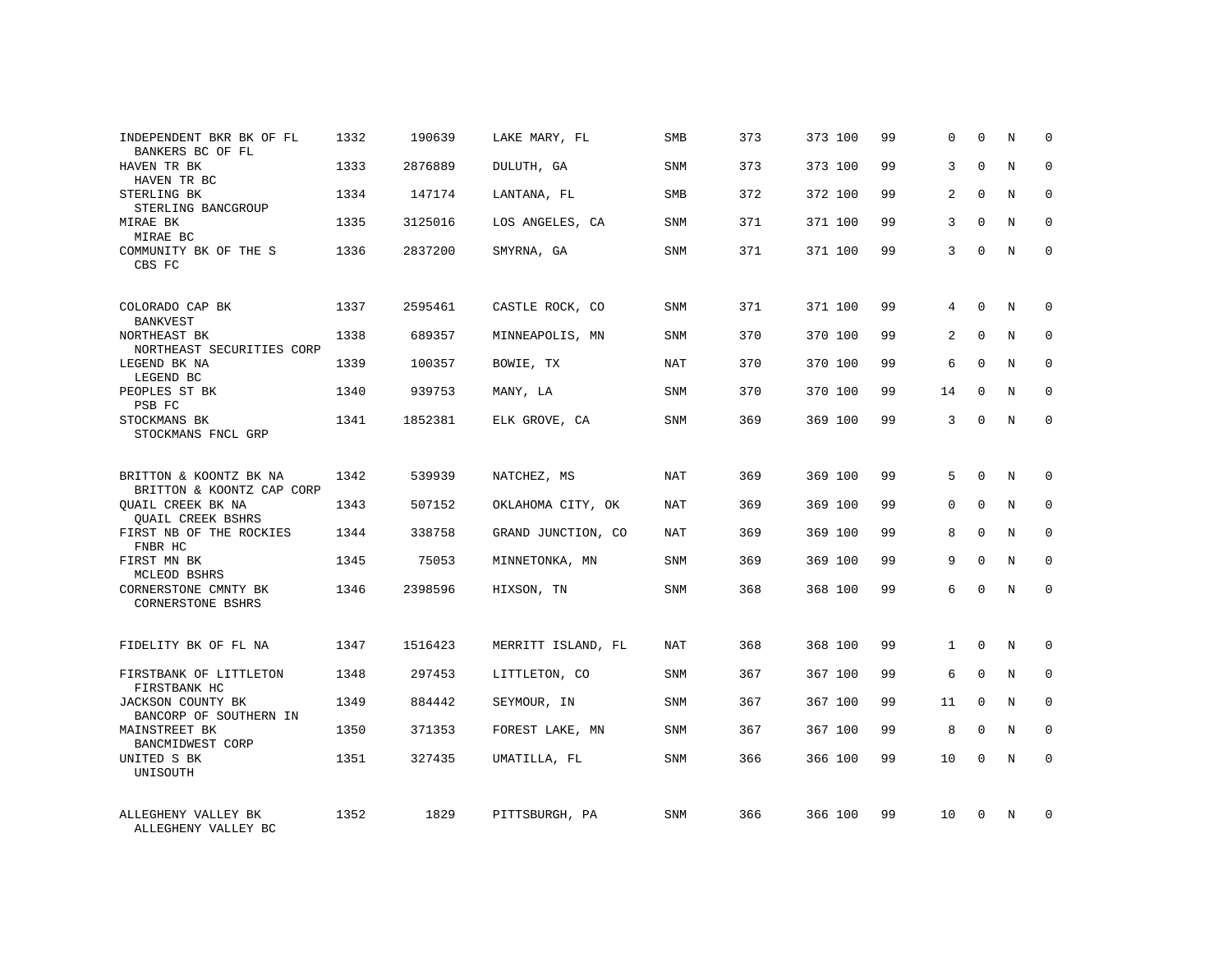| | | | | | | | | | | | | |
|---|---|---|---|---|---|---|---|---|---|---|---|---|
| INDEPENDENT BKR BK OF FL<br>BANKERS BC OF FL | 1332 | 190639 | LAKE MARY, FL | SMB | 373 | 373 | 100 | 99 | 0 | 0 | N | 0 |
| HAVEN TR BK<br>HAVEN TR BC | 1333 | 2876889 | DULUTH, GA | SNM | 373 | 373 | 100 | 99 | 3 | 0 | N | 0 |
| STERLING BK<br>STERLING BANCGROUP | 1334 | 147174 | LANTANA, FL | SMB | 372 | 372 | 100 | 99 | 2 | 0 | N | 0 |
| MIRAE BK<br>MIRAE BC | 1335 | 3125016 | LOS ANGELES, CA | SNM | 371 | 371 | 100 | 99 | 3 | 0 | N | 0 |
| COMMUNITY BK OF THE S<br>CBS FC | 1336 | 2837200 | SMYRNA, GA | SNM | 371 | 371 | 100 | 99 | 3 | 0 | N | 0 |
| COLORADO CAP BK<br>BANKVEST | 1337 | 2595461 | CASTLE ROCK, CO | SNM | 371 | 371 | 100 | 99 | 4 | 0 | N | 0 |
| NORTHEAST BK<br>NORTHEAST SECURITIES CORP | 1338 | 689357 | MINNEAPOLIS, MN | SNM | 370 | 370 | 100 | 99 | 2 | 0 | N | 0 |
| LEGEND BK NA<br>LEGEND BC | 1339 | 100357 | BOWIE, TX | NAT | 370 | 370 | 100 | 99 | 6 | 0 | N | 0 |
| PEOPLES ST BK<br>PSB FC | 1340 | 939753 | MANY, LA | SNM | 370 | 370 | 100 | 99 | 14 | 0 | N | 0 |
| STOCKMANS BK<br>STOCKMANS FNCL GRP | 1341 | 1852381 | ELK GROVE, CA | SNM | 369 | 369 | 100 | 99 | 3 | 0 | N | 0 |
| BRITTON & KOONTZ BK NA<br>BRITTON & KOONTZ CAP CORP | 1342 | 539939 | NATCHEZ, MS | NAT | 369 | 369 | 100 | 99 | 5 | 0 | N | 0 |
| QUAIL CREEK BK NA<br>QUAIL CREEK BSHRS | 1343 | 507152 | OKLAHOMA CITY, OK | NAT | 369 | 369 | 100 | 99 | 0 | 0 | N | 0 |
| FIRST NB OF THE ROCKIES<br>FNBR HC | 1344 | 338758 | GRAND JUNCTION, CO | NAT | 369 | 369 | 100 | 99 | 8 | 0 | N | 0 |
| FIRST MN BK<br>MCLEOD BSHRS | 1345 | 75053 | MINNETONKA, MN | SNM | 369 | 369 | 100 | 99 | 9 | 0 | N | 0 |
| CORNERSTONE CMNTY BK<br>CORNERSTONE BSHRS | 1346 | 2398596 | HIXSON, TN | SNM | 368 | 368 | 100 | 99 | 6 | 0 | N | 0 |
| FIDELITY BK OF FL NA | 1347 | 1516423 | MERRITT ISLAND, FL | NAT | 368 | 368 | 100 | 99 | 1 | 0 | N | 0 |
| FIRSTBANK OF LITTLETON<br>FIRSTBANK HC | 1348 | 297453 | LITTLETON, CO | SNM | 367 | 367 | 100 | 99 | 6 | 0 | N | 0 |
| JACKSON COUNTY BK<br>BANCORP OF SOUTHERN IN | 1349 | 884442 | SEYMOUR, IN | SNM | 367 | 367 | 100 | 99 | 11 | 0 | N | 0 |
| MAINSTREET BK<br>BANCMIDWEST CORP | 1350 | 371353 | FOREST LAKE, MN | SNM | 367 | 367 | 100 | 99 | 8 | 0 | N | 0 |
| UNITED S BK<br>UNISOUTH | 1351 | 327435 | UMATILLA, FL | SNM | 366 | 366 | 100 | 99 | 10 | 0 | N | 0 |
| ALLEGHENY VALLEY BK<br>ALLEGHENY VALLEY BC | 1352 | 1829 | PITTSBURGH, PA | SNM | 366 | 366 | 100 | 99 | 10 | 0 | N | 0 |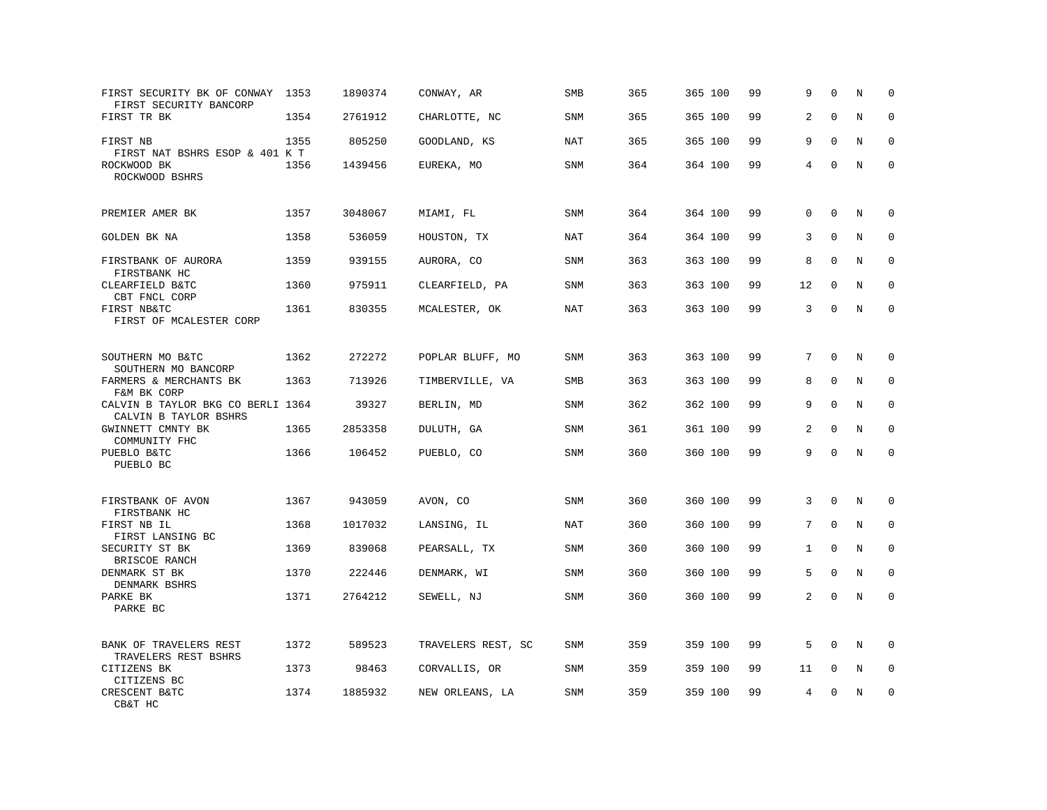| | | | | | | | | | | | |
|---|---|---|---|---|---|---|---|---|---|---|---|
| FIRST SECURITY BK OF CONWAY<br>FIRST SECURITY BANCORP | 1353 | 1890374 | CONWAY, AR | SMB | 365 | 365 100 | 99 | 9 | 0 | N | 0 |
| FIRST TR BK | 1354 | 2761912 | CHARLOTTE, NC | SNM | 365 | 365 100 | 99 | 2 | 0 | N | 0 |
| FIRST NB<br>FIRST NAT BSHRS ESOP & 401 K T | 1355 | 805250 | GOODLAND, KS | NAT | 365 | 365 100 | 99 | 9 | 0 | N | 0 |
| ROCKWOOD BK<br>ROCKWOOD BSHRS | 1356 | 1439456 | EUREKA, MO | SNM | 364 | 364 100 | 99 | 4 | 0 | N | 0 |
| PREMIER AMER BK | 1357 | 3048067 | MIAMI, FL | SNM | 364 | 364 100 | 99 | 0 | 0 | N | 0 |
| GOLDEN BK NA | 1358 | 536059 | HOUSTON, TX | NAT | 364 | 364 100 | 99 | 3 | 0 | N | 0 |
| FIRSTBANK OF AURORA<br>FIRSTBANK HC | 1359 | 939155 | AURORA, CO | SNM | 363 | 363 100 | 99 | 8 | 0 | N | 0 |
| CLEARFIELD B&TC<br>CBT FNCL CORP | 1360 | 975911 | CLEARFIELD, PA | SNM | 363 | 363 100 | 99 | 12 | 0 | N | 0 |
| FIRST NB&TC<br>FIRST OF MCALESTER CORP | 1361 | 830355 | MCALESTER, OK | NAT | 363 | 363 100 | 99 | 3 | 0 | N | 0 |
| SOUTHERN MO B&TC<br>SOUTHERN MO BANCORP | 1362 | 272272 | POPLAR BLUFF, MO | SNM | 363 | 363 100 | 99 | 7 | 0 | N | 0 |
| FARMERS & MERCHANTS BK<br>F&M BK CORP | 1363 | 713926 | TIMBERVILLE, VA | SMB | 363 | 363 100 | 99 | 8 | 0 | N | 0 |
| CALVIN B TAYLOR BKG CO BERLI<br>CALVIN B TAYLOR BSHRS | 1364 | 39327 | BERLIN, MD | SNM | 362 | 362 100 | 99 | 9 | 0 | N | 0 |
| GWINNETT CMNTY BK<br>COMMUNITY FHC | 1365 | 2853358 | DULUTH, GA | SNM | 361 | 361 100 | 99 | 2 | 0 | N | 0 |
| PUEBLO B&TC<br>PUEBLO BC | 1366 | 106452 | PUEBLO, CO | SNM | 360 | 360 100 | 99 | 9 | 0 | N | 0 |
| FIRSTBANK OF AVON<br>FIRSTBANK HC | 1367 | 943059 | AVON, CO | SNM | 360 | 360 100 | 99 | 3 | 0 | N | 0 |
| FIRST NB IL<br>FIRST LANSING BC | 1368 | 1017032 | LANSING, IL | NAT | 360 | 360 100 | 99 | 7 | 0 | N | 0 |
| SECURITY ST BK<br>BRISCOE RANCH | 1369 | 839068 | PEARSALL, TX | SNM | 360 | 360 100 | 99 | 1 | 0 | N | 0 |
| DENMARK ST BK<br>DENMARK BSHRS | 1370 | 222446 | DENMARK, WI | SNM | 360 | 360 100 | 99 | 5 | 0 | N | 0 |
| PARKE BK<br>PARKE BC | 1371 | 2764212 | SEWELL, NJ | SNM | 360 | 360 100 | 99 | 2 | 0 | N | 0 |
| BANK OF TRAVELERS REST<br>TRAVELERS REST BSHRS | 1372 | 589523 | TRAVELERS REST, SC | SNM | 359 | 359 100 | 99 | 5 | 0 | N | 0 |
| CITIZENS BK<br>CITIZENS BC | 1373 | 98463 | CORVALLIS, OR | SNM | 359 | 359 100 | 99 | 11 | 0 | N | 0 |
| CRESCENT B&TC<br>CB&T HC | 1374 | 1885932 | NEW ORLEANS, LA | SNM | 359 | 359 100 | 99 | 4 | 0 | N | 0 |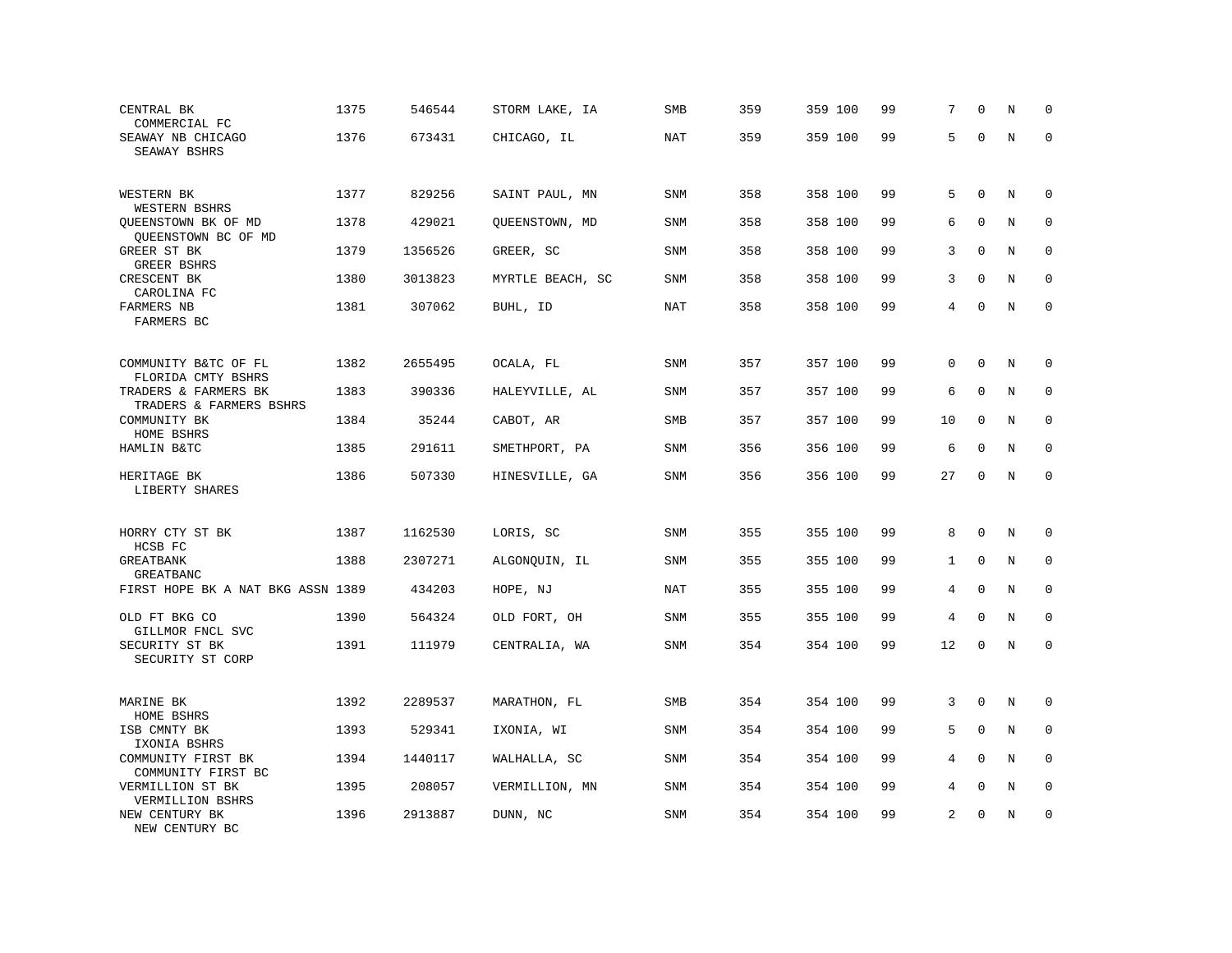| | | | | | | | | | | | |
|---|---|---|---|---|---|---|---|---|---|---|---|
| CENTRAL BK<br>COMMERCIAL FC | 1375 | 546544 | STORM LAKE, IA | SMB | 359 | 359 100 | 99 | 7 | 0 | N | 0 |
| SEAWAY NB CHICAGO<br>SEAWAY BSHRS | 1376 | 673431 | CHICAGO, IL | NAT | 359 | 359 100 | 99 | 5 | 0 | N | 0 |
| WESTERN BK<br>WESTERN BSHRS | 1377 | 829256 | SAINT PAUL, MN | SNM | 358 | 358 100 | 99 | 5 | 0 | N | 0 |
| QUEENSTOWN BK OF MD<br>QUEENSTOWN BC OF MD | 1378 | 429021 | QUEENSTOWN, MD | SNM | 358 | 358 100 | 99 | 6 | 0 | N | 0 |
| GREER ST BK<br>GREER BSHRS | 1379 | 1356526 | GREER, SC | SNM | 358 | 358 100 | 99 | 3 | 0 | N | 0 |
| CRESCENT BK<br>CAROLINA FC | 1380 | 3013823 | MYRTLE BEACH, SC | SNM | 358 | 358 100 | 99 | 3 | 0 | N | 0 |
| FARMERS NB<br>FARMERS BC | 1381 | 307062 | BUHL, ID | NAT | 358 | 358 100 | 99 | 4 | 0 | N | 0 |
| COMMUNITY B&TC OF FL<br>FLORIDA CMTY BSHRS | 1382 | 2655495 | OCALA, FL | SNM | 357 | 357 100 | 99 | 0 | 0 | N | 0 |
| TRADERS & FARMERS BK<br>TRADERS & FARMERS BSHRS | 1383 | 390336 | HALEYVILLE, AL | SNM | 357 | 357 100 | 99 | 6 | 0 | N | 0 |
| COMMUNITY BK<br>HOME BSHRS | 1384 | 35244 | CABOT, AR | SMB | 357 | 357 100 | 99 | 10 | 0 | N | 0 |
| HAMLIN B&TC | 1385 | 291611 | SMETHPORT, PA | SNM | 356 | 356 100 | 99 | 6 | 0 | N | 0 |
| HERITAGE BK<br>LIBERTY SHARES | 1386 | 507330 | HINESVILLE, GA | SNM | 356 | 356 100 | 99 | 27 | 0 | N | 0 |
| HORRY CTY ST BK<br>HCSB FC | 1387 | 1162530 | LORIS, SC | SNM | 355 | 355 100 | 99 | 8 | 0 | N | 0 |
| GREATBANK<br>GREATBANC | 1388 | 2307271 | ALGONQUIN, IL | SNM | 355 | 355 100 | 99 | 1 | 0 | N | 0 |
| FIRST HOPE BK A NAT BKG ASSN | 1389 | 434203 | HOPE, NJ | NAT | 355 | 355 100 | 99 | 4 | 0 | N | 0 |
| OLD FT BKG CO<br>GILLMOR FNCL SVC | 1390 | 564324 | OLD FORT, OH | SNM | 355 | 355 100 | 99 | 4 | 0 | N | 0 |
| SECURITY ST BK<br>SECURITY ST CORP | 1391 | 111979 | CENTRALIA, WA | SNM | 354 | 354 100 | 99 | 12 | 0 | N | 0 |
| MARINE BK<br>HOME BSHRS | 1392 | 2289537 | MARATHON, FL | SMB | 354 | 354 100 | 99 | 3 | 0 | N | 0 |
| ISB CMNTY BK<br>IXONIA BSHRS | 1393 | 529341 | IXONIA, WI | SNM | 354 | 354 100 | 99 | 5 | 0 | N | 0 |
| COMMUNITY FIRST BK<br>COMMUNITY FIRST BC | 1394 | 1440117 | WALHALLA, SC | SNM | 354 | 354 100 | 99 | 4 | 0 | N | 0 |
| VERMILLION ST BK<br>VERMILLION BSHRS | 1395 | 208057 | VERMILLION, MN | SNM | 354 | 354 100 | 99 | 4 | 0 | N | 0 |
| NEW CENTURY BK<br>NEW CENTURY BC | 1396 | 2913887 | DUNN, NC | SNM | 354 | 354 100 | 99 | 2 | 0 | N | 0 |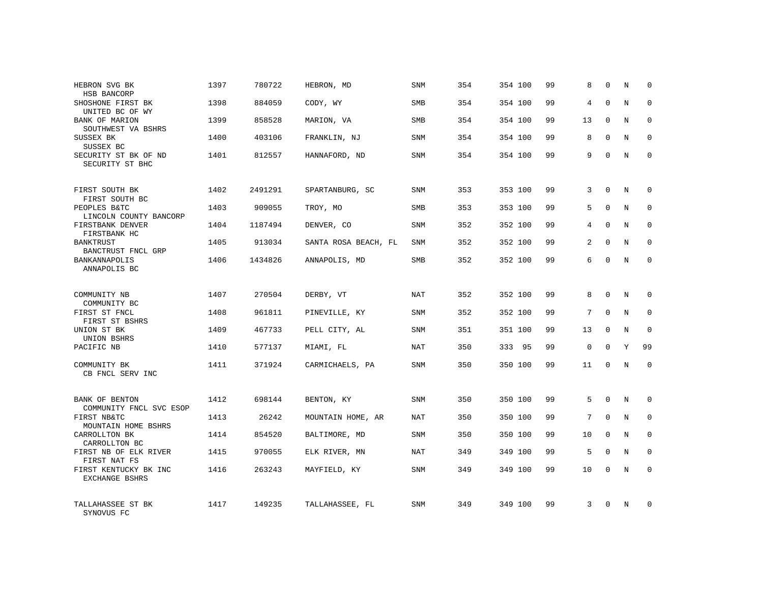| | | | | | | | | | | | | |
|---|---|---|---|---|---|---|---|---|---|---|---|---|
| HEBRON SVG BK<br>HSB BANCORP | 1397 | 780722 | HEBRON, MD | SNM | 354 | 354 | 100 | 99 | 8 | 0 | N | 0 |
| SHOSHONE FIRST BK<br>UNITED BC OF WY | 1398 | 884059 | CODY, WY | SMB | 354 | 354 | 100 | 99 | 4 | 0 | N | 0 |
| BANK OF MARION<br>SOUTHWEST VA BSHRS | 1399 | 858528 | MARION, VA | SMB | 354 | 354 | 100 | 99 | 13 | 0 | N | 0 |
| SUSSEX BK<br>SUSSEX BC | 1400 | 403106 | FRANKLIN, NJ | SNM | 354 | 354 | 100 | 99 | 8 | 0 | N | 0 |
| SECURITY ST BK OF ND<br>SECURITY ST BHC | 1401 | 812557 | HANNAFORD, ND | SNM | 354 | 354 | 100 | 99 | 9 | 0 | N | 0 |
| FIRST SOUTH BK<br>FIRST SOUTH BC | 1402 | 2491291 | SPARTANBURG, SC | SNM | 353 | 353 | 100 | 99 | 3 | 0 | N | 0 |
| PEOPLES B&TC<br>LINCOLN COUNTY BANCORP | 1403 | 909055 | TROY, MO | SMB | 353 | 353 | 100 | 99 | 5 | 0 | N | 0 |
| FIRSTBANK DENVER<br>FIRSTBANK HC | 1404 | 1187494 | DENVER, CO | SNM | 352 | 352 | 100 | 99 | 4 | 0 | N | 0 |
| BANKTRUST<br>BANCTRUST FNCL GRP | 1405 | 913034 | SANTA ROSA BEACH, FL | SNM | 352 | 352 | 100 | 99 | 2 | 0 | N | 0 |
| BANKANNAPOLIS<br>ANNAPOLIS BC | 1406 | 1434826 | ANNAPOLIS, MD | SMB | 352 | 352 | 100 | 99 | 6 | 0 | N | 0 |
| COMMUNITY NB<br>COMMUNITY BC | 1407 | 270504 | DERBY, VT | NAT | 352 | 352 | 100 | 99 | 8 | 0 | N | 0 |
| FIRST ST FNCL<br>FIRST ST BSHRS | 1408 | 961811 | PINEVILLE, KY | SNM | 352 | 352 | 100 | 99 | 7 | 0 | N | 0 |
| UNION ST BK<br>UNION BSHRS | 1409 | 467733 | PELL CITY, AL | SNM | 351 | 351 | 100 | 99 | 13 | 0 | N | 0 |
| PACIFIC NB | 1410 | 577137 | MIAMI, FL | NAT | 350 | 333 | 95 | 99 | 0 | 0 | Y | 99 |
| COMMUNITY BK<br>CB FNCL SERV INC | 1411 | 371924 | CARMICHAELS, PA | SNM | 350 | 350 | 100 | 99 | 11 | 0 | N | 0 |
| BANK OF BENTON<br>COMMUNITY FNCL SVC ESOP | 1412 | 698144 | BENTON, KY | SNM | 350 | 350 | 100 | 99 | 5 | 0 | N | 0 |
| FIRST NB&TC<br>MOUNTAIN HOME BSHRS | 1413 | 26242 | MOUNTAIN HOME, AR | NAT | 350 | 350 | 100 | 99 | 7 | 0 | N | 0 |
| CARROLLTON BK<br>CARROLLTON BC | 1414 | 854520 | BALTIMORE, MD | SNM | 350 | 350 | 100 | 99 | 10 | 0 | N | 0 |
| FIRST NB OF ELK RIVER<br>FIRST NAT FS | 1415 | 970055 | ELK RIVER, MN | NAT | 349 | 349 | 100 | 99 | 5 | 0 | N | 0 |
| FIRST KENTUCKY BK INC<br>EXCHANGE BSHRS | 1416 | 263243 | MAYFIELD, KY | SNM | 349 | 349 | 100 | 99 | 10 | 0 | N | 0 |
| TALLAHASSEE ST BK<br>SYNOVUS FC | 1417 | 149235 | TALLAHASSEE, FL | SNM | 349 | 349 | 100 | 99 | 3 | 0 | N | 0 |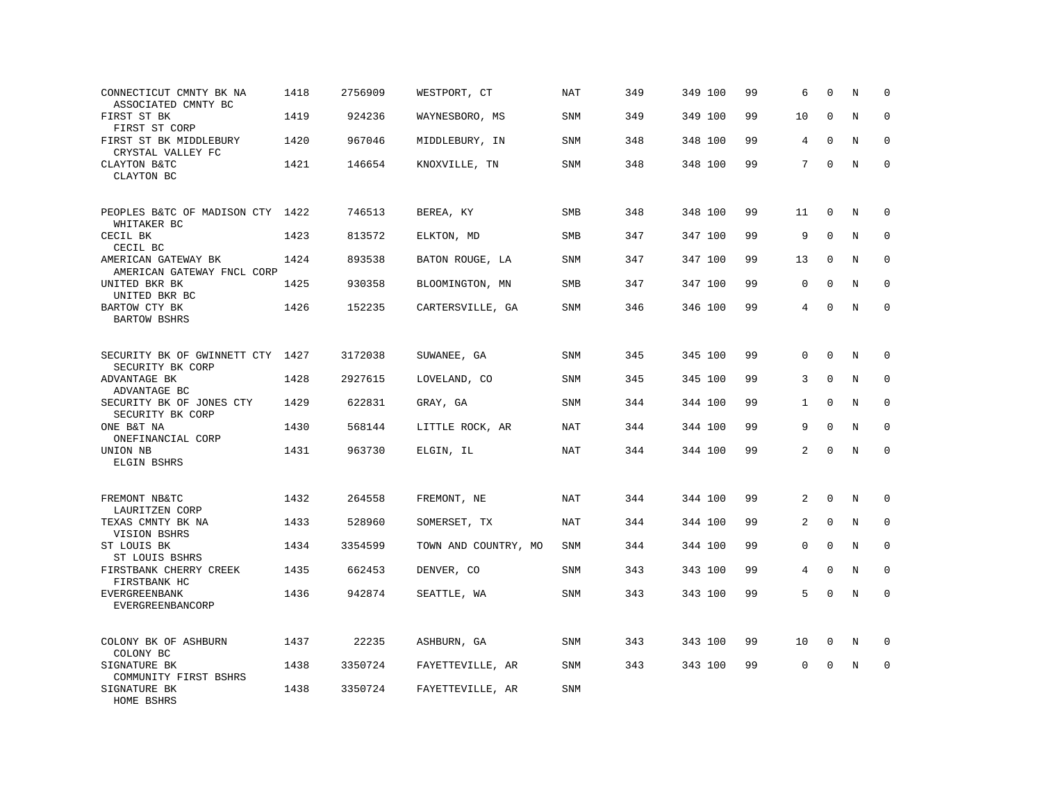| Bank / Holding Company | Rank | ID | Location | Type | | | | | | | | |
|---|---|---|---|---|---|---|---|---|---|---|---|---|
| CONNECTICUT CMNTY BK NA<br>ASSOCIATED CMNTY BC | 1418 | 2756909 | WESTPORT, CT | NAT | 349 | 349 100 | 99 | 6 | 0 | N | 0 |
| FIRST ST BK<br>FIRST ST CORP | 1419 | 924236 | WAYNESBORO, MS | SNM | 349 | 349 100 | 99 | 10 | 0 | N | 0 |
| FIRST ST BK MIDDLEBURY<br>CRYSTAL VALLEY FC | 1420 | 967046 | MIDDLEBURY, IN | SNM | 348 | 348 100 | 99 | 4 | 0 | N | 0 |
| CLAYTON B&TC<br>CLAYTON BC | 1421 | 146654 | KNOXVILLE, TN | SNM | 348 | 348 100 | 99 | 7 | 0 | N | 0 |
| PEOPLES B&TC OF MADISON CTY<br>WHITAKER BC | 1422 | 746513 | BEREA, KY | SMB | 348 | 348 100 | 99 | 11 | 0 | N | 0 |
| CECIL BK<br>CECIL BC | 1423 | 813572 | ELKTON, MD | SMB | 347 | 347 100 | 99 | 9 | 0 | N | 0 |
| AMERICAN GATEWAY BK<br>AMERICAN GATEWAY FNCL CORP | 1424 | 893538 | BATON ROUGE, LA | SNM | 347 | 347 100 | 99 | 13 | 0 | N | 0 |
| UNITED BKR BK<br>UNITED BKR BC | 1425 | 930358 | BLOOMINGTON, MN | SMB | 347 | 347 100 | 99 | 0 | 0 | N | 0 |
| BARTOW CTY BK<br>BARTOW BSHRS | 1426 | 152235 | CARTERSVILLE, GA | SNM | 346 | 346 100 | 99 | 4 | 0 | N | 0 |
| SECURITY BK OF GWINNETT CTY<br>SECURITY BK CORP | 1427 | 3172038 | SUWANEE, GA | SNM | 345 | 345 100 | 99 | 0 | 0 | N | 0 |
| ADVANTAGE BK<br>ADVANTAGE BC | 1428 | 2927615 | LOVELAND, CO | SNM | 345 | 345 100 | 99 | 3 | 0 | N | 0 |
| SECURITY BK OF JONES CTY<br>SECURITY BK CORP | 1429 | 622831 | GRAY, GA | SNM | 344 | 344 100 | 99 | 1 | 0 | N | 0 |
| ONE B&T NA<br>ONEFINANCIAL CORP | 1430 | 568144 | LITTLE ROCK, AR | NAT | 344 | 344 100 | 99 | 9 | 0 | N | 0 |
| UNION NB<br>ELGIN BSHRS | 1431 | 963730 | ELGIN, IL | NAT | 344 | 344 100 | 99 | 2 | 0 | N | 0 |
| FREMONT NB&TC<br>LAURITZEN CORP | 1432 | 264558 | FREMONT, NE | NAT | 344 | 344 100 | 99 | 2 | 0 | N | 0 |
| TEXAS CMNTY BK NA<br>VISION BSHRS | 1433 | 528960 | SOMERSET, TX | NAT | 344 | 344 100 | 99 | 2 | 0 | N | 0 |
| ST LOUIS BK<br>ST LOUIS BSHRS | 1434 | 3354599 | TOWN AND COUNTRY, MO | SNM | 344 | 344 100 | 99 | 0 | 0 | N | 0 |
| FIRSTBANK CHERRY CREEK<br>FIRSTBANK HC | 1435 | 662453 | DENVER, CO | SNM | 343 | 343 100 | 99 | 4 | 0 | N | 0 |
| EVERGREENBANK<br>EVERGREENBANCORP | 1436 | 942874 | SEATTLE, WA | SNM | 343 | 343 100 | 99 | 5 | 0 | N | 0 |
| COLONY BK OF ASHBURN<br>COLONY BC | 1437 | 22235 | ASHBURN, GA | SNM | 343 | 343 100 | 99 | 10 | 0 | N | 0 |
| SIGNATURE BK<br>COMMUNITY FIRST BSHRS | 1438 | 3350724 | FAYETTEVILLE, AR | SNM | 343 | 343 100 | 99 | 0 | 0 | N | 0 |
| SIGNATURE BK<br>HOME BSHRS | 1438 | 3350724 | FAYETTEVILLE, AR | SNM | | | | | | | |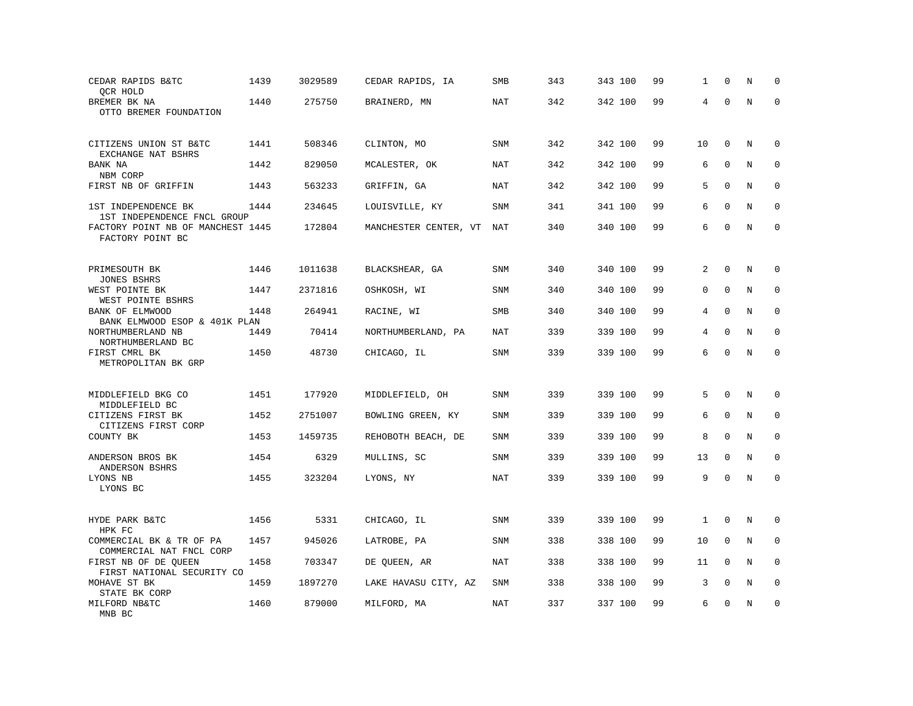| | | | | | | | | | | | | |
|---|---|---|---|---|---|---|---|---|---|---|---|---|
| CEDAR RAPIDS B&TC<br>QCR HOLD | 1439 | 3029589 | CEDAR RAPIDS, IA | SMB | 343 | 343 | 100 | 99 | 1 | 0 | N | 0 |
| BREMER BK NA<br>OTTO BREMER FOUNDATION | 1440 | 275750 | BRAINERD, MN | NAT | 342 | 342 | 100 | 99 | 4 | 0 | N | 0 |
| CITIZENS UNION ST B&TC<br>EXCHANGE NAT BSHRS | 1441 | 508346 | CLINTON, MO | SNM | 342 | 342 | 100 | 99 | 10 | 0 | N | 0 |
| BANK NA<br>NBM CORP | 1442 | 829050 | MCALESTER, OK | NAT | 342 | 342 | 100 | 99 | 6 | 0 | N | 0 |
| FIRST NB OF GRIFFIN | 1443 | 563233 | GRIFFIN, GA | NAT | 342 | 342 | 100 | 99 | 5 | 0 | N | 0 |
| 1ST INDEPENDENCE BK<br>1ST INDEPENDENCE FNCL GROUP | 1444 | 234645 | LOUISVILLE, KY | SNM | 341 | 341 | 100 | 99 | 6 | 0 | N | 0 |
| FACTORY POINT NB OF MANCHEST<br>FACTORY POINT BC | 1445 | 172804 | MANCHESTER CENTER, VT | NAT | 340 | 340 | 100 | 99 | 6 | 0 | N | 0 |
| PRIMESOUTH BK<br>JONES BSHRS | 1446 | 1011638 | BLACKSHEAR, GA | SNM | 340 | 340 | 100 | 99 | 2 | 0 | N | 0 |
| WEST POINTE BK<br>WEST POINTE BSHRS | 1447 | 2371816 | OSHKOSH, WI | SNM | 340 | 340 | 100 | 99 | 0 | 0 | N | 0 |
| BANK OF ELMWOOD<br>BANK ELMWOOD ESOP & 401K PLAN | 1448 | 264941 | RACINE, WI | SMB | 340 | 340 | 100 | 99 | 4 | 0 | N | 0 |
| NORTHUMBERLAND NB<br>NORTHUMBERLAND BC | 1449 | 70414 | NORTHUMBERLAND, PA | NAT | 339 | 339 | 100 | 99 | 4 | 0 | N | 0 |
| FIRST CMRL BK<br>METROPOLITAN BK GRP | 1450 | 48730 | CHICAGO, IL | SNM | 339 | 339 | 100 | 99 | 6 | 0 | N | 0 |
| MIDDLEFIELD BKG CO<br>MIDDLEFIELD BC | 1451 | 177920 | MIDDLEFIELD, OH | SNM | 339 | 339 | 100 | 99 | 5 | 0 | N | 0 |
| CITIZENS FIRST BK<br>CITIZENS FIRST CORP | 1452 | 2751007 | BOWLING GREEN, KY | SNM | 339 | 339 | 100 | 99 | 6 | 0 | N | 0 |
| COUNTY BK | 1453 | 1459735 | REHOBOTH BEACH, DE | SNM | 339 | 339 | 100 | 99 | 8 | 0 | N | 0 |
| ANDERSON BROS BK<br>ANDERSON BSHRS | 1454 | 6329 | MULLINS, SC | SNM | 339 | 339 | 100 | 99 | 13 | 0 | N | 0 |
| LYONS NB<br>LYONS BC | 1455 | 323204 | LYONS, NY | NAT | 339 | 339 | 100 | 99 | 9 | 0 | N | 0 |
| HYDE PARK B&TC<br>HPK FC | 1456 | 5331 | CHICAGO, IL | SNM | 339 | 339 | 100 | 99 | 1 | 0 | N | 0 |
| COMMERCIAL BK & TR OF PA<br>COMMERCIAL NAT FNCL CORP | 1457 | 945026 | LATROBE, PA | SNM | 338 | 338 | 100 | 99 | 10 | 0 | N | 0 |
| FIRST NB OF DE QUEEN<br>FIRST NATIONAL SECURITY CO | 1458 | 703347 | DE QUEEN, AR | NAT | 338 | 338 | 100 | 99 | 11 | 0 | N | 0 |
| MOHAVE ST BK<br>STATE BK CORP | 1459 | 1897270 | LAKE HAVASU CITY, AZ | SNM | 338 | 338 | 100 | 99 | 3 | 0 | N | 0 |
| MILFORD NB&TC<br>MNB BC | 1460 | 879000 | MILFORD, MA | NAT | 337 | 337 | 100 | 99 | 6 | 0 | N | 0 |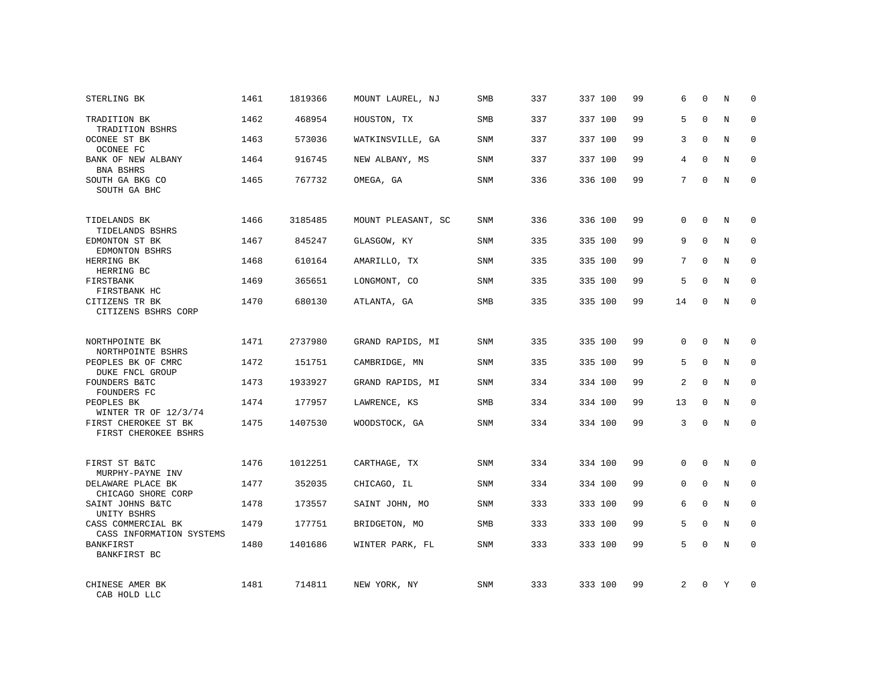| | | | | | | | | | | | | |
|---|---|---|---|---|---|---|---|---|---|---|---|---|
| STERLING BK | 1461 | 1819366 | MOUNT LAUREL, NJ | SMB | 337 | 337 | 100 | 99 | 6 | 0 | N | 0 |
| TRADITION BK<br>TRADITION BSHRS | 1462 | 468954 | HOUSTON, TX | SMB | 337 | 337 | 100 | 99 | 5 | 0 | N | 0 |
| OCONEE ST BK<br>OCONEE FC | 1463 | 573036 | WATKINSVILLE, GA | SNM | 337 | 337 | 100 | 99 | 3 | 0 | N | 0 |
| BANK OF NEW ALBANY<br>BNA BSHRS | 1464 | 916745 | NEW ALBANY, MS | SNM | 337 | 337 | 100 | 99 | 4 | 0 | N | 0 |
| SOUTH GA BKG CO<br>SOUTH GA BHC | 1465 | 767732 | OMEGA, GA | SNM | 336 | 336 | 100 | 99 | 7 | 0 | N | 0 |
| TIDELANDS BK<br>TIDELANDS BSHRS | 1466 | 3185485 | MOUNT PLEASANT, SC | SNM | 336 | 336 | 100 | 99 | 0 | 0 | N | 0 |
| EDMONTON ST BK<br>EDMONTON BSHRS | 1467 | 845247 | GLASGOW, KY | SNM | 335 | 335 | 100 | 99 | 9 | 0 | N | 0 |
| HERRING BK<br>HERRING BC | 1468 | 610164 | AMARILLO, TX | SNM | 335 | 335 | 100 | 99 | 7 | 0 | N | 0 |
| FIRSTBANK<br>FIRSTBANK HC | 1469 | 365651 | LONGMONT, CO | SNM | 335 | 335 | 100 | 99 | 5 | 0 | N | 0 |
| CITIZENS TR BK<br>CITIZENS BSHRS CORP | 1470 | 680130 | ATLANTA, GA | SMB | 335 | 335 | 100 | 99 | 14 | 0 | N | 0 |
| NORTHPOINTE BK<br>NORTHPOINTE BSHRS | 1471 | 2737980 | GRAND RAPIDS, MI | SNM | 335 | 335 | 100 | 99 | 0 | 0 | N | 0 |
| PEOPLES BK OF CMRC<br>DUKE FNCL GROUP | 1472 | 151751 | CAMBRIDGE, MN | SNM | 335 | 335 | 100 | 99 | 5 | 0 | N | 0 |
| FOUNDERS B&TC<br>FOUNDERS FC | 1473 | 1933927 | GRAND RAPIDS, MI | SNM | 334 | 334 | 100 | 99 | 2 | 0 | N | 0 |
| PEOPLES BK<br>WINTER TR OF 12/3/74 | 1474 | 177957 | LAWRENCE, KS | SMB | 334 | 334 | 100 | 99 | 13 | 0 | N | 0 |
| FIRST CHEROKEE ST BK<br>FIRST CHEROKEE BSHRS | 1475 | 1407530 | WOODSTOCK, GA | SNM | 334 | 334 | 100 | 99 | 3 | 0 | N | 0 |
| FIRST ST B&TC<br>MURPHY-PAYNE INV | 1476 | 1012251 | CARTHAGE, TX | SNM | 334 | 334 | 100 | 99 | 0 | 0 | N | 0 |
| DELAWARE PLACE BK<br>CHICAGO SHORE CORP | 1477 | 352035 | CHICAGO, IL | SNM | 334 | 334 | 100 | 99 | 0 | 0 | N | 0 |
| SAINT JOHNS B&TC<br>UNITY BSHRS | 1478 | 173557 | SAINT JOHN, MO | SNM | 333 | 333 | 100 | 99 | 6 | 0 | N | 0 |
| CASS COMMERCIAL BK<br>CASS INFORMATION SYSTEMS | 1479 | 177751 | BRIDGETON, MO | SMB | 333 | 333 | 100 | 99 | 5 | 0 | N | 0 |
| BANKFIRST<br>BANKFIRST BC | 1480 | 1401686 | WINTER PARK, FL | SNM | 333 | 333 | 100 | 99 | 5 | 0 | N | 0 |
| CHINESE AMER BK<br>CAB HOLD LLC | 1481 | 714811 | NEW YORK, NY | SNM | 333 | 333 | 100 | 99 | 2 | 0 | Y | 0 |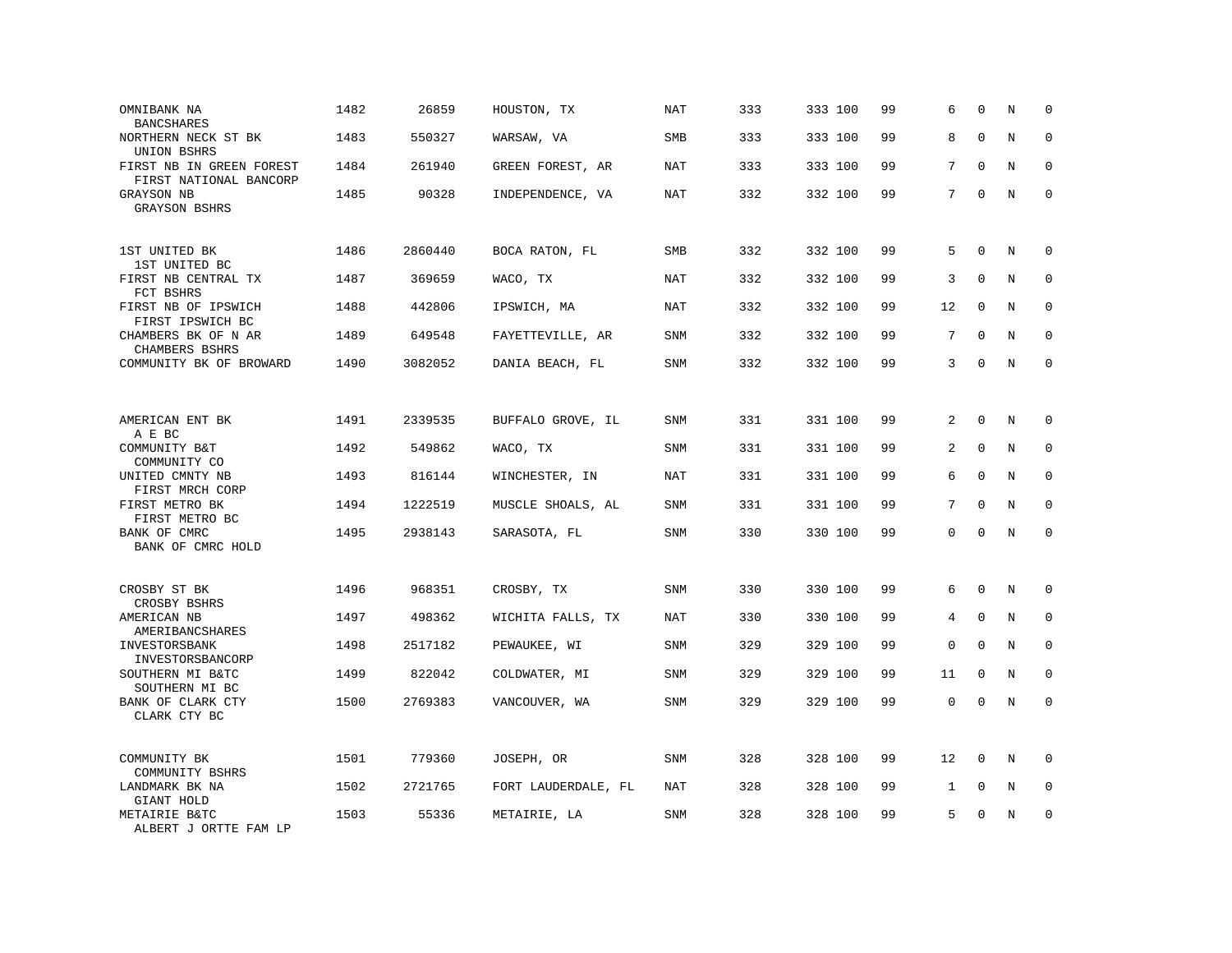| | | | | | | | | | | | | |
|---|---|---|---|---|---|---|---|---|---|---|---|---|
| OMNIBANK NA<br>BANCSHARES | 1482 | 26859 | HOUSTON, TX | NAT | 333 | 333 | 100 | 99 | 6 | 0 | N | 0 |
| NORTHERN NECK ST BK<br>UNION BSHRS | 1483 | 550327 | WARSAW, VA | SMB | 333 | 333 | 100 | 99 | 8 | 0 | N | 0 |
| FIRST NB IN GREEN FOREST<br>FIRST NATIONAL BANCORP | 1484 | 261940 | GREEN FOREST, AR | NAT | 333 | 333 | 100 | 99 | 7 | 0 | N | 0 |
| GRAYSON NB<br>GRAYSON BSHRS | 1485 | 90328 | INDEPENDENCE, VA | NAT | 332 | 332 | 100 | 99 | 7 | 0 | N | 0 |
| 1ST UNITED BK<br>1ST UNITED BC | 1486 | 2860440 | BOCA RATON, FL | SMB | 332 | 332 | 100 | 99 | 5 | 0 | N | 0 |
| FIRST NB CENTRAL TX<br>FCT BSHRS | 1487 | 369659 | WACO, TX | NAT | 332 | 332 | 100 | 99 | 3 | 0 | N | 0 |
| FIRST NB OF IPSWICH<br>FIRST IPSWICH BC | 1488 | 442806 | IPSWICH, MA | NAT | 332 | 332 | 100 | 99 | 12 | 0 | N | 0 |
| CHAMBERS BK OF N AR<br>CHAMBERS BSHRS | 1489 | 649548 | FAYETTEVILLE, AR | SNM | 332 | 332 | 100 | 99 | 7 | 0 | N | 0 |
| COMMUNITY BK OF BROWARD | 1490 | 3082052 | DANIA BEACH, FL | SNM | 332 | 332 | 100 | 99 | 3 | 0 | N | 0 |
| AMERICAN ENT BK<br>A E BC | 1491 | 2339535 | BUFFALO GROVE, IL | SNM | 331 | 331 | 100 | 99 | 2 | 0 | N | 0 |
| COMMUNITY B&T<br>COMMUNITY CO | 1492 | 549862 | WACO, TX | SNM | 331 | 331 | 100 | 99 | 2 | 0 | N | 0 |
| UNITED CMNTY NB<br>FIRST MRCH CORP | 1493 | 816144 | WINCHESTER, IN | NAT | 331 | 331 | 100 | 99 | 6 | 0 | N | 0 |
| FIRST METRO BK<br>FIRST METRO BC | 1494 | 1222519 | MUSCLE SHOALS, AL | SNM | 331 | 331 | 100 | 99 | 7 | 0 | N | 0 |
| BANK OF CMRC<br>BANK OF CMRC HOLD | 1495 | 2938143 | SARASOTA, FL | SNM | 330 | 330 | 100 | 99 | 0 | 0 | N | 0 |
| CROSBY ST BK<br>CROSBY BSHRS | 1496 | 968351 | CROSBY, TX | SNM | 330 | 330 | 100 | 99 | 6 | 0 | N | 0 |
| AMERICAN NB<br>AMERIBANCSHARES | 1497 | 498362 | WICHITA FALLS, TX | NAT | 330 | 330 | 100 | 99 | 4 | 0 | N | 0 |
| INVESTORSBANK<br>INVESTORSBANCORP | 1498 | 2517182 | PEWAUKEE, WI | SNM | 329 | 329 | 100 | 99 | 0 | 0 | N | 0 |
| SOUTHERN MI B&TC<br>SOUTHERN MI BC | 1499 | 822042 | COLDWATER, MI | SNM | 329 | 329 | 100 | 99 | 11 | 0 | N | 0 |
| BANK OF CLARK CTY<br>CLARK CTY BC | 1500 | 2769383 | VANCOUVER, WA | SNM | 329 | 329 | 100 | 99 | 0 | 0 | N | 0 |
| COMMUNITY BK<br>COMMUNITY BSHRS | 1501 | 779360 | JOSEPH, OR | SNM | 328 | 328 | 100 | 99 | 12 | 0 | N | 0 |
| LANDMARK BK NA<br>GIANT HOLD | 1502 | 2721765 | FORT LAUDERDALE, FL | NAT | 328 | 328 | 100 | 99 | 1 | 0 | N | 0 |
| METAIRIE B&TC<br>ALBERT J ORTTE FAM LP | 1503 | 55336 | METAIRIE, LA | SNM | 328 | 328 | 100 | 99 | 5 | 0 | N | 0 |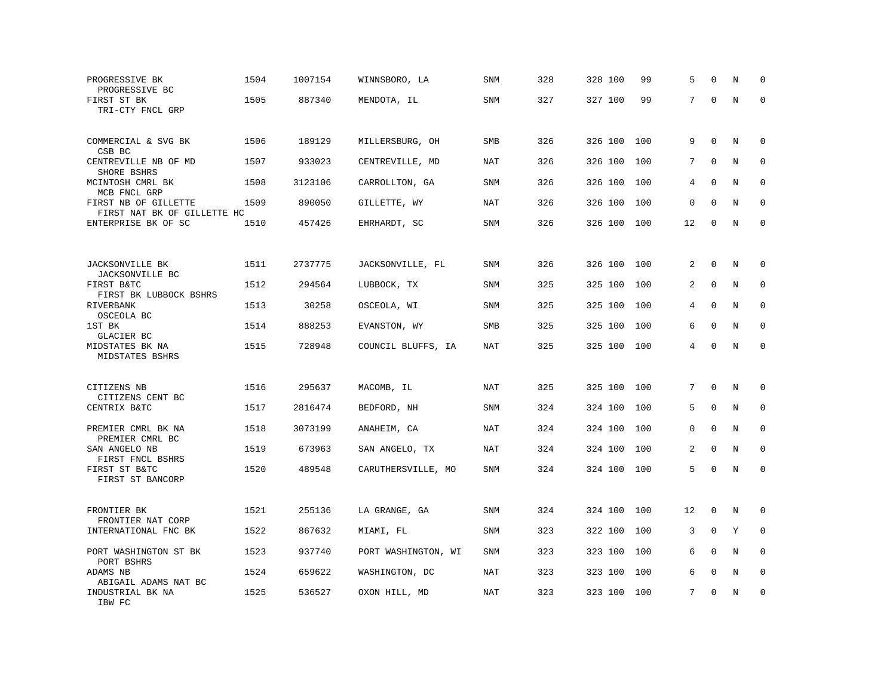| | | | | | | | | | | | | |
|---|---|---|---|---|---|---|---|---|---|---|---|---|
| PROGRESSIVE BK<br>PROGRESSIVE BC | 1504 | 1007154 | WINNSBORO, LA | SNM | 328 | 328 | 100 | 99 | 5 | 0 | N | 0 |
| FIRST ST BK<br>TRI-CTY FNCL GRP | 1505 | 887340 | MENDOTA, IL | SNM | 327 | 327 | 100 | 99 | 7 | 0 | N | 0 |
| COMMERCIAL & SVG BK<br>CSB BC | 1506 | 189129 | MILLERSBURG, OH | SMB | 326 | 326 | 100 | 100 | 9 | 0 | N | 0 |
| CENTREVILLE NB OF MD<br>SHORE BSHRS | 1507 | 933023 | CENTREVILLE, MD | NAT | 326 | 326 | 100 | 100 | 7 | 0 | N | 0 |
| MCINTOSH CMRL BK<br>MCB FNCL GRP | 1508 | 3123106 | CARROLLTON, GA | SNM | 326 | 326 | 100 | 100 | 4 | 0 | N | 0 |
| FIRST NB OF GILLETTE<br>FIRST NAT BK OF GILLETTE HC | 1509 | 890050 | GILLETTE, WY | NAT | 326 | 326 | 100 | 100 | 0 | 0 | N | 0 |
| ENTERPRISE BK OF SC | 1510 | 457426 | EHRHARDT, SC | SNM | 326 | 326 | 100 | 100 | 12 | 0 | N | 0 |
| JACKSONVILLE BK<br>JACKSONVILLE BC | 1511 | 2737775 | JACKSONVILLE, FL | SNM | 326 | 326 | 100 | 100 | 2 | 0 | N | 0 |
| FIRST B&TC<br>FIRST BK LUBBOCK BSHRS | 1512 | 294564 | LUBBOCK, TX | SNM | 325 | 325 | 100 | 100 | 2 | 0 | N | 0 |
| RIVERBANK<br>OSCEOLA BC | 1513 | 30258 | OSCEOLA, WI | SNM | 325 | 325 | 100 | 100 | 4 | 0 | N | 0 |
| 1ST BK<br>GLACIER BC | 1514 | 888253 | EVANSTON, WY | SMB | 325 | 325 | 100 | 100 | 6 | 0 | N | 0 |
| MIDSTATES BK NA<br>MIDSTATES BSHRS | 1515 | 728948 | COUNCIL BLUFFS, IA | NAT | 325 | 325 | 100 | 100 | 4 | 0 | N | 0 |
| CITIZENS NB<br>CITIZENS CENT BC | 1516 | 295637 | MACOMB, IL | NAT | 325 | 325 | 100 | 100 | 7 | 0 | N | 0 |
| CENTRIX B&TC | 1517 | 2816474 | BEDFORD, NH | SNM | 324 | 324 | 100 | 100 | 5 | 0 | N | 0 |
| PREMIER CMRL BK NA<br>PREMIER CMRL BC | 1518 | 3073199 | ANAHEIM, CA | NAT | 324 | 324 | 100 | 100 | 0 | 0 | N | 0 |
| SAN ANGELO NB<br>FIRST FNCL BSHRS | 1519 | 673963 | SAN ANGELO, TX | NAT | 324 | 324 | 100 | 100 | 2 | 0 | N | 0 |
| FIRST ST B&TC<br>FIRST ST BANCORP | 1520 | 489548 | CARUTHERSVILLE, MO | SNM | 324 | 324 | 100 | 100 | 5 | 0 | N | 0 |
| FRONTIER BK<br>FRONTIER NAT CORP | 1521 | 255136 | LA GRANGE, GA | SNM | 324 | 324 | 100 | 100 | 12 | 0 | N | 0 |
| INTERNATIONAL FNC BK | 1522 | 867632 | MIAMI, FL | SNM | 323 | 322 | 100 | 100 | 3 | 0 | Y | 0 |
| PORT WASHINGTON ST BK<br>PORT BSHRS | 1523 | 937740 | PORT WASHINGTON, WI | SNM | 323 | 323 | 100 | 100 | 6 | 0 | N | 0 |
| ADAMS NB<br>ABIGAIL ADAMS NAT BC | 1524 | 659622 | WASHINGTON, DC | NAT | 323 | 323 | 100 | 100 | 6 | 0 | N | 0 |
| INDUSTRIAL BK NA<br>IBW FC | 1525 | 536527 | OXON HILL, MD | NAT | 323 | 323 | 100 | 100 | 7 | 0 | N | 0 |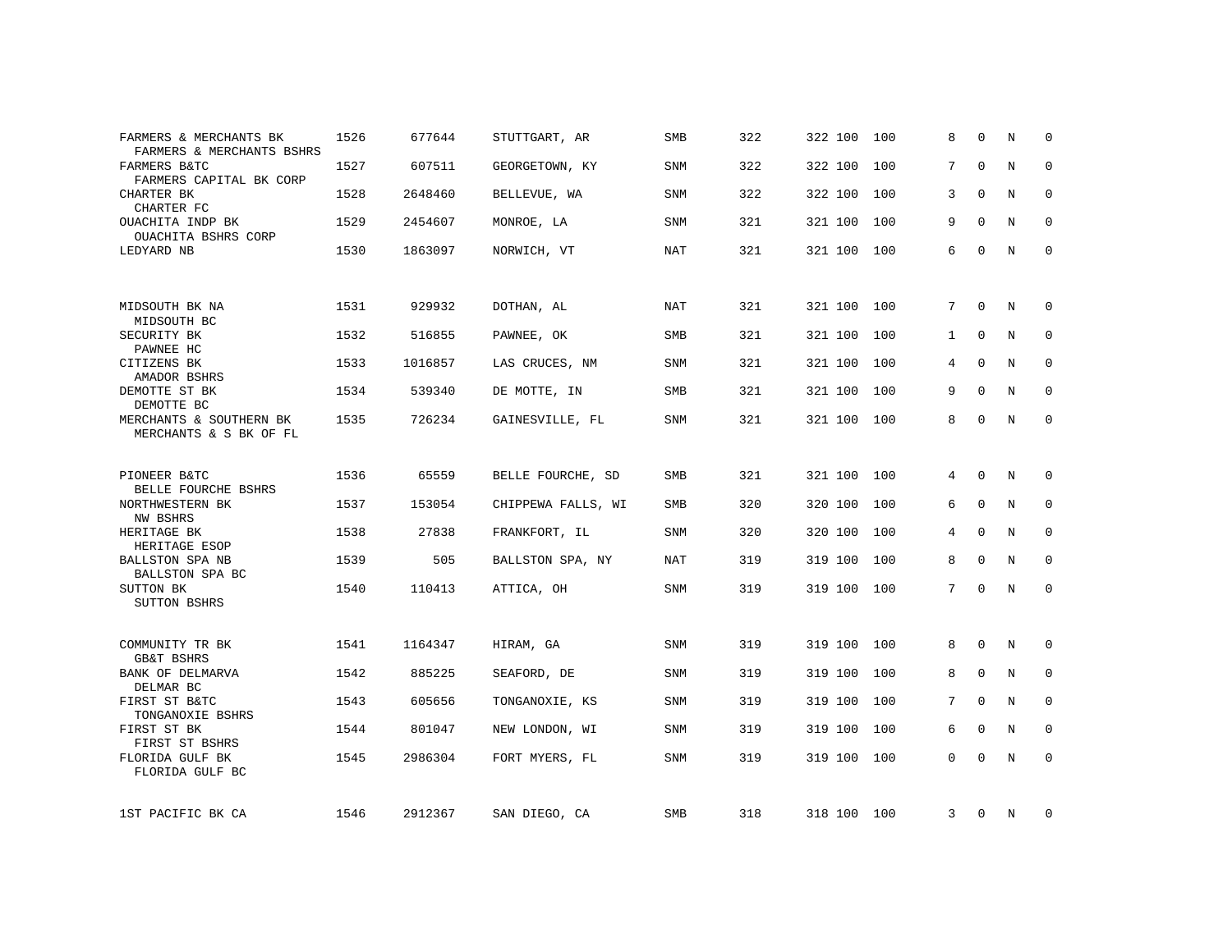| | | | | | | | | | | | | |
|---|---|---|---|---|---|---|---|---|---|---|---|---|
| FARMERS & MERCHANTS BK<br>FARMERS & MERCHANTS BSHRS | 1526 | 677644 | STUTTGART, AR | SMB | 322 | 322 | 100 | 100 | 8 | 0 | N | 0 |
| FARMERS B&TC<br>FARMERS CAPITAL BK CORP | 1527 | 607511 | GEORGETOWN, KY | SNM | 322 | 322 | 100 | 100 | 7 | 0 | N | 0 |
| CHARTER BK<br>CHARTER FC | 1528 | 2648460 | BELLEVUE, WA | SNM | 322 | 322 | 100 | 100 | 3 | 0 | N | 0 |
| OUACHITA INDP BK<br>OUACHITA BSHRS CORP | 1529 | 2454607 | MONROE, LA | SNM | 321 | 321 | 100 | 100 | 9 | 0 | N | 0 |
| LEDYARD NB | 1530 | 1863097 | NORWICH, VT | NAT | 321 | 321 | 100 | 100 | 6 | 0 | N | 0 |
| MIDSOUTH BK NA<br>MIDSOUTH BC | 1531 | 929932 | DOTHAN, AL | NAT | 321 | 321 | 100 | 100 | 7 | 0 | N | 0 |
| SECURITY BK<br>PAWNEE HC | 1532 | 516855 | PAWNEE, OK | SMB | 321 | 321 | 100 | 100 | 1 | 0 | N | 0 |
| CITIZENS BK<br>AMADOR BSHRS | 1533 | 1016857 | LAS CRUCES, NM | SNM | 321 | 321 | 100 | 100 | 4 | 0 | N | 0 |
| DEMOTTE ST BK<br>DEMOTTE BC | 1534 | 539340 | DE MOTTE, IN | SMB | 321 | 321 | 100 | 100 | 9 | 0 | N | 0 |
| MERCHANTS & SOUTHERN BK<br>MERCHANTS & S BK OF FL | 1535 | 726234 | GAINESVILLE, FL | SNM | 321 | 321 | 100 | 100 | 8 | 0 | N | 0 |
| PIONEER B&TC<br>BELLE FOURCHE BSHRS | 1536 | 65559 | BELLE FOURCHE, SD | SMB | 321 | 321 | 100 | 100 | 4 | 0 | N | 0 |
| NORTHWESTERN BK<br>NW BSHRS | 1537 | 153054 | CHIPPEWA FALLS, WI | SMB | 320 | 320 | 100 | 100 | 6 | 0 | N | 0 |
| HERITAGE BK<br>HERITAGE ESOP | 1538 | 27838 | FRANKFORT, IL | SNM | 320 | 320 | 100 | 100 | 4 | 0 | N | 0 |
| BALLSTON SPA NB<br>BALLSTON SPA BC | 1539 | 505 | BALLSTON SPA, NY | NAT | 319 | 319 | 100 | 100 | 8 | 0 | N | 0 |
| SUTTON BK<br>SUTTON BSHRS | 1540 | 110413 | ATTICA, OH | SNM | 319 | 319 | 100 | 100 | 7 | 0 | N | 0 |
| COMMUNITY TR BK<br>GB&T BSHRS | 1541 | 1164347 | HIRAM, GA | SNM | 319 | 319 | 100 | 100 | 8 | 0 | N | 0 |
| BANK OF DELMARVA<br>DELMAR BC | 1542 | 885225 | SEAFORD, DE | SNM | 319 | 319 | 100 | 100 | 8 | 0 | N | 0 |
| FIRST ST B&TC<br>TONGANOXIE BSHRS | 1543 | 605656 | TONGANOXIE, KS | SNM | 319 | 319 | 100 | 100 | 7 | 0 | N | 0 |
| FIRST ST BK<br>FIRST ST BSHRS | 1544 | 801047 | NEW LONDON, WI | SNM | 319 | 319 | 100 | 100 | 6 | 0 | N | 0 |
| FLORIDA GULF BK<br>FLORIDA GULF BC | 1545 | 2986304 | FORT MYERS, FL | SNM | 319 | 319 | 100 | 100 | 0 | 0 | N | 0 |
| 1ST PACIFIC BK CA | 1546 | 2912367 | SAN DIEGO, CA | SMB | 318 | 318 | 100 | 100 | 3 | 0 | N | 0 |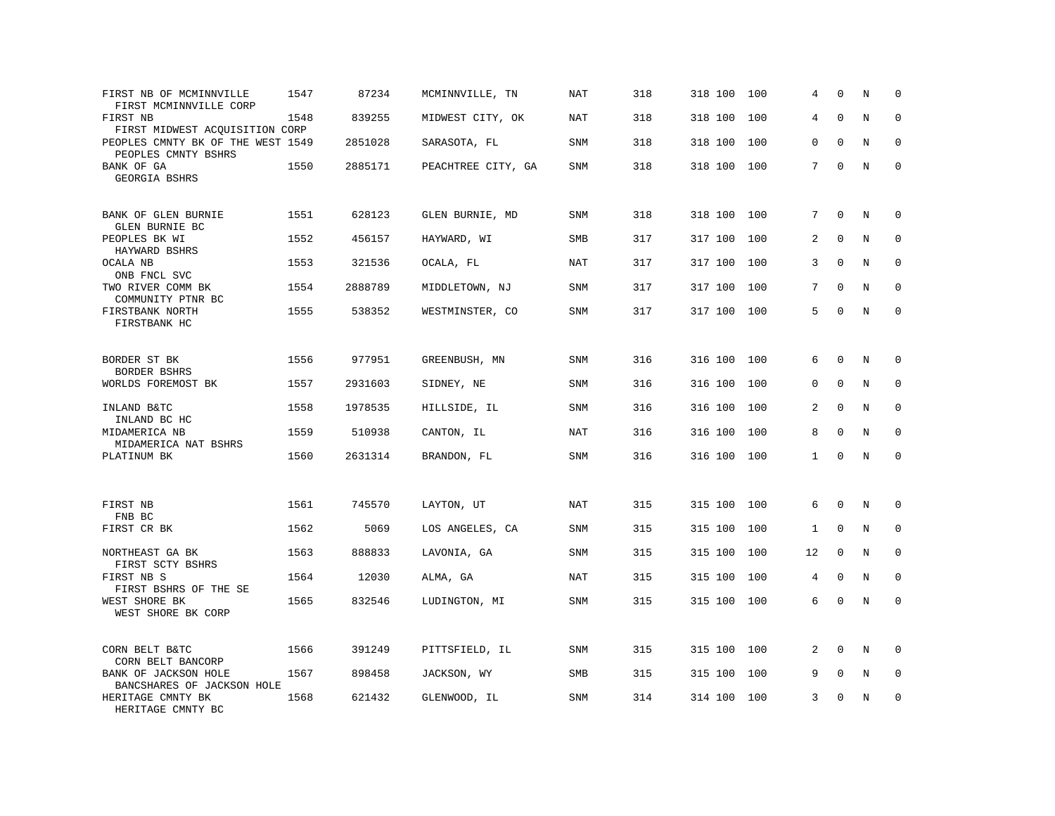| | | | | | | | | | | | | |
|---|---|---|---|---|---|---|---|---|---|---|---|---|
| FIRST NB OF MCMINNVILLE<br>FIRST MCMINNVILLE CORP | 1547 | 87234 | MCMINNVILLE, TN | NAT | 318 | 318 | 100 | 100 | 4 | 0 | N | 0 |
| FIRST NB<br>FIRST MIDWEST ACQUISITION CORP | 1548 | 839255 | MIDWEST CITY, OK | NAT | 318 | 318 | 100 | 100 | 4 | 0 | N | 0 |
| PEOPLES CMNTY BK OF THE WEST<br>PEOPLES CMNTY BSHRS | 1549 | 2851028 | SARASOTA, FL | SNM | 318 | 318 | 100 | 100 | 0 | 0 | N | 0 |
| BANK OF GA<br>GEORGIA BSHRS | 1550 | 2885171 | PEACHTREE CITY, GA | SNM | 318 | 318 | 100 | 100 | 7 | 0 | N | 0 |
| BANK OF GLEN BURNIE<br>GLEN BURNIE BC | 1551 | 628123 | GLEN BURNIE, MD | SNM | 318 | 318 | 100 | 100 | 7 | 0 | N | 0 |
| PEOPLES BK WI<br>HAYWARD BSHRS | 1552 | 456157 | HAYWARD, WI | SMB | 317 | 317 | 100 | 100 | 2 | 0 | N | 0 |
| OCALA NB<br>ONB FNCL SVC | 1553 | 321536 | OCALA, FL | NAT | 317 | 317 | 100 | 100 | 3 | 0 | N | 0 |
| TWO RIVER COMM BK<br>COMMUNITY PTNR BC | 1554 | 2888789 | MIDDLETOWN, NJ | SNM | 317 | 317 | 100 | 100 | 7 | 0 | N | 0 |
| FIRSTBANK NORTH<br>FIRSTBANK HC | 1555 | 538352 | WESTMINSTER, CO | SNM | 317 | 317 | 100 | 100 | 5 | 0 | N | 0 |
| BORDER ST BK<br>BORDER BSHRS | 1556 | 977951 | GREENBUSH, MN | SNM | 316 | 316 | 100 | 100 | 6 | 0 | N | 0 |
| WORLDS FOREMOST BK | 1557 | 2931603 | SIDNEY, NE | SNM | 316 | 316 | 100 | 100 | 0 | 0 | N | 0 |
| INLAND B&TC<br>INLAND BC HC | 1558 | 1978535 | HILLSIDE, IL | SNM | 316 | 316 | 100 | 100 | 2 | 0 | N | 0 |
| MIDAMERICA NB<br>MIDAMERICA NAT BSHRS | 1559 | 510938 | CANTON, IL | NAT | 316 | 316 | 100 | 100 | 8 | 0 | N | 0 |
| PLATINUM BK | 1560 | 2631314 | BRANDON, FL | SNM | 316 | 316 | 100 | 100 | 1 | 0 | N | 0 |
| FIRST NB<br>FNB BC | 1561 | 745570 | LAYTON, UT | NAT | 315 | 315 | 100 | 100 | 6 | 0 | N | 0 |
| FIRST CR BK | 1562 | 5069 | LOS ANGELES, CA | SNM | 315 | 315 | 100 | 100 | 1 | 0 | N | 0 |
| NORTHEAST GA BK<br>FIRST SCTY BSHRS | 1563 | 888833 | LAVONIA, GA | SNM | 315 | 315 | 100 | 100 | 12 | 0 | N | 0 |
| FIRST NB S<br>FIRST BSHRS OF THE SE | 1564 | 12030 | ALMA, GA | NAT | 315 | 315 | 100 | 100 | 4 | 0 | N | 0 |
| WEST SHORE BK<br>WEST SHORE BK CORP | 1565 | 832546 | LUDINGTON, MI | SNM | 315 | 315 | 100 | 100 | 6 | 0 | N | 0 |
| CORN BELT B&TC<br>CORN BELT BANCORP | 1566 | 391249 | PITTSFIELD, IL | SNM | 315 | 315 | 100 | 100 | 2 | 0 | N | 0 |
| BANK OF JACKSON HOLE<br>BANCSHARES OF JACKSON HOLE | 1567 | 898458 | JACKSON, WY | SMB | 315 | 315 | 100 | 100 | 9 | 0 | N | 0 |
| HERITAGE CMNTY BK<br>HERITAGE CMNTY BC | 1568 | 621432 | GLENWOOD, IL | SNM | 314 | 314 | 100 | 100 | 3 | 0 | N | 0 |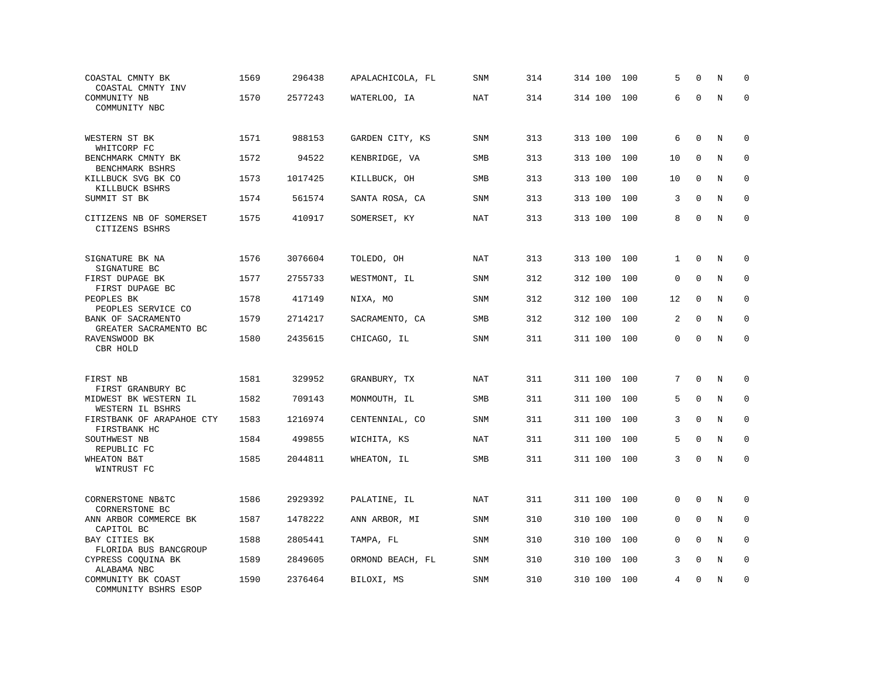| | | | | | | | | | | | |
|---|---|---|---|---|---|---|---|---|---|---|---|
| COASTAL CMNTY BK<br>COASTAL CMNTY INV | 1569 | 296438 | APALACHICOLA, FL | SNM | 314 | 314 100 | 100 | 5 | 0 | N | 0 |
| COMMUNITY NB<br>COMMUNITY NBC | 1570 | 2577243 | WATERLOO, IA | NAT | 314 | 314 100 | 100 | 6 | 0 | N | 0 |
| WESTERN ST BK<br>WHITCORP FC | 1571 | 988153 | GARDEN CITY, KS | SNM | 313 | 313 100 | 100 | 6 | 0 | N | 0 |
| BENCHMARK CMNTY BK<br>BENCHMARK BSHRS | 1572 | 94522 | KENBRIDGE, VA | SMB | 313 | 313 100 | 100 | 10 | 0 | N | 0 |
| KILLBUCK SVG BK CO<br>KILLBUCK BSHRS | 1573 | 1017425 | KILLBUCK, OH | SMB | 313 | 313 100 | 100 | 10 | 0 | N | 0 |
| SUMMIT ST BK | 1574 | 561574 | SANTA ROSA, CA | SNM | 313 | 313 100 | 100 | 3 | 0 | N | 0 |
| CITIZENS NB OF SOMERSET<br>CITIZENS BSHRS | 1575 | 410917 | SOMERSET, KY | NAT | 313 | 313 100 | 100 | 8 | 0 | N | 0 |
| SIGNATURE BK NA<br>SIGNATURE BC | 1576 | 3076604 | TOLEDO, OH | NAT | 313 | 313 100 | 100 | 1 | 0 | N | 0 |
| FIRST DUPAGE BK<br>FIRST DUPAGE BC | 1577 | 2755733 | WESTMONT, IL | SNM | 312 | 312 100 | 100 | 0 | 0 | N | 0 |
| PEOPLES BK<br>PEOPLES SERVICE CO | 1578 | 417149 | NIXA, MO | SNM | 312 | 312 100 | 100 | 12 | 0 | N | 0 |
| BANK OF SACRAMENTO<br>GREATER SACRAMENTO BC | 1579 | 2714217 | SACRAMENTO, CA | SMB | 312 | 312 100 | 100 | 2 | 0 | N | 0 |
| RAVENSWOOD BK<br>CBR HOLD | 1580 | 2435615 | CHICAGO, IL | SNM | 311 | 311 100 | 100 | 0 | 0 | N | 0 |
| FIRST NB<br>FIRST GRANBURY BC | 1581 | 329952 | GRANBURY, TX | NAT | 311 | 311 100 | 100 | 7 | 0 | N | 0 |
| MIDWEST BK WESTERN IL<br>WESTERN IL BSHRS | 1582 | 709143 | MONMOUTH, IL | SMB | 311 | 311 100 | 100 | 5 | 0 | N | 0 |
| FIRSTBANK OF ARAPAHOE CTY<br>FIRSTBANK HC | 1583 | 1216974 | CENTENNIAL, CO | SNM | 311 | 311 100 | 100 | 3 | 0 | N | 0 |
| SOUTHWEST NB<br>REPUBLIC FC | 1584 | 499855 | WICHITA, KS | NAT | 311 | 311 100 | 100 | 5 | 0 | N | 0 |
| WHEATON B&T<br>WINTRUST FC | 1585 | 2044811 | WHEATON, IL | SMB | 311 | 311 100 | 100 | 3 | 0 | N | 0 |
| CORNERSTONE NB&TC<br>CORNERSTONE BC | 1586 | 2929392 | PALATINE, IL | NAT | 311 | 311 100 | 100 | 0 | 0 | N | 0 |
| ANN ARBOR COMMERCE BK<br>CAPITOL BC | 1587 | 1478222 | ANN ARBOR, MI | SNM | 310 | 310 100 | 100 | 0 | 0 | N | 0 |
| BAY CITIES BK<br>FLORIDA BUS BANCGROUP | 1588 | 2805441 | TAMPA, FL | SNM | 310 | 310 100 | 100 | 0 | 0 | N | 0 |
| CYPRESS COQUINA BK<br>ALABAMA NBC | 1589 | 2849605 | ORMOND BEACH, FL | SNM | 310 | 310 100 | 100 | 3 | 0 | N | 0 |
| COMMUNITY BK COAST<br>COMMUNITY BSHRS ESOP | 1590 | 2376464 | BILOXI, MS | SNM | 310 | 310 100 | 100 | 4 | 0 | N | 0 |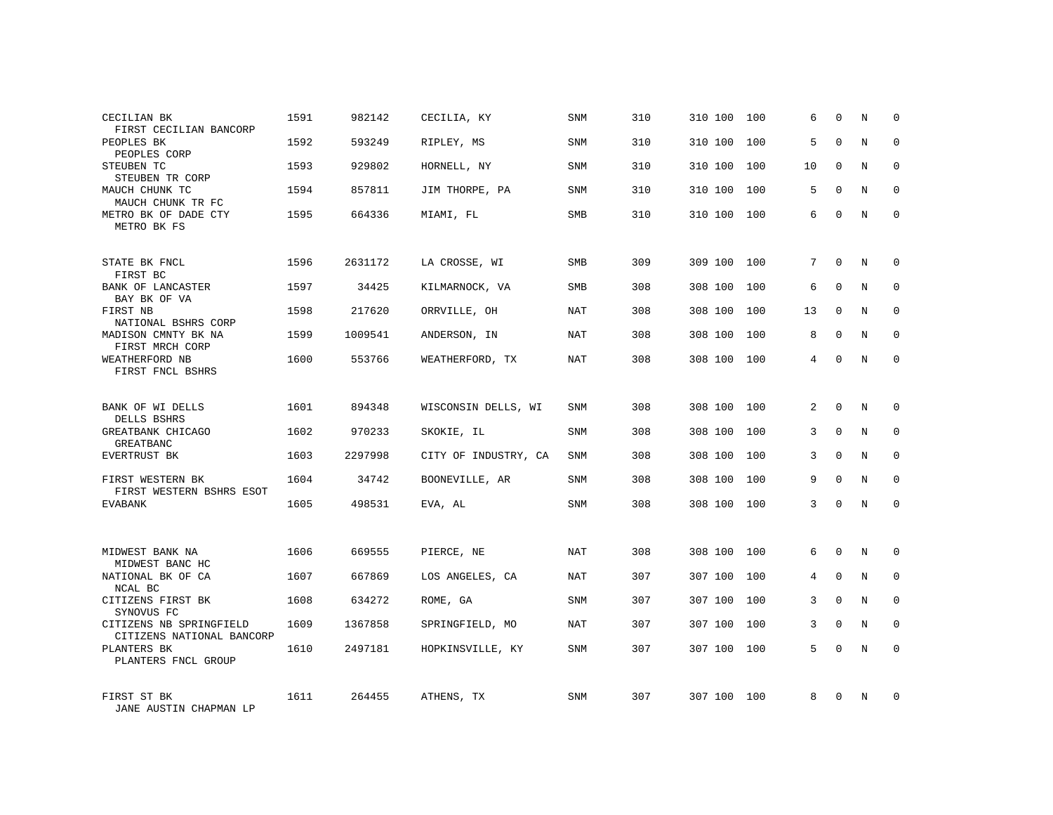| | | | | | | | | | | | | |
|---|---|---|---|---|---|---|---|---|---|---|---|---|
| CECILIAN BK<br>FIRST CECILIAN BANCORP | 1591 | 982142 | CECILIA, KY | SNM | 310 | 310 | 100 | 100 | 6 | 0 | N | 0 |
| PEOPLES BK<br>PEOPLES CORP | 1592 | 593249 | RIPLEY, MS | SNM | 310 | 310 | 100 | 100 | 5 | 0 | N | 0 |
| STEUBEN TC<br>STEUBEN TR CORP | 1593 | 929802 | HORNELL, NY | SNM | 310 | 310 | 100 | 100 | 10 | 0 | N | 0 |
| MAUCH CHUNK TC<br>MAUCH CHUNK TR FC | 1594 | 857811 | JIM THORPE, PA | SNM | 310 | 310 | 100 | 100 | 5 | 0 | N | 0 |
| METRO BK OF DADE CTY<br>METRO BK FS | 1595 | 664336 | MIAMI, FL | SMB | 310 | 310 | 100 | 100 | 6 | 0 | N | 0 |
| STATE BK FNCL<br>FIRST BC | 1596 | 2631172 | LA CROSSE, WI | SMB | 309 | 309 | 100 | 100 | 7 | 0 | N | 0 |
| BANK OF LANCASTER<br>BAY BK OF VA | 1597 | 34425 | KILMARNOCK, VA | SMB | 308 | 308 | 100 | 100 | 6 | 0 | N | 0 |
| FIRST NB<br>NATIONAL BSHRS CORP | 1598 | 217620 | ORRVILLE, OH | NAT | 308 | 308 | 100 | 100 | 13 | 0 | N | 0 |
| MADISON CMNTY BK NA<br>FIRST MRCH CORP | 1599 | 1009541 | ANDERSON, IN | NAT | 308 | 308 | 100 | 100 | 8 | 0 | N | 0 |
| WEATHERFORD NB<br>FIRST FNCL BSHRS | 1600 | 553766 | WEATHERFORD, TX | NAT | 308 | 308 | 100 | 100 | 4 | 0 | N | 0 |
| BANK OF WI DELLS<br>DELLS BSHRS | 1601 | 894348 | WISCONSIN DELLS, WI | SNM | 308 | 308 | 100 | 100 | 2 | 0 | N | 0 |
| GREATBANK CHICAGO<br>GREATBANC | 1602 | 970233 | SKOKIE, IL | SNM | 308 | 308 | 100 | 100 | 3 | 0 | N | 0 |
| EVERTRUST BK | 1603 | 2297998 | CITY OF INDUSTRY, CA | SNM | 308 | 308 | 100 | 100 | 3 | 0 | N | 0 |
| FIRST WESTERN BK<br>FIRST WESTERN BSHRS ESOT | 1604 | 34742 | BOONEVILLE, AR | SNM | 308 | 308 | 100 | 100 | 9 | 0 | N | 0 |
| EVABANK | 1605 | 498531 | EVA, AL | SNM | 308 | 308 | 100 | 100 | 3 | 0 | N | 0 |
| MIDWEST BANK NA<br>MIDWEST BANC HC | 1606 | 669555 | PIERCE, NE | NAT | 308 | 308 | 100 | 100 | 6 | 0 | N | 0 |
| NATIONAL BK OF CA<br>NCAL BC | 1607 | 667869 | LOS ANGELES, CA | NAT | 307 | 307 | 100 | 100 | 4 | 0 | N | 0 |
| CITIZENS FIRST BK<br>SYNOVUS FC | 1608 | 634272 | ROME, GA | SNM | 307 | 307 | 100 | 100 | 3 | 0 | N | 0 |
| CITIZENS NB SPRINGFIELD<br>CITIZENS NATIONAL BANCORP | 1609 | 1367858 | SPRINGFIELD, MO | NAT | 307 | 307 | 100 | 100 | 3 | 0 | N | 0 |
| PLANTERS BK<br>PLANTERS FNCL GROUP | 1610 | 2497181 | HOPKINSVILLE, KY | SNM | 307 | 307 | 100 | 100 | 5 | 0 | N | 0 |
| FIRST ST BK<br>JANE AUSTIN CHAPMAN LP | 1611 | 264455 | ATHENS, TX | SNM | 307 | 307 | 100 | 100 | 8 | 0 | N | 0 |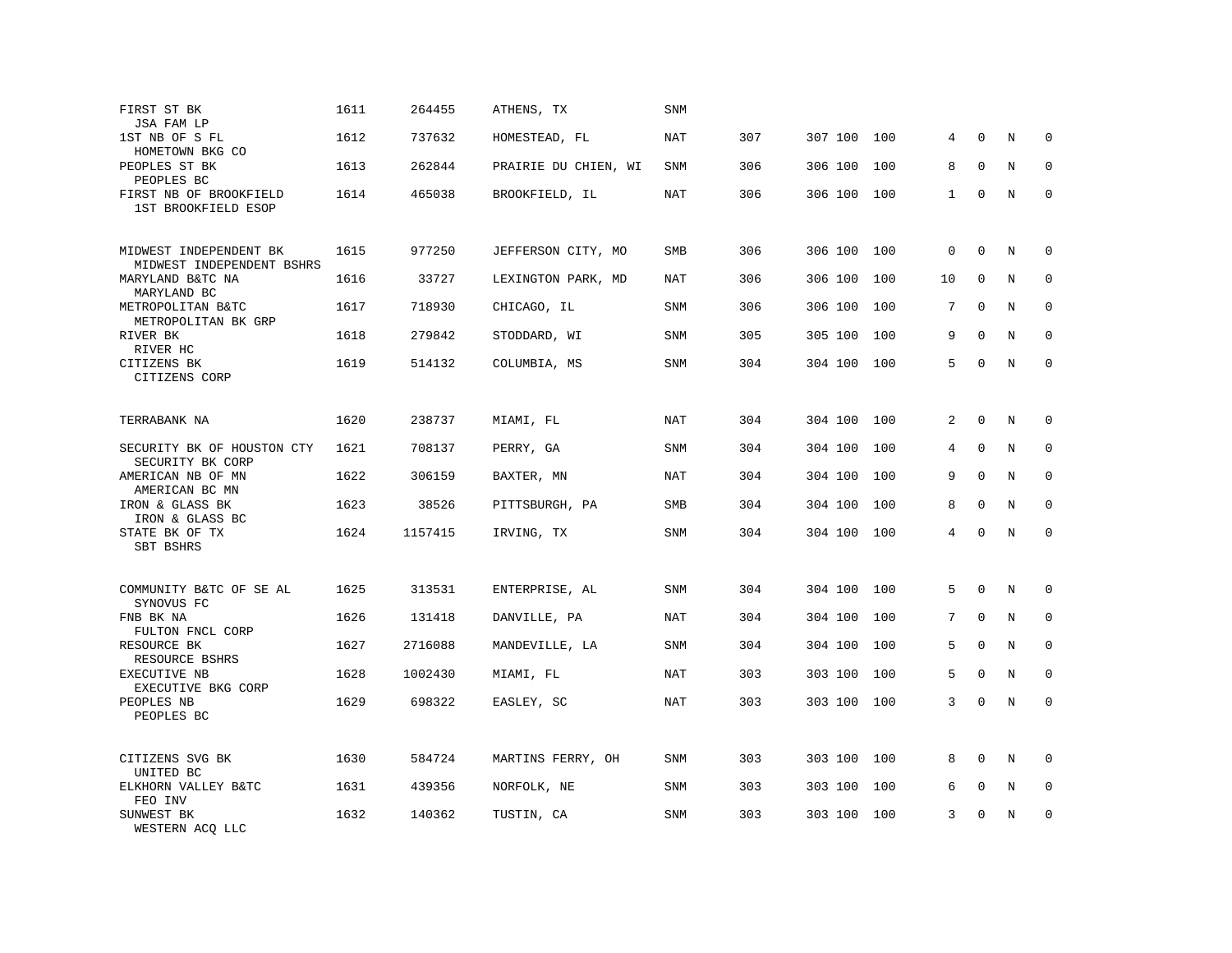| | | | | | | | | | | | | |
|---|---|---|---|---|---|---|---|---|---|---|---|---|
| FIRST ST BK<br>JSA FAM LP | 1611 | 264455 | ATHENS, TX | SNM | | | | | | | | |
| 1ST NB OF S FL<br>HOMETOWN BKG CO | 1612 | 737632 | HOMESTEAD, FL | NAT | 307 | 307 | 100 | 100 | 4 | 0 | N | 0 |
| PEOPLES ST BK<br>PEOPLES BC | 1613 | 262844 | PRAIRIE DU CHIEN, WI | SNM | 306 | 306 | 100 | 100 | 8 | 0 | N | 0 |
| FIRST NB OF BROOKFIELD<br>1ST BROOKFIELD ESOP | 1614 | 465038 | BROOKFIELD, IL | NAT | 306 | 306 | 100 | 100 | 1 | 0 | N | 0 |
| MIDWEST INDEPENDENT BK<br>MIDWEST INDEPENDENT BSHRS | 1615 | 977250 | JEFFERSON CITY, MO | SMB | 306 | 306 | 100 | 100 | 0 | 0 | N | 0 |
| MARYLAND B&TC NA<br>MARYLAND BC | 1616 | 33727 | LEXINGTON PARK, MD | NAT | 306 | 306 | 100 | 100 | 10 | 0 | N | 0 |
| METROPOLITAN B&TC<br>METROPOLITAN BK GRP | 1617 | 718930 | CHICAGO, IL | SNM | 306 | 306 | 100 | 100 | 7 | 0 | N | 0 |
| RIVER BK<br>RIVER HC | 1618 | 279842 | STODDARD, WI | SNM | 305 | 305 | 100 | 100 | 9 | 0 | N | 0 |
| CITIZENS BK<br>CITIZENS CORP | 1619 | 514132 | COLUMBIA, MS | SNM | 304 | 304 | 100 | 100 | 5 | 0 | N | 0 |
| TERRABANK NA | 1620 | 238737 | MIAMI, FL | NAT | 304 | 304 | 100 | 100 | 2 | 0 | N | 0 |
| SECURITY BK OF HOUSTON CTY<br>SECURITY BK CORP | 1621 | 708137 | PERRY, GA | SNM | 304 | 304 | 100 | 100 | 4 | 0 | N | 0 |
| AMERICAN NB OF MN<br>AMERICAN BC MN | 1622 | 306159 | BAXTER, MN | NAT | 304 | 304 | 100 | 100 | 9 | 0 | N | 0 |
| IRON & GLASS BK<br>IRON & GLASS BC | 1623 | 38526 | PITTSBURGH, PA | SMB | 304 | 304 | 100 | 100 | 8 | 0 | N | 0 |
| STATE BK OF TX<br>SBT BSHRS | 1624 | 1157415 | IRVING, TX | SNM | 304 | 304 | 100 | 100 | 4 | 0 | N | 0 |
| COMMUNITY B&TC OF SE AL<br>SYNOVUS FC | 1625 | 313531 | ENTERPRISE, AL | SNM | 304 | 304 | 100 | 100 | 5 | 0 | N | 0 |
| FNB BK NA<br>FULTON FNCL CORP | 1626 | 131418 | DANVILLE, PA | NAT | 304 | 304 | 100 | 100 | 7 | 0 | N | 0 |
| RESOURCE BK<br>RESOURCE BSHRS | 1627 | 2716088 | MANDEVILLE, LA | SNM | 304 | 304 | 100 | 100 | 5 | 0 | N | 0 |
| EXECUTIVE NB<br>EXECUTIVE BKG CORP | 1628 | 1002430 | MIAMI, FL | NAT | 303 | 303 | 100 | 100 | 5 | 0 | N | 0 |
| PEOPLES NB<br>PEOPLES BC | 1629 | 698322 | EASLEY, SC | NAT | 303 | 303 | 100 | 100 | 3 | 0 | N | 0 |
| CITIZENS SVG BK<br>UNITED BC | 1630 | 584724 | MARTINS FERRY, OH | SNM | 303 | 303 | 100 | 100 | 8 | 0 | N | 0 |
| ELKHORN VALLEY B&TC<br>FEO INV | 1631 | 439356 | NORFOLK, NE | SNM | 303 | 303 | 100 | 100 | 6 | 0 | N | 0 |
| SUNWEST BK<br>WESTERN ACQ LLC | 1632 | 140362 | TUSTIN, CA | SNM | 303 | 303 | 100 | 100 | 3 | 0 | N | 0 |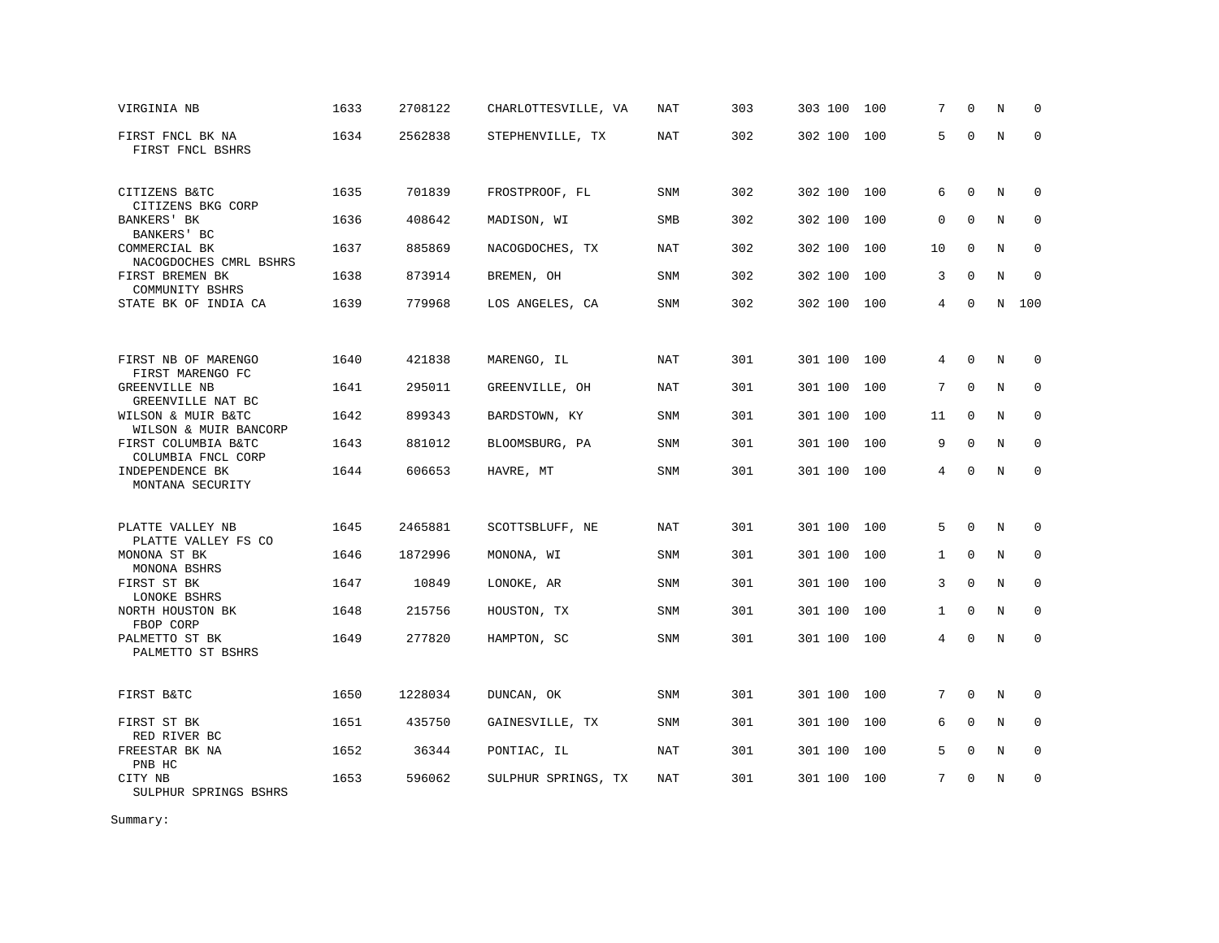| | | | | | | | | | | | | |
|---|---|---|---|---|---|---|---|---|---|---|---|---|
| VIRGINIA NB | 1633 | 2708122 | CHARLOTTESVILLE, VA | NAT | 303 | 303 | 100 | 100 | 7 | 0 | N | 0 |
| FIRST FNCL BK NA<br>FIRST FNCL BSHRS | 1634 | 2562838 | STEPHENVILLE, TX | NAT | 302 | 302 | 100 | 100 | 5 | 0 | N | 0 |
| CITIZENS B&TC<br>CITIZENS BKG CORP | 1635 | 701839 | FROSTPROOF, FL | SNM | 302 | 302 | 100 | 100 | 6 | 0 | N | 0 |
| BANKERS' BK<br>BANKERS' BC | 1636 | 408642 | MADISON, WI | SMB | 302 | 302 | 100 | 100 | 0 | 0 | N | 0 |
| COMMERCIAL BK<br>NACOGDOCHES CMRL BSHRS | 1637 | 885869 | NACOGDOCHES, TX | NAT | 302 | 302 | 100 | 100 | 10 | 0 | N | 0 |
| FIRST BREMEN BK<br>COMMUNITY BSHRS | 1638 | 873914 | BREMEN, OH | SNM | 302 | 302 | 100 | 100 | 3 | 0 | N | 0 |
| STATE BK OF INDIA CA | 1639 | 779968 | LOS ANGELES, CA | SNM | 302 | 302 | 100 | 100 | 4 | 0 | N | 100 |
| FIRST NB OF MARENGO<br>FIRST MARENGO FC | 1640 | 421838 | MARENGO, IL | NAT | 301 | 301 | 100 | 100 | 4 | 0 | N | 0 |
| GREENVILLE NB<br>GREENVILLE NAT BC | 1641 | 295011 | GREENVILLE, OH | NAT | 301 | 301 | 100 | 100 | 7 | 0 | N | 0 |
| WILSON & MUIR B&TC<br>WILSON & MUIR BANCORP | 1642 | 899343 | BARDSTOWN, KY | SNM | 301 | 301 | 100 | 100 | 11 | 0 | N | 0 |
| FIRST COLUMBIA B&TC<br>COLUMBIA FNCL CORP | 1643 | 881012 | BLOOMSBURG, PA | SNM | 301 | 301 | 100 | 100 | 9 | 0 | N | 0 |
| INDEPENDENCE BK<br>MONTANA SECURITY | 1644 | 606653 | HAVRE, MT | SNM | 301 | 301 | 100 | 100 | 4 | 0 | N | 0 |
| PLATTE VALLEY NB<br>PLATTE VALLEY FS CO | 1645 | 2465881 | SCOTTSBLUFF, NE | NAT | 301 | 301 | 100 | 100 | 5 | 0 | N | 0 |
| MONONA ST BK<br>MONONA BSHRS | 1646 | 1872996 | MONONA, WI | SNM | 301 | 301 | 100 | 100 | 1 | 0 | N | 0 |
| FIRST ST BK<br>LONOKE BSHRS | 1647 | 10849 | LONOKE, AR | SNM | 301 | 301 | 100 | 100 | 3 | 0 | N | 0 |
| NORTH HOUSTON BK<br>FBOP CORP | 1648 | 215756 | HOUSTON, TX | SNM | 301 | 301 | 100 | 100 | 1 | 0 | N | 0 |
| PALMETTO ST BK<br>PALMETTO ST BSHRS | 1649 | 277820 | HAMPTON, SC | SNM | 301 | 301 | 100 | 100 | 4 | 0 | N | 0 |
| FIRST B&TC | 1650 | 1228034 | DUNCAN, OK | SNM | 301 | 301 | 100 | 100 | 7 | 0 | N | 0 |
| FIRST ST BK<br>RED RIVER BC | 1651 | 435750 | GAINESVILLE, TX | SNM | 301 | 301 | 100 | 100 | 6 | 0 | N | 0 |
| FREESTAR BK NA<br>PNB HC | 1652 | 36344 | PONTIAC, IL | NAT | 301 | 301 | 100 | 100 | 5 | 0 | N | 0 |
| CITY NB<br>SULPHUR SPRINGS BSHRS | 1653 | 596062 | SULPHUR SPRINGS, TX | NAT | 301 | 301 | 100 | 100 | 7 | 0 | N | 0 |

Summary: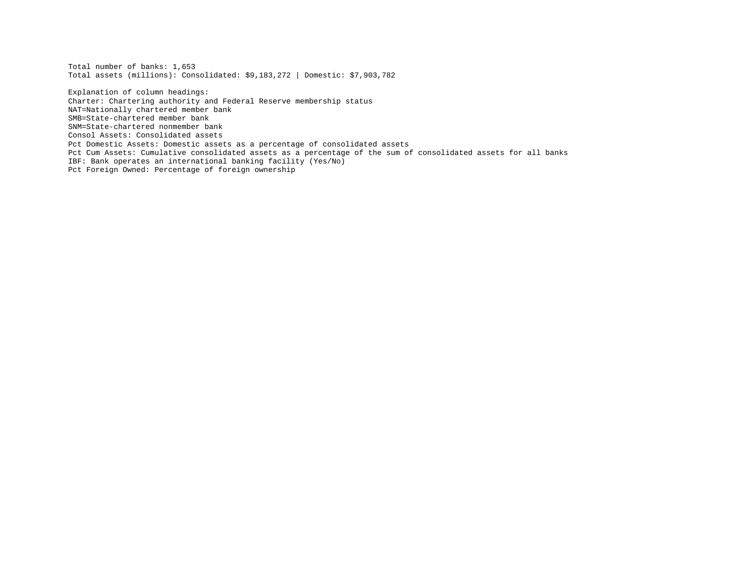Total number of banks: 1,653
Total assets (millions): Consolidated: $9,183,272 | Domestic: $7,903,782

Explanation of column headings:
Charter: Chartering authority and Federal Reserve membership status
NAT=Nationally chartered member bank
SMB=State-chartered member bank
SNM=State-chartered nonmember bank
Consol Assets: Consolidated assets
Pct Domestic Assets: Domestic assets as a percentage of consolidated assets
Pct Cum Assets: Cumulative consolidated assets as a percentage of the sum of consolidated assets for all banks
IBF: Bank operates an international banking facility (Yes/No)
Pct Foreign Owned: Percentage of foreign ownership